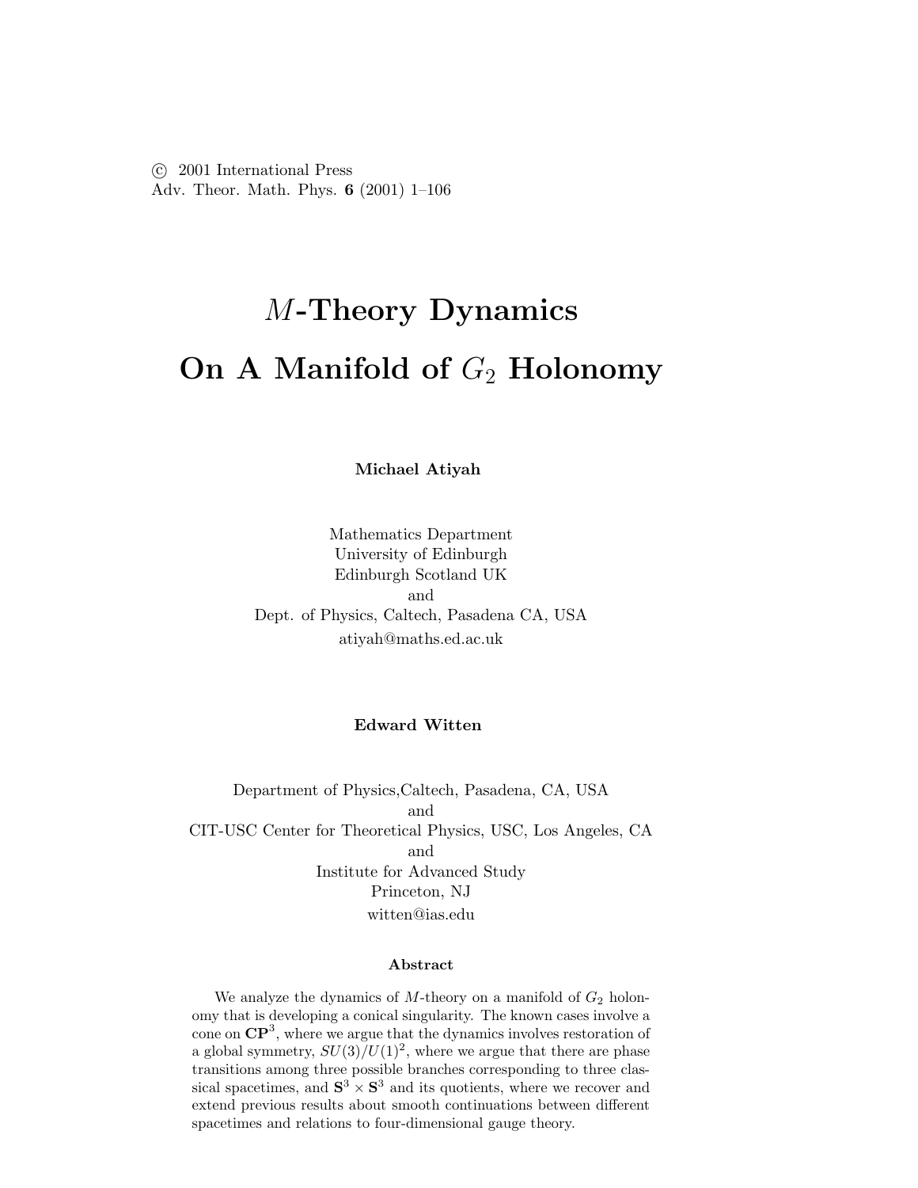# $M$-Theory Dynamics On A Manifold of $G_2$ Holonomy

**Michael Atiyah**

Mathematics Department
University of Edinburgh
Edinburgh Scotland UK
and
Dept. of Physics, Caltech, Pasadena CA, USA
atiyah@maths.ed.ac.uk

**Edward Witten**

Department of Physics,Caltech, Pasadena, CA, USA
and
CIT-USC Center for Theoretical Physics, USC, Los Angeles, CA
and
Institute for Advanced Study
Princeton, NJ
witten@ias.edu

## Abstract

We analyze the dynamics of $M$-theory on a manifold of $G_2$ holonomy that is developing a conical singularity. The known cases involve a cone on $\mathbf{CP}^3$, where we argue that the dynamics involves restoration of a global symmetry, $SU(3)/U(1)^2$, where we argue that there are phase transitions among three possible branches corresponding to three classical spacetimes, and $\mathbf{S}^3 \times \mathbf{S}^3$ and its quotients, where we recover and extend previous results about smooth continuations between different spacetimes and relations to four-dimensional gauge theory.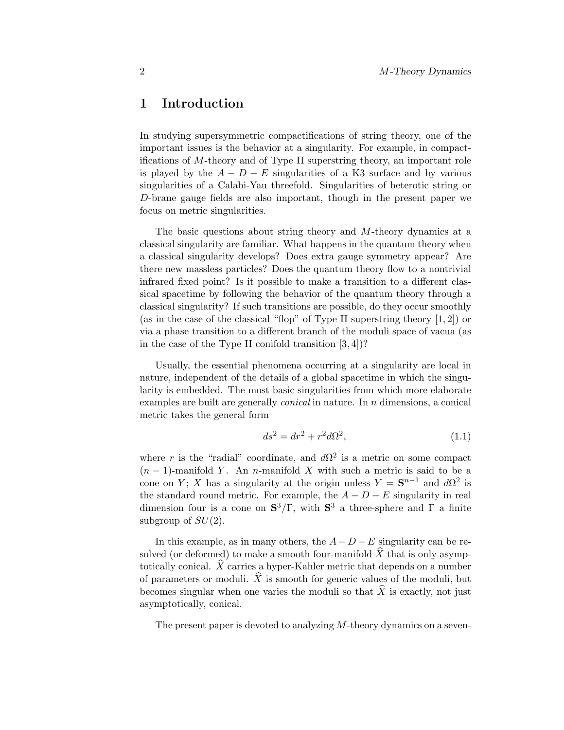# 1 Introduction

In studying supersymmetric compactifications of string theory, one of the important issues is the behavior at a singularity. For example, in compactifications of $M$-theory and of Type II superstring theory, an important role is played by the $A-D-E$ singularities of a K3 surface and by various singularities of a Calabi-Yau threefold. Singularities of heterotic string or $D$-brane gauge fields are also important, though in the present paper we focus on metric singularities.

The basic questions about string theory and $M$-theory dynamics at a classical singularity are familiar. What happens in the quantum theory when a classical singularity develops? Does extra gauge symmetry appear? Are there new massless particles? Does the quantum theory flow to a nontrivial infrared fixed point? Is it possible to make a transition to a different classical spacetime by following the behavior of the quantum theory through a classical singularity? If such transitions are possible, do they occur smoothly (as in the case of the classical "flop" of Type II superstring theory [1, 2]) or via a phase transition to a different branch of the moduli space of vacua (as in the case of the Type II conifold transition [3, 4])?

Usually, the essential phenomena occurring at a singularity are local in nature, independent of the details of a global spacetime in which the singularity is embedded. The most basic singularities from which more elaborate examples are built are generally *conical* in nature. In $n$ dimensions, a conical metric takes the general form

$$ds^2 = dr^2 + r^2 d\Omega^2, \tag{1.1}$$

where $r$ is the "radial" coordinate, and $d\Omega^2$ is a metric on some compact $(n-1)$-manifold $Y$. An $n$-manifold $X$ with such a metric is said to be a cone on $Y$; $X$ has a singularity at the origin unless $Y = \mathbf{S}^{n-1}$ and $d\Omega^2$ is the standard round metric. For example, the $A-D-E$ singularity in real dimension four is a cone on $\mathbf{S}^3/\Gamma$, with $\mathbf{S}^3$ a three-sphere and $\Gamma$ a finite subgroup of $SU(2)$.

In this example, as in many others, the $A-D-E$ singularity can be resolved (or deformed) to make a smooth four-manifold $\widehat{X}$ that is only asymptotically conical. $\widehat{X}$ carries a hyper-Kahler metric that depends on a number of parameters or moduli. $\widehat{X}$ is smooth for generic values of the moduli, but becomes singular when one varies the moduli so that $\widehat{X}$ is exactly, not just asymptotically, conical.

The present paper is devoted to analyzing $M$-theory dynamics on a seven-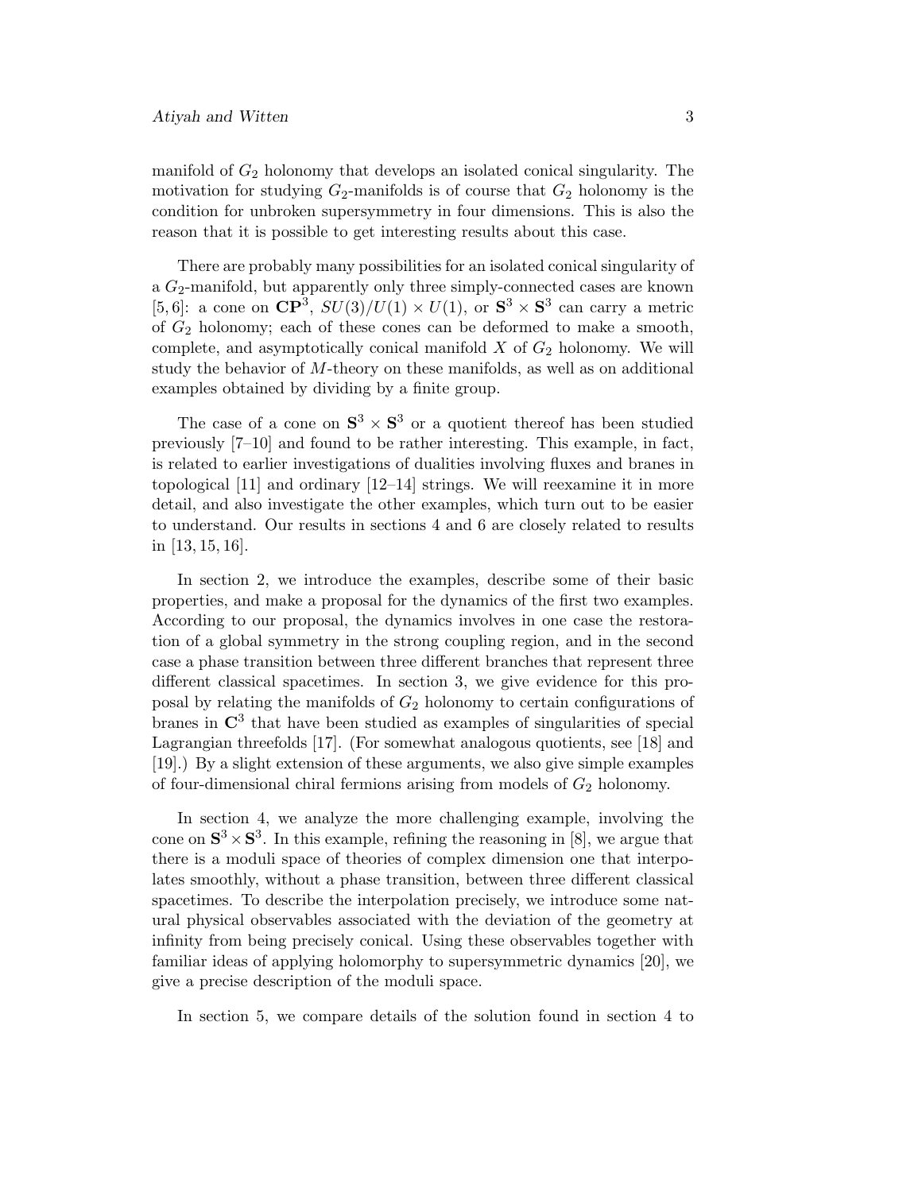manifold of $G_2$ holonomy that develops an isolated conical singularity. The motivation for studying $G_2$-manifolds is of course that $G_2$ holonomy is the condition for unbroken supersymmetry in four dimensions. This is also the reason that it is possible to get interesting results about this case.

There are probably many possibilities for an isolated conical singularity of a $G_2$-manifold, but apparently only three simply-connected cases are known [5, 6]: a cone on $\mathbf{CP}^3$, $SU(3)/U(1) \times U(1)$, or $\mathbf{S}^3 \times \mathbf{S}^3$ can carry a metric of $G_2$ holonomy; each of these cones can be deformed to make a smooth, complete, and asymptotically conical manifold $X$ of $G_2$ holonomy. We will study the behavior of $M$-theory on these manifolds, as well as on additional examples obtained by dividing by a finite group.

The case of a cone on $\mathbf{S}^3 \times \mathbf{S}^3$ or a quotient thereof has been studied previously [7–10] and found to be rather interesting. This example, in fact, is related to earlier investigations of dualities involving fluxes and branes in topological [11] and ordinary [12–14] strings. We will reexamine it in more detail, and also investigate the other examples, which turn out to be easier to understand. Our results in sections 4 and 6 are closely related to results in [13, 15, 16].

In section 2, we introduce the examples, describe some of their basic properties, and make a proposal for the dynamics of the first two examples. According to our proposal, the dynamics involves in one case the restoration of a global symmetry in the strong coupling region, and in the second case a phase transition between three different branches that represent three different classical spacetimes. In section 3, we give evidence for this proposal by relating the manifolds of $G_2$ holonomy to certain configurations of branes in $\mathbf{C}^3$ that have been studied as examples of singularities of special Lagrangian threefolds [17]. (For somewhat analogous quotients, see [18] and [19].) By a slight extension of these arguments, we also give simple examples of four-dimensional chiral fermions arising from models of $G_2$ holonomy.

In section 4, we analyze the more challenging example, involving the cone on $\mathbf{S}^3 \times \mathbf{S}^3$. In this example, refining the reasoning in [8], we argue that there is a moduli space of theories of complex dimension one that interpolates smoothly, without a phase transition, between three different classical spacetimes. To describe the interpolation precisely, we introduce some natural physical observables associated with the deviation of the geometry at infinity from being precisely conical. Using these observables together with familiar ideas of applying holomorphy to supersymmetric dynamics [20], we give a precise description of the moduli space.

In section 5, we compare details of the solution found in section 4 to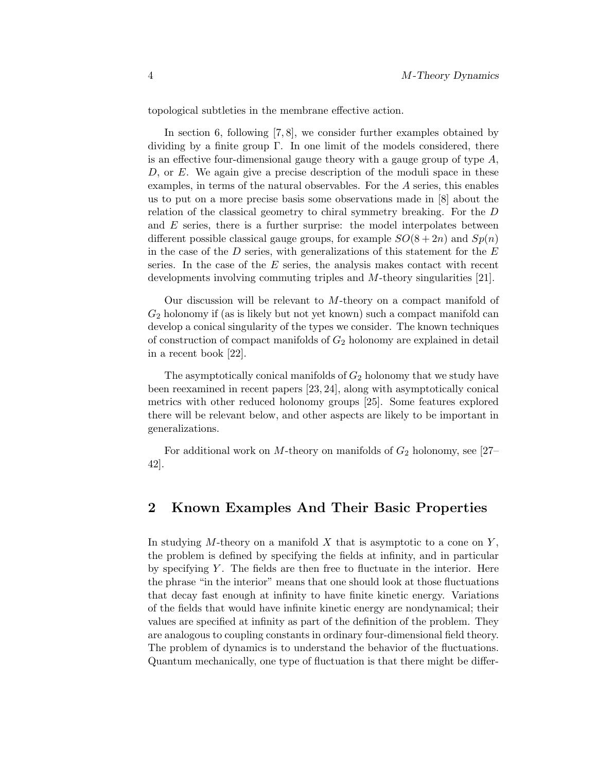topological subtleties in the membrane effective action.

In section 6, following [7, 8], we consider further examples obtained by dividing by a finite group $\Gamma$. In one limit of the models considered, there is an effective four-dimensional gauge theory with a gauge group of type $A$, $D$, or $E$. We again give a precise description of the moduli space in these examples, in terms of the natural observables. For the $A$ series, this enables us to put on a more precise basis some observations made in [8] about the relation of the classical geometry to chiral symmetry breaking. For the $D$ and $E$ series, there is a further surprise: the model interpolates between different possible classical gauge groups, for example $SO(8+2n)$ and $Sp(n)$ in the case of the $D$ series, with generalizations of this statement for the $E$ series. In the case of the $E$ series, the analysis makes contact with recent developments involving commuting triples and $M$-theory singularities [21].

Our discussion will be relevant to $M$-theory on a compact manifold of $G_2$ holonomy if (as is likely but not yet known) such a compact manifold can develop a conical singularity of the types we consider. The known techniques of construction of compact manifolds of $G_2$ holonomy are explained in detail in a recent book [22].

The asymptotically conical manifolds of $G_2$ holonomy that we study have been reexamined in recent papers [23, 24], along with asymptotically conical metrics with other reduced holonomy groups [25]. Some features explored there will be relevant below, and other aspects are likely to be important in generalizations.

For additional work on $M$-theory on manifolds of $G_2$ holonomy, see [27–42].

## 2 Known Examples And Their Basic Properties

In studying $M$-theory on a manifold $X$ that is asymptotic to a cone on $Y$, the problem is defined by specifying the fields at infinity, and in particular by specifying $Y$. The fields are then free to fluctuate in the interior. Here the phrase "in the interior" means that one should look at those fluctuations that decay fast enough at infinity to have finite kinetic energy. Variations of the fields that would have infinite kinetic energy are nondynamical; their values are specified at infinity as part of the definition of the problem. They are analogous to coupling constants in ordinary four-dimensional field theory. The problem of dynamics is to understand the behavior of the fluctuations. Quantum mechanically, one type of fluctuation is that there might be differ-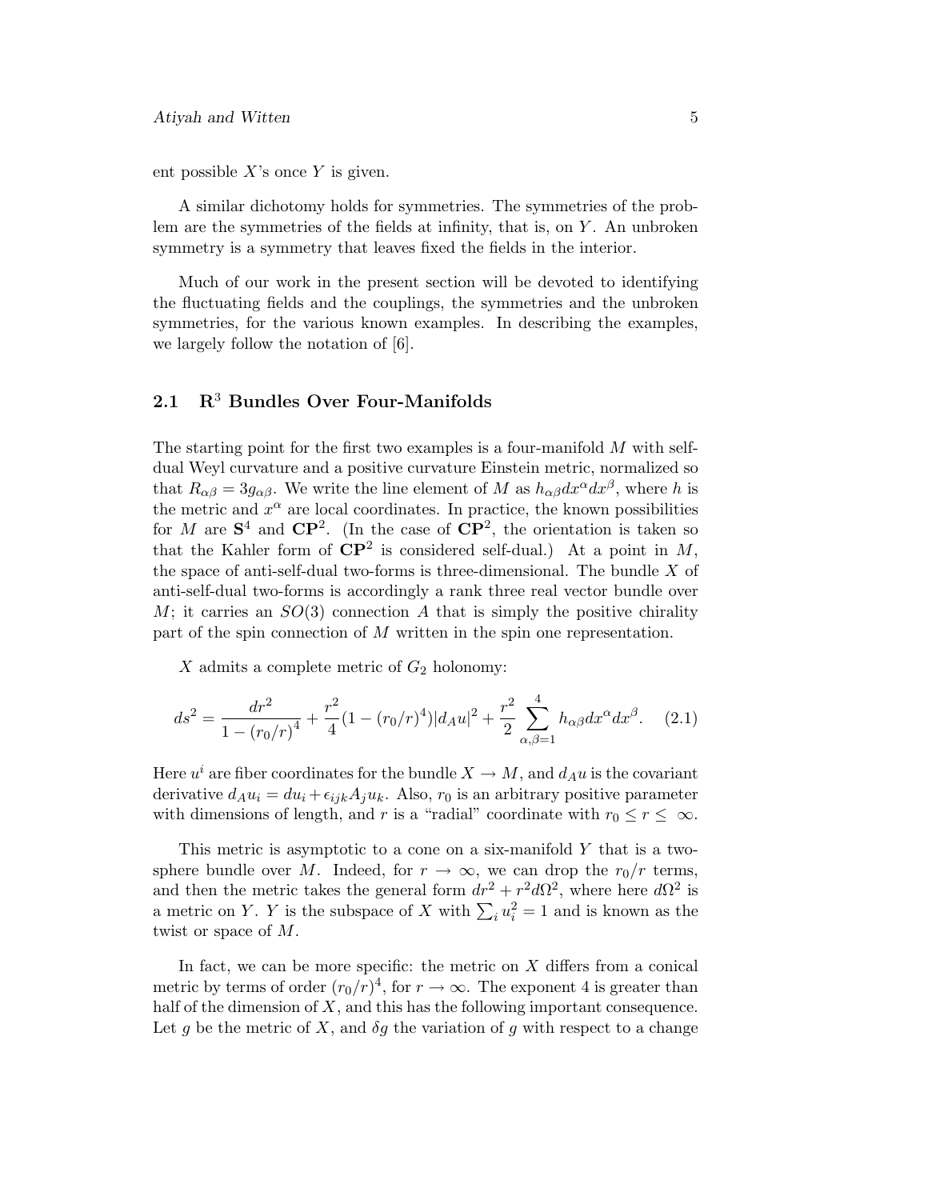ent possible $X$'s once $Y$ is given.

A similar dichotomy holds for symmetries. The symmetries of the problem are the symmetries of the fields at infinity, that is, on $Y$. An unbroken symmetry is a symmetry that leaves fixed the fields in the interior.

Much of our work in the present section will be devoted to identifying the fluctuating fields and the couplings, the symmetries and the unbroken symmetries, for the various known examples. In describing the examples, we largely follow the notation of [6].

## 2.1 $\mathbf{R}^3$ Bundles Over Four-Manifolds

The starting point for the first two examples is a four-manifold $M$ with self-dual Weyl curvature and a positive curvature Einstein metric, normalized so that $R_{\alpha\beta} = 3g_{\alpha\beta}$. We write the line element of $M$ as $h_{\alpha\beta}dx^\alpha dx^\beta$, where $h$ is the metric and $x^\alpha$ are local coordinates. In practice, the known possibilities for $M$ are $\mathbf{S}^4$ and $\mathbf{CP}^2$. (In the case of $\mathbf{CP}^2$, the orientation is taken so that the Kahler form of $\mathbf{CP}^2$ is considered self-dual.) At a point in $M$, the space of anti-self-dual two-forms is three-dimensional. The bundle $X$ of anti-self-dual two-forms is accordingly a rank three real vector bundle over $M$; it carries an $SO(3)$ connection $A$ that is simply the positive chirality part of the spin connection of $M$ written in the spin one representation.

$X$ admits a complete metric of $G_2$ holonomy:

$$ds^2 = \frac{dr^2}{1-(r_0/r)^4} + \frac{r^2}{4}(1-(r_0/r)^4)|d_A u|^2 + \frac{r^2}{2}\sum_{\alpha,\beta=1}^{4} h_{\alpha\beta}dx^\alpha dx^\beta. \quad (2.1)$$

Here $u^i$ are fiber coordinates for the bundle $X \to M$, and $d_A u$ is the covariant derivative $d_A u_i = du_i + \epsilon_{ijk}A_j u_k$. Also, $r_0$ is an arbitrary positive parameter with dimensions of length, and $r$ is a "radial" coordinate with $r_0 \leq r \leq \infty$.

This metric is asymptotic to a cone on a six-manifold $Y$ that is a two-sphere bundle over $M$. Indeed, for $r \to \infty$, we can drop the $r_0/r$ terms, and then the metric takes the general form $dr^2 + r^2 d\Omega^2$, where here $d\Omega^2$ is a metric on $Y$. $Y$ is the subspace of $X$ with $\sum_i u_i^2 = 1$ and is known as the twist or space of $M$.

In fact, we can be more specific: the metric on $X$ differs from a conical metric by terms of order $(r_0/r)^4$, for $r \to \infty$. The exponent 4 is greater than half of the dimension of $X$, and this has the following important consequence. Let $g$ be the metric of $X$, and $\delta g$ the variation of $g$ with respect to a change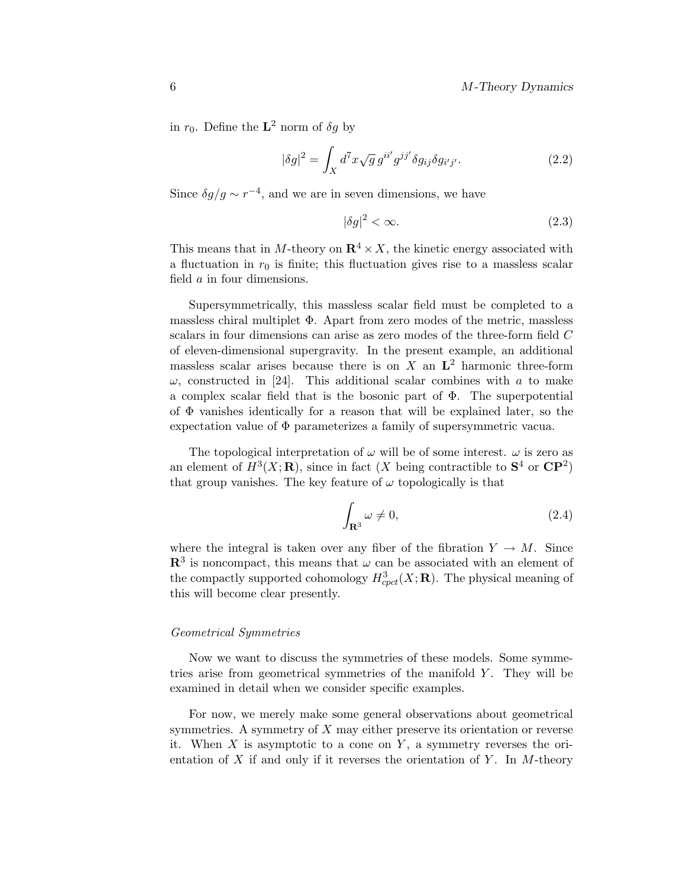in $r_0$. Define the $\mathbf{L}^2$ norm of $\delta g$ by

$$|\delta g|^2 = \int_X d^7x \sqrt{g}\, g^{ii'} g^{jj'} \delta g_{ij} \delta g_{i'j'}. \tag{2.2}$$

Since $\delta g/g \sim r^{-4}$, and we are in seven dimensions, we have

$$|\delta g|^2 < \infty. \tag{2.3}$$

This means that in $M$-theory on $\mathbf{R}^4 \times X$, the kinetic energy associated with a fluctuation in $r_0$ is finite; this fluctuation gives rise to a massless scalar field $a$ in four dimensions.

Supersymmetrically, this massless scalar field must be completed to a massless chiral multiplet $\Phi$. Apart from zero modes of the metric, massless scalars in four dimensions can arise as zero modes of the three-form field $C$ of eleven-dimensional supergravity. In the present example, an additional massless scalar arises because there is on $X$ an $\mathbf{L}^2$ harmonic three-form $\omega$, constructed in [24]. This additional scalar combines with $a$ to make a complex scalar field that is the bosonic part of $\Phi$. The superpotential of $\Phi$ vanishes identically for a reason that will be explained later, so the expectation value of $\Phi$ parameterizes a family of supersymmetric vacua.

The topological interpretation of $\omega$ will be of some interest. $\omega$ is zero as an element of $H^3(X; \mathbf{R})$, since in fact ($X$ being contractible to $\mathbf{S}^4$ or $\mathbf{CP}^2$) that group vanishes. The key feature of $\omega$ topologically is that

$$\int_{\mathbf{R}^3} \omega \neq 0, \tag{2.4}$$

where the integral is taken over any fiber of the fibration $Y \to M$. Since $\mathbf{R}^3$ is noncompact, this means that $\omega$ can be associated with an element of the compactly supported cohomology $H^3_{cpct}(X; \mathbf{R})$. The physical meaning of this will become clear presently.

*Geometrical Symmetries*

Now we want to discuss the symmetries of these models. Some symmetries arise from geometrical symmetries of the manifold $Y$. They will be examined in detail when we consider specific examples.

For now, we merely make some general observations about geometrical symmetries. A symmetry of $X$ may either preserve its orientation or reverse it. When $X$ is asymptotic to a cone on $Y$, a symmetry reverses the orientation of $X$ if and only if it reverses the orientation of $Y$. In $M$-theory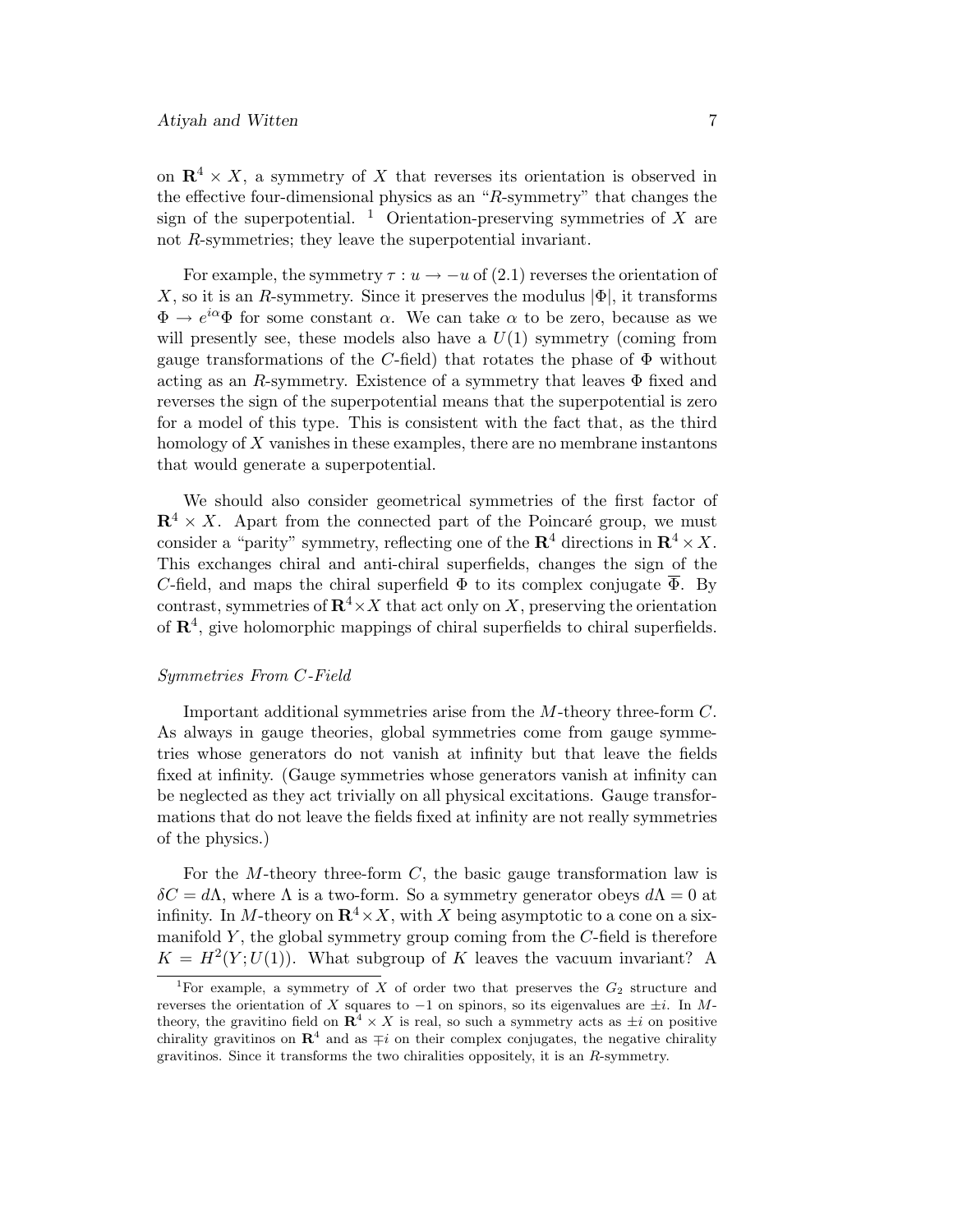on $\mathbf{R}^4 \times X$, a symmetry of $X$ that reverses its orientation is observed in the effective four-dimensional physics as an "$R$-symmetry" that changes the sign of the superpotential. [1] Orientation-preserving symmetries of $X$ are not $R$-symmetries; they leave the superpotential invariant.

For example, the symmetry $\tau : u \to -u$ of (2.1) reverses the orientation of $X$, so it is an $R$-symmetry. Since it preserves the modulus $|\Phi|$, it transforms $\Phi \to e^{i\alpha}\Phi$ for some constant $\alpha$. We can take $\alpha$ to be zero, because as we will presently see, these models also have a $U(1)$ symmetry (coming from gauge transformations of the $C$-field) that rotates the phase of $\Phi$ without acting as an $R$-symmetry. Existence of a symmetry that leaves $\Phi$ fixed and reverses the sign of the superpotential means that the superpotential is zero for a model of this type. This is consistent with the fact that, as the third homology of $X$ vanishes in these examples, there are no membrane instantons that would generate a superpotential.

We should also consider geometrical symmetries of the first factor of $\mathbf{R}^4 \times X$. Apart from the connected part of the Poincaré group, we must consider a "parity" symmetry, reflecting one of the $\mathbf{R}^4$ directions in $\mathbf{R}^4 \times X$. This exchanges chiral and anti-chiral superfields, changes the sign of the $C$-field, and maps the chiral superfield $\Phi$ to its complex conjugate $\overline{\Phi}$. By contrast, symmetries of $\mathbf{R}^4 \times X$ that act only on $X$, preserving the orientation of $\mathbf{R}^4$, give holomorphic mappings of chiral superfields to chiral superfields.

*Symmetries From C-Field*

Important additional symmetries arise from the $M$-theory three-form $C$. As always in gauge theories, global symmetries come from gauge symmetries whose generators do not vanish at infinity but that leave the fields fixed at infinity. (Gauge symmetries whose generators vanish at infinity can be neglected as they act trivially on all physical excitations. Gauge transformations that do not leave the fields fixed at infinity are not really symmetries of the physics.)

For the $M$-theory three-form $C$, the basic gauge transformation law is $\delta C = d\Lambda$, where $\Lambda$ is a two-form. So a symmetry generator obeys $d\Lambda = 0$ at infinity. In $M$-theory on $\mathbf{R}^4 \times X$, with $X$ being asymptotic to a cone on a six-manifold $Y$, the global symmetry group coming from the $C$-field is therefore $K = H^2(Y; U(1))$. What subgroup of $K$ leaves the vacuum invariant? A

[1] For example, a symmetry of $X$ of order two that preserves the $G_2$ structure and reverses the orientation of $X$ squares to $-1$ on spinors, so its eigenvalues are $\pm i$. In $M$-theory, the gravitino field on $\mathbf{R}^4 \times X$ is real, so such a symmetry acts as $\pm i$ on positive chirality gravitinos on $\mathbf{R}^4$ and as $\mp i$ on their complex conjugates, the negative chirality gravitinos. Since it transforms the two chiralities oppositely, it is an $R$-symmetry.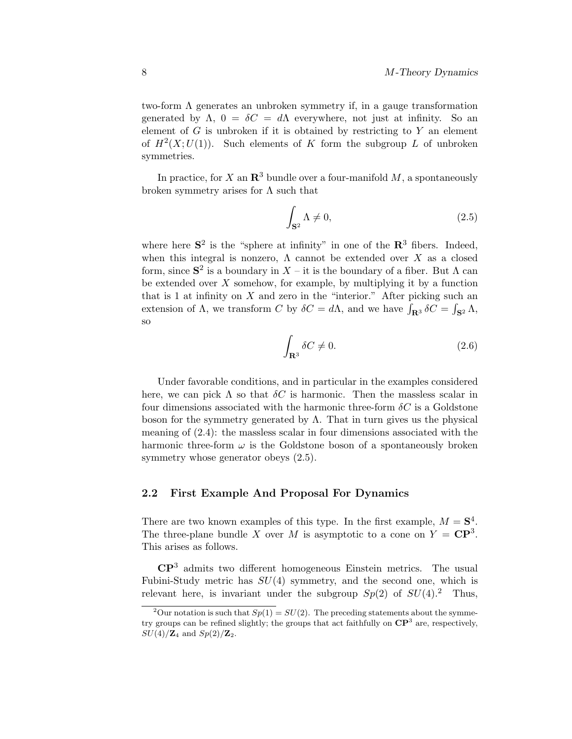two-form $\Lambda$ generates an unbroken symmetry if, in a gauge transformation generated by $\Lambda$, $0 = \delta C = d\Lambda$ everywhere, not just at infinity. So an element of $G$ is unbroken if it is obtained by restricting to $Y$ an element of $H^2(X; U(1))$. Such elements of $K$ form the subgroup $L$ of unbroken symmetries.

In practice, for $X$ an $\mathbf{R}^3$ bundle over a four-manifold $M$, a spontaneously broken symmetry arises for $\Lambda$ such that

$$\int_{\mathbf{S}^2} \Lambda \neq 0, \tag{2.5}$$

where here $\mathbf{S}^2$ is the "sphere at infinity" in one of the $\mathbf{R}^3$ fibers. Indeed, when this integral is nonzero, $\Lambda$ cannot be extended over $X$ as a closed form, since $\mathbf{S}^2$ is a boundary in $X$ – it is the boundary of a fiber. But $\Lambda$ can be extended over $X$ somehow, for example, by multiplying it by a function that is 1 at infinity on $X$ and zero in the "interior." After picking such an extension of $\Lambda$, we transform $C$ by $\delta C = d\Lambda$, and we have $\int_{\mathbf{R}^3} \delta C = \int_{\mathbf{S}^2} \Lambda$, so

$$\int_{\mathbf{R}^3} \delta C \neq 0. \tag{2.6}$$

Under favorable conditions, and in particular in the examples considered here, we can pick $\Lambda$ so that $\delta C$ is harmonic. Then the massless scalar in four dimensions associated with the harmonic three-form $\delta C$ is a Goldstone boson for the symmetry generated by $\Lambda$. That in turn gives us the physical meaning of (2.4): the massless scalar in four dimensions associated with the harmonic three-form $\omega$ is the Goldstone boson of a spontaneously broken symmetry whose generator obeys (2.5).

### 2.2 First Example And Proposal For Dynamics

There are two known examples of this type. In the first example, $M = \mathbf{S}^4$. The three-plane bundle $X$ over $M$ is asymptotic to a cone on $Y = \mathbf{CP}^3$. This arises as follows.

$\mathbf{CP}^3$ admits two different homogeneous Einstein metrics. The usual Fubini-Study metric has $SU(4)$ symmetry, and the second one, which is relevant here, is invariant under the subgroup $Sp(2)$ of $SU(4)$.[2] Thus,

[2] Our notation is such that $Sp(1) = SU(2)$. The preceding statements about the symmetry groups can be refined slightly; the groups that act faithfully on $\mathbf{CP}^3$ are, respectively, $SU(4)/\mathbf{Z}_4$ and $Sp(2)/\mathbf{Z}_2$.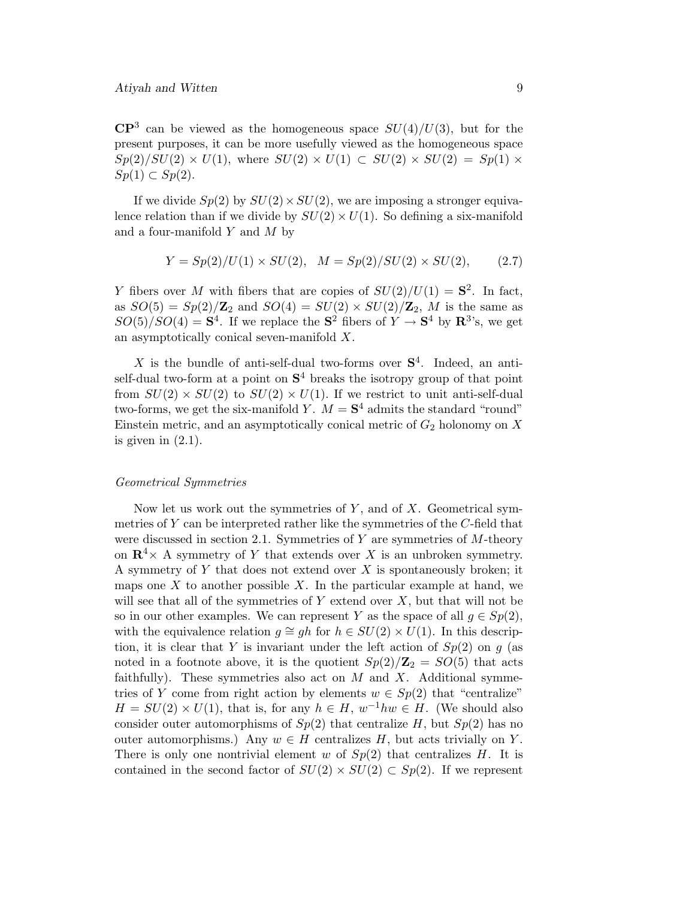$\mathbf{CP}^3$ can be viewed as the homogeneous space $SU(4)/U(3)$, but for the present purposes, it can be more usefully viewed as the homogeneous space $Sp(2)/SU(2) \times U(1)$, where $SU(2) \times U(1) \subset SU(2) \times SU(2) = Sp(1) \times Sp(1) \subset Sp(2)$.

If we divide $Sp(2)$ by $SU(2) \times SU(2)$, we are imposing a stronger equivalence relation than if we divide by $SU(2) \times U(1)$. So defining a six-manifold and a four-manifold $Y$ and $M$ by

$$Y = Sp(2)/U(1) \times SU(2), \quad M = Sp(2)/SU(2) \times SU(2), \tag{2.7}$$

$Y$ fibers over $M$ with fibers that are copies of $SU(2)/U(1) = \mathbf{S}^2$. In fact, as $SO(5) = Sp(2)/\mathbf{Z}_2$ and $SO(4) = SU(2) \times SU(2)/\mathbf{Z}_2$, $M$ is the same as $SO(5)/SO(4) = \mathbf{S}^4$. If we replace the $\mathbf{S}^2$ fibers of $Y \to \mathbf{S}^4$ by $\mathbf{R}^3$'s, we get an asymptotically conical seven-manifold $X$.

$X$ is the bundle of anti-self-dual two-forms over $\mathbf{S}^4$. Indeed, an anti-self-dual two-form at a point on $\mathbf{S}^4$ breaks the isotropy group of that point from $SU(2) \times SU(2)$ to $SU(2) \times U(1)$. If we restrict to unit anti-self-dual two-forms, we get the six-manifold $Y$. $M = \mathbf{S}^4$ admits the standard "round" Einstein metric, and an asymptotically conical metric of $G_2$ holonomy on $X$ is given in (2.1).

*Geometrical Symmetries*

Now let us work out the symmetries of $Y$, and of $X$. Geometrical symmetries of $Y$ can be interpreted rather like the symmetries of the $C$-field that were discussed in section 2.1. Symmetries of $Y$ are symmetries of $M$-theory on $\mathbf{R}^4\times$ A symmetry of $Y$ that extends over $X$ is an unbroken symmetry. A symmetry of $Y$ that does not extend over $X$ is spontaneously broken; it maps one $X$ to another possible $X$. In the particular example at hand, we will see that all of the symmetries of $Y$ extend over $X$, but that will not be so in our other examples. We can represent $Y$ as the space of all $g \in Sp(2)$, with the equivalence relation $g \cong gh$ for $h \in SU(2) \times U(1)$. In this description, it is clear that $Y$ is invariant under the left action of $Sp(2)$ on $g$ (as noted in a footnote above, it is the quotient $Sp(2)/\mathbf{Z}_2 = SO(5)$ that acts faithfully). These symmetries also act on $M$ and $X$. Additional symmetries of $Y$ come from right action by elements $w \in Sp(2)$ that "centralize" $H = SU(2) \times U(1)$, that is, for any $h \in H$, $w^{-1}hw \in H$. (We should also consider outer automorphisms of $Sp(2)$ that centralize $H$, but $Sp(2)$ has no outer automorphisms.) Any $w \in H$ centralizes $H$, but acts trivially on $Y$. There is only one nontrivial element $w$ of $Sp(2)$ that centralizes $H$. It is contained in the second factor of $SU(2) \times SU(2) \subset Sp(2)$. If we represent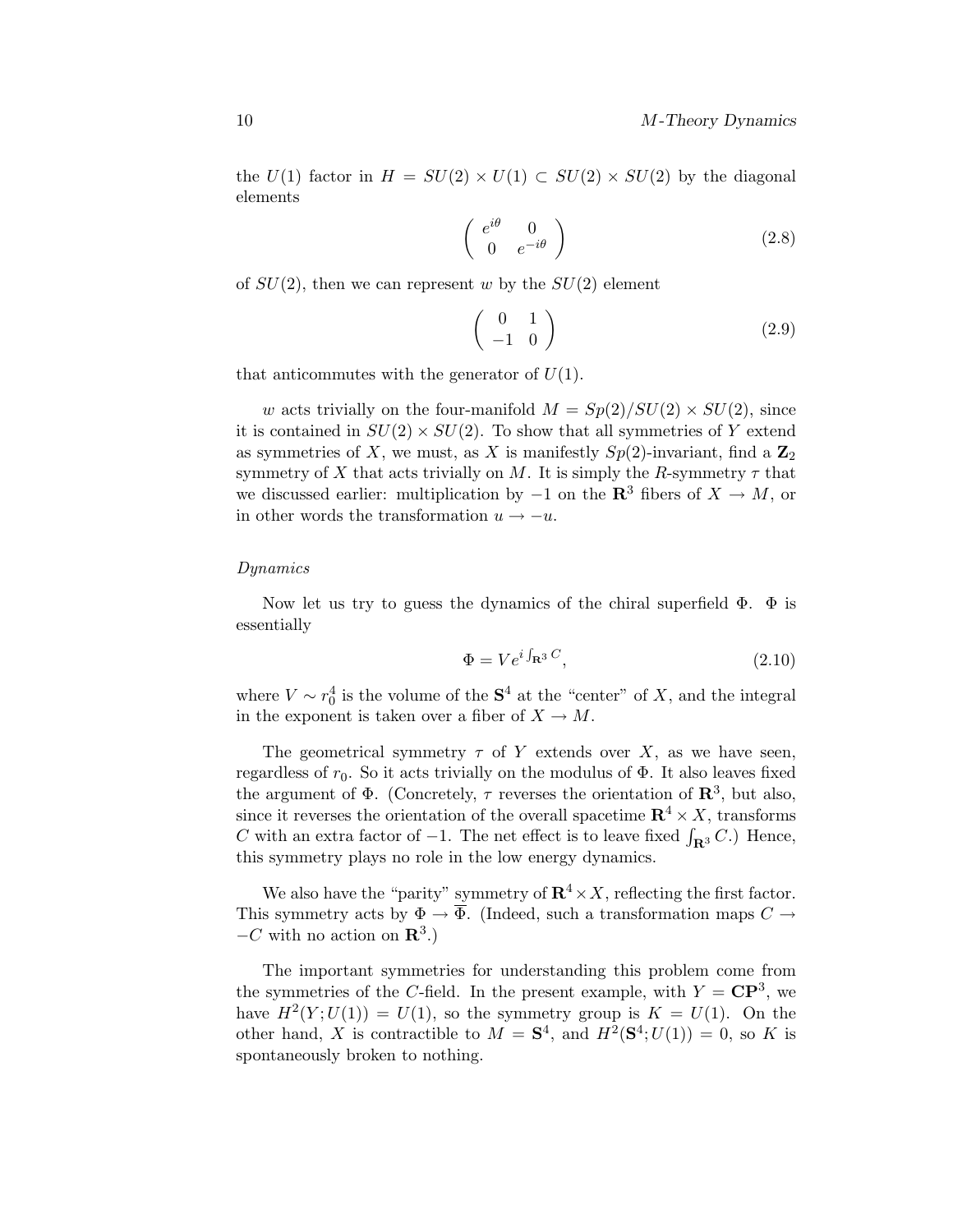the $U(1)$ factor in $H = SU(2) \times U(1) \subset SU(2) \times SU(2)$ by the diagonal elements

$$\begin{pmatrix} e^{i\theta} & 0 \\ 0 & e^{-i\theta} \end{pmatrix} \tag{2.8}$$

of $SU(2)$, then we can represent $w$ by the $SU(2)$ element

$$\begin{pmatrix} 0 & 1 \\ -1 & 0 \end{pmatrix} \tag{2.9}$$

that anticommutes with the generator of $U(1)$.

$w$ acts trivially on the four-manifold $M = Sp(2)/SU(2) \times SU(2)$, since it is contained in $SU(2) \times SU(2)$. To show that all symmetries of $Y$ extend as symmetries of $X$, we must, as $X$ is manifestly $Sp(2)$-invariant, find a $\mathbf{Z}_2$ symmetry of $X$ that acts trivially on $M$. It is simply the $R$-symmetry $\tau$ that we discussed earlier: multiplication by $-1$ on the $\mathbf{R}^3$ fibers of $X \to M$, or in other words the transformation $u \to -u$.

*Dynamics*

Now let us try to guess the dynamics of the chiral superfield $\Phi$. $\Phi$ is essentially

$$\Phi = V e^{i \int_{\mathbf{R}^3} C}, \tag{2.10}$$

where $V \sim r_0^4$ is the volume of the $\mathbf{S}^4$ at the "center" of $X$, and the integral in the exponent is taken over a fiber of $X \to M$.

The geometrical symmetry $\tau$ of $Y$ extends over $X$, as we have seen, regardless of $r_0$. So it acts trivially on the modulus of $\Phi$. It also leaves fixed the argument of $\Phi$. (Concretely, $\tau$ reverses the orientation of $\mathbf{R}^3$, but also, since it reverses the orientation of the overall spacetime $\mathbf{R}^4 \times X$, transforms $C$ with an extra factor of $-1$. The net effect is to leave fixed $\int_{\mathbf{R}^3} C$.) Hence, this symmetry plays no role in the low energy dynamics.

We also have the "parity" symmetry of $\mathbf{R}^4 \times X$, reflecting the first factor. This symmetry acts by $\Phi \to \overline{\Phi}$. (Indeed, such a transformation maps $C \to -C$ with no action on $\mathbf{R}^3$.)

The important symmetries for understanding this problem come from the symmetries of the $C$-field. In the present example, with $Y = \mathbf{CP}^3$, we have $H^2(Y; U(1)) = U(1)$, so the symmetry group is $K = U(1)$. On the other hand, $X$ is contractible to $M = \mathbf{S}^4$, and $H^2(\mathbf{S}^4; U(1)) = 0$, so $K$ is spontaneously broken to nothing.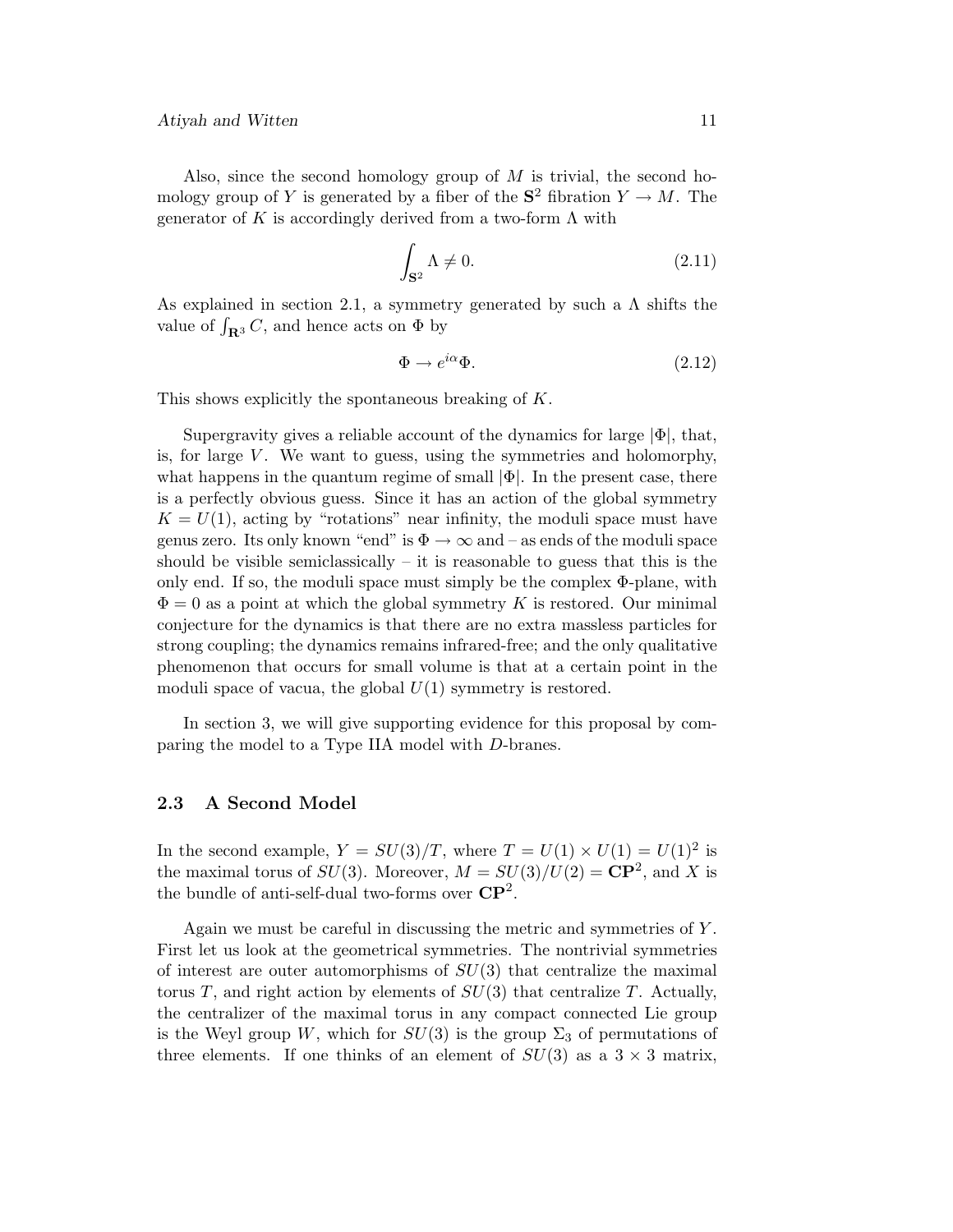Also, since the second homology group of $M$ is trivial, the second homology group of $Y$ is generated by a fiber of the $\mathbf{S}^2$ fibration $Y \to M$. The generator of $K$ is accordingly derived from a two-form $\Lambda$ with

$$\int_{\mathbf{S}^2} \Lambda \neq 0. \tag{2.11}$$

As explained in section 2.1, a symmetry generated by such a $\Lambda$ shifts the value of $\int_{\mathbf{R}^3} C$, and hence acts on $\Phi$ by

$$\Phi \to e^{i\alpha}\Phi. \tag{2.12}$$

This shows explicitly the spontaneous breaking of $K$.

Supergravity gives a reliable account of the dynamics for large $|\Phi|$, that, is, for large $V$. We want to guess, using the symmetries and holomorphy, what happens in the quantum regime of small $|\Phi|$. In the present case, there is a perfectly obvious guess. Since it has an action of the global symmetry $K = U(1)$, acting by "rotations" near infinity, the moduli space must have genus zero. Its only known "end" is $\Phi \to \infty$ and – as ends of the moduli space should be visible semiclassically – it is reasonable to guess that this is the only end. If so, the moduli space must simply be the complex $\Phi$-plane, with $\Phi = 0$ as a point at which the global symmetry $K$ is restored. Our minimal conjecture for the dynamics is that there are no extra massless particles for strong coupling; the dynamics remains infrared-free; and the only qualitative phenomenon that occurs for small volume is that at a certain point in the moduli space of vacua, the global $U(1)$ symmetry is restored.

In section 3, we will give supporting evidence for this proposal by comparing the model to a Type IIA model with $D$-branes.

### 2.3 A Second Model

In the second example, $Y = SU(3)/T$, where $T = U(1) \times U(1) = U(1)^2$ is the maximal torus of $SU(3)$. Moreover, $M = SU(3)/U(2) = \mathbf{CP}^2$, and $X$ is the bundle of anti-self-dual two-forms over $\mathbf{CP}^2$.

Again we must be careful in discussing the metric and symmetries of $Y$. First let us look at the geometrical symmetries. The nontrivial symmetries of interest are outer automorphisms of $SU(3)$ that centralize the maximal torus $T$, and right action by elements of $SU(3)$ that centralize $T$. Actually, the centralizer of the maximal torus in any compact connected Lie group is the Weyl group $W$, which for $SU(3)$ is the group $\Sigma_3$ of permutations of three elements. If one thinks of an element of $SU(3)$ as a $3 \times 3$ matrix,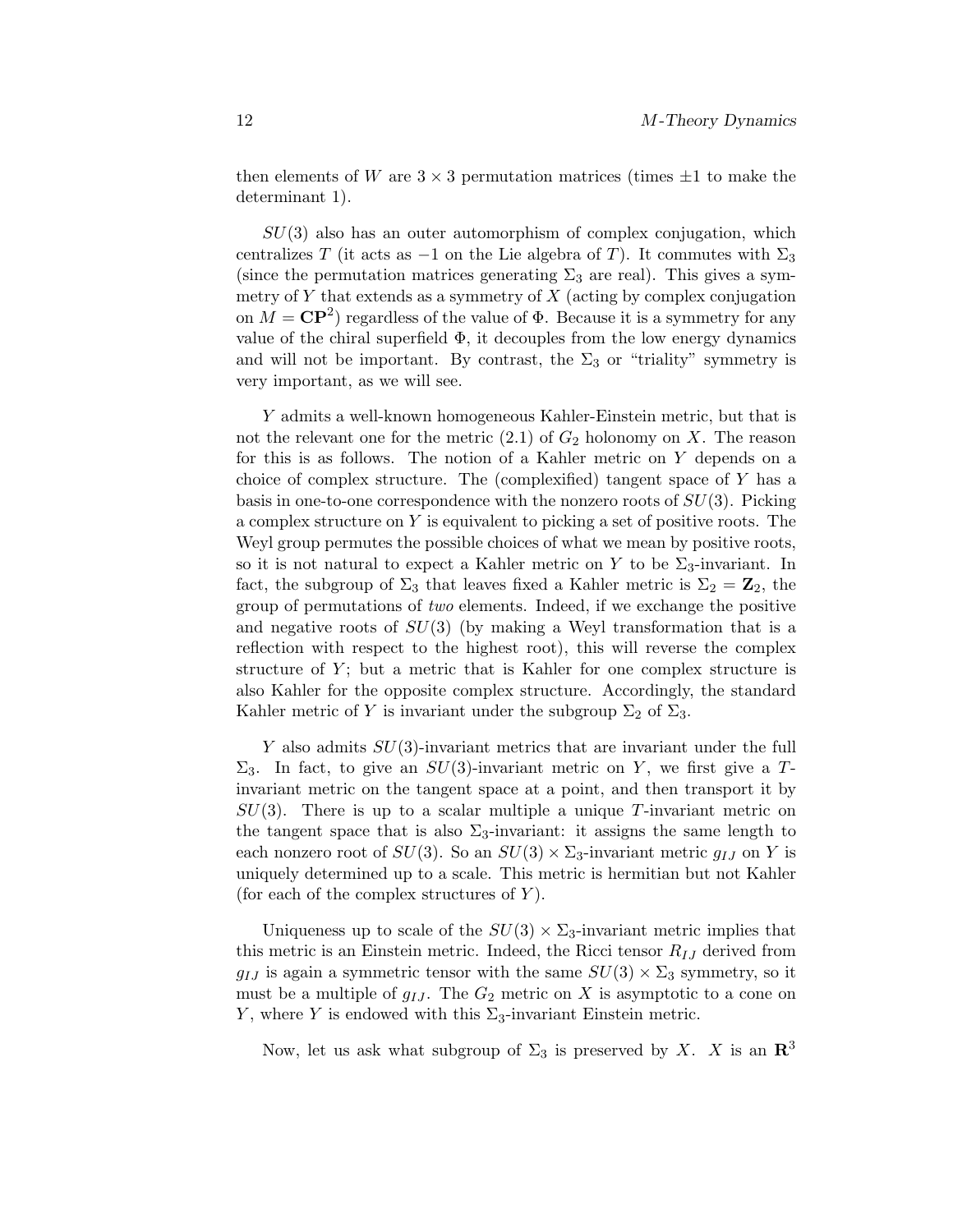then elements of $W$ are $3 \times 3$ permutation matrices (times $\pm 1$ to make the determinant 1).

$SU(3)$ also has an outer automorphism of complex conjugation, which centralizes $T$ (it acts as $-1$ on the Lie algebra of $T$). It commutes with $\Sigma_3$ (since the permutation matrices generating $\Sigma_3$ are real). This gives a symmetry of $Y$ that extends as a symmetry of $X$ (acting by complex conjugation on $M = \mathbf{CP}^2$) regardless of the value of $\Phi$. Because it is a symmetry for any value of the chiral superfield $\Phi$, it decouples from the low energy dynamics and will not be important. By contrast, the $\Sigma_3$ or "triality" symmetry is very important, as we will see.

$Y$ admits a well-known homogeneous Kahler-Einstein metric, but that is not the relevant one for the metric (2.1) of $G_2$ holonomy on $X$. The reason for this is as follows. The notion of a Kahler metric on $Y$ depends on a choice of complex structure. The (complexified) tangent space of $Y$ has a basis in one-to-one correspondence with the nonzero roots of $SU(3)$. Picking a complex structure on $Y$ is equivalent to picking a set of positive roots. The Weyl group permutes the possible choices of what we mean by positive roots, so it is not natural to expect a Kahler metric on $Y$ to be $\Sigma_3$-invariant. In fact, the subgroup of $\Sigma_3$ that leaves fixed a Kahler metric is $\Sigma_2 = \mathbf{Z}_2$, the group of permutations of *two* elements. Indeed, if we exchange the positive and negative roots of $SU(3)$ (by making a Weyl transformation that is a reflection with respect to the highest root), this will reverse the complex structure of $Y$; but a metric that is Kahler for one complex structure is also Kahler for the opposite complex structure. Accordingly, the standard Kahler metric of $Y$ is invariant under the subgroup $\Sigma_2$ of $\Sigma_3$.

$Y$ also admits $SU(3)$-invariant metrics that are invariant under the full $\Sigma_3$. In fact, to give an $SU(3)$-invariant metric on $Y$, we first give a $T$-invariant metric on the tangent space at a point, and then transport it by $SU(3)$. There is up to a scalar multiple a unique $T$-invariant metric on the tangent space that is also $\Sigma_3$-invariant: it assigns the same length to each nonzero root of $SU(3)$. So an $SU(3) \times \Sigma_3$-invariant metric $g_{IJ}$ on $Y$ is uniquely determined up to a scale. This metric is hermitian but not Kahler (for each of the complex structures of $Y$).

Uniqueness up to scale of the $SU(3) \times \Sigma_3$-invariant metric implies that this metric is an Einstein metric. Indeed, the Ricci tensor $R_{IJ}$ derived from $g_{IJ}$ is again a symmetric tensor with the same $SU(3) \times \Sigma_3$ symmetry, so it must be a multiple of $g_{IJ}$. The $G_2$ metric on $X$ is asymptotic to a cone on $Y$, where $Y$ is endowed with this $\Sigma_3$-invariant Einstein metric.

Now, let us ask what subgroup of $\Sigma_3$ is preserved by $X$. $X$ is an $\mathbf{R}^3$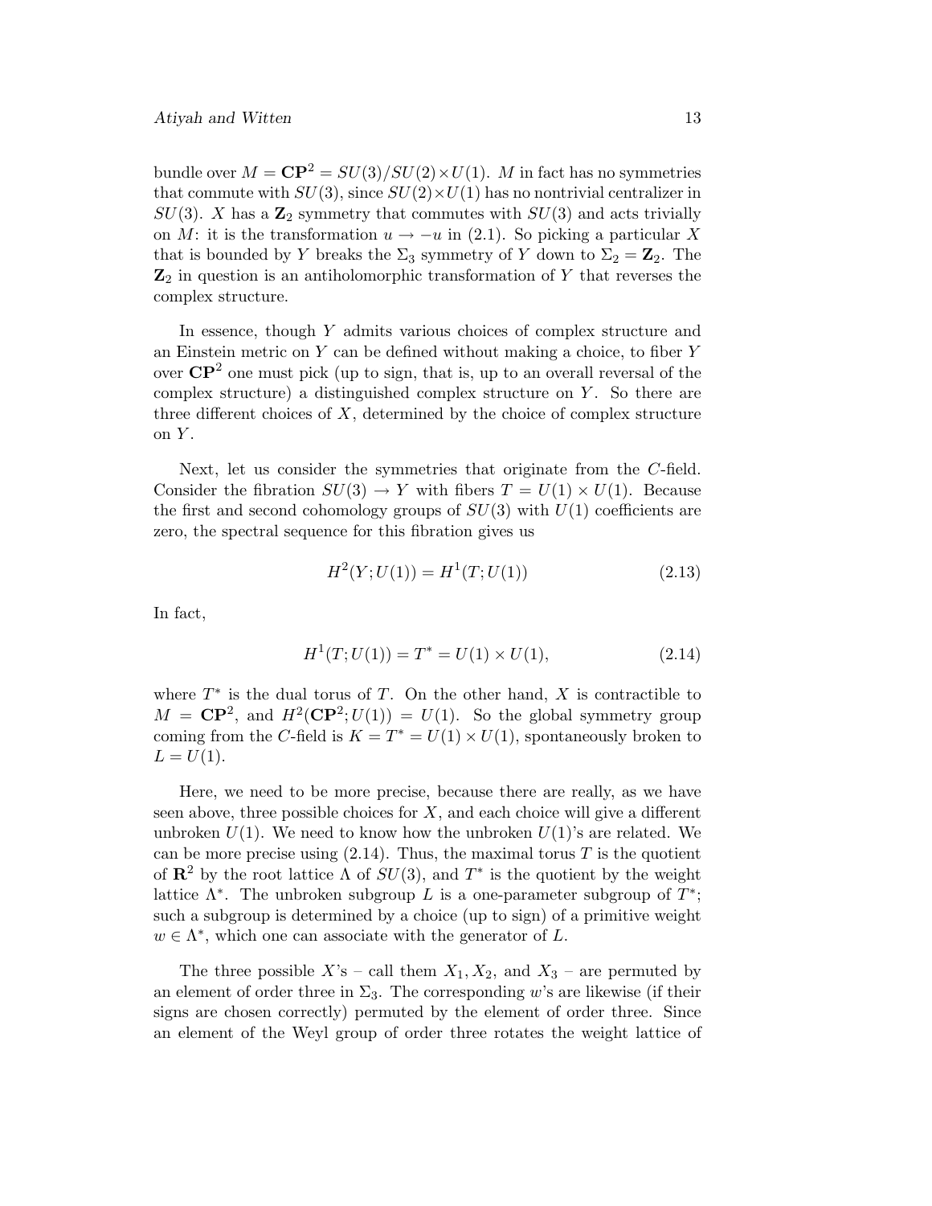bundle over $M = \mathbf{CP}^2 = SU(3)/SU(2)\times U(1)$. $M$ in fact has no symmetries that commute with $SU(3)$, since $SU(2)\times U(1)$ has no nontrivial centralizer in $SU(3)$. $X$ has a $\mathbf{Z}_2$ symmetry that commutes with $SU(3)$ and acts trivially on $M$: it is the transformation $u \to -u$ in (2.1). So picking a particular $X$ that is bounded by $Y$ breaks the $\Sigma_3$ symmetry of $Y$ down to $\Sigma_2 = \mathbf{Z}_2$. The $\mathbf{Z}_2$ in question is an antiholomorphic transformation of $Y$ that reverses the complex structure.

In essence, though $Y$ admits various choices of complex structure and an Einstein metric on $Y$ can be defined without making a choice, to fiber $Y$ over $\mathbf{CP}^2$ one must pick (up to sign, that is, up to an overall reversal of the complex structure) a distinguished complex structure on $Y$. So there are three different choices of $X$, determined by the choice of complex structure on $Y$.

Next, let us consider the symmetries that originate from the $C$-field. Consider the fibration $SU(3) \to Y$ with fibers $T = U(1) \times U(1)$. Because the first and second cohomology groups of $SU(3)$ with $U(1)$ coefficients are zero, the spectral sequence for this fibration gives us

$$H^2(Y; U(1)) = H^1(T; U(1)) \tag{2.13}$$

In fact,

$$H^1(T; U(1)) = T^* = U(1) \times U(1), \tag{2.14}$$

where $T^*$ is the dual torus of $T$. On the other hand, $X$ is contractible to $M = \mathbf{CP}^2$, and $H^2(\mathbf{CP}^2; U(1)) = U(1)$. So the global symmetry group coming from the $C$-field is $K = T^* = U(1) \times U(1)$, spontaneously broken to $L = U(1)$.

Here, we need to be more precise, because there are really, as we have seen above, three possible choices for $X$, and each choice will give a different unbroken $U(1)$. We need to know how the unbroken $U(1)$'s are related. We can be more precise using (2.14). Thus, the maximal torus $T$ is the quotient of $\mathbf{R}^2$ by the root lattice $\Lambda$ of $SU(3)$, and $T^*$ is the quotient by the weight lattice $\Lambda^*$. The unbroken subgroup $L$ is a one-parameter subgroup of $T^*$; such a subgroup is determined by a choice (up to sign) of a primitive weight $w \in \Lambda^*$, which one can associate with the generator of $L$.

The three possible $X$'s – call them $X_1, X_2$, and $X_3$ – are permuted by an element of order three in $\Sigma_3$. The corresponding $w$'s are likewise (if their signs are chosen correctly) permuted by the element of order three. Since an element of the Weyl group of order three rotates the weight lattice of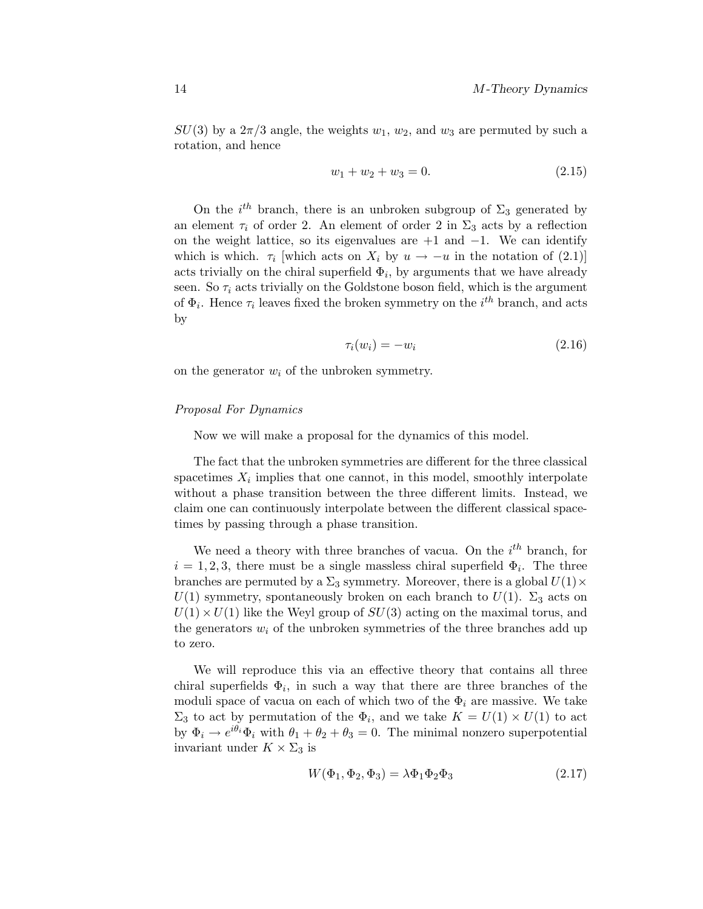$SU(3)$ by a $2\pi/3$ angle, the weights $w_1$, $w_2$, and $w_3$ are permuted by such a rotation, and hence

$$w_1 + w_2 + w_3 = 0. \tag{2.15}$$

On the $i^{th}$ branch, there is an unbroken subgroup of $\Sigma_3$ generated by an element $\tau_i$ of order 2. An element of order 2 in $\Sigma_3$ acts by a reflection on the weight lattice, so its eigenvalues are $+1$ and $-1$. We can identify which is which. $\tau_i$ [which acts on $X_i$ by $u \to -u$ in the notation of (2.1)] acts trivially on the chiral superfield $\Phi_i$, by arguments that we have already seen. So $\tau_i$ acts trivially on the Goldstone boson field, which is the argument of $\Phi_i$. Hence $\tau_i$ leaves fixed the broken symmetry on the $i^{th}$ branch, and acts by

$$\tau_i(w_i) = -w_i \tag{2.16}$$

on the generator $w_i$ of the unbroken symmetry.

*Proposal For Dynamics*

Now we will make a proposal for the dynamics of this model.

The fact that the unbroken symmetries are different for the three classical spacetimes $X_i$ implies that one cannot, in this model, smoothly interpolate without a phase transition between the three different limits. Instead, we claim one can continuously interpolate between the different classical spacetimes by passing through a phase transition.

We need a theory with three branches of vacua. On the $i^{th}$ branch, for $i = 1, 2, 3$, there must be a single massless chiral superfield $\Phi_i$. The three branches are permuted by a $\Sigma_3$ symmetry. Moreover, there is a global $U(1) \times U(1)$ symmetry, spontaneously broken on each branch to $U(1)$. $\Sigma_3$ acts on $U(1) \times U(1)$ like the Weyl group of $SU(3)$ acting on the maximal torus, and the generators $w_i$ of the unbroken symmetries of the three branches add up to zero.

We will reproduce this via an effective theory that contains all three chiral superfields $\Phi_i$, in such a way that there are three branches of the moduli space of vacua on each of which two of the $\Phi_i$ are massive. We take $\Sigma_3$ to act by permutation of the $\Phi_i$, and we take $K = U(1) \times U(1)$ to act by $\Phi_i \to e^{i\theta_i}\Phi_i$ with $\theta_1 + \theta_2 + \theta_3 = 0$. The minimal nonzero superpotential invariant under $K \times \Sigma_3$ is

$$W(\Phi_1, \Phi_2, \Phi_3) = \lambda \Phi_1 \Phi_2 \Phi_3 \tag{2.17}$$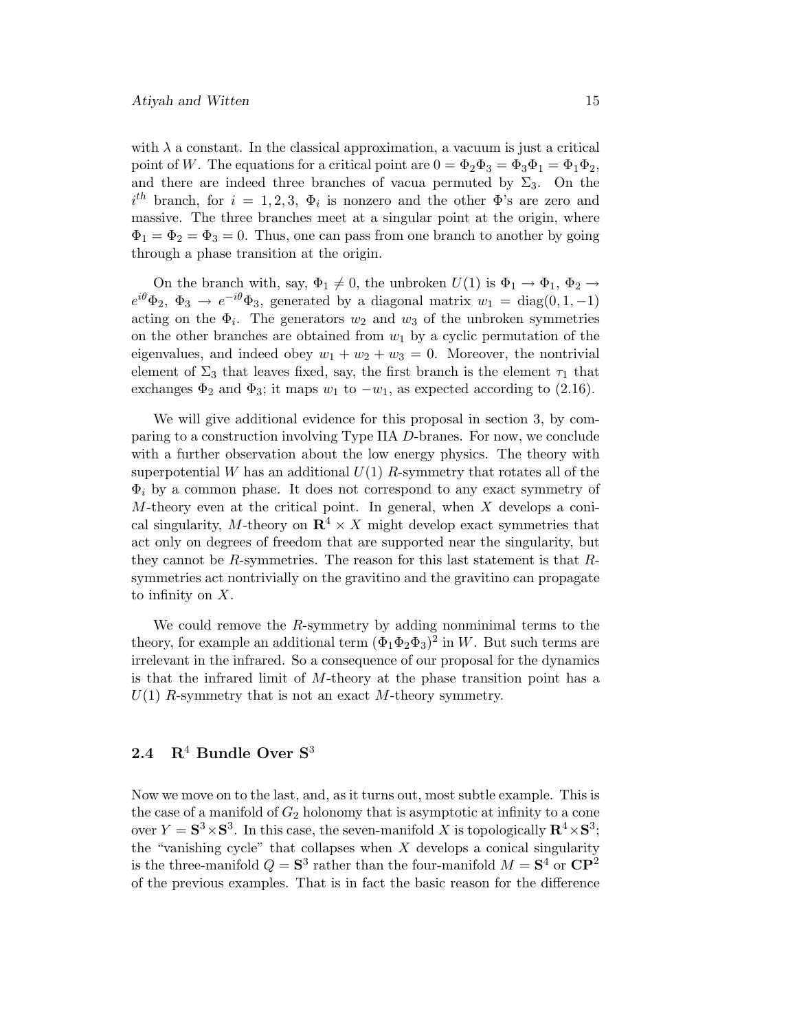with $\lambda$ a constant. In the classical approximation, a vacuum is just a critical point of $W$. The equations for a critical point are $0 = \Phi_2\Phi_3 = \Phi_3\Phi_1 = \Phi_1\Phi_2$, and there are indeed three branches of vacua permuted by $\Sigma_3$. On the $i^{th}$ branch, for $i = 1, 2, 3$, $\Phi_i$ is nonzero and the other $\Phi$'s are zero and massive. The three branches meet at a singular point at the origin, where $\Phi_1 = \Phi_2 = \Phi_3 = 0$. Thus, one can pass from one branch to another by going through a phase transition at the origin.

On the branch with, say, $\Phi_1 \neq 0$, the unbroken $U(1)$ is $\Phi_1 \to \Phi_1$, $\Phi_2 \to e^{i\theta}\Phi_2$, $\Phi_3 \to e^{-i\theta}\Phi_3$, generated by a diagonal matrix $w_1 = \mathrm{diag}(0, 1, -1)$ acting on the $\Phi_i$. The generators $w_2$ and $w_3$ of the unbroken symmetries on the other branches are obtained from $w_1$ by a cyclic permutation of the eigenvalues, and indeed obey $w_1 + w_2 + w_3 = 0$. Moreover, the nontrivial element of $\Sigma_3$ that leaves fixed, say, the first branch is the element $\tau_1$ that exchanges $\Phi_2$ and $\Phi_3$; it maps $w_1$ to $-w_1$, as expected according to (2.16).

We will give additional evidence for this proposal in section 3, by comparing to a construction involving Type IIA $D$-branes. For now, we conclude with a further observation about the low energy physics. The theory with superpotential $W$ has an additional $U(1)$ $R$-symmetry that rotates all of the $\Phi_i$ by a common phase. It does not correspond to any exact symmetry of $M$-theory even at the critical point. In general, when $X$ develops a conical singularity, $M$-theory on $\mathbf{R}^4 \times X$ might develop exact symmetries that act only on degrees of freedom that are supported near the singularity, but they cannot be $R$-symmetries. The reason for this last statement is that $R$-symmetries act nontrivially on the gravitino and the gravitino can propagate to infinity on $X$.

We could remove the $R$-symmetry by adding nonminimal terms to the theory, for example an additional term $(\Phi_1\Phi_2\Phi_3)^2$ in $W$. But such terms are irrelevant in the infrared. So a consequence of our proposal for the dynamics is that the infrared limit of $M$-theory at the phase transition point has a $U(1)$ $R$-symmetry that is not an exact $M$-theory symmetry.

### 2.4 $\mathbf{R}^4$ Bundle Over $\mathbf{S}^3$

Now we move on to the last, and, as it turns out, most subtle example. This is the case of a manifold of $G_2$ holonomy that is asymptotic at infinity to a cone over $Y = \mathbf{S}^3 \times \mathbf{S}^3$. In this case, the seven-manifold $X$ is topologically $\mathbf{R}^4 \times \mathbf{S}^3$; the "vanishing cycle" that collapses when $X$ develops a conical singularity is the three-manifold $Q = \mathbf{S}^3$ rather than the four-manifold $M = \mathbf{S}^4$ or $\mathbf{CP}^2$ of the previous examples. That is in fact the basic reason for the difference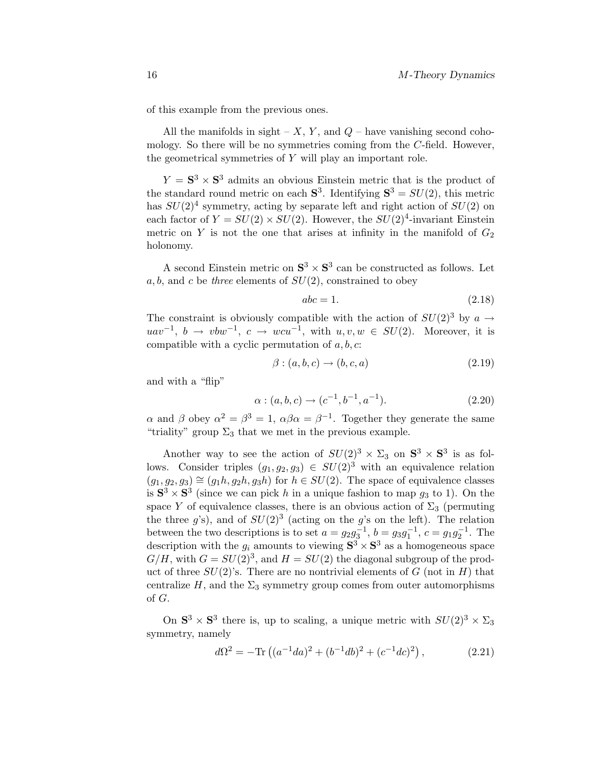of this example from the previous ones.

All the manifolds in sight – $X$, $Y$, and $Q$ – have vanishing second cohomology. So there will be no symmetries coming from the $C$-field. However, the geometrical symmetries of $Y$ will play an important role.

$Y = \mathbf{S}^3 \times \mathbf{S}^3$ admits an obvious Einstein metric that is the product of the standard round metric on each $\mathbf{S}^3$. Identifying $\mathbf{S}^3 = SU(2)$, this metric has $SU(2)^4$ symmetry, acting by separate left and right action of $SU(2)$ on each factor of $Y = SU(2) \times SU(2)$. However, the $SU(2)^4$-invariant Einstein metric on $Y$ is not the one that arises at infinity in the manifold of $G_2$ holonomy.

A second Einstein metric on $\mathbf{S}^3 \times \mathbf{S}^3$ can be constructed as follows. Let $a, b$, and $c$ be *three* elements of $SU(2)$, constrained to obey

$$abc = 1. \tag{2.18}$$

The constraint is obviously compatible with the action of $SU(2)^3$ by $a \to uav^{-1}$, $b \to vbw^{-1}$, $c \to wcu^{-1}$, with $u, v, w \in SU(2)$. Moreover, it is compatible with a cyclic permutation of $a, b, c$:

$$\beta : (a, b, c) \to (b, c, a) \tag{2.19}$$

and with a "flip"

$$\alpha : (a, b, c) \to (c^{-1}, b^{-1}, a^{-1}). \tag{2.20}$$

$\alpha$ and $\beta$ obey $\alpha^2 = \beta^3 = 1$, $\alpha\beta\alpha = \beta^{-1}$. Together they generate the same "triality" group $\Sigma_3$ that we met in the previous example.

Another way to see the action of $SU(2)^3 \times \Sigma_3$ on $\mathbf{S}^3 \times \mathbf{S}^3$ is as follows. Consider triples $(g_1, g_2, g_3) \in SU(2)^3$ with an equivalence relation $(g_1, g_2, g_3) \cong (g_1 h, g_2 h, g_3 h)$ for $h \in SU(2)$. The space of equivalence classes is $\mathbf{S}^3 \times \mathbf{S}^3$ (since we can pick $h$ in a unique fashion to map $g_3$ to 1). On the space $Y$ of equivalence classes, there is an obvious action of $\Sigma_3$ (permuting the three $g$'s), and of $SU(2)^3$ (acting on the $g$'s on the left). The relation between the two descriptions is to set $a = g_2 g_3^{-1}$, $b = g_3 g_1^{-1}$, $c = g_1 g_2^{-1}$. The description with the $g_i$ amounts to viewing $\mathbf{S}^3 \times \mathbf{S}^3$ as a homogeneous space $G/H$, with $G = SU(2)^3$, and $H = SU(2)$ the diagonal subgroup of the product of three $SU(2)$'s. There are no nontrivial elements of $G$ (not in $H$) that centralize $H$, and the $\Sigma_3$ symmetry group comes from outer automorphisms of $G$.

On $\mathbf{S}^3 \times \mathbf{S}^3$ there is, up to scaling, a unique metric with $SU(2)^3 \times \Sigma_3$ symmetry, namely

$$d\Omega^2 = -\mathrm{Tr}\left((a^{-1}da)^2 + (b^{-1}db)^2 + (c^{-1}dc)^2\right), \tag{2.21}$$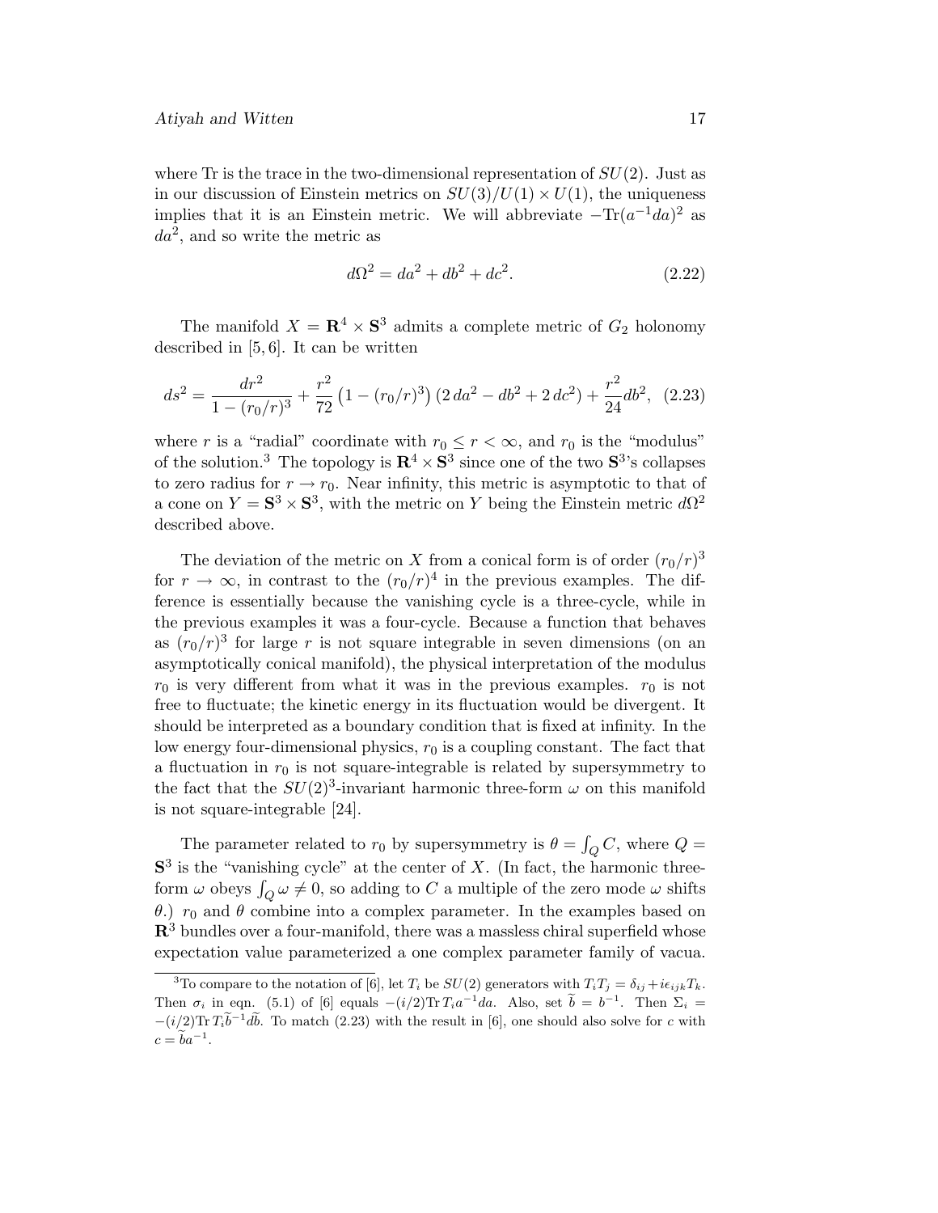where Tr is the trace in the two-dimensional representation of $SU(2)$. Just as in our discussion of Einstein metrics on $SU(3)/U(1) \times U(1)$, the uniqueness implies that it is an Einstein metric. We will abbreviate $-\mathrm{Tr}(a^{-1}da)^2$ as $da^2$, and so write the metric as

$$d\Omega^2 = da^2 + db^2 + dc^2. \tag{2.22}$$

The manifold $X = \mathbf{R}^4 \times \mathbf{S}^3$ admits a complete metric of $G_2$ holonomy described in [5, 6]. It can be written

$$ds^2 = \frac{dr^2}{1-(r_0/r)^3} + \frac{r^2}{72}\left(1-(r_0/r)^3\right)\left(2\,da^2 - db^2 + 2\,dc^2\right) + \frac{r^2}{24}db^2, \tag{2.23}$$

where $r$ is a "radial" coordinate with $r_0 \leq r < \infty$, and $r_0$ is the "modulus" of the solution.[3] The topology is $\mathbf{R}^4 \times \mathbf{S}^3$ since one of the two $\mathbf{S}^3$'s collapses to zero radius for $r \to r_0$. Near infinity, this metric is asymptotic to that of a cone on $Y = \mathbf{S}^3 \times \mathbf{S}^3$, with the metric on $Y$ being the Einstein metric $d\Omega^2$ described above.

The deviation of the metric on $X$ from a conical form is of order $(r_0/r)^3$ for $r \to \infty$, in contrast to the $(r_0/r)^4$ in the previous examples. The difference is essentially because the vanishing cycle is a three-cycle, while in the previous examples it was a four-cycle. Because a function that behaves as $(r_0/r)^3$ for large $r$ is not square integrable in seven dimensions (on an asymptotically conical manifold), the physical interpretation of the modulus $r_0$ is very different from what it was in the previous examples. $r_0$ is not free to fluctuate; the kinetic energy in its fluctuation would be divergent. It should be interpreted as a boundary condition that is fixed at infinity. In the low energy four-dimensional physics, $r_0$ is a coupling constant. The fact that a fluctuation in $r_0$ is not square-integrable is related by supersymmetry to the fact that the $SU(2)^3$-invariant harmonic three-form $\omega$ on this manifold is not square-integrable [24].

The parameter related to $r_0$ by supersymmetry is $\theta = \int_Q C$, where $Q = \mathbf{S}^3$ is the "vanishing cycle" at the center of $X$. (In fact, the harmonic three-form $\omega$ obeys $\int_Q \omega \neq 0$, so adding to $C$ a multiple of the zero mode $\omega$ shifts $\theta$.) $r_0$ and $\theta$ combine into a complex parameter. In the examples based on $\mathbf{R}^3$ bundles over a four-manifold, there was a massless chiral superfield whose expectation value parameterized a one complex parameter family of vacua.

---

[3] To compare to the notation of [6], let $T_i$ be $SU(2)$ generators with $T_iT_j = \delta_{ij} + i\epsilon_{ijk}T_k$. Then $\sigma_i$ in eqn. (5.1) of [6] equals $-(i/2)\mathrm{Tr}\,T_i a^{-1}da$. Also, set $\widetilde{b} = b^{-1}$. Then $\Sigma_i = -(i/2)\mathrm{Tr}\,T_i\widetilde{b}^{-1}d\widetilde{b}$. To match (2.23) with the result in [6], one should also solve for $c$ with $c = \widetilde{b}a^{-1}$.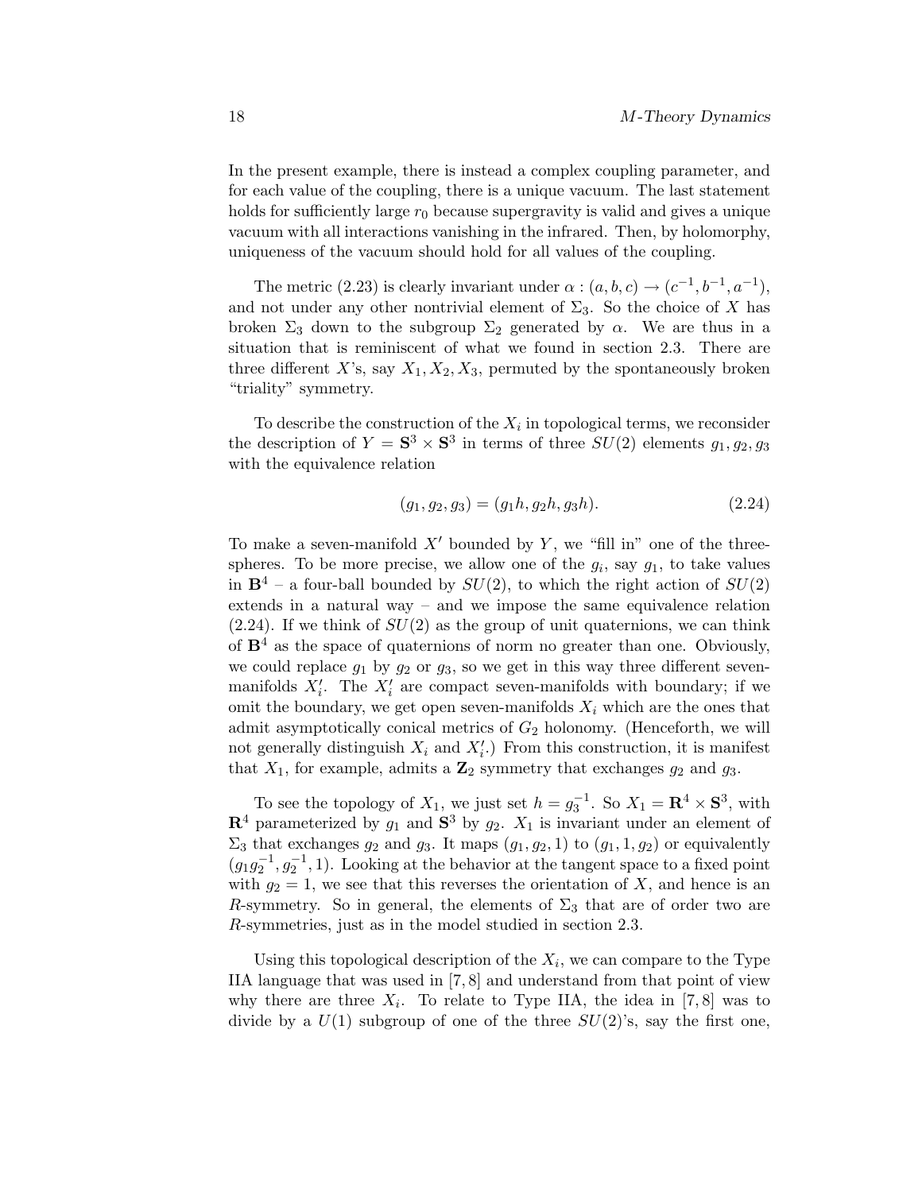In the present example, there is instead a complex coupling parameter, and for each value of the coupling, there is a unique vacuum. The last statement holds for sufficiently large $r_0$ because supergravity is valid and gives a unique vacuum with all interactions vanishing in the infrared. Then, by holomorphy, uniqueness of the vacuum should hold for all values of the coupling.

The metric (2.23) is clearly invariant under $\alpha : (a, b, c) \to (c^{-1}, b^{-1}, a^{-1})$, and not under any other nontrivial element of $\Sigma_3$. So the choice of $X$ has broken $\Sigma_3$ down to the subgroup $\Sigma_2$ generated by $\alpha$. We are thus in a situation that is reminiscent of what we found in section 2.3. There are three different $X$'s, say $X_1, X_2, X_3$, permuted by the spontaneously broken "triality" symmetry.

To describe the construction of the $X_i$ in topological terms, we reconsider the description of $Y = \mathbf{S}^3 \times \mathbf{S}^3$ in terms of three $SU(2)$ elements $g_1, g_2, g_3$ with the equivalence relation

$$(g_1, g_2, g_3) = (g_1 h, g_2 h, g_3 h). \tag{2.24}$$

To make a seven-manifold $X'$ bounded by $Y$, we "fill in" one of the three-spheres. To be more precise, we allow one of the $g_i$, say $g_1$, to take values in $\mathbf{B}^4$ – a four-ball bounded by $SU(2)$, to which the right action of $SU(2)$ extends in a natural way – and we impose the same equivalence relation (2.24). If we think of $SU(2)$ as the group of unit quaternions, we can think of $\mathbf{B}^4$ as the space of quaternions of norm no greater than one. Obviously, we could replace $g_1$ by $g_2$ or $g_3$, so we get in this way three different seven-manifolds $X'_i$. The $X'_i$ are compact seven-manifolds with boundary; if we omit the boundary, we get open seven-manifolds $X_i$ which are the ones that admit asymptotically conical metrics of $G_2$ holonomy. (Henceforth, we will not generally distinguish $X_i$ and $X'_i$.) From this construction, it is manifest that $X_1$, for example, admits a $\mathbf{Z}_2$ symmetry that exchanges $g_2$ and $g_3$.

To see the topology of $X_1$, we just set $h = g_3^{-1}$. So $X_1 = \mathbf{R}^4 \times \mathbf{S}^3$, with $\mathbf{R}^4$ parameterized by $g_1$ and $\mathbf{S}^3$ by $g_2$. $X_1$ is invariant under an element of $\Sigma_3$ that exchanges $g_2$ and $g_3$. It maps $(g_1, g_2, 1)$ to $(g_1, 1, g_2)$ or equivalently $(g_1 g_2^{-1}, g_2^{-1}, 1)$. Looking at the behavior at the tangent space to a fixed point with $g_2 = 1$, we see that this reverses the orientation of $X$, and hence is an $R$-symmetry. So in general, the elements of $\Sigma_3$ that are of order two are $R$-symmetries, just as in the model studied in section 2.3.

Using this topological description of the $X_i$, we can compare to the Type IIA language that was used in [7,8] and understand from that point of view why there are three $X_i$. To relate to Type IIA, the idea in [7,8] was to divide by a $U(1)$ subgroup of one of the three $SU(2)$'s, say the first one,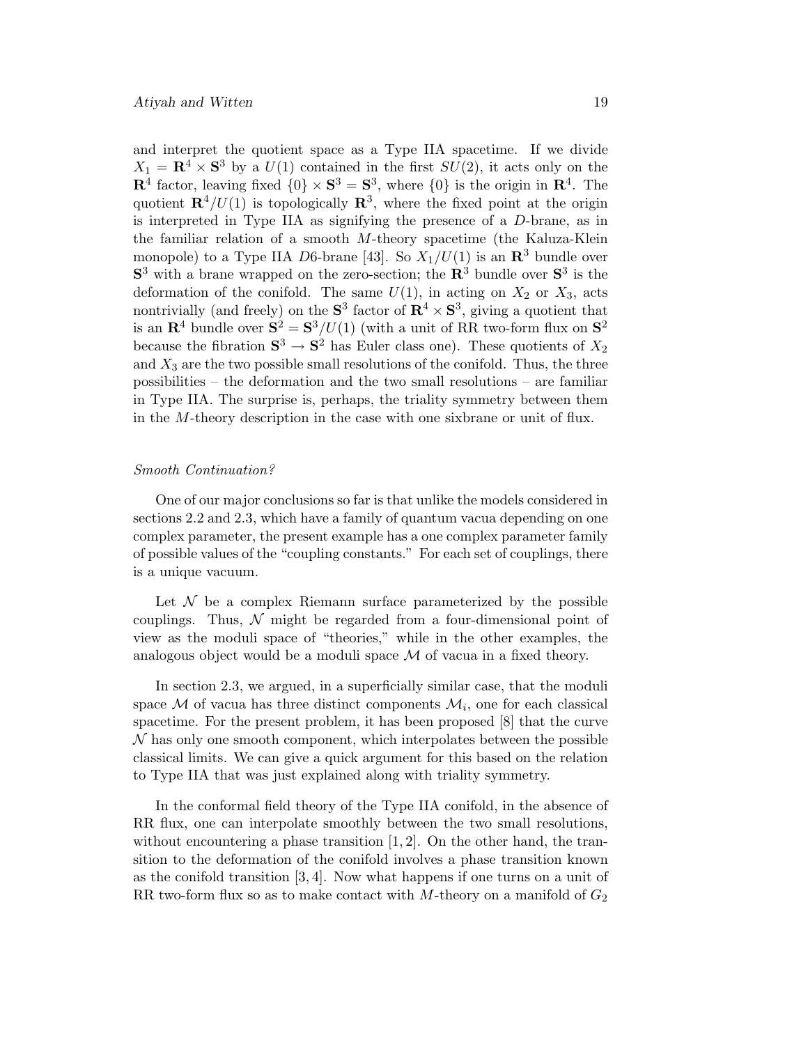and interpret the quotient space as a Type IIA spacetime. If we divide $X_1 = \mathbf{R}^4 \times \mathbf{S}^3$ by a $U(1)$ contained in the first $SU(2)$, it acts only on the $\mathbf{R}^4$ factor, leaving fixed $\{0\} \times \mathbf{S}^3 = \mathbf{S}^3$, where $\{0\}$ is the origin in $\mathbf{R}^4$. The quotient $\mathbf{R}^4/U(1)$ is topologically $\mathbf{R}^3$, where the fixed point at the origin is interpreted in Type IIA as signifying the presence of a $D$-brane, as in the familiar relation of a smooth $M$-theory spacetime (the Kaluza-Klein monopole) to a Type IIA $D6$-brane [43]. So $X_1/U(1)$ is an $\mathbf{R}^3$ bundle over $\mathbf{S}^3$ with a brane wrapped on the zero-section; the $\mathbf{R}^3$ bundle over $\mathbf{S}^3$ is the deformation of the conifold. The same $U(1)$, in acting on $X_2$ or $X_3$, acts nontrivially (and freely) on the $\mathbf{S}^3$ factor of $\mathbf{R}^4 \times \mathbf{S}^3$, giving a quotient that is an $\mathbf{R}^4$ bundle over $\mathbf{S}^2 = \mathbf{S}^3/U(1)$ (with a unit of RR two-form flux on $\mathbf{S}^2$ because the fibration $\mathbf{S}^3 \to \mathbf{S}^2$ has Euler class one). These quotients of $X_2$ and $X_3$ are the two possible small resolutions of the conifold. Thus, the three possibilities – the deformation and the two small resolutions – are familiar in Type IIA. The surprise is, perhaps, the triality symmetry between them in the $M$-theory description in the case with one sixbrane or unit of flux.

*Smooth Continuation?*

One of our major conclusions so far is that unlike the models considered in sections 2.2 and 2.3, which have a family of quantum vacua depending on one complex parameter, the present example has a one complex parameter family of possible values of the "coupling constants." For each set of couplings, there is a unique vacuum.

Let $\mathcal{N}$ be a complex Riemann surface parameterized by the possible couplings. Thus, $\mathcal{N}$ might be regarded from a four-dimensional point of view as the moduli space of "theories," while in the other examples, the analogous object would be a moduli space $\mathcal{M}$ of vacua in a fixed theory.

In section 2.3, we argued, in a superficially similar case, that the moduli space $\mathcal{M}$ of vacua has three distinct components $\mathcal{M}_i$, one for each classical spacetime. For the present problem, it has been proposed [8] that the curve $\mathcal{N}$ has only one smooth component, which interpolates between the possible classical limits. We can give a quick argument for this based on the relation to Type IIA that was just explained along with triality symmetry.

In the conformal field theory of the Type IIA conifold, in the absence of RR flux, one can interpolate smoothly between the two small resolutions, without encountering a phase transition [1, 2]. On the other hand, the transition to the deformation of the conifold involves a phase transition known as the conifold transition [3, 4]. Now what happens if one turns on a unit of RR two-form flux so as to make contact with $M$-theory on a manifold of $G_2$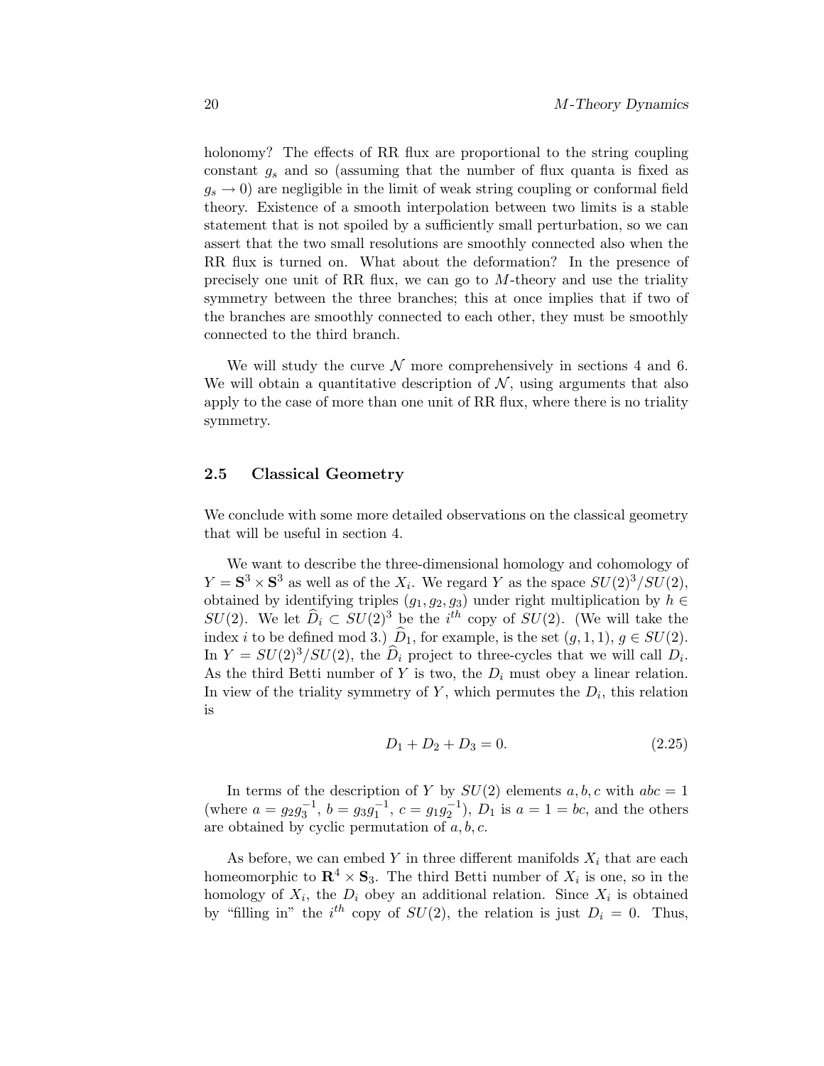holonomy? The effects of RR flux are proportional to the string coupling constant $g_s$ and so (assuming that the number of flux quanta is fixed as $g_s \to 0$) are negligible in the limit of weak string coupling or conformal field theory. Existence of a smooth interpolation between two limits is a stable statement that is not spoiled by a sufficiently small perturbation, so we can assert that the two small resolutions are smoothly connected also when the RR flux is turned on. What about the deformation? In the presence of precisely one unit of RR flux, we can go to $M$-theory and use the triality symmetry between the three branches; this at once implies that if two of the branches are smoothly connected to each other, they must be smoothly connected to the third branch.

We will study the curve $\mathcal{N}$ more comprehensively in sections 4 and 6. We will obtain a quantitative description of $\mathcal{N}$, using arguments that also apply to the case of more than one unit of RR flux, where there is no triality symmetry.

### 2.5 Classical Geometry

We conclude with some more detailed observations on the classical geometry that will be useful in section 4.

We want to describe the three-dimensional homology and cohomology of $Y = \mathbf{S}^3 \times \mathbf{S}^3$ as well as of the $X_i$. We regard $Y$ as the space $SU(2)^3/SU(2)$, obtained by identifying triples $(g_1, g_2, g_3)$ under right multiplication by $h \in SU(2)$. We let $\widehat{D}_i \subset SU(2)^3$ be the $i^{th}$ copy of $SU(2)$. (We will take the index $i$ to be defined mod 3.) $\widehat{D}_1$, for example, is the set $(g, 1, 1)$, $g \in SU(2)$. In $Y = SU(2)^3/SU(2)$, the $\widehat{D}_i$ project to three-cycles that we will call $D_i$. As the third Betti number of $Y$ is two, the $D_i$ must obey a linear relation. In view of the triality symmetry of $Y$, which permutes the $D_i$, this relation is

$$D_1 + D_2 + D_3 = 0. \tag{2.25}$$

In terms of the description of $Y$ by $SU(2)$ elements $a, b, c$ with $abc = 1$ (where $a = g_2 g_3^{-1}$, $b = g_3 g_1^{-1}$, $c = g_1 g_2^{-1}$), $D_1$ is $a = 1 = bc$, and the others are obtained by cyclic permutation of $a, b, c$.

As before, we can embed $Y$ in three different manifolds $X_i$ that are each homeomorphic to $\mathbf{R}^4 \times \mathbf{S}_3$. The third Betti number of $X_i$ is one, so in the homology of $X_i$, the $D_i$ obey an additional relation. Since $X_i$ is obtained by "filling in" the $i^{th}$ copy of $SU(2)$, the relation is just $D_i = 0$. Thus,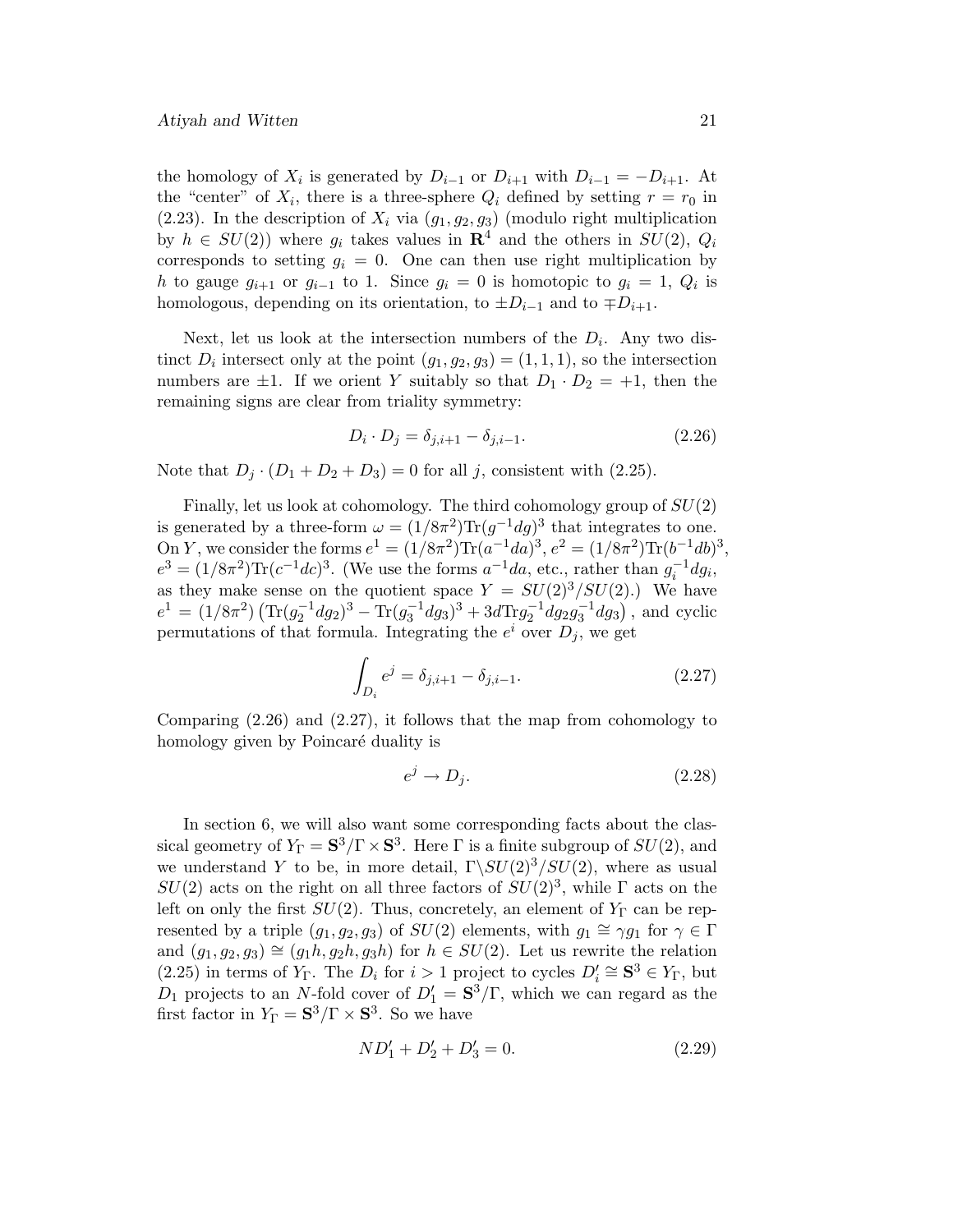the homology of $X_i$ is generated by $D_{i-1}$ or $D_{i+1}$ with $D_{i-1} = -D_{i+1}$. At the "center" of $X_i$, there is a three-sphere $Q_i$ defined by setting $r = r_0$ in (2.23). In the description of $X_i$ via $(g_1, g_2, g_3)$ (modulo right multiplication by $h \in SU(2)$) where $g_i$ takes values in $\mathbf{R}^4$ and the others in $SU(2)$, $Q_i$ corresponds to setting $g_i = 0$. One can then use right multiplication by $h$ to gauge $g_{i+1}$ or $g_{i-1}$ to 1. Since $g_i = 0$ is homotopic to $g_i = 1$, $Q_i$ is homologous, depending on its orientation, to $\pm D_{i-1}$ and to $\mp D_{i+1}$.

Next, let us look at the intersection numbers of the $D_i$. Any two distinct $D_i$ intersect only at the point $(g_1, g_2, g_3) = (1, 1, 1)$, so the intersection numbers are $\pm 1$. If we orient $Y$ suitably so that $D_1 \cdot D_2 = +1$, then the remaining signs are clear from triality symmetry:

$$D_i \cdot D_j = \delta_{j,i+1} - \delta_{j,i-1}. \tag{2.26}$$

Note that $D_j \cdot (D_1 + D_2 + D_3) = 0$ for all $j$, consistent with (2.25).

Finally, let us look at cohomology. The third cohomology group of $SU(2)$ is generated by a three-form $\omega = (1/8\pi^2)\mathrm{Tr}(g^{-1}dg)^3$ that integrates to one. On $Y$, we consider the forms $e^1 = (1/8\pi^2)\mathrm{Tr}(a^{-1}da)^3$, $e^2 = (1/8\pi^2)\mathrm{Tr}(b^{-1}db)^3$, $e^3 = (1/8\pi^2)\mathrm{Tr}(c^{-1}dc)^3$. (We use the forms $a^{-1}da$, etc., rather than $g_i^{-1}dg_i$, as they make sense on the quotient space $Y = SU(2)^3/SU(2)$.) We have $e^1 = (1/8\pi^2)\left(\mathrm{Tr}(g_2^{-1}dg_2)^3 - \mathrm{Tr}(g_3^{-1}dg_3)^3 + 3d\mathrm{Tr}g_2^{-1}dg_2 g_3^{-1}dg_3\right)$, and cyclic permutations of that formula. Integrating the $e^i$ over $D_j$, we get

$$\int_{D_i} e^j = \delta_{j,i+1} - \delta_{j,i-1}. \tag{2.27}$$

Comparing (2.26) and (2.27), it follows that the map from cohomology to homology given by Poincaré duality is

$$e^j \to D_j. \tag{2.28}$$

In section 6, we will also want some corresponding facts about the classical geometry of $Y_\Gamma = \mathbf{S}^3/\Gamma \times \mathbf{S}^3$. Here $\Gamma$ is a finite subgroup of $SU(2)$, and we understand $Y$ to be, in more detail, $\Gamma\backslash SU(2)^3/SU(2)$, where as usual $SU(2)$ acts on the right on all three factors of $SU(2)^3$, while $\Gamma$ acts on the left on only the first $SU(2)$. Thus, concretely, an element of $Y_\Gamma$ can be represented by a triple $(g_1, g_2, g_3)$ of $SU(2)$ elements, with $g_1 \cong \gamma g_1$ for $\gamma \in \Gamma$ and $(g_1, g_2, g_3) \cong (g_1 h, g_2 h, g_3 h)$ for $h \in SU(2)$. Let us rewrite the relation (2.25) in terms of $Y_\Gamma$. The $D_i$ for $i > 1$ project to cycles $D_i' \cong \mathbf{S}^3 \in Y_\Gamma$, but $D_1$ projects to an $N$-fold cover of $D_1' = \mathbf{S}^3/\Gamma$, which we can regard as the first factor in $Y_\Gamma = \mathbf{S}^3/\Gamma \times \mathbf{S}^3$. So we have

$$ND_1' + D_2' + D_3' = 0. \tag{2.29}$$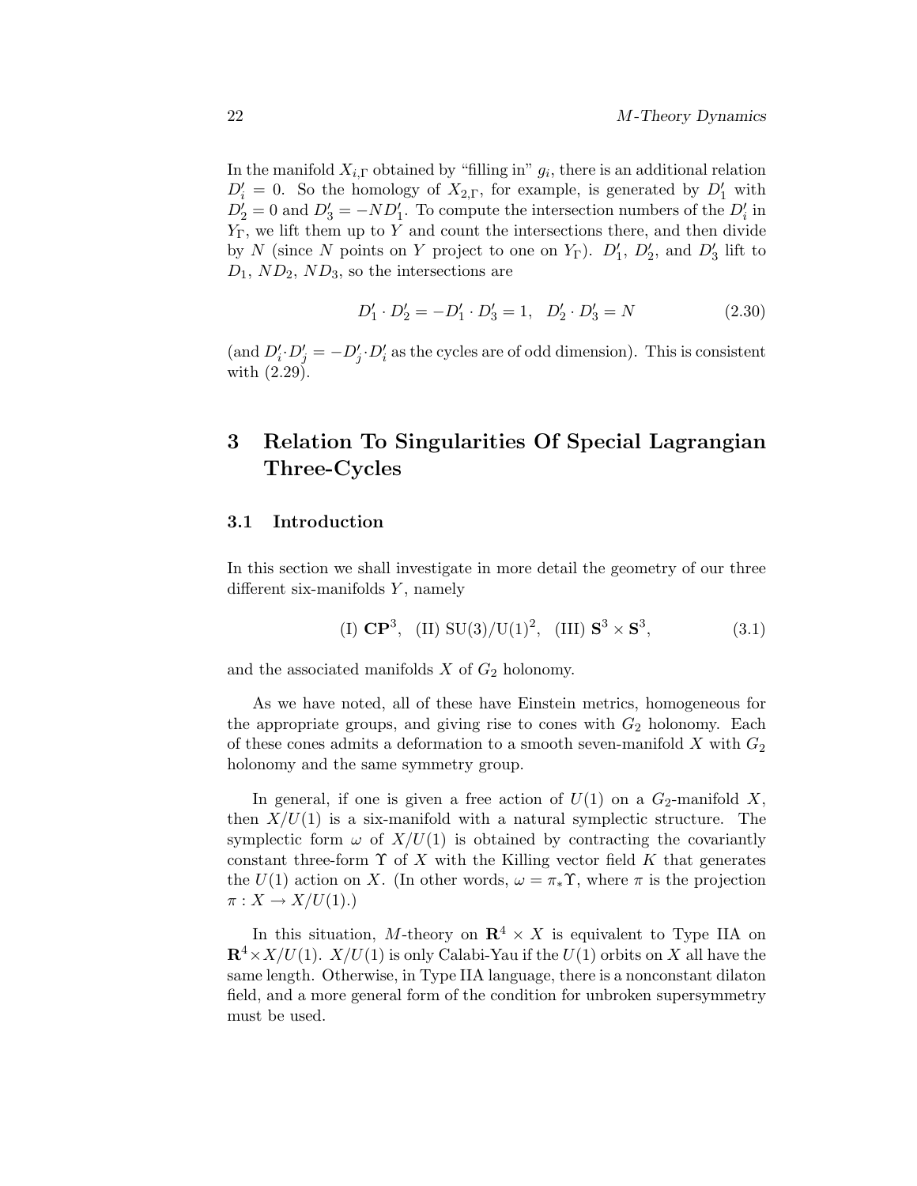In the manifold $X_{i,\Gamma}$ obtained by "filling in" $g_i$, there is an additional relation $D'_i = 0$. So the homology of $X_{2,\Gamma}$, for example, is generated by $D'_1$ with $D'_2 = 0$ and $D'_3 = -ND'_1$. To compute the intersection numbers of the $D'_i$ in $Y_\Gamma$, we lift them up to $Y$ and count the intersections there, and then divide by $N$ (since $N$ points on $Y$ project to one on $Y_\Gamma$). $D'_1$, $D'_2$, and $D'_3$ lift to $D_1$, $ND_2$, $ND_3$, so the intersections are

$$D'_1 \cdot D'_2 = -D'_1 \cdot D'_3 = 1, \quad D'_2 \cdot D'_3 = N \tag{2.30}$$

(and $D'_i \cdot D'_j = -D'_j \cdot D'_i$ as the cycles are of odd dimension). This is consistent with (2.29).

# 3 Relation To Singularities Of Special Lagrangian Three-Cycles

## 3.1 Introduction

In this section we shall investigate in more detail the geometry of our three different six-manifolds $Y$, namely

$$\text{(I) } \mathbf{CP}^3, \quad \text{(II) } \mathrm{SU(3)/U(1)^2}, \quad \text{(III) } \mathbf{S}^3 \times \mathbf{S}^3, \tag{3.1}$$

and the associated manifolds $X$ of $G_2$ holonomy.

As we have noted, all of these have Einstein metrics, homogeneous for the appropriate groups, and giving rise to cones with $G_2$ holonomy. Each of these cones admits a deformation to a smooth seven-manifold $X$ with $G_2$ holonomy and the same symmetry group.

In general, if one is given a free action of $U(1)$ on a $G_2$-manifold $X$, then $X/U(1)$ is a six-manifold with a natural symplectic structure. The symplectic form $\omega$ of $X/U(1)$ is obtained by contracting the covariantly constant three-form $\Upsilon$ of $X$ with the Killing vector field $K$ that generates the $U(1)$ action on $X$. (In other words, $\omega = \pi_* \Upsilon$, where $\pi$ is the projection $\pi : X \to X/U(1)$.)

In this situation, $M$-theory on $\mathbf{R}^4 \times X$ is equivalent to Type IIA on $\mathbf{R}^4 \times X/U(1)$. $X/U(1)$ is only Calabi-Yau if the $U(1)$ orbits on $X$ all have the same length. Otherwise, in Type IIA language, there is a nonconstant dilaton field, and a more general form of the condition for unbroken supersymmetry must be used.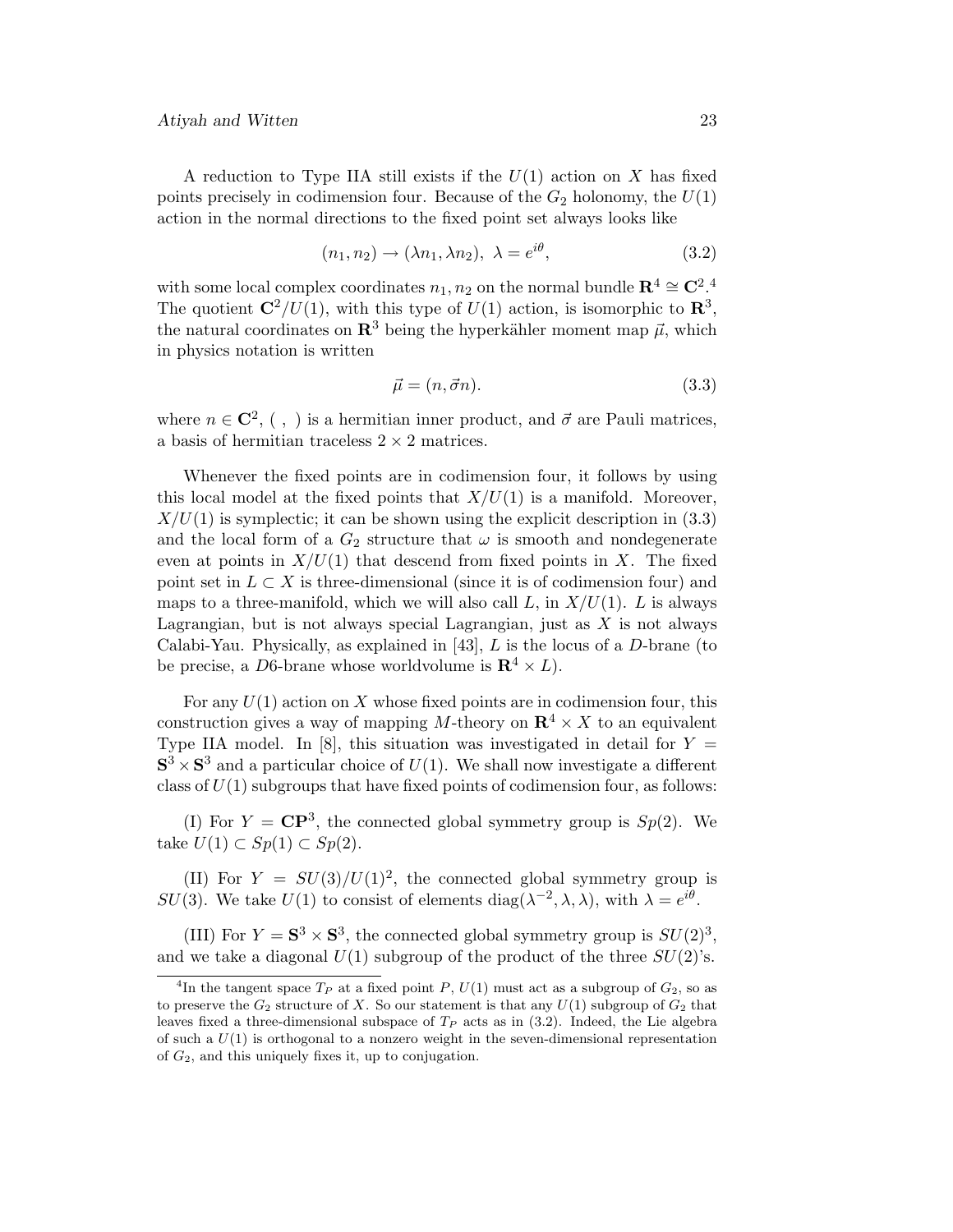A reduction to Type IIA still exists if the $U(1)$ action on $X$ has fixed points precisely in codimension four. Because of the $G_2$ holonomy, the $U(1)$ action in the normal directions to the fixed point set always looks like

$$(n_1, n_2) \to (\lambda n_1, \lambda n_2),\ \lambda = e^{i\theta}, \tag{3.2}$$

with some local complex coordinates $n_1, n_2$ on the normal bundle $\mathbf{R}^4 \cong \mathbf{C}^2$.[4] The quotient $\mathbf{C}^2/U(1)$, with this type of $U(1)$ action, is isomorphic to $\mathbf{R}^3$, the natural coordinates on $\mathbf{R}^3$ being the hyperkähler moment map $\vec{\mu}$, which in physics notation is written

$$\vec{\mu} = (n, \vec{\sigma} n). \tag{3.3}$$

where $n \in \mathbf{C}^2$, $(\ ,\ )$ is a hermitian inner product, and $\vec{\sigma}$ are Pauli matrices, a basis of hermitian traceless $2 \times 2$ matrices.

Whenever the fixed points are in codimension four, it follows by using this local model at the fixed points that $X/U(1)$ is a manifold. Moreover, $X/U(1)$ is symplectic; it can be shown using the explicit description in (3.3) and the local form of a $G_2$ structure that $\omega$ is smooth and nondegenerate even at points in $X/U(1)$ that descend from fixed points in $X$. The fixed point set in $L \subset X$ is three-dimensional (since it is of codimension four) and maps to a three-manifold, which we will also call $L$, in $X/U(1)$. $L$ is always Lagrangian, but is not always special Lagrangian, just as $X$ is not always Calabi-Yau. Physically, as explained in [43], $L$ is the locus of a $D$-brane (to be precise, a $D6$-brane whose worldvolume is $\mathbf{R}^4 \times L$).

For any $U(1)$ action on $X$ whose fixed points are in codimension four, this construction gives a way of mapping $M$-theory on $\mathbf{R}^4 \times X$ to an equivalent Type IIA model. In [8], this situation was investigated in detail for $Y = \mathbf{S}^3 \times \mathbf{S}^3$ and a particular choice of $U(1)$. We shall now investigate a different class of $U(1)$ subgroups that have fixed points of codimension four, as follows:

(I) For $Y = \mathbf{CP}^3$, the connected global symmetry group is $Sp(2)$. We take $U(1) \subset Sp(1) \subset Sp(2)$.

(II) For $Y = SU(3)/U(1)^2$, the connected global symmetry group is $SU(3)$. We take $U(1)$ to consist of elements $\mathrm{diag}(\lambda^{-2}, \lambda, \lambda)$, with $\lambda = e^{i\theta}$.

(III) For $Y = \mathbf{S}^3 \times \mathbf{S}^3$, the connected global symmetry group is $SU(2)^3$, and we take a diagonal $U(1)$ subgroup of the product of the three $SU(2)$'s.

---

[4] In the tangent space $T_P$ at a fixed point $P$, $U(1)$ must act as a subgroup of $G_2$, so as to preserve the $G_2$ structure of $X$. So our statement is that any $U(1)$ subgroup of $G_2$ that leaves fixed a three-dimensional subspace of $T_P$ acts as in (3.2). Indeed, the Lie algebra of such a $U(1)$ is orthogonal to a nonzero weight in the seven-dimensional representation of $G_2$, and this uniquely fixes it, up to conjugation.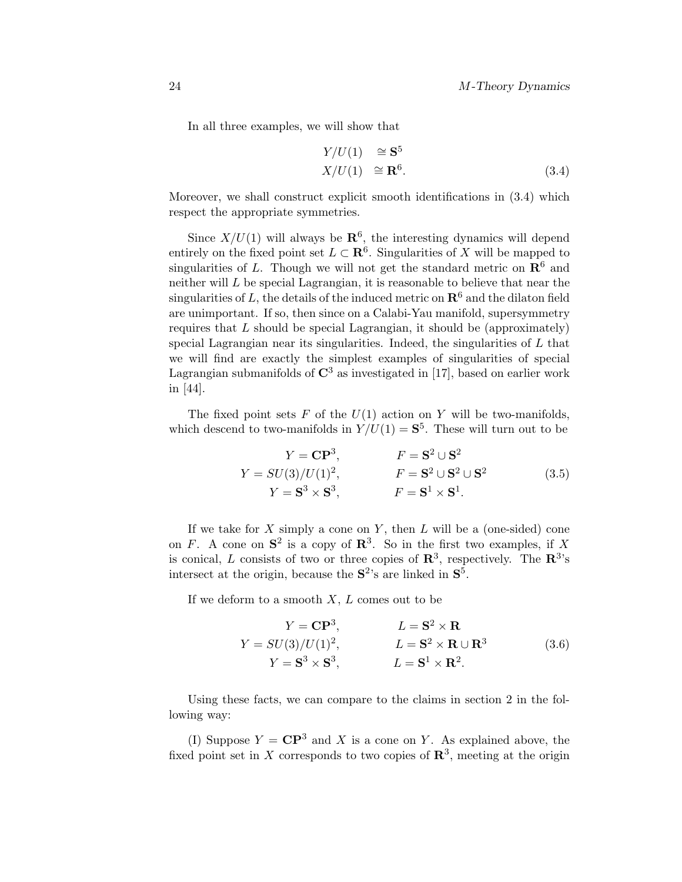In all three examples, we will show that

$$
\begin{aligned}
Y/U(1) &\cong \mathbf{S}^5 \\
X/U(1) &\cong \mathbf{R}^6.
\end{aligned}
\tag{3.4}
$$

Moreover, we shall construct explicit smooth identifications in (3.4) which respect the appropriate symmetries.

Since $X/U(1)$ will always be $\mathbf{R}^6$, the interesting dynamics will depend entirely on the fixed point set $L \subset \mathbf{R}^6$. Singularities of $X$ will be mapped to singularities of $L$. Though we will not get the standard metric on $\mathbf{R}^6$ and neither will $L$ be special Lagrangian, it is reasonable to believe that near the singularities of $L$, the details of the induced metric on $\mathbf{R}^6$ and the dilaton field are unimportant. If so, then since on a Calabi-Yau manifold, supersymmetry requires that $L$ should be special Lagrangian, it should be (approximately) special Lagrangian near its singularities. Indeed, the singularities of $L$ that we will find are exactly the simplest examples of singularities of special Lagrangian submanifolds of $\mathbf{C}^3$ as investigated in [17], based on earlier work in [44].

The fixed point sets $F$ of the $U(1)$ action on $Y$ will be two-manifolds, which descend to two-manifolds in $Y/U(1) = \mathbf{S}^5$. These will turn out to be

$$
\begin{aligned}
Y &= \mathbf{CP}^3, & F &= \mathbf{S}^2 \cup \mathbf{S}^2 \\
Y &= SU(3)/U(1)^2, & F &= \mathbf{S}^2 \cup \mathbf{S}^2 \cup \mathbf{S}^2 \\
Y &= \mathbf{S}^3 \times \mathbf{S}^3, & F &= \mathbf{S}^1 \times \mathbf{S}^1.
\end{aligned}
\tag{3.5}
$$

If we take for $X$ simply a cone on $Y$, then $L$ will be a (one-sided) cone on $F$. A cone on $\mathbf{S}^2$ is a copy of $\mathbf{R}^3$. So in the first two examples, if $X$ is conical, $L$ consists of two or three copies of $\mathbf{R}^3$, respectively. The $\mathbf{R}^3$'s intersect at the origin, because the $\mathbf{S}^2$'s are linked in $\mathbf{S}^5$.

If we deform to a smooth $X$, $L$ comes out to be

$$
\begin{aligned}
Y &= \mathbf{CP}^3, & L &= \mathbf{S}^2 \times \mathbf{R} \\
Y &= SU(3)/U(1)^2, & L &= \mathbf{S}^2 \times \mathbf{R} \cup \mathbf{R}^3 \\
Y &= \mathbf{S}^3 \times \mathbf{S}^3, & L &= \mathbf{S}^1 \times \mathbf{R}^2.
\end{aligned}
\tag{3.6}
$$

Using these facts, we can compare to the claims in section 2 in the following way:

(I) Suppose $Y = \mathbf{CP}^3$ and $X$ is a cone on $Y$. As explained above, the fixed point set in $X$ corresponds to two copies of $\mathbf{R}^3$, meeting at the origin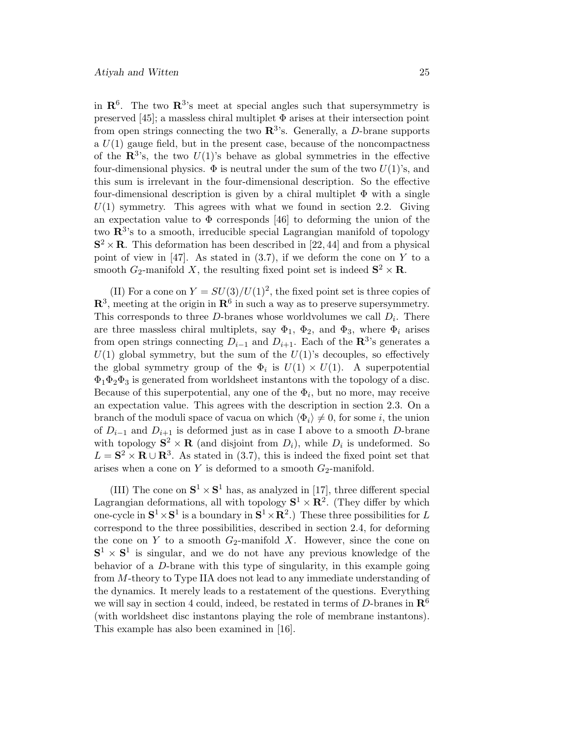in $\mathbf{R}^6$. The two $\mathbf{R}^3$'s meet at special angles such that supersymmetry is preserved [45]; a massless chiral multiplet $\Phi$ arises at their intersection point from open strings connecting the two $\mathbf{R}^3$'s. Generally, a $D$-brane supports a $U(1)$ gauge field, but in the present case, because of the noncompactness of the $\mathbf{R}^3$'s, the two $U(1)$'s behave as global symmetries in the effective four-dimensional physics. $\Phi$ is neutral under the sum of the two $U(1)$'s, and this sum is irrelevant in the four-dimensional description. So the effective four-dimensional description is given by a chiral multiplet $\Phi$ with a single $U(1)$ symmetry. This agrees with what we found in section 2.2. Giving an expectation value to $\Phi$ corresponds [46] to deforming the union of the two $\mathbf{R}^3$'s to a smooth, irreducible special Lagrangian manifold of topology $\mathbf{S}^2 \times \mathbf{R}$. This deformation has been described in [22, 44] and from a physical point of view in [47]. As stated in (3.7), if we deform the cone on $Y$ to a smooth $G_2$-manifold $X$, the resulting fixed point set is indeed $\mathbf{S}^2 \times \mathbf{R}$.

(II) For a cone on $Y = SU(3)/U(1)^2$, the fixed point set is three copies of $\mathbf{R}^3$, meeting at the origin in $\mathbf{R}^6$ in such a way as to preserve supersymmetry. This corresponds to three $D$-branes whose worldvolumes we call $D_i$. There are three massless chiral multiplets, say $\Phi_1$, $\Phi_2$, and $\Phi_3$, where $\Phi_i$ arises from open strings connecting $D_{i-1}$ and $D_{i+1}$. Each of the $\mathbf{R}^3$'s generates a $U(1)$ global symmetry, but the sum of the $U(1)$'s decouples, so effectively the global symmetry group of the $\Phi_i$ is $U(1) \times U(1)$. A superpotential $\Phi_1\Phi_2\Phi_3$ is generated from worldsheet instantons with the topology of a disc. Because of this superpotential, any one of the $\Phi_i$, but no more, may receive an expectation value. This agrees with the description in section 2.3. On a branch of the moduli space of vacua on which $\langle \Phi_i \rangle \neq 0$, for some $i$, the union of $D_{i-1}$ and $D_{i+1}$ is deformed just as in case I above to a smooth $D$-brane with topology $\mathbf{S}^2 \times \mathbf{R}$ (and disjoint from $D_i$), while $D_i$ is undeformed. So $L = \mathbf{S}^2 \times \mathbf{R} \cup \mathbf{R}^3$. As stated in (3.7), this is indeed the fixed point set that arises when a cone on $Y$ is deformed to a smooth $G_2$-manifold.

(III) The cone on $\mathbf{S}^1 \times \mathbf{S}^1$ has, as analyzed in [17], three different special Lagrangian deformations, all with topology $\mathbf{S}^1 \times \mathbf{R}^2$. (They differ by which one-cycle in $\mathbf{S}^1 \times \mathbf{S}^1$ is a boundary in $\mathbf{S}^1 \times \mathbf{R}^2$.) These three possibilities for $L$ correspond to the three possibilities, described in section 2.4, for deforming the cone on $Y$ to a smooth $G_2$-manifold $X$. However, since the cone on $\mathbf{S}^1 \times \mathbf{S}^1$ is singular, and we do not have any previous knowledge of the behavior of a $D$-brane with this type of singularity, in this example going from $M$-theory to Type IIA does not lead to any immediate understanding of the dynamics. It merely leads to a restatement of the questions. Everything we will say in section 4 could, indeed, be restated in terms of $D$-branes in $\mathbf{R}^6$ (with worldsheet disc instantons playing the role of membrane instantons). This example has also been examined in [16].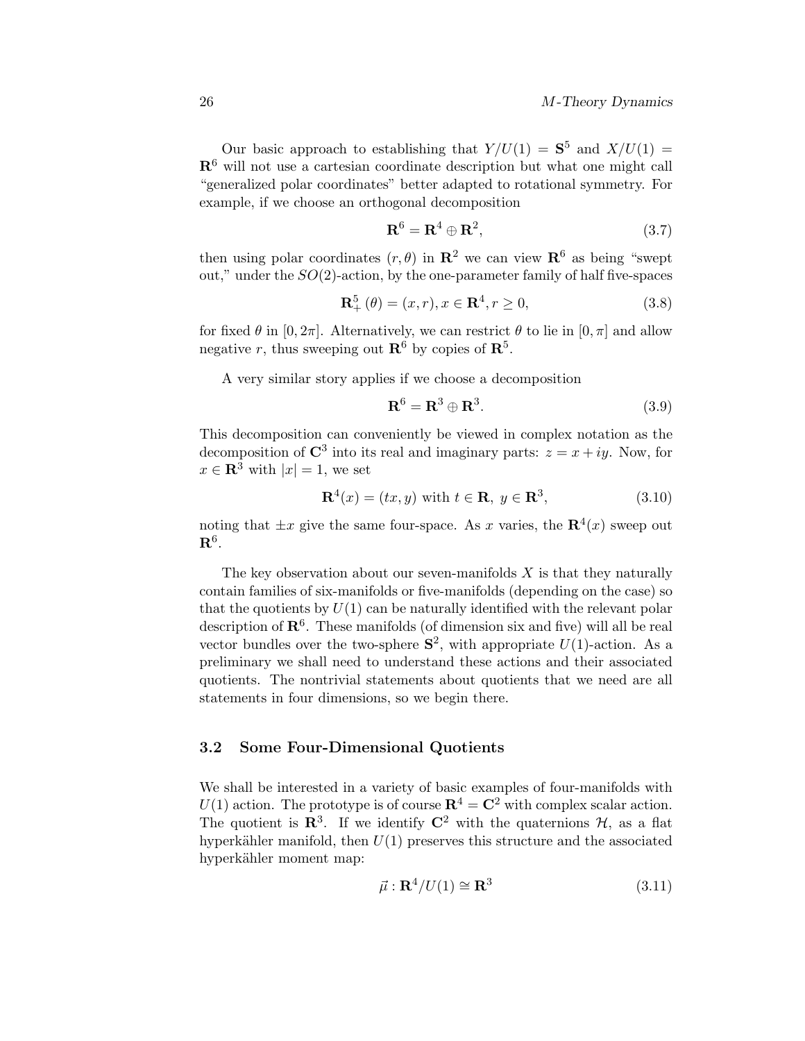Our basic approach to establishing that $Y/U(1) = \mathbf{S}^5$ and $X/U(1) = \mathbf{R}^6$ will not use a cartesian coordinate description but what one might call "generalized polar coordinates" better adapted to rotational symmetry. For example, if we choose an orthogonal decomposition

$$\mathbf{R}^6 = \mathbf{R}^4 \oplus \mathbf{R}^2, \tag{3.7}$$

then using polar coordinates $(r, \theta)$ in $\mathbf{R}^2$ we can view $\mathbf{R}^6$ as being "swept out," under the $SO(2)$-action, by the one-parameter family of half five-spaces

$$\mathbf{R}^5_+(\theta) = (x, r), x \in \mathbf{R}^4, r \geq 0, \tag{3.8}$$

for fixed $\theta$ in $[0, 2\pi]$. Alternatively, we can restrict $\theta$ to lie in $[0, \pi]$ and allow negative $r$, thus sweeping out $\mathbf{R}^6$ by copies of $\mathbf{R}^5$.

A very similar story applies if we choose a decomposition

$$\mathbf{R}^6 = \mathbf{R}^3 \oplus \mathbf{R}^3. \tag{3.9}$$

This decomposition can conveniently be viewed in complex notation as the decomposition of $\mathbf{C}^3$ into its real and imaginary parts: $z = x + iy$. Now, for $x \in \mathbf{R}^3$ with $|x| = 1$, we set

$$\mathbf{R}^4(x) = (tx, y) \text{ with } t \in \mathbf{R},\ y \in \mathbf{R}^3, \tag{3.10}$$

noting that $\pm x$ give the same four-space. As $x$ varies, the $\mathbf{R}^4(x)$ sweep out $\mathbf{R}^6$.

The key observation about our seven-manifolds $X$ is that they naturally contain families of six-manifolds or five-manifolds (depending on the case) so that the quotients by $U(1)$ can be naturally identified with the relevant polar description of $\mathbf{R}^6$. These manifolds (of dimension six and five) will all be real vector bundles over the two-sphere $\mathbf{S}^2$, with appropriate $U(1)$-action. As a preliminary we shall need to understand these actions and their associated quotients. The nontrivial statements about quotients that we need are all statements in four dimensions, so we begin there.

### 3.2 Some Four-Dimensional Quotients

We shall be interested in a variety of basic examples of four-manifolds with $U(1)$ action. The prototype is of course $\mathbf{R}^4 = \mathbf{C}^2$ with complex scalar action. The quotient is $\mathbf{R}^3$. If we identify $\mathbf{C}^2$ with the quaternions $\mathcal{H}$, as a flat hyperkähler manifold, then $U(1)$ preserves this structure and the associated hyperkähler moment map:

$$\vec{\mu} : \mathbf{R}^4/U(1) \cong \mathbf{R}^3 \tag{3.11}$$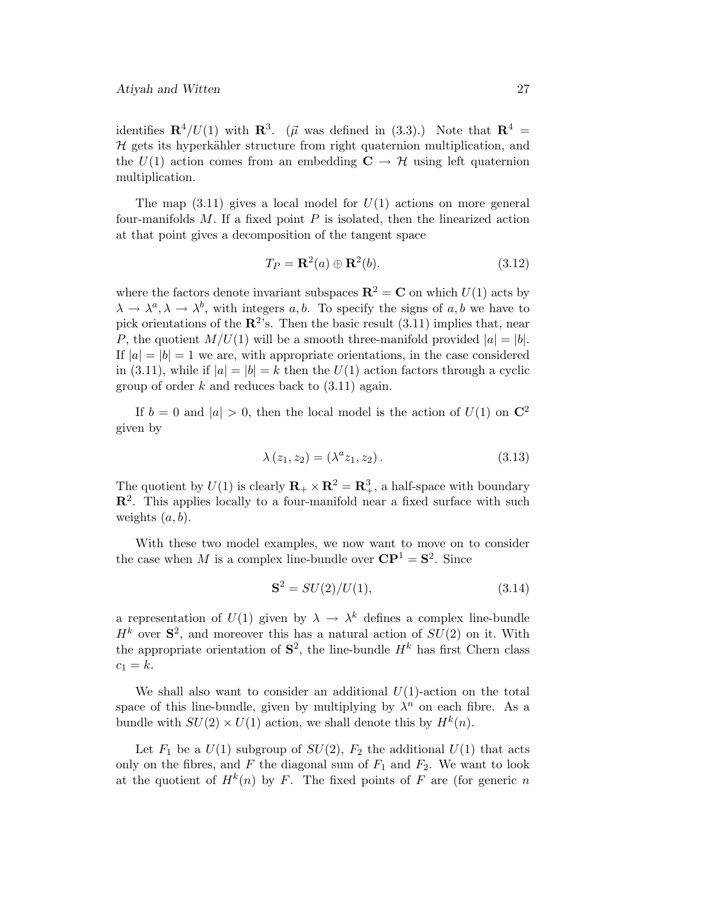identifies $\mathbf{R}^4/U(1)$ with $\mathbf{R}^3$. ($\vec{\mu}$ was defined in (3.3).) Note that $\mathbf{R}^4 = \mathcal{H}$ gets its hyperkähler structure from right quaternion multiplication, and the $U(1)$ action comes from an embedding $\mathbf{C} \to \mathcal{H}$ using left quaternion multiplication.

The map (3.11) gives a local model for $U(1)$ actions on more general four-manifolds $M$. If a fixed point $P$ is isolated, then the linearized action at that point gives a decomposition of the tangent space

$$T_P = \mathbf{R}^2(a) \oplus \mathbf{R}^2(b). \tag{3.12}$$

where the factors denote invariant subspaces $\mathbf{R}^2 = \mathbf{C}$ on which $U(1)$ acts by $\lambda \to \lambda^a, \lambda \to \lambda^b$, with integers $a, b$. To specify the signs of $a, b$ we have to pick orientations of the $\mathbf{R}^2$'s. Then the basic result (3.11) implies that, near $P$, the quotient $M/U(1)$ will be a smooth three-manifold provided $|a| = |b|$. If $|a| = |b| = 1$ we are, with appropriate orientations, in the case considered in (3.11), while if $|a| = |b| = k$ then the $U(1)$ action factors through a cyclic group of order $k$ and reduces back to (3.11) again.

If $b = 0$ and $|a| > 0$, then the local model is the action of $U(1)$ on $\mathbf{C}^2$ given by

$$\lambda \left(z_1, z_2\right) = \left(\lambda^a z_1, z_2\right). \tag{3.13}$$

The quotient by $U(1)$ is clearly $\mathbf{R}_+ \times \mathbf{R}^2 = \mathbf{R}^3_+$, a half-space with boundary $\mathbf{R}^2$. This applies locally to a four-manifold near a fixed surface with such weights $(a, b)$.

With these two model examples, we now want to move on to consider the case when $M$ is a complex line-bundle over $\mathbf{CP}^1 = \mathbf{S}^2$. Since

$$\mathbf{S}^2 = SU(2)/U(1), \tag{3.14}$$

a representation of $U(1)$ given by $\lambda \to \lambda^k$ defines a complex line-bundle $H^k$ over $\mathbf{S}^2$, and moreover this has a natural action of $SU(2)$ on it. With the appropriate orientation of $\mathbf{S}^2$, the line-bundle $H^k$ has first Chern class $c_1 = k$.

We shall also want to consider an additional $U(1)$-action on the total space of this line-bundle, given by multiplying by $\lambda^n$ on each fibre. As a bundle with $SU(2) \times U(1)$ action, we shall denote this by $H^k(n)$.

Let $F_1$ be a $U(1)$ subgroup of $SU(2)$, $F_2$ the additional $U(1)$ that acts only on the fibres, and $F$ the diagonal sum of $F_1$ and $F_2$. We want to look at the quotient of $H^k(n)$ by $F$. The fixed points of $F$ are (for generic $n$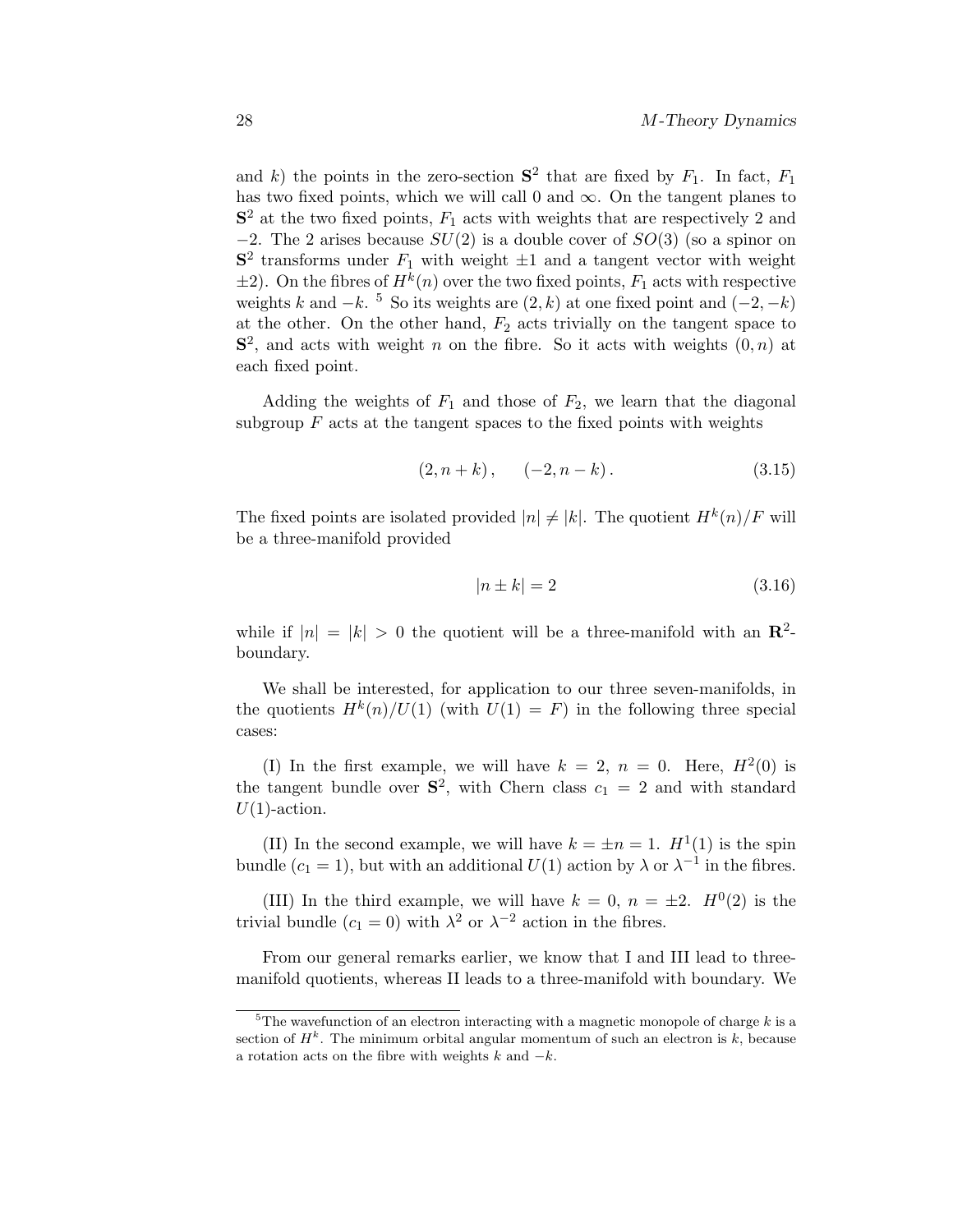and $k$) the points in the zero-section $\mathbf{S}^2$ that are fixed by $F_1$. In fact, $F_1$ has two fixed points, which we will call 0 and $\infty$. On the tangent planes to $\mathbf{S}^2$ at the two fixed points, $F_1$ acts with weights that are respectively 2 and $-2$. The 2 arises because $SU(2)$ is a double cover of $SO(3)$ (so a spinor on $\mathbf{S}^2$ transforms under $F_1$ with weight $\pm 1$ and a tangent vector with weight $\pm 2$). On the fibres of $H^k(n)$ over the two fixed points, $F_1$ acts with respective weights $k$ and $-k$. [5] So its weights are $(2, k)$ at one fixed point and $(-2, -k)$ at the other. On the other hand, $F_2$ acts trivially on the tangent space to $\mathbf{S}^2$, and acts with weight $n$ on the fibre. So it acts with weights $(0, n)$ at each fixed point.

Adding the weights of $F_1$ and those of $F_2$, we learn that the diagonal subgroup $F$ acts at the tangent spaces to the fixed points with weights

$$(2, n+k)\,, \qquad (-2, n-k)\,. \tag{3.15}$$

The fixed points are isolated provided $|n| \neq |k|$. The quotient $H^k(n)/F$ will be a three-manifold provided

$$|n \pm k| = 2 \tag{3.16}$$

while if $|n| = |k| > 0$ the quotient will be a three-manifold with an $\mathbf{R}^2$-boundary.

We shall be interested, for application to our three seven-manifolds, in the quotients $H^k(n)/U(1)$ (with $U(1) = F$) in the following three special cases:

(I) In the first example, we will have $k = 2$, $n = 0$. Here, $H^2(0)$ is the tangent bundle over $\mathbf{S}^2$, with Chern class $c_1 = 2$ and with standard $U(1)$-action.

(II) In the second example, we will have $k = \pm n = 1$. $H^1(1)$ is the spin bundle ($c_1 = 1$), but with an additional $U(1)$ action by $\lambda$ or $\lambda^{-1}$ in the fibres.

(III) In the third example, we will have $k = 0$, $n = \pm 2$. $H^0(2)$ is the trivial bundle ($c_1 = 0$) with $\lambda^2$ or $\lambda^{-2}$ action in the fibres.

From our general remarks earlier, we know that I and III lead to three-manifold quotients, whereas II leads to a three-manifold with boundary. We

---

[5] The wavefunction of an electron interacting with a magnetic monopole of charge $k$ is a section of $H^k$. The minimum orbital angular momentum of such an electron is $k$, because a rotation acts on the fibre with weights $k$ and $-k$.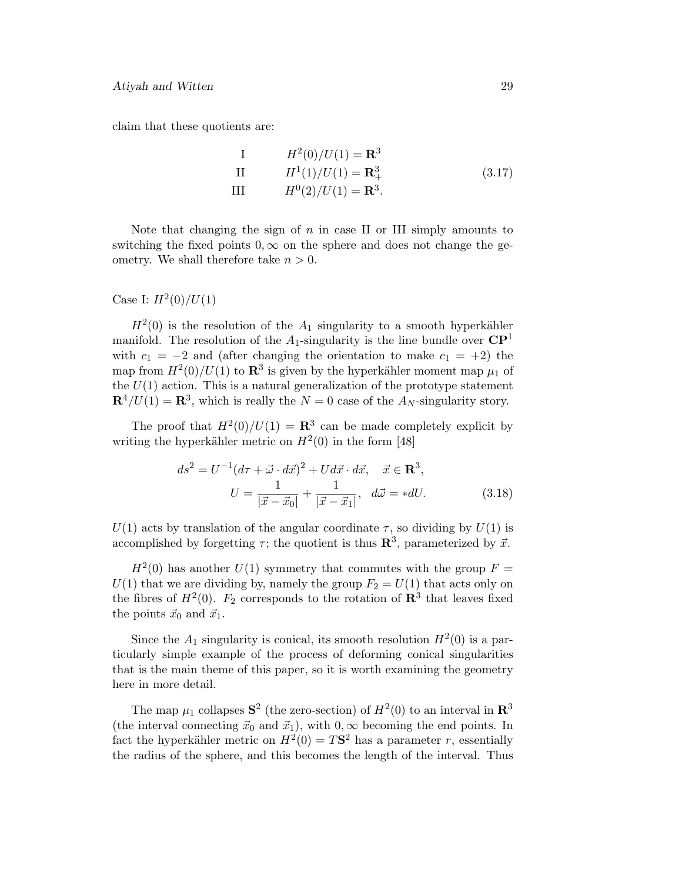claim that these quotients are:

$$
\begin{array}{ll}
\text{I} & H^2(0)/U(1) = \mathbf{R}^3 \\
\text{II} & H^1(1)/U(1) = \mathbf{R}^3_+ \\
\text{III} & H^0(2)/U(1) = \mathbf{R}^3.
\end{array}
\tag{3.17}
$$

Note that changing the sign of $n$ in case II or III simply amounts to switching the fixed points $0, \infty$ on the sphere and does not change the geometry. We shall therefore take $n > 0$.

Case I: $H^2(0)/U(1)$

$H^2(0)$ is the resolution of the $A_1$ singularity to a smooth hyperkähler manifold. The resolution of the $A_1$-singularity is the line bundle over $\mathbf{CP}^1$ with $c_1 = -2$ and (after changing the orientation to make $c_1 = +2$) the map from $H^2(0)/U(1)$ to $\mathbf{R}^3$ is given by the hyperkähler moment map $\mu_1$ of the $U(1)$ action. This is a natural generalization of the prototype statement $\mathbf{R}^4/U(1) = \mathbf{R}^3$, which is really the $N = 0$ case of the $A_N$-singularity story.

The proof that $H^2(0)/U(1) = \mathbf{R}^3$ can be made completely explicit by writing the hyperkähler metric on $H^2(0)$ in the form [48]

$$
\begin{aligned}
ds^2 = U^{-1}(d\tau + \vec{\omega} \cdot d\vec{x})^2 + U d\vec{x} \cdot d\vec{x}, \quad \vec{x} \in \mathbf{R}^3, \\
U = \frac{1}{|\vec{x} - \vec{x}_0|} + \frac{1}{|\vec{x} - \vec{x}_1|}, \quad d\vec{\omega} = *dU.
\end{aligned}
\tag{3.18}
$$

$U(1)$ acts by translation of the angular coordinate $\tau$, so dividing by $U(1)$ is accomplished by forgetting $\tau$; the quotient is thus $\mathbf{R}^3$, parameterized by $\vec{x}$.

$H^2(0)$ has another $U(1)$ symmetry that commutes with the group $F = U(1)$ that we are dividing by, namely the group $F_2 = U(1)$ that acts only on the fibres of $H^2(0)$. $F_2$ corresponds to the rotation of $\mathbf{R}^3$ that leaves fixed the points $\vec{x}_0$ and $\vec{x}_1$.

Since the $A_1$ singularity is conical, its smooth resolution $H^2(0)$ is a particularly simple example of the process of deforming conical singularities that is the main theme of this paper, so it is worth examining the geometry here in more detail.

The map $\mu_1$ collapses $\mathbf{S}^2$ (the zero-section) of $H^2(0)$ to an interval in $\mathbf{R}^3$ (the interval connecting $\vec{x}_0$ and $\vec{x}_1$), with $0, \infty$ becoming the end points. In fact the hyperkähler metric on $H^2(0) = T\mathbf{S}^2$ has a parameter $r$, essentially the radius of the sphere, and this becomes the length of the interval. Thus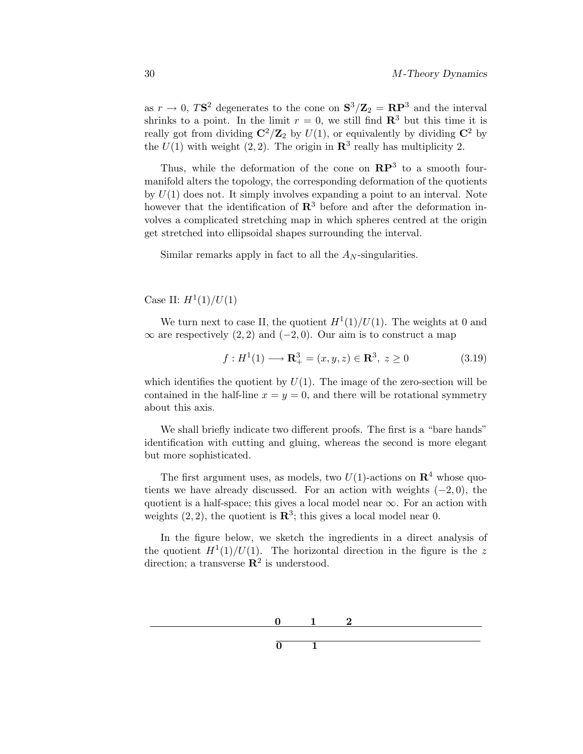as $r \to 0$, $T\mathbf{S}^2$ degenerates to the cone on $\mathbf{S}^3/\mathbf{Z}_2 = \mathbf{RP}^3$ and the interval shrinks to a point. In the limit $r = 0$, we still find $\mathbf{R}^3$ but this time it is really got from dividing $\mathbf{C}^2/\mathbf{Z}_2$ by $U(1)$, or equivalently by dividing $\mathbf{C}^2$ by the $U(1)$ with weight $(2, 2)$. The origin in $\mathbf{R}^3$ really has multiplicity 2.

Thus, while the deformation of the cone on $\mathbf{RP}^3$ to a smooth four-manifold alters the topology, the corresponding deformation of the quotients by $U(1)$ does not. It simply involves expanding a point to an interval. Note however that the identification of $\mathbf{R}^3$ before and after the deformation involves a complicated stretching map in which spheres centred at the origin get stretched into ellipsoidal shapes surrounding the interval.

Similar remarks apply in fact to all the $A_N$-singularities.

Case II: $H^1(1)/U(1)$

We turn next to case II, the quotient $H^1(1)/U(1)$. The weights at 0 and $\infty$ are respectively $(2, 2)$ and $(-2, 0)$. Our aim is to construct a map

$$f : H^1(1) \longrightarrow \mathbf{R}^3_+ = (x, y, z) \in \mathbf{R}^3,\ z \geq 0 \tag{3.19}$$

which identifies the quotient by $U(1)$. The image of the zero-section will be contained in the half-line $x = y = 0$, and there will be rotational symmetry about this axis.

We shall briefly indicate two different proofs. The first is a "bare hands" identification with cutting and gluing, whereas the second is more elegant but more sophisticated.

The first argument uses, as models, two $U(1)$-actions on $\mathbf{R}^4$ whose quotients we have already discussed. For an action with weights $(-2, 0)$, the quotient is a half-space; this gives a local model near $\infty$. For an action with weights $(2, 2)$, the quotient is $\mathbf{R}^3$; this gives a local model near 0.

In the figure below, we sketch the ingredients in a direct analysis of the quotient $H^1(1)/U(1)$. The horizontal direction in the figure is the $z$ direction; a transverse $\mathbf{R}^2$ is understood.

**0** **1** **2**

**0** **1**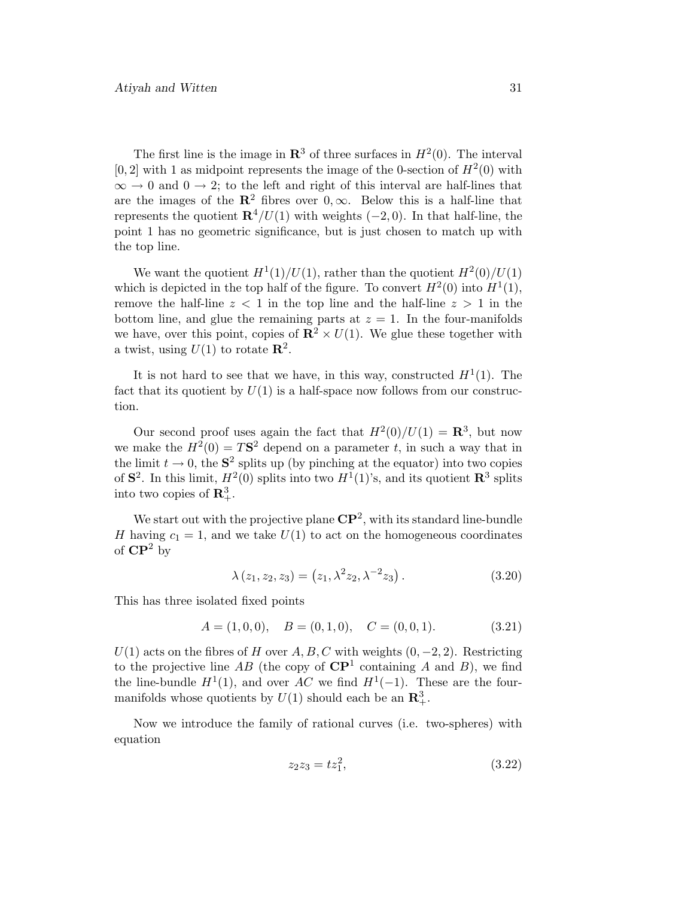The first line is the image in $\mathbf{R}^3$ of three surfaces in $H^2(0)$. The interval $[0,2]$ with 1 as midpoint represents the image of the 0-section of $H^2(0)$ with $\infty \to 0$ and $0 \to 2$; to the left and right of this interval are half-lines that are the images of the $\mathbf{R}^2$ fibres over $0, \infty$. Below this is a half-line that represents the quotient $\mathbf{R}^4/U(1)$ with weights $(-2,0)$. In that half-line, the point 1 has no geometric significance, but is just chosen to match up with the top line.

We want the quotient $H^1(1)/U(1)$, rather than the quotient $H^2(0)/U(1)$ which is depicted in the top half of the figure. To convert $H^2(0)$ into $H^1(1)$, remove the half-line $z < 1$ in the top line and the half-line $z > 1$ in the bottom line, and glue the remaining parts at $z = 1$. In the four-manifolds we have, over this point, copies of $\mathbf{R}^2 \times U(1)$. We glue these together with a twist, using $U(1)$ to rotate $\mathbf{R}^2$.

It is not hard to see that we have, in this way, constructed $H^1(1)$. The fact that its quotient by $U(1)$ is a half-space now follows from our construction.

Our second proof uses again the fact that $H^2(0)/U(1) = \mathbf{R}^3$, but now we make the $H^2(0) = T\mathbf{S}^2$ depend on a parameter $t$, in such a way that in the limit $t \to 0$, the $\mathbf{S}^2$ splits up (by pinching at the equator) into two copies of $\mathbf{S}^2$. In this limit, $H^2(0)$ splits into two $H^1(1)$'s, and its quotient $\mathbf{R}^3$ splits into two copies of $\mathbf{R}^3_+$.

We start out with the projective plane $\mathbf{CP}^2$, with its standard line-bundle $H$ having $c_1 = 1$, and we take $U(1)$ to act on the homogeneous coordinates of $\mathbf{CP}^2$ by

$$\lambda\left(z_1, z_2, z_3\right) = \left(z_1, \lambda^2 z_2, \lambda^{-2} z_3\right). \tag{3.20}$$

This has three isolated fixed points

$$A = (1,0,0), \quad B = (0,1,0), \quad C = (0,0,1). \tag{3.21}$$

$U(1)$ acts on the fibres of $H$ over $A, B, C$ with weights $(0,-2,2)$. Restricting to the projective line $AB$ (the copy of $\mathbf{CP}^1$ containing $A$ and $B$), we find the line-bundle $H^1(1)$, and over $AC$ we find $H^1(-1)$. These are the four-manifolds whose quotients by $U(1)$ should each be an $\mathbf{R}^3_+$.

Now we introduce the family of rational curves (i.e. two-spheres) with equation

$$z_2 z_3 = t z_1^2, \tag{3.22}$$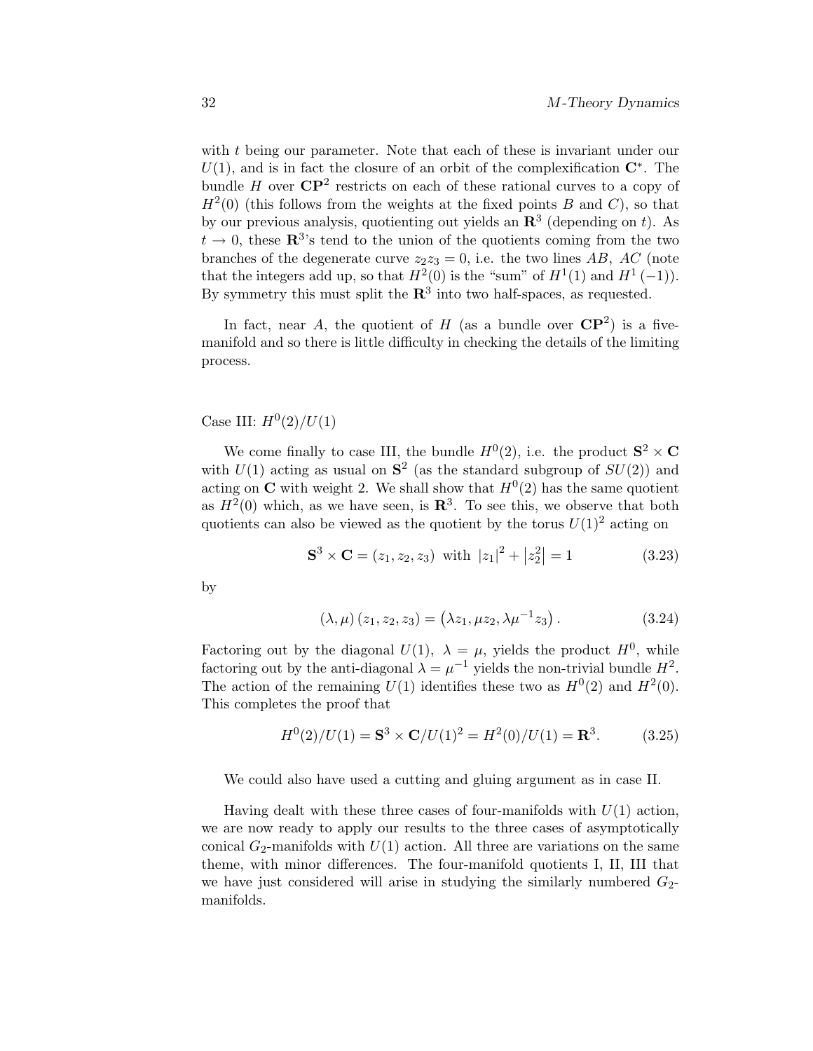with $t$ being our parameter. Note that each of these is invariant under our $U(1)$, and is in fact the closure of an orbit of the complexification $\mathbf{C}^*$. The bundle $H$ over $\mathbf{CP}^2$ restricts on each of these rational curves to a copy of $H^2(0)$ (this follows from the weights at the fixed points $B$ and $C$), so that by our previous analysis, quotienting out yields an $\mathbf{R}^3$ (depending on $t$). As $t \to 0$, these $\mathbf{R}^3$'s tend to the union of the quotients coming from the two branches of the degenerate curve $z_2 z_3 = 0$, i.e. the two lines $AB$, $AC$ (note that the integers add up, so that $H^2(0)$ is the "sum" of $H^1(1)$ and $H^1(-1)$). By symmetry this must split the $\mathbf{R}^3$ into two half-spaces, as requested.

In fact, near $A$, the quotient of $H$ (as a bundle over $\mathbf{CP}^2$) is a five-manifold and so there is little difficulty in checking the details of the limiting process.

Case III: $H^0(2)/U(1)$

We come finally to case III, the bundle $H^0(2)$, i.e. the product $\mathbf{S}^2 \times \mathbf{C}$ with $U(1)$ acting as usual on $\mathbf{S}^2$ (as the standard subgroup of $SU(2)$) and acting on $\mathbf{C}$ with weight 2. We shall show that $H^0(2)$ has the same quotient as $H^2(0)$ which, as we have seen, is $\mathbf{R}^3$. To see this, we observe that both quotients can also be viewed as the quotient by the torus $U(1)^2$ acting on

$$\mathbf{S}^3 \times \mathbf{C} = (z_1, z_2, z_3) \text{ with } |z_1|^2 + \left|z_2^2\right| = 1 \tag{3.23}$$

by

$$(\lambda, \mu)(z_1, z_2, z_3) = \left(\lambda z_1, \mu z_2, \lambda \mu^{-1} z_3\right). \tag{3.24}$$

Factoring out by the diagonal $U(1)$, $\lambda = \mu$, yields the product $H^0$, while factoring out by the anti-diagonal $\lambda = \mu^{-1}$ yields the non-trivial bundle $H^2$. The action of the remaining $U(1)$ identifies these two as $H^0(2)$ and $H^2(0)$. This completes the proof that

$$H^0(2)/U(1) = \mathbf{S}^3 \times \mathbf{C}/U(1)^2 = H^2(0)/U(1) = \mathbf{R}^3. \tag{3.25}$$

We could also have used a cutting and gluing argument as in case II.

Having dealt with these three cases of four-manifolds with $U(1)$ action, we are now ready to apply our results to the three cases of asymptotically conical $G_2$-manifolds with $U(1)$ action. All three are variations on the same theme, with minor differences. The four-manifold quotients I, II, III that we have just considered will arise in studying the similarly numbered $G_2$-manifolds.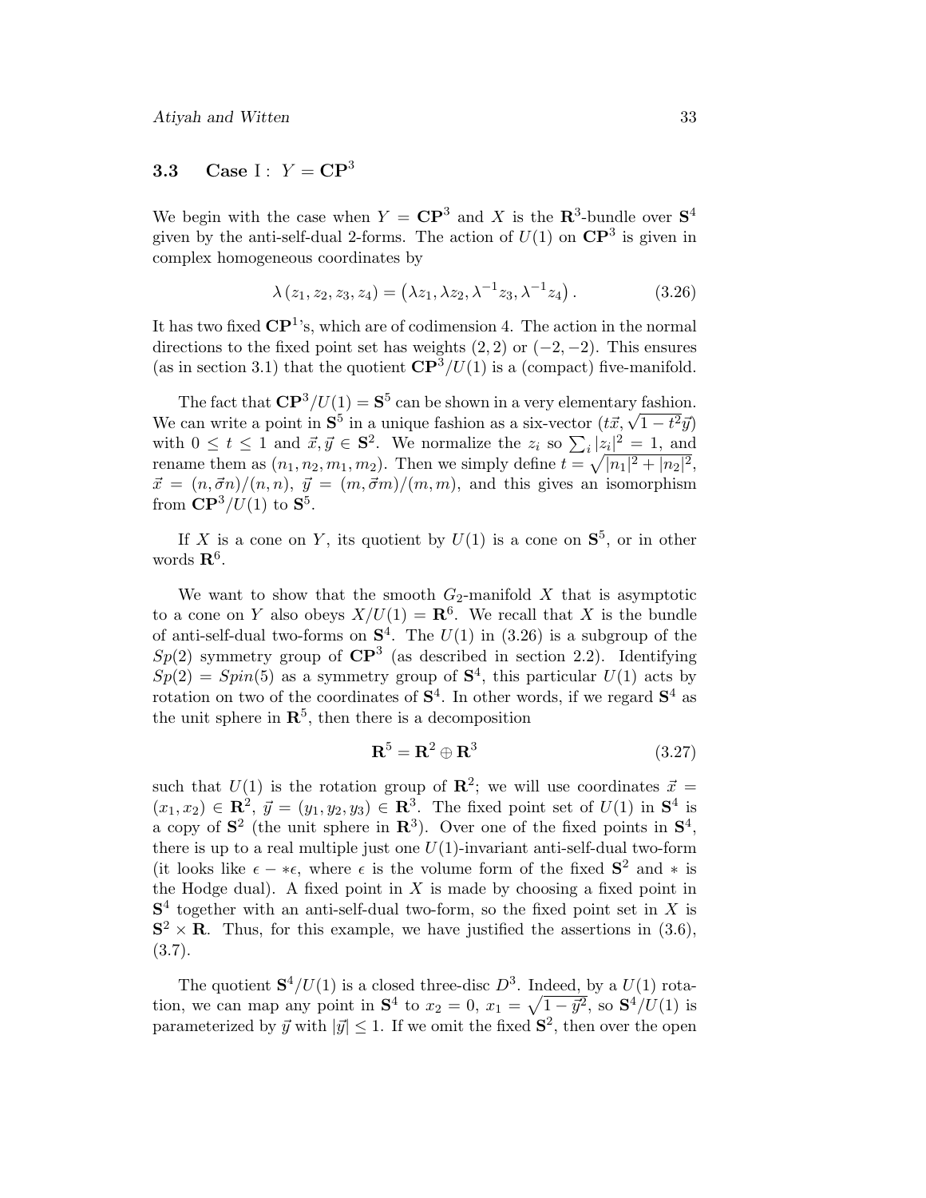### 3.3 Case I : $Y = \mathbf{CP}^3$

We begin with the case when $Y = \mathbf{CP}^3$ and $X$ is the $\mathbf{R}^3$-bundle over $\mathbf{S}^4$ given by the anti-self-dual 2-forms. The action of $U(1)$ on $\mathbf{CP}^3$ is given in complex homogeneous coordinates by

$$\lambda\,(z_1, z_2, z_3, z_4) = \left(\lambda z_1, \lambda z_2, \lambda^{-1} z_3, \lambda^{-1} z_4\right). \tag{3.26}$$

It has two fixed $\mathbf{CP}^1$'s, which are of codimension 4. The action in the normal directions to the fixed point set has weights $(2, 2)$ or $(-2, -2)$. This ensures (as in section 3.1) that the quotient $\mathbf{CP}^3/U(1)$ is a (compact) five-manifold.

The fact that $\mathbf{CP}^3/U(1) = \mathbf{S}^5$ can be shown in a very elementary fashion. We can write a point in $\mathbf{S}^5$ in a unique fashion as a six-vector $(t\vec{x}, \sqrt{1-t^2}\vec{y})$ with $0 \leq t \leq 1$ and $\vec{x}, \vec{y} \in \mathbf{S}^2$. We normalize the $z_i$ so $\sum_i |z_i|^2 = 1$, and rename them as $(n_1, n_2, m_1, m_2)$. Then we simply define $t = \sqrt{|n_1|^2 + |n_2|^2}$, $\vec{x} = (n, \vec{\sigma} n)/(n, n)$, $\vec{y} = (m, \vec{\sigma} m)/(m, m)$, and this gives an isomorphism from $\mathbf{CP}^3/U(1)$ to $\mathbf{S}^5$.

If $X$ is a cone on $Y$, its quotient by $U(1)$ is a cone on $\mathbf{S}^5$, or in other words $\mathbf{R}^6$.

We want to show that the smooth $G_2$-manifold $X$ that is asymptotic to a cone on $Y$ also obeys $X/U(1) = \mathbf{R}^6$. We recall that $X$ is the bundle of anti-self-dual two-forms on $\mathbf{S}^4$. The $U(1)$ in (3.26) is a subgroup of the $Sp(2)$ symmetry group of $\mathbf{CP}^3$ (as described in section 2.2). Identifying $Sp(2) = Spin(5)$ as a symmetry group of $\mathbf{S}^4$, this particular $U(1)$ acts by rotation on two of the coordinates of $\mathbf{S}^4$. In other words, if we regard $\mathbf{S}^4$ as the unit sphere in $\mathbf{R}^5$, then there is a decomposition

$$\mathbf{R}^5 = \mathbf{R}^2 \oplus \mathbf{R}^3 \tag{3.27}$$

such that $U(1)$ is the rotation group of $\mathbf{R}^2$; we will use coordinates $\vec{x} = (x_1, x_2) \in \mathbf{R}^2$, $\vec{y} = (y_1, y_2, y_3) \in \mathbf{R}^3$. The fixed point set of $U(1)$ in $\mathbf{S}^4$ is a copy of $\mathbf{S}^2$ (the unit sphere in $\mathbf{R}^3$). Over one of the fixed points in $\mathbf{S}^4$, there is up to a real multiple just one $U(1)$-invariant anti-self-dual two-form (it looks like $\epsilon - *\epsilon$, where $\epsilon$ is the volume form of the fixed $\mathbf{S}^2$ and $*$ is the Hodge dual). A fixed point in $X$ is made by choosing a fixed point in $\mathbf{S}^4$ together with an anti-self-dual two-form, so the fixed point set in $X$ is $\mathbf{S}^2 \times \mathbf{R}$. Thus, for this example, we have justified the assertions in (3.6), (3.7).

The quotient $\mathbf{S}^4/U(1)$ is a closed three-disc $D^3$. Indeed, by a $U(1)$ rotation, we can map any point in $\mathbf{S}^4$ to $x_2 = 0$, $x_1 = \sqrt{1 - \vec{y}^2}$, so $\mathbf{S}^4/U(1)$ is parameterized by $\vec{y}$ with $|\vec{y}| \leq 1$. If we omit the fixed $\mathbf{S}^2$, then over the open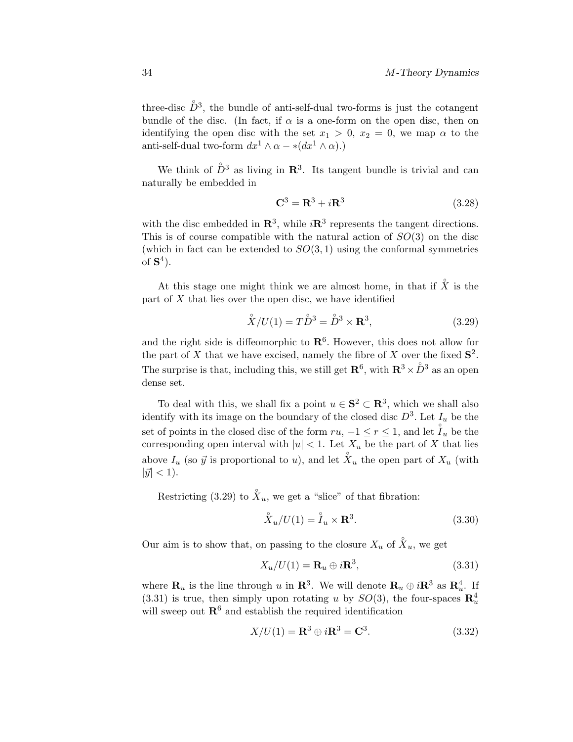three-disc $\mathring{D}^3$, the bundle of anti-self-dual two-forms is just the cotangent bundle of the disc. (In fact, if $\alpha$ is a one-form on the open disc, then on identifying the open disc with the set $x_1 > 0$, $x_2 = 0$, we map $\alpha$ to the anti-self-dual two-form $dx^1 \wedge \alpha - *(dx^1 \wedge \alpha)$.)

We think of $\mathring{D}^3$ as living in $\mathbf{R}^3$. Its tangent bundle is trivial and can naturally be embedded in

$$\mathbf{C}^3 = \mathbf{R}^3 + i\mathbf{R}^3 \tag{3.28}$$

with the disc embedded in $\mathbf{R}^3$, while $i\mathbf{R}^3$ represents the tangent directions. This is of course compatible with the natural action of $SO(3)$ on the disc (which in fact can be extended to $SO(3,1)$ using the conformal symmetries of $\mathbf{S}^4$).

At this stage one might think we are almost home, in that if $\mathring{X}$ is the part of $X$ that lies over the open disc, we have identified

$$\mathring{X}/U(1) = T\mathring{D}^3 = \mathring{D}^3 \times \mathbf{R}^3, \tag{3.29}$$

and the right side is diffeomorphic to $\mathbf{R}^6$. However, this does not allow for the part of $X$ that we have excised, namely the fibre of $X$ over the fixed $\mathbf{S}^2$. The surprise is that, including this, we still get $\mathbf{R}^6$, with $\mathbf{R}^3 \times \mathring{D}^3$ as an open dense set.

To deal with this, we shall fix a point $u \in \mathbf{S}^2 \subset \mathbf{R}^3$, which we shall also identify with its image on the boundary of the closed disc $D^3$. Let $I_u$ be the set of points in the closed disc of the form $ru$, $-1 \leq r \leq 1$, and let $\mathring{I}_u$ be the corresponding open interval with $|u| < 1$. Let $X_u$ be the part of $X$ that lies above $I_u$ (so $\vec{y}$ is proportional to $u$), and let $\mathring{X}_u$ the open part of $X_u$ (with $|\vec{y}| < 1$).

Restricting (3.29) to $\mathring{X}_u$, we get a "slice" of that fibration:

$$\mathring{X}_u/U(1) = \mathring{I}_u \times \mathbf{R}^3. \tag{3.30}$$

Our aim is to show that, on passing to the closure $X_u$ of $\mathring{X}_u$, we get

$$X_u/U(1) = \mathbf{R}_u \oplus i\mathbf{R}^3, \tag{3.31}$$

where $\mathbf{R}_u$ is the line through $u$ in $\mathbf{R}^3$. We will denote $\mathbf{R}_u \oplus i\mathbf{R}^3$ as $\mathbf{R}^4_u$. If (3.31) is true, then simply upon rotating $u$ by $SO(3)$, the four-spaces $\mathbf{R}^4_u$ will sweep out $\mathbf{R}^6$ and establish the required identification

$$X/U(1) = \mathbf{R}^3 \oplus i\mathbf{R}^3 = \mathbf{C}^3. \tag{3.32}$$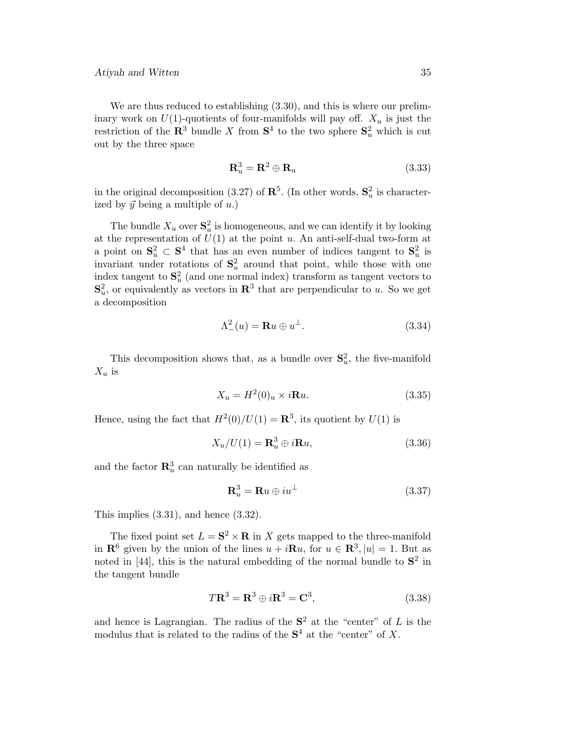We are thus reduced to establishing (3.30), and this is where our preliminary work on $U(1)$-quotients of four-manifolds will pay off. $X_u$ is just the restriction of the $\mathbf{R}^3$ bundle $X$ from $\mathbf{S}^4$ to the two sphere $\mathbf{S}^2_u$ which is cut out by the three space

$$\mathbf{R}^3_u = \mathbf{R}^2 \oplus \mathbf{R}_u \tag{3.33}$$

in the original decomposition (3.27) of $\mathbf{R}^5$. (In other words, $\mathbf{S}^2_u$ is characterized by $\vec{y}$ being a multiple of $u$.)

The bundle $X_u$ over $\mathbf{S}^2_u$ is homogeneous, and we can identify it by looking at the representation of $U(1)$ at the point $u$. An anti-self-dual two-form at a point on $\mathbf{S}^2_u \subset \mathbf{S}^4$ that has an even number of indices tangent to $\mathbf{S}^2_u$ is invariant under rotations of $\mathbf{S}^2_u$ around that point, while those with one index tangent to $\mathbf{S}^2_u$ (and one normal index) transform as tangent vectors to $\mathbf{S}^2_u$, or equivalently as vectors in $\mathbf{R}^3$ that are perpendicular to $u$. So we get a decomposition

$$\Lambda^2_-(u) = \mathbf{R}u \oplus u^\perp. \tag{3.34}$$

This decomposition shows that, as a bundle over $\mathbf{S}^2_u$, the five-manifold $X_u$ is

$$X_u = H^2(0)_u \times i\mathbf{R}u. \tag{3.35}$$

Hence, using the fact that $H^2(0)/U(1) = \mathbf{R}^3$, its quotient by $U(1)$ is

$$X_u/U(1) = \mathbf{R}^3_u \oplus i\mathbf{R}u, \tag{3.36}$$

and the factor $\mathbf{R}^3_u$ can naturally be identified as

$$\mathbf{R}^3_u = \mathbf{R}u \oplus iu^\perp \tag{3.37}$$

This implies (3.31), and hence (3.32).

The fixed point set $L = \mathbf{S}^2 \times \mathbf{R}$ in $X$ gets mapped to the three-manifold in $\mathbf{R}^6$ given by the union of the lines $u + i\mathbf{R}u$, for $u \in \mathbf{R}^3, |u| = 1$. But as noted in [44], this is the natural embedding of the normal bundle to $\mathbf{S}^2$ in the tangent bundle

$$T\mathbf{R}^3 = \mathbf{R}^3 \oplus i\mathbf{R}^3 = \mathbf{C}^3, \tag{3.38}$$

and hence is Lagrangian. The radius of the $\mathbf{S}^2$ at the "center" of $L$ is the modulus that is related to the radius of the $\mathbf{S}^4$ at the "center" of $X$.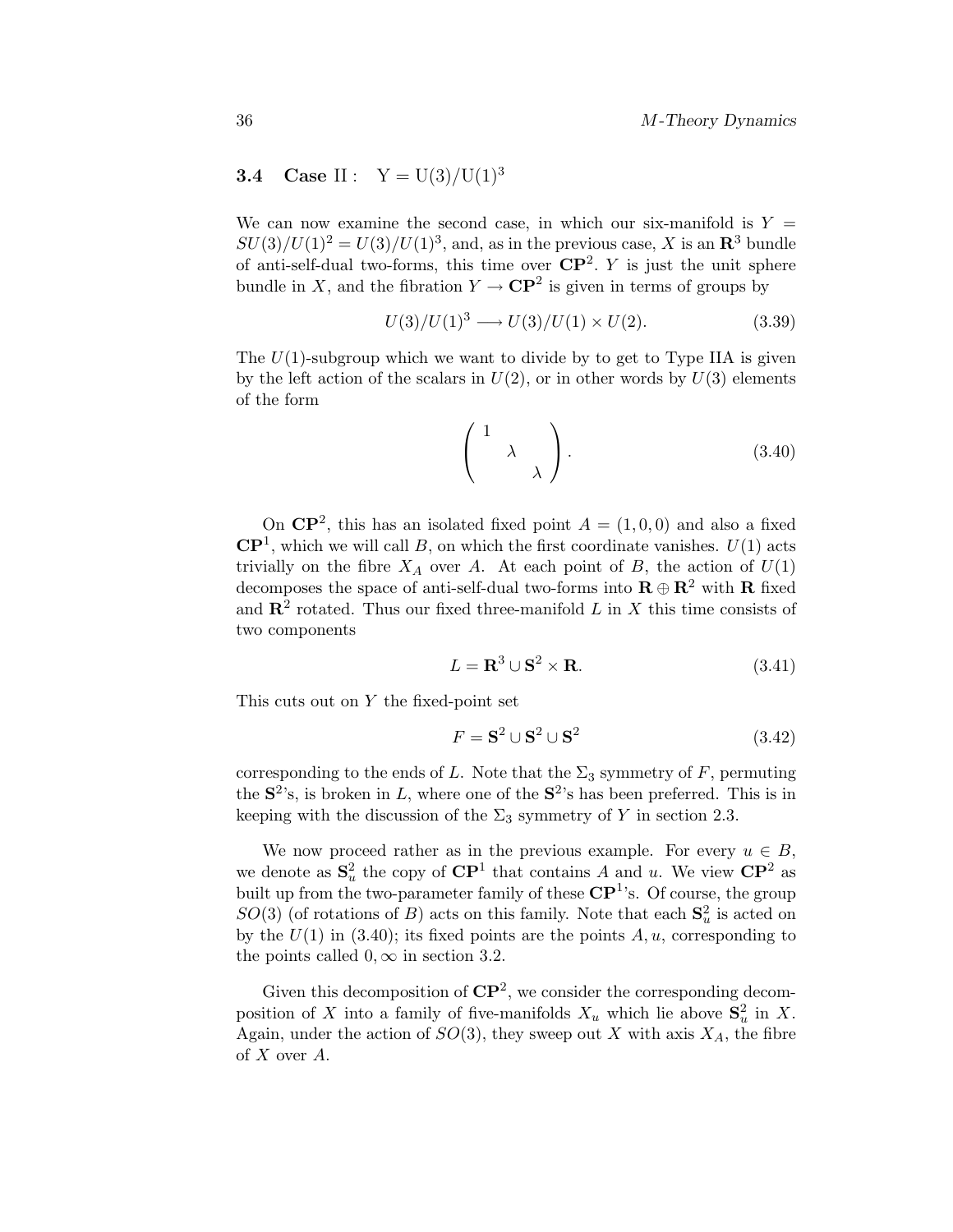### 3.4 Case II : $\mathrm{Y} = \mathrm{U}(3)/\mathrm{U}(1)^3$

We can now examine the second case, in which our six-manifold is $Y = SU(3)/U(1)^2 = U(3)/U(1)^3$, and, as in the previous case, $X$ is an $\mathbf{R}^3$ bundle of anti-self-dual two-forms, this time over $\mathbf{CP}^2$. $Y$ is just the unit sphere bundle in $X$, and the fibration $Y \to \mathbf{CP}^2$ is given in terms of groups by

$$U(3)/U(1)^3 \longrightarrow U(3)/U(1) \times U(2). \tag{3.39}$$

The $U(1)$-subgroup which we want to divide by to get to Type IIA is given by the left action of the scalars in $U(2)$, or in other words by $U(3)$ elements of the form

$$\begin{pmatrix} 1 & & \\ & \lambda & \\ & & \lambda \end{pmatrix}. \tag{3.40}$$

On $\mathbf{CP}^2$, this has an isolated fixed point $A = (1, 0, 0)$ and also a fixed $\mathbf{CP}^1$, which we will call $B$, on which the first coordinate vanishes. $U(1)$ acts trivially on the fibre $X_A$ over $A$. At each point of $B$, the action of $U(1)$ decomposes the space of anti-self-dual two-forms into $\mathbf{R} \oplus \mathbf{R}^2$ with $\mathbf{R}$ fixed and $\mathbf{R}^2$ rotated. Thus our fixed three-manifold $L$ in $X$ this time consists of two components

$$L = \mathbf{R}^3 \cup \mathbf{S}^2 \times \mathbf{R}. \tag{3.41}$$

This cuts out on $Y$ the fixed-point set

$$F = \mathbf{S}^2 \cup \mathbf{S}^2 \cup \mathbf{S}^2 \tag{3.42}$$

corresponding to the ends of $L$. Note that the $\Sigma_3$ symmetry of $F$, permuting the $\mathbf{S}^2$'s, is broken in $L$, where one of the $\mathbf{S}^2$'s has been preferred. This is in keeping with the discussion of the $\Sigma_3$ symmetry of $Y$ in section 2.3.

We now proceed rather as in the previous example. For every $u \in B$, we denote as $\mathbf{S}^2_u$ the copy of $\mathbf{CP}^1$ that contains $A$ and $u$. We view $\mathbf{CP}^2$ as built up from the two-parameter family of these $\mathbf{CP}^1$'s. Of course, the group $SO(3)$ (of rotations of $B$) acts on this family. Note that each $\mathbf{S}^2_u$ is acted on by the $U(1)$ in (3.40); its fixed points are the points $A, u$, corresponding to the points called $0, \infty$ in section 3.2.

Given this decomposition of $\mathbf{CP}^2$, we consider the corresponding decomposition of $X$ into a family of five-manifolds $X_u$ which lie above $\mathbf{S}^2_u$ in $X$. Again, under the action of $SO(3)$, they sweep out $X$ with axis $X_A$, the fibre of $X$ over $A$.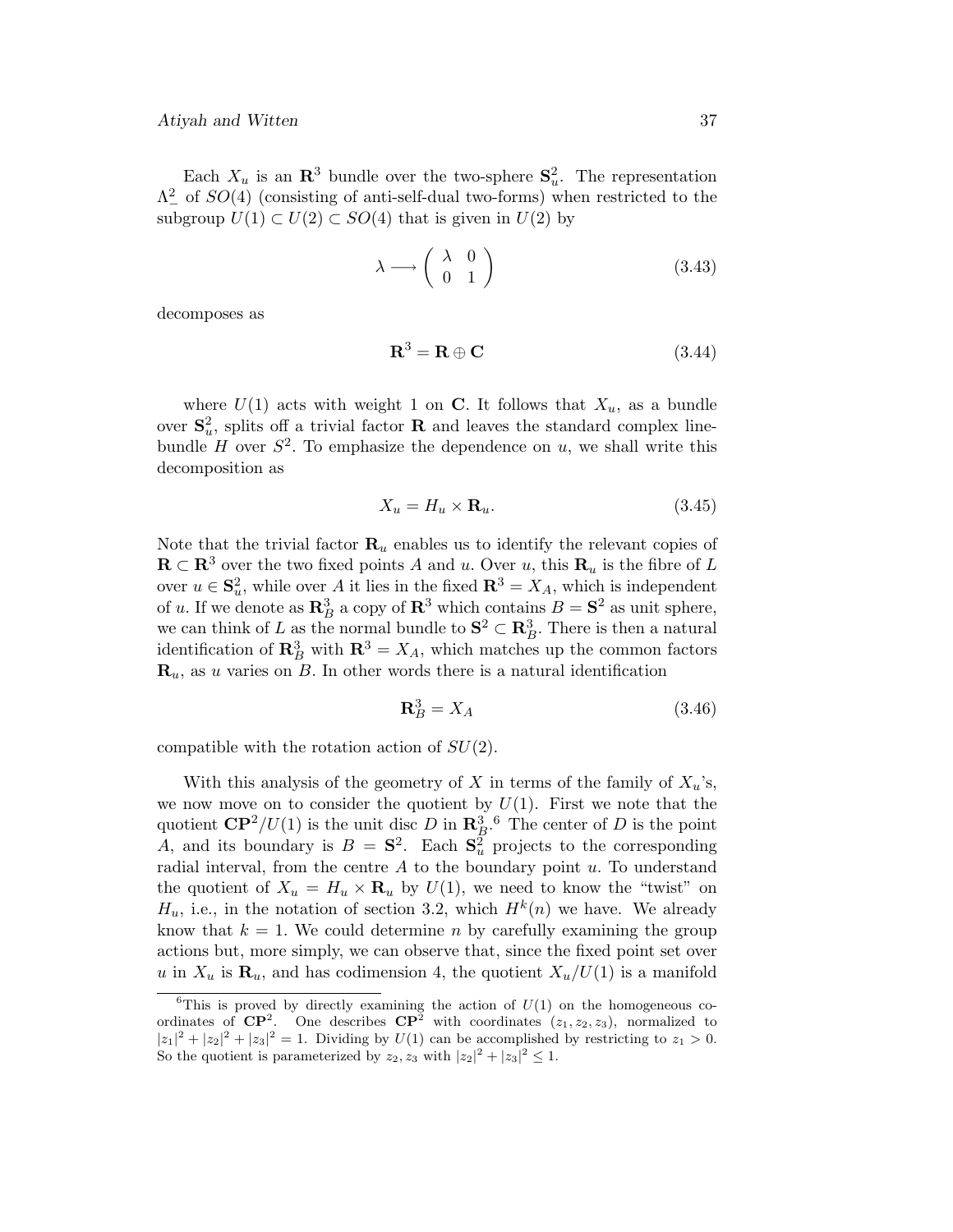Each $X_u$ is an $\mathbf{R}^3$ bundle over the two-sphere $\mathbf{S}^2_u$. The representation $\Lambda^2_-$ of $SO(4)$ (consisting of anti-self-dual two-forms) when restricted to the subgroup $U(1) \subset U(2) \subset SO(4)$ that is given in $U(2)$ by

$$\lambda \longrightarrow \begin{pmatrix} \lambda & 0 \\ 0 & 1 \end{pmatrix} \tag{3.43}$$

decomposes as

$$\mathbf{R}^3 = \mathbf{R} \oplus \mathbf{C} \tag{3.44}$$

where $U(1)$ acts with weight 1 on $\mathbf{C}$. It follows that $X_u$, as a bundle over $\mathbf{S}^2_u$, splits off a trivial factor $\mathbf{R}$ and leaves the standard complex line-bundle $H$ over $S^2$. To emphasize the dependence on $u$, we shall write this decomposition as

$$X_u = H_u \times \mathbf{R}_u. \tag{3.45}$$

Note that the trivial factor $\mathbf{R}_u$ enables us to identify the relevant copies of $\mathbf{R} \subset \mathbf{R}^3$ over the two fixed points $A$ and $u$. Over $u$, this $\mathbf{R}_u$ is the fibre of $L$ over $u \in \mathbf{S}^2_u$, while over $A$ it lies in the fixed $\mathbf{R}^3 = X_A$, which is independent of $u$. If we denote as $\mathbf{R}^3_B$ a copy of $\mathbf{R}^3$ which contains $B = \mathbf{S}^2$ as unit sphere, we can think of $L$ as the normal bundle to $\mathbf{S}^2 \subset \mathbf{R}^3_B$. There is then a natural identification of $\mathbf{R}^3_B$ with $\mathbf{R}^3 = X_A$, which matches up the common factors $\mathbf{R}_u$, as $u$ varies on $B$. In other words there is a natural identification

$$\mathbf{R}^3_B = X_A \tag{3.46}$$

compatible with the rotation action of $SU(2)$.

With this analysis of the geometry of $X$ in terms of the family of $X_u$'s, we now move on to consider the quotient by $U(1)$. First we note that the quotient $\mathbf{CP}^2/U(1)$ is the unit disc $D$ in $\mathbf{R}^3_B$.[6] The center of $D$ is the point $A$, and its boundary is $B = \mathbf{S}^2$. Each $\mathbf{S}^2_u$ projects to the corresponding radial interval, from the centre $A$ to the boundary point $u$. To understand the quotient of $X_u = H_u \times \mathbf{R}_u$ by $U(1)$, we need to know the "twist" on $H_u$, i.e., in the notation of section 3.2, which $H^k(n)$ we have. We already know that $k = 1$. We could determine $n$ by carefully examining the group actions but, more simply, we can observe that, since the fixed point set over $u$ in $X_u$ is $\mathbf{R}_u$, and has codimension 4, the quotient $X_u/U(1)$ is a manifold

[6] This is proved by directly examining the action of $U(1)$ on the homogeneous coordinates of $\mathbf{CP}^2$. One describes $\mathbf{CP}^2$ with coordinates $(z_1, z_2, z_3)$, normalized to $|z_1|^2 + |z_2|^2 + |z_3|^2 = 1$. Dividing by $U(1)$ can be accomplished by restricting to $z_1 > 0$. So the quotient is parameterized by $z_2, z_3$ with $|z_2|^2 + |z_3|^2 \leq 1$.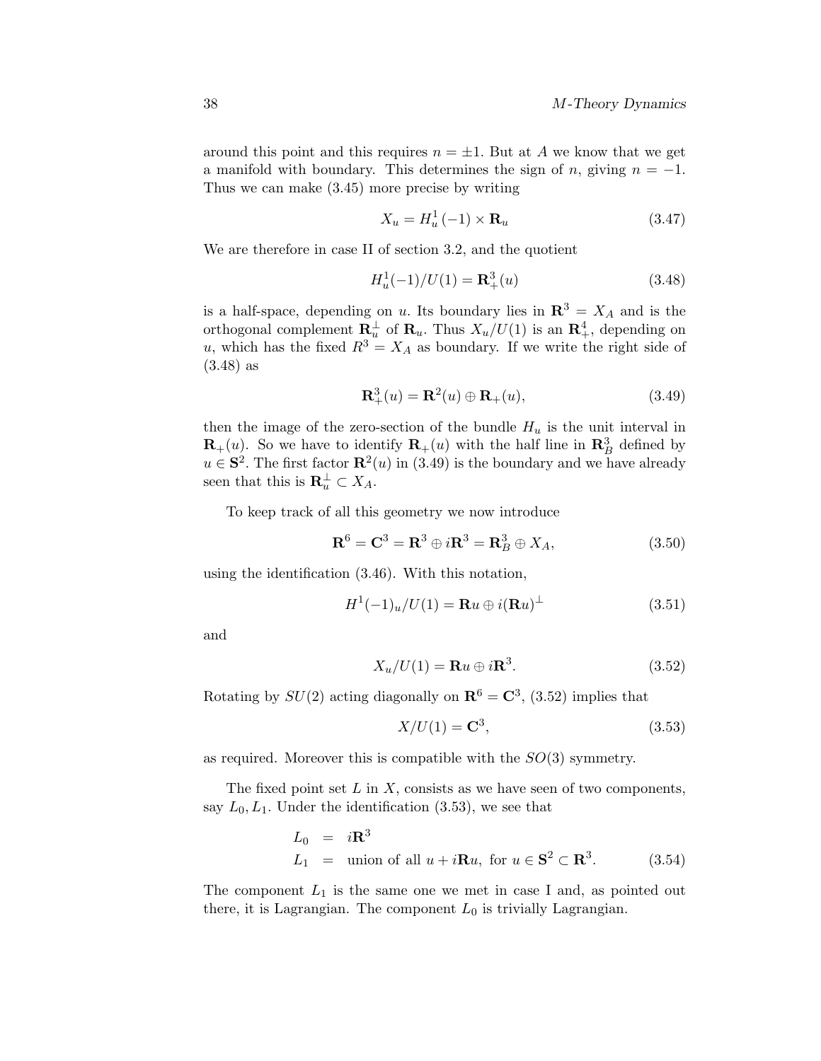around this point and this requires $n = \pm 1$. But at $A$ we know that we get a manifold with boundary. This determines the sign of $n$, giving $n = -1$. Thus we can make (3.45) more precise by writing

$$X_u = H^1_u(-1) \times \mathbf{R}_u \tag{3.47}$$

We are therefore in case II of section 3.2, and the quotient

$$H^1_u(-1)/U(1) = \mathbf{R}^3_+(u) \tag{3.48}$$

is a half-space, depending on $u$. Its boundary lies in $\mathbf{R}^3 = X_A$ and is the orthogonal complement $\mathbf{R}^\perp_u$ of $\mathbf{R}_u$. Thus $X_u/U(1)$ is an $\mathbf{R}^4_+$, depending on $u$, which has the fixed $R^3 = X_A$ as boundary. If we write the right side of (3.48) as

$$\mathbf{R}^3_+(u) = \mathbf{R}^2(u) \oplus \mathbf{R}_+(u), \tag{3.49}$$

then the image of the zero-section of the bundle $H_u$ is the unit interval in $\mathbf{R}_+(u)$. So we have to identify $\mathbf{R}_+(u)$ with the half line in $\mathbf{R}^3_B$ defined by $u \in \mathbf{S}^2$. The first factor $\mathbf{R}^2(u)$ in (3.49) is the boundary and we have already seen that this is $\mathbf{R}^\perp_u \subset X_A$.

To keep track of all this geometry we now introduce

$$\mathbf{R}^6 = \mathbf{C}^3 = \mathbf{R}^3 \oplus i\mathbf{R}^3 = \mathbf{R}^3_B \oplus X_A, \tag{3.50}$$

using the identification (3.46). With this notation,

$$H^1(-1)_u/U(1) = \mathbf{R}u \oplus i(\mathbf{R}u)^\perp \tag{3.51}$$

and

$$X_u/U(1) = \mathbf{R}u \oplus i\mathbf{R}^3. \tag{3.52}$$

Rotating by $SU(2)$ acting diagonally on $\mathbf{R}^6 = \mathbf{C}^3$, (3.52) implies that

$$X/U(1) = \mathbf{C}^3, \tag{3.53}$$

as required. Moreover this is compatible with the $SO(3)$ symmetry.

The fixed point set $L$ in $X$, consists as we have seen of two components, say $L_0, L_1$. Under the identification (3.53), we see that

$$\begin{aligned} L_0 &= i\mathbf{R}^3 \\ L_1 &= \text{union of all } u + i\mathbf{R}u, \text{ for } u \in \mathbf{S}^2 \subset \mathbf{R}^3. \end{aligned} \tag{3.54}$$

The component $L_1$ is the same one we met in case I and, as pointed out there, it is Lagrangian. The component $L_0$ is trivially Lagrangian.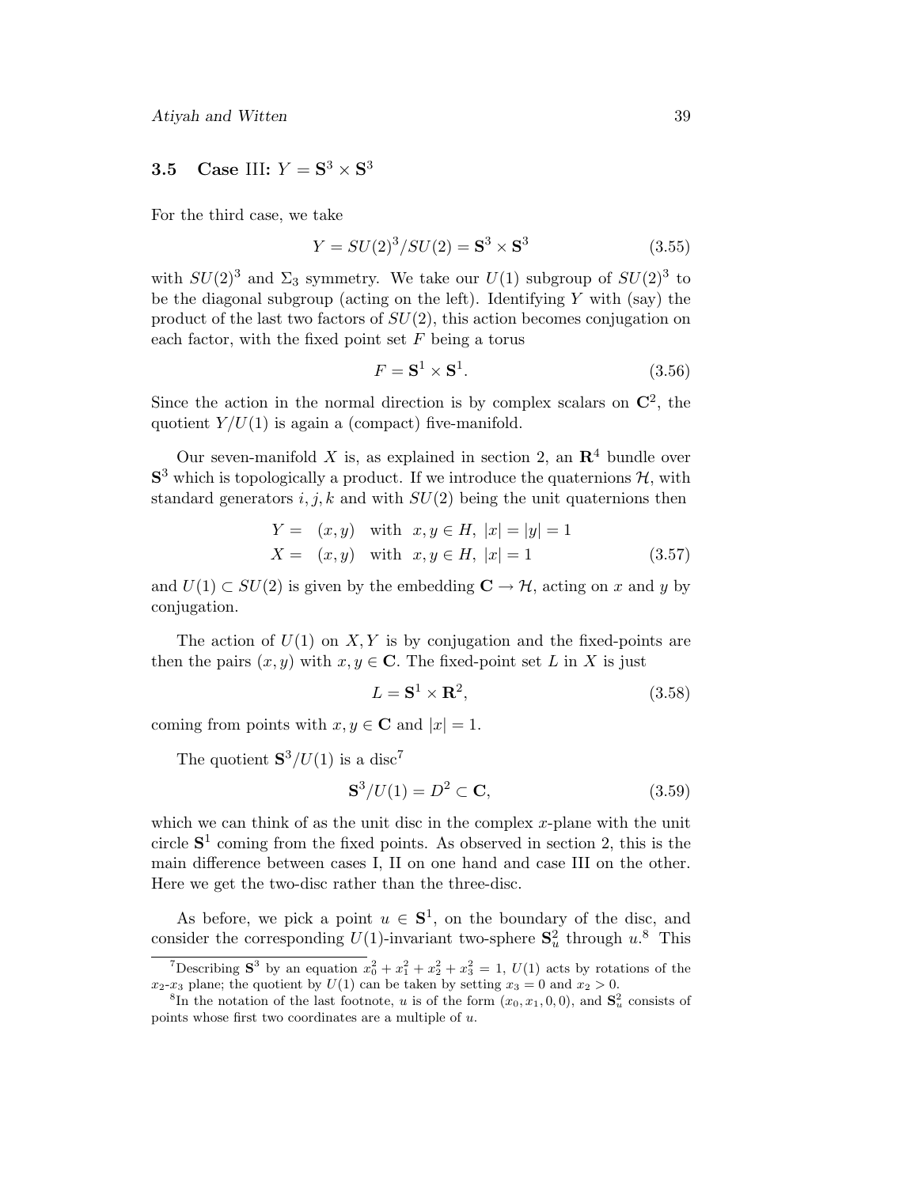## 3.5 Case III: $Y = \mathbf{S}^3 \times \mathbf{S}^3$

For the third case, we take

$$Y = SU(2)^3/SU(2) = \mathbf{S}^3 \times \mathbf{S}^3 \tag{3.55}$$

with $SU(2)^3$ and $\Sigma_3$ symmetry. We take our $U(1)$ subgroup of $SU(2)^3$ to be the diagonal subgroup (acting on the left). Identifying $Y$ with (say) the product of the last two factors of $SU(2)$, this action becomes conjugation on each factor, with the fixed point set $F$ being a torus

$$F = \mathbf{S}^1 \times \mathbf{S}^1. \tag{3.56}$$

Since the action in the normal direction is by complex scalars on $\mathbf{C}^2$, the quotient $Y/U(1)$ is again a (compact) five-manifold.

Our seven-manifold $X$ is, as explained in section 2, an $\mathbf{R}^4$ bundle over $\mathbf{S}^3$ which is topologically a product. If we introduce the quaternions $\mathcal{H}$, with standard generators $i, j, k$ and with $SU(2)$ being the unit quaternions then

$$\begin{aligned} Y = &\ \ (x, y) \quad \text{with} \quad x, y \in H,\ |x| = |y| = 1 \\ X = &\ \ (x, y) \quad \text{with} \quad x, y \in H,\ |x| = 1 \end{aligned} \tag{3.57}$$

and $U(1) \subset SU(2)$ is given by the embedding $\mathbf{C} \to \mathcal{H}$, acting on $x$ and $y$ by conjugation.

The action of $U(1)$ on $X, Y$ is by conjugation and the fixed-points are then the pairs $(x, y)$ with $x, y \in \mathbf{C}$. The fixed-point set $L$ in $X$ is just

$$L = \mathbf{S}^1 \times \mathbf{R}^2, \tag{3.58}$$

coming from points with $x, y \in \mathbf{C}$ and $|x| = 1$.

The quotient $\mathbf{S}^3/U(1)$ is a disc[7]

$$\mathbf{S}^3/U(1) = D^2 \subset \mathbf{C}, \tag{3.59}$$

which we can think of as the unit disc in the complex $x$-plane with the unit circle $\mathbf{S}^1$ coming from the fixed points. As observed in section 2, this is the main difference between cases I, II on one hand and case III on the other. Here we get the two-disc rather than the three-disc.

As before, we pick a point $u \in \mathbf{S}^1$, on the boundary of the disc, and consider the corresponding $U(1)$-invariant two-sphere $\mathbf{S}^2_u$ through $u$.[8] This

[7] Describing $\mathbf{S}^3$ by an equation $x_0^2 + x_1^2 + x_2^2 + x_3^2 = 1$, $U(1)$ acts by rotations of the $x_2$-$x_3$ plane; the quotient by $U(1)$ can be taken by setting $x_3 = 0$ and $x_2 > 0$.

[8] In the notation of the last footnote, $u$ is of the form $(x_0, x_1, 0, 0)$, and $\mathbf{S}^2_u$ consists of points whose first two coordinates are a multiple of $u$.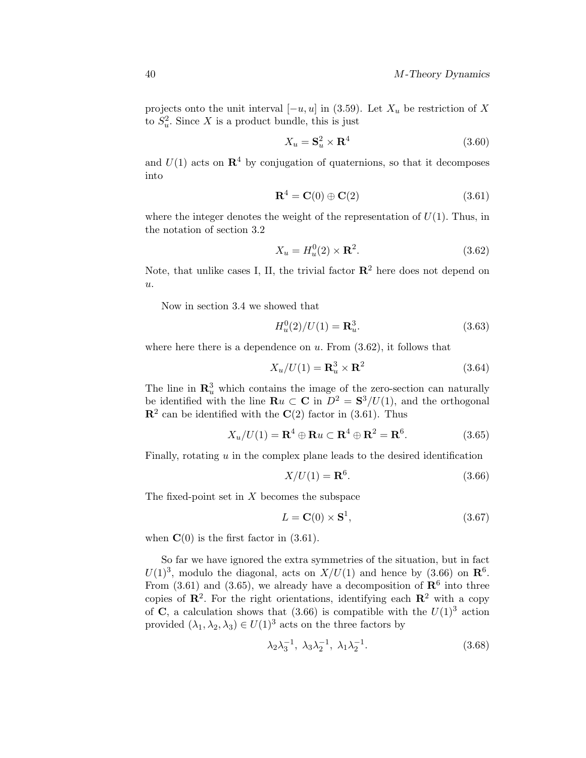projects onto the unit interval $[-u, u]$ in (3.59). Let $X_u$ be restriction of $X$ to $S^2_u$. Since $X$ is a product bundle, this is just

$$X_u = \mathbf{S}^2_u \times \mathbf{R}^4 \tag{3.60}$$

and $U(1)$ acts on $\mathbf{R}^4$ by conjugation of quaternions, so that it decomposes into

$$\mathbf{R}^4 = \mathbf{C}(0) \oplus \mathbf{C}(2) \tag{3.61}$$

where the integer denotes the weight of the representation of $U(1)$. Thus, in the notation of section 3.2

$$X_u = H^0_u(2) \times \mathbf{R}^2. \tag{3.62}$$

Note, that unlike cases I, II, the trivial factor $\mathbf{R}^2$ here does not depend on $u$.

Now in section 3.4 we showed that

$$H^0_u(2)/U(1) = \mathbf{R}^3_u. \tag{3.63}$$

where here there is a dependence on $u$. From (3.62), it follows that

$$X_u/U(1) = \mathbf{R}^3_u \times \mathbf{R}^2 \tag{3.64}$$

The line in $\mathbf{R}^3_u$ which contains the image of the zero-section can naturally be identified with the line $\mathbf{R}u \subset \mathbf{C}$ in $D^2 = \mathbf{S}^3/U(1)$, and the orthogonal $\mathbf{R}^2$ can be identified with the $\mathbf{C}(2)$ factor in (3.61). Thus

$$X_u/U(1) = \mathbf{R}^4 \oplus \mathbf{R}u \subset \mathbf{R}^4 \oplus \mathbf{R}^2 = \mathbf{R}^6. \tag{3.65}$$

Finally, rotating $u$ in the complex plane leads to the desired identification

$$X/U(1) = \mathbf{R}^6. \tag{3.66}$$

The fixed-point set in $X$ becomes the subspace

$$L = \mathbf{C}(0) \times \mathbf{S}^1, \tag{3.67}$$

when $\mathbf{C}(0)$ is the first factor in (3.61).

So far we have ignored the extra symmetries of the situation, but in fact $U(1)^3$, modulo the diagonal, acts on $X/U(1)$ and hence by (3.66) on $\mathbf{R}^6$. From (3.61) and (3.65), we already have a decomposition of $\mathbf{R}^6$ into three copies of $\mathbf{R}^2$. For the right orientations, identifying each $\mathbf{R}^2$ with a copy of $\mathbf{C}$, a calculation shows that (3.66) is compatible with the $U(1)^3$ action provided $(\lambda_1, \lambda_2, \lambda_3) \in U(1)^3$ acts on the three factors by

$$\lambda_2\lambda_3^{-1},\ \lambda_3\lambda_2^{-1},\ \lambda_1\lambda_2^{-1}. \tag{3.68}$$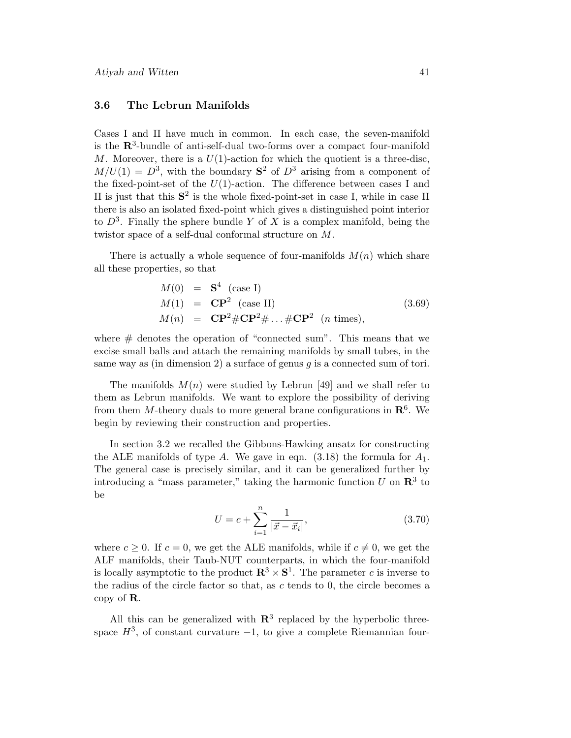### 3.6 The Lebrun Manifolds

Cases I and II have much in common. In each case, the seven-manifold is the $\mathbf{R}^3$-bundle of anti-self-dual two-forms over a compact four-manifold $M$. Moreover, there is a $U(1)$-action for which the quotient is a three-disc, $M/U(1) = D^3$, with the boundary $\mathbf{S}^2$ of $D^3$ arising from a component of the fixed-point-set of the $U(1)$-action. The difference between cases I and II is just that this $\mathbf{S}^2$ is the whole fixed-point-set in case I, while in case II there is also an isolated fixed-point which gives a distinguished point interior to $D^3$. Finally the sphere bundle $Y$ of $X$ is a complex manifold, being the twistor space of a self-dual conformal structure on $M$.

There is actually a whole sequence of four-manifolds $M(n)$ which share all these properties, so that

$$
\begin{aligned}
M(0) &= \mathbf{S}^4 \ \ \text{(case I)} \\
M(1) &= \mathbf{CP}^2 \ \ \text{(case II)} \\
M(n) &= \mathbf{CP}^2 \# \mathbf{CP}^2 \# \ldots \# \mathbf{CP}^2 \ \ (n \text{ times}),
\end{aligned}
\tag{3.69}
$$

where $\#$ denotes the operation of "connected sum". This means that we excise small balls and attach the remaining manifolds by small tubes, in the same way as (in dimension 2) a surface of genus $g$ is a connected sum of tori.

The manifolds $M(n)$ were studied by Lebrun [49] and we shall refer to them as Lebrun manifolds. We want to explore the possibility of deriving from them $M$-theory duals to more general brane configurations in $\mathbf{R}^6$. We begin by reviewing their construction and properties.

In section 3.2 we recalled the Gibbons-Hawking ansatz for constructing the ALE manifolds of type $A$. We gave in eqn. (3.18) the formula for $A_1$. The general case is precisely similar, and it can be generalized further by introducing a "mass parameter," taking the harmonic function $U$ on $\mathbf{R}^3$ to be

$$
U = c + \sum_{i=1}^{n} \frac{1}{|\vec{x} - \vec{x}_i|},
\tag{3.70}
$$

where $c \geq 0$. If $c = 0$, we get the ALE manifolds, while if $c \neq 0$, we get the ALF manifolds, their Taub-NUT counterparts, in which the four-manifold is locally asymptotic to the product $\mathbf{R}^3 \times \mathbf{S}^1$. The parameter $c$ is inverse to the radius of the circle factor so that, as $c$ tends to 0, the circle becomes a copy of $\mathbf{R}$.

All this can be generalized with $\mathbf{R}^3$ replaced by the hyperbolic three-space $H^3$, of constant curvature $-1$, to give a complete Riemannian four-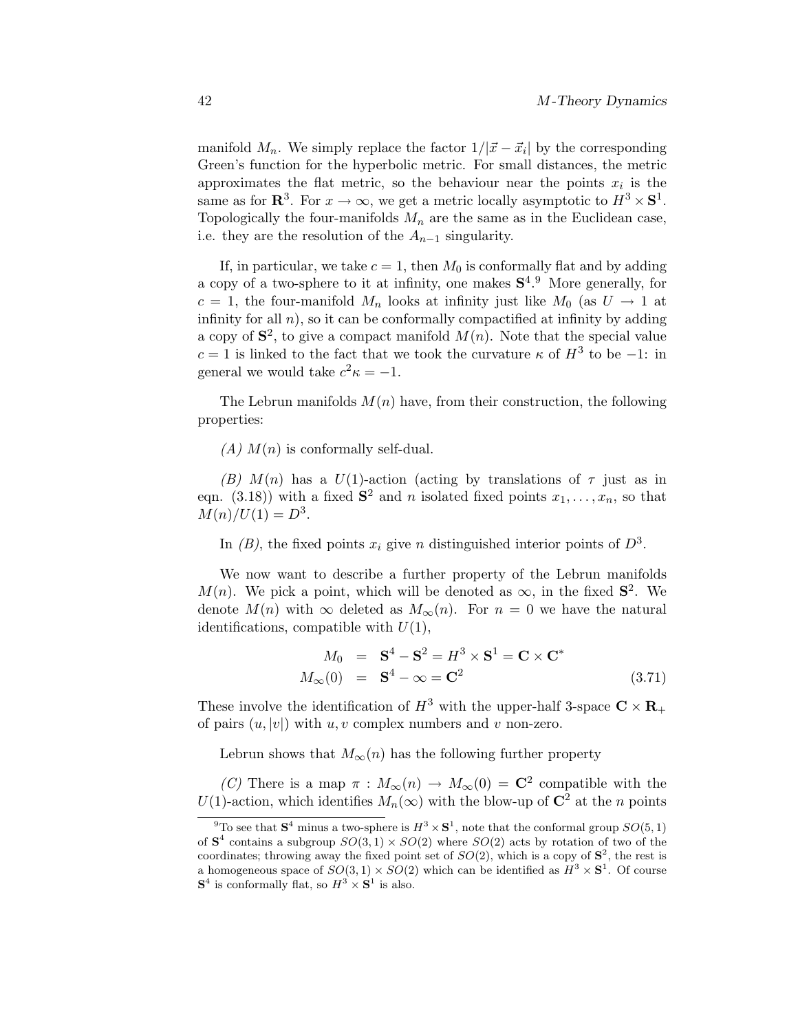manifold $M_n$. We simply replace the factor $1/|\vec{x} - \vec{x}_i|$ by the corresponding Green's function for the hyperbolic metric. For small distances, the metric approximates the flat metric, so the behaviour near the points $x_i$ is the same as for $\mathbf{R}^3$. For $x \to \infty$, we get a metric locally asymptotic to $H^3 \times \mathbf{S}^1$. Topologically the four-manifolds $M_n$ are the same as in the Euclidean case, i.e. they are the resolution of the $A_{n-1}$ singularity.

If, in particular, we take $c = 1$, then $M_0$ is conformally flat and by adding a copy of a two-sphere to it at infinity, one makes $\mathbf{S}^4$.[9] More generally, for $c = 1$, the four-manifold $M_n$ looks at infinity just like $M_0$ (as $U \to 1$ at infinity for all $n$), so it can be conformally compactified at infinity by adding a copy of $\mathbf{S}^2$, to give a compact manifold $M(n)$. Note that the special value $c = 1$ is linked to the fact that we took the curvature $\kappa$ of $H^3$ to be $-1$: in general we would take $c^2\kappa = -1$.

The Lebrun manifolds $M(n)$ have, from their construction, the following properties:

*(A)* $M(n)$ is conformally self-dual.

*(B)* $M(n)$ has a $U(1)$-action (acting by translations of $\tau$ just as in eqn. (3.18)) with a fixed $\mathbf{S}^2$ and $n$ isolated fixed points $x_1, \ldots, x_n$, so that $M(n)/U(1) = D^3$.

In *(B)*, the fixed points $x_i$ give $n$ distinguished interior points of $D^3$.

We now want to describe a further property of the Lebrun manifolds $M(n)$. We pick a point, which will be denoted as $\infty$, in the fixed $\mathbf{S}^2$. We denote $M(n)$ with $\infty$ deleted as $M_\infty(n)$. For $n = 0$ we have the natural identifications, compatible with $U(1)$,

$$
\begin{aligned}
M_0 &= \mathbf{S}^4 - \mathbf{S}^2 = H^3 \times \mathbf{S}^1 = \mathbf{C} \times \mathbf{C}^* \\
M_\infty(0) &= \mathbf{S}^4 - \infty = \mathbf{C}^2
\end{aligned}
\tag{3.71}
$$

These involve the identification of $H^3$ with the upper-half 3-space $\mathbf{C} \times \mathbf{R}_+$ of pairs $(u, |v|)$ with $u, v$ complex numbers and $v$ non-zero.

Lebrun shows that $M_\infty(n)$ has the following further property

*(C)* There is a map $\pi : M_\infty(n) \to M_\infty(0) = \mathbf{C}^2$ compatible with the $U(1)$-action, which identifies $M_n(\infty)$ with the blow-up of $\mathbf{C}^2$ at the $n$ points

[9] To see that $\mathbf{S}^4$ minus a two-sphere is $H^3 \times \mathbf{S}^1$, note that the conformal group $SO(5,1)$ of $\mathbf{S}^4$ contains a subgroup $SO(3,1) \times SO(2)$ where $SO(2)$ acts by rotation of two of the coordinates; throwing away the fixed point set of $SO(2)$, which is a copy of $\mathbf{S}^2$, the rest is a homogeneous space of $SO(3,1) \times SO(2)$ which can be identified as $H^3 \times \mathbf{S}^1$. Of course $\mathbf{S}^4$ is conformally flat, so $H^3 \times \mathbf{S}^1$ is also.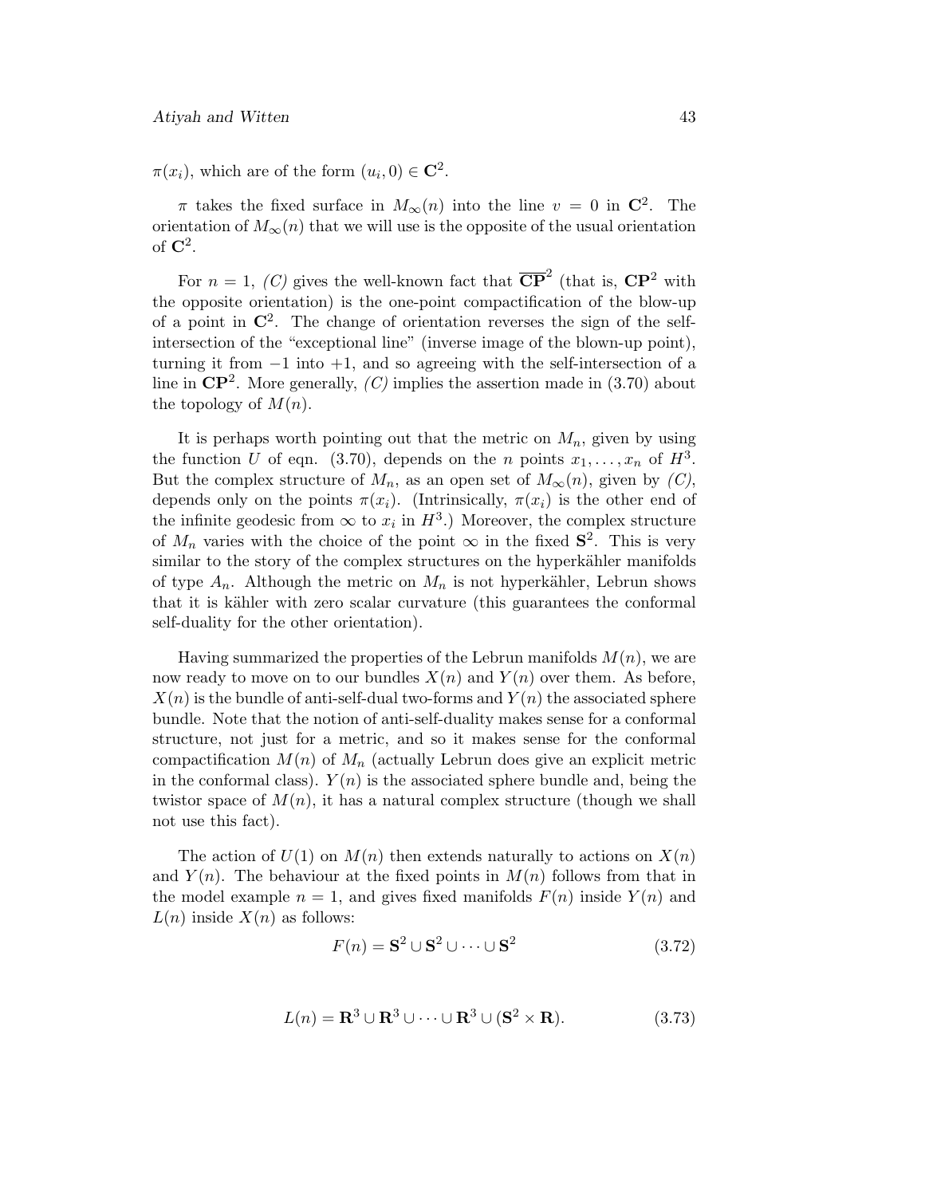$\pi(x_i)$, which are of the form $(u_i, 0) \in \mathbf{C}^2$.

$\pi$ takes the fixed surface in $M_\infty(n)$ into the line $v = 0$ in $\mathbf{C}^2$. The orientation of $M_\infty(n)$ that we will use is the opposite of the usual orientation of $\mathbf{C}^2$.

For $n = 1$, *(C)* gives the well-known fact that $\overline{\mathbf{CP}}^2$ (that is, $\mathbf{CP}^2$ with the opposite orientation) is the one-point compactification of the blow-up of a point in $\mathbf{C}^2$. The change of orientation reverses the sign of the self-intersection of the "exceptional line" (inverse image of the blown-up point), turning it from $-1$ into $+1$, and so agreeing with the self-intersection of a line in $\mathbf{CP}^2$. More generally, *(C)* implies the assertion made in (3.70) about the topology of $M(n)$.

It is perhaps worth pointing out that the metric on $M_n$, given by using the function $U$ of eqn. (3.70), depends on the $n$ points $x_1, \ldots, x_n$ of $H^3$. But the complex structure of $M_n$, as an open set of $M_\infty(n)$, given by *(C)*, depends only on the points $\pi(x_i)$. (Intrinsically, $\pi(x_i)$ is the other end of the infinite geodesic from $\infty$ to $x_i$ in $H^3$.) Moreover, the complex structure of $M_n$ varies with the choice of the point $\infty$ in the fixed $\mathbf{S}^2$. This is very similar to the story of the complex structures on the hyperkähler manifolds of type $A_n$. Although the metric on $M_n$ is not hyperkähler, Lebrun shows that it is kähler with zero scalar curvature (this guarantees the conformal self-duality for the other orientation).

Having summarized the properties of the Lebrun manifolds $M(n)$, we are now ready to move on to our bundles $X(n)$ and $Y(n)$ over them. As before, $X(n)$ is the bundle of anti-self-dual two-forms and $Y(n)$ the associated sphere bundle. Note that the notion of anti-self-duality makes sense for a conformal structure, not just for a metric, and so it makes sense for the conformal compactification $M(n)$ of $M_n$ (actually Lebrun does give an explicit metric in the conformal class). $Y(n)$ is the associated sphere bundle and, being the twistor space of $M(n)$, it has a natural complex structure (though we shall not use this fact).

The action of $U(1)$ on $M(n)$ then extends naturally to actions on $X(n)$ and $Y(n)$. The behaviour at the fixed points in $M(n)$ follows from that in the model example $n = 1$, and gives fixed manifolds $F(n)$ inside $Y(n)$ and $L(n)$ inside $X(n)$ as follows:

$$F(n) = \mathbf{S}^2 \cup \mathbf{S}^2 \cup \cdots \cup \mathbf{S}^2 \tag{3.72}$$

$$L(n) = \mathbf{R}^3 \cup \mathbf{R}^3 \cup \cdots \cup \mathbf{R}^3 \cup (\mathbf{S}^2 \times \mathbf{R}). \tag{3.73}$$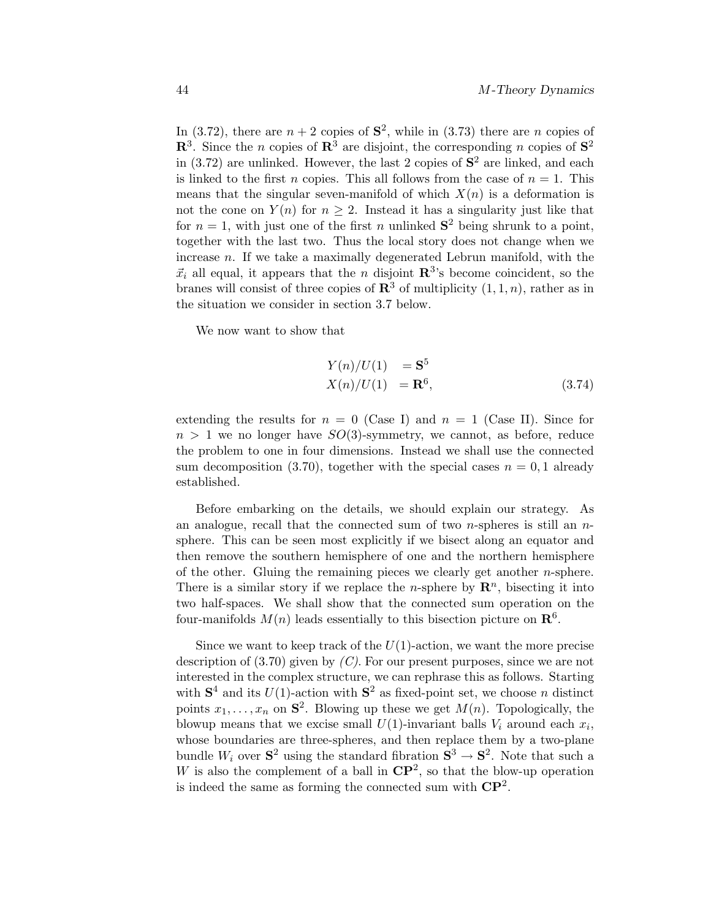In (3.72), there are $n+2$ copies of $\mathbf{S}^2$, while in (3.73) there are $n$ copies of $\mathbf{R}^3$. Since the $n$ copies of $\mathbf{R}^3$ are disjoint, the corresponding $n$ copies of $\mathbf{S}^2$ in (3.72) are unlinked. However, the last 2 copies of $\mathbf{S}^2$ are linked, and each is linked to the first $n$ copies. This all follows from the case of $n = 1$. This means that the singular seven-manifold of which $X(n)$ is a deformation is not the cone on $Y(n)$ for $n \geq 2$. Instead it has a singularity just like that for $n = 1$, with just one of the first $n$ unlinked $\mathbf{S}^2$ being shrunk to a point, together with the last two. Thus the local story does not change when we increase $n$. If we take a maximally degenerated Lebrun manifold, with the $\vec{x}_i$ all equal, it appears that the $n$ disjoint $\mathbf{R}^3$'s become coincident, so the branes will consist of three copies of $\mathbf{R}^3$ of multiplicity $(1, 1, n)$, rather as in the situation we consider in section 3.7 below.

We now want to show that

$$
\begin{aligned}
Y(n)/U(1) &= \mathbf{S}^5 \\
X(n)/U(1) &= \mathbf{R}^6,
\end{aligned}
\tag{3.74}
$$

extending the results for $n = 0$ (Case I) and $n = 1$ (Case II). Since for $n > 1$ we no longer have $SO(3)$-symmetry, we cannot, as before, reduce the problem to one in four dimensions. Instead we shall use the connected sum decomposition (3.70), together with the special cases $n = 0, 1$ already established.

Before embarking on the details, we should explain our strategy. As an analogue, recall that the connected sum of two $n$-spheres is still an $n$-sphere. This can be seen most explicitly if we bisect along an equator and then remove the southern hemisphere of one and the northern hemisphere of the other. Gluing the remaining pieces we clearly get another $n$-sphere. There is a similar story if we replace the $n$-sphere by $\mathbf{R}^n$, bisecting it into two half-spaces. We shall show that the connected sum operation on the four-manifolds $M(n)$ leads essentially to this bisection picture on $\mathbf{R}^6$.

Since we want to keep track of the $U(1)$-action, we want the more precise description of (3.70) given by *(C)*. For our present purposes, since we are not interested in the complex structure, we can rephrase this as follows. Starting with $\mathbf{S}^4$ and its $U(1)$-action with $\mathbf{S}^2$ as fixed-point set, we choose $n$ distinct points $x_1, \ldots, x_n$ on $\mathbf{S}^2$. Blowing up these we get $M(n)$. Topologically, the blowup means that we excise small $U(1)$-invariant balls $V_i$ around each $x_i$, whose boundaries are three-spheres, and then replace them by a two-plane bundle $W_i$ over $\mathbf{S}^2$ using the standard fibration $\mathbf{S}^3 \rightarrow \mathbf{S}^2$. Note that such a $W$ is also the complement of a ball in $\mathbf{CP}^2$, so that the blow-up operation is indeed the same as forming the connected sum with $\mathbf{CP}^2$.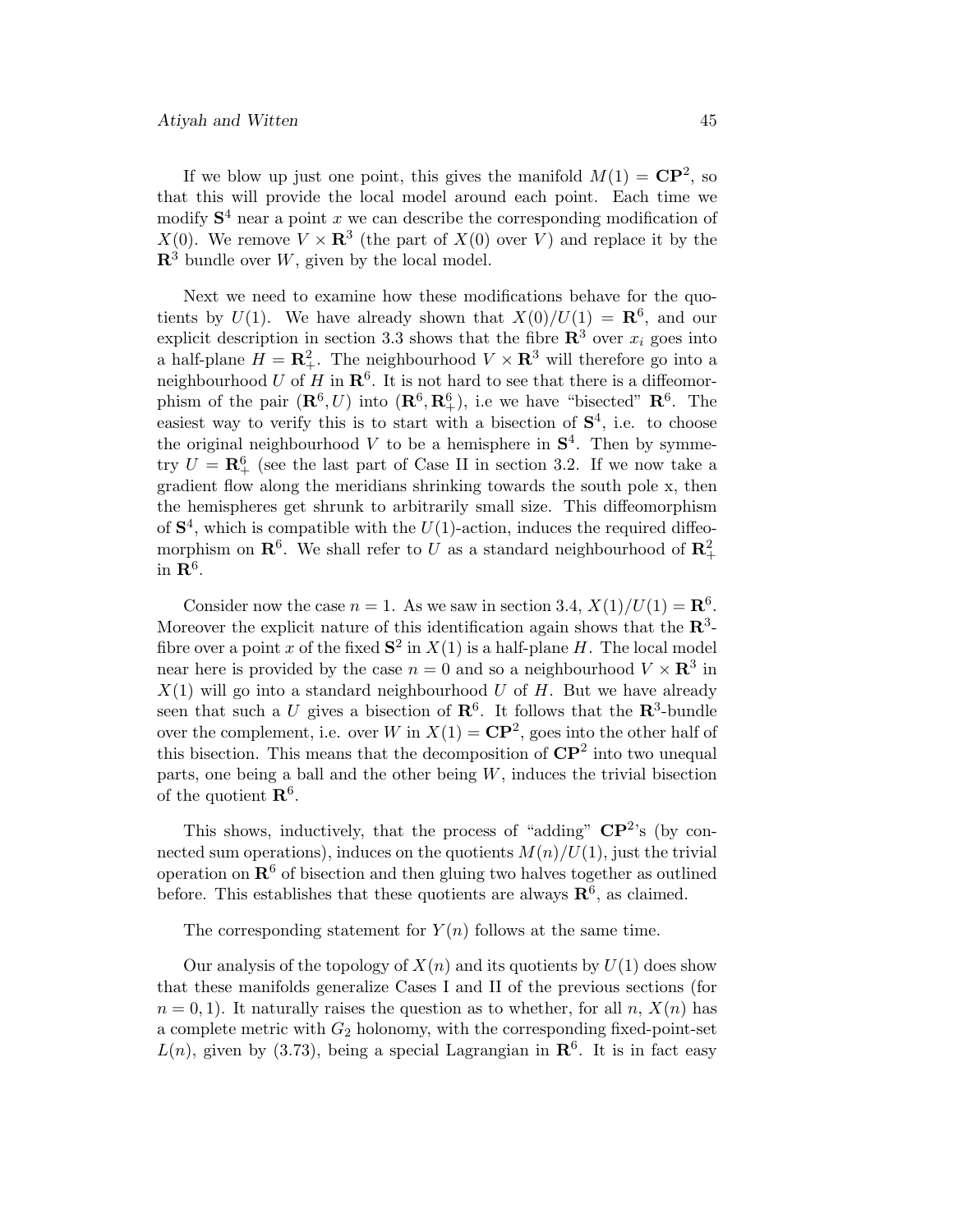If we blow up just one point, this gives the manifold $M(1) = \mathbf{CP}^2$, so that this will provide the local model around each point. Each time we modify $\mathbf{S}^4$ near a point $x$ we can describe the corresponding modification of $X(0)$. We remove $V \times \mathbf{R}^3$ (the part of $X(0)$ over $V$) and replace it by the $\mathbf{R}^3$ bundle over $W$, given by the local model.

Next we need to examine how these modifications behave for the quotients by $U(1)$. We have already shown that $X(0)/U(1) = \mathbf{R}^6$, and our explicit description in section 3.3 shows that the fibre $\mathbf{R}^3$ over $x_i$ goes into a half-plane $H = \mathbf{R}^2_+$. The neighbourhood $V \times \mathbf{R}^3$ will therefore go into a neighbourhood $U$ of $H$ in $\mathbf{R}^6$. It is not hard to see that there is a diffeomorphism of the pair $(\mathbf{R}^6, U)$ into $(\mathbf{R}^6, \mathbf{R}^6_+)$, i.e we have "bisected" $\mathbf{R}^6$. The easiest way to verify this is to start with a bisection of $\mathbf{S}^4$, i.e. to choose the original neighbourhood $V$ to be a hemisphere in $\mathbf{S}^4$. Then by symmetry $U = \mathbf{R}^6_+$ (see the last part of Case II in section 3.2. If we now take a gradient flow along the meridians shrinking towards the south pole x, then the hemispheres get shrunk to arbitrarily small size. This diffeomorphism of $\mathbf{S}^4$, which is compatible with the $U(1)$-action, induces the required diffeomorphism on $\mathbf{R}^6$. We shall refer to $U$ as a standard neighbourhood of $\mathbf{R}^2_+$ in $\mathbf{R}^6$.

Consider now the case $n = 1$. As we saw in section 3.4, $X(1)/U(1) = \mathbf{R}^6$. Moreover the explicit nature of this identification again shows that the $\mathbf{R}^3$-fibre over a point $x$ of the fixed $\mathbf{S}^2$ in $X(1)$ is a half-plane $H$. The local model near here is provided by the case $n = 0$ and so a neighbourhood $V \times \mathbf{R}^3$ in $X(1)$ will go into a standard neighbourhood $U$ of $H$. But we have already seen that such a $U$ gives a bisection of $\mathbf{R}^6$. It follows that the $\mathbf{R}^3$-bundle over the complement, i.e. over $W$ in $X(1) = \mathbf{CP}^2$, goes into the other half of this bisection. This means that the decomposition of $\mathbf{CP}^2$ into two unequal parts, one being a ball and the other being $W$, induces the trivial bisection of the quotient $\mathbf{R}^6$.

This shows, inductively, that the process of "adding" $\mathbf{CP}^2$'s (by connected sum operations), induces on the quotients $M(n)/U(1)$, just the trivial operation on $\mathbf{R}^6$ of bisection and then gluing two halves together as outlined before. This establishes that these quotients are always $\mathbf{R}^6$, as claimed.

The corresponding statement for $Y(n)$ follows at the same time.

Our analysis of the topology of $X(n)$ and its quotients by $U(1)$ does show that these manifolds generalize Cases I and II of the previous sections (for $n = 0, 1$). It naturally raises the question as to whether, for all $n$, $X(n)$ has a complete metric with $G_2$ holonomy, with the corresponding fixed-point-set $L(n)$, given by (3.73), being a special Lagrangian in $\mathbf{R}^6$. It is in fact easy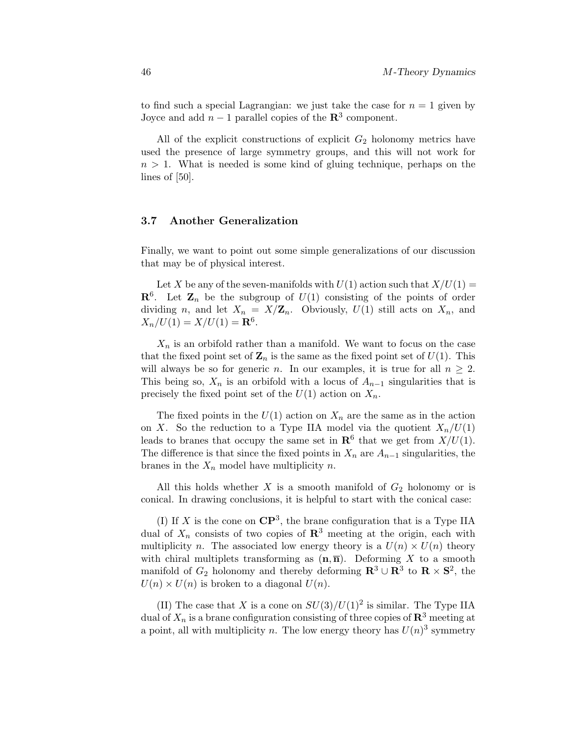to find such a special Lagrangian: we just take the case for $n = 1$ given by Joyce and add $n - 1$ parallel copies of the $\mathbf{R}^3$ component.

All of the explicit constructions of explicit $G_2$ holonomy metrics have used the presence of large symmetry groups, and this will not work for $n > 1$. What is needed is some kind of gluing technique, perhaps on the lines of [50].

### 3.7 Another Generalization

Finally, we want to point out some simple generalizations of our discussion that may be of physical interest.

Let $X$ be any of the seven-manifolds with $U(1)$ action such that $X/U(1) = \mathbf{R}^6$. Let $\mathbf{Z}_n$ be the subgroup of $U(1)$ consisting of the points of order dividing $n$, and let $X_n = X/\mathbf{Z}_n$. Obviously, $U(1)$ still acts on $X_n$, and $X_n/U(1) = X/U(1) = \mathbf{R}^6$.

$X_n$ is an orbifold rather than a manifold. We want to focus on the case that the fixed point set of $\mathbf{Z}_n$ is the same as the fixed point set of $U(1)$. This will always be so for generic $n$. In our examples, it is true for all $n \geq 2$. This being so, $X_n$ is an orbifold with a locus of $A_{n-1}$ singularities that is precisely the fixed point set of the $U(1)$ action on $X_n$.

The fixed points in the $U(1)$ action on $X_n$ are the same as in the action on $X$. So the reduction to a Type IIA model via the quotient $X_n/U(1)$ leads to branes that occupy the same set in $\mathbf{R}^6$ that we get from $X/U(1)$. The difference is that since the fixed points in $X_n$ are $A_{n-1}$ singularities, the branes in the $X_n$ model have multiplicity $n$.

All this holds whether $X$ is a smooth manifold of $G_2$ holonomy or is conical. In drawing conclusions, it is helpful to start with the conical case:

(I) If $X$ is the cone on $\mathbf{CP}^3$, the brane configuration that is a Type IIA dual of $X_n$ consists of two copies of $\mathbf{R}^3$ meeting at the origin, each with multiplicity $n$. The associated low energy theory is a $U(n) \times U(n)$ theory with chiral multiplets transforming as $(\mathbf{n}, \overline{\mathbf{n}})$. Deforming $X$ to a smooth manifold of $G_2$ holonomy and thereby deforming $\mathbf{R}^3 \cup \mathbf{R}^3$ to $\mathbf{R} \times \mathbf{S}^2$, the $U(n) \times U(n)$ is broken to a diagonal $U(n)$.

(II) The case that $X$ is a cone on $SU(3)/U(1)^2$ is similar. The Type IIA dual of $X_n$ is a brane configuration consisting of three copies of $\mathbf{R}^3$ meeting at a point, all with multiplicity $n$. The low energy theory has $U(n)^3$ symmetry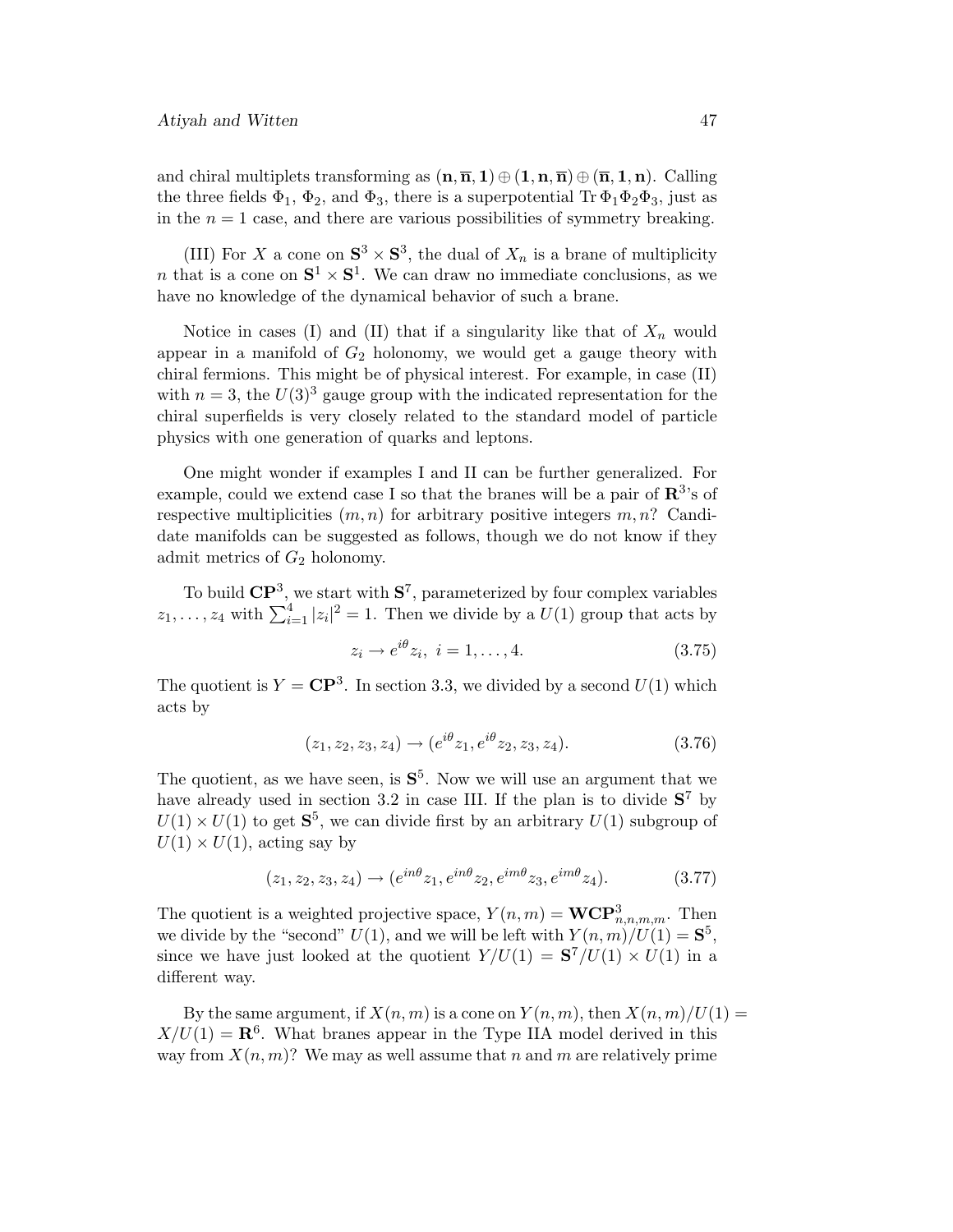and chiral multiplets transforming as $(\mathbf{n}, \overline{\mathbf{n}}, \mathbf{1}) \oplus (\mathbf{1}, \mathbf{n}, \overline{\mathbf{n}}) \oplus (\overline{\mathbf{n}}, \mathbf{1}, \mathbf{n})$. Calling the three fields $\Phi_1$, $\Phi_2$, and $\Phi_3$, there is a superpotential $\mathrm{Tr}\,\Phi_1\Phi_2\Phi_3$, just as in the $n = 1$ case, and there are various possibilities of symmetry breaking.

(III) For $X$ a cone on $\mathbf{S}^3 \times \mathbf{S}^3$, the dual of $X_n$ is a brane of multiplicity $n$ that is a cone on $\mathbf{S}^1 \times \mathbf{S}^1$. We can draw no immediate conclusions, as we have no knowledge of the dynamical behavior of such a brane.

Notice in cases (I) and (II) that if a singularity like that of $X_n$ would appear in a manifold of $G_2$ holonomy, we would get a gauge theory with chiral fermions. This might be of physical interest. For example, in case (II) with $n = 3$, the $U(3)^3$ gauge group with the indicated representation for the chiral superfields is very closely related to the standard model of particle physics with one generation of quarks and leptons.

One might wonder if examples I and II can be further generalized. For example, could we extend case I so that the branes will be a pair of $\mathbf{R}^3$'s of respective multiplicities $(m, n)$ for arbitrary positive integers $m, n$? Candidate manifolds can be suggested as follows, though we do not know if they admit metrics of $G_2$ holonomy.

To build $\mathbf{CP}^3$, we start with $\mathbf{S}^7$, parameterized by four complex variables $z_1, \ldots, z_4$ with $\sum_{i=1}^4 |z_i|^2 = 1$. Then we divide by a $U(1)$ group that acts by

$$z_i \to e^{i\theta} z_i, \; i = 1, \ldots, 4. \tag{3.75}$$

The quotient is $Y = \mathbf{CP}^3$. In section 3.3, we divided by a second $U(1)$ which acts by

$$(z_1, z_2, z_3, z_4) \to (e^{i\theta} z_1, e^{i\theta} z_2, z_3, z_4). \tag{3.76}$$

The quotient, as we have seen, is $\mathbf{S}^5$. Now we will use an argument that we have already used in section 3.2 in case III. If the plan is to divide $\mathbf{S}^7$ by $U(1) \times U(1)$ to get $\mathbf{S}^5$, we can divide first by an arbitrary $U(1)$ subgroup of $U(1) \times U(1)$, acting say by

$$(z_1, z_2, z_3, z_4) \to (e^{in\theta} z_1, e^{in\theta} z_2, e^{im\theta} z_3, e^{im\theta} z_4). \tag{3.77}$$

The quotient is a weighted projective space, $Y(n, m) = \mathbf{WCP}^3_{n,n,m,m}$. Then we divide by the "second" $U(1)$, and we will be left with $Y(n, m)/U(1) = \mathbf{S}^5$, since we have just looked at the quotient $Y/U(1) = \mathbf{S}^7/U(1) \times U(1)$ in a different way.

By the same argument, if $X(n, m)$ is a cone on $Y(n, m)$, then $X(n, m)/U(1) = X/U(1) = \mathbf{R}^6$. What branes appear in the Type IIA model derived in this way from $X(n, m)$? We may as well assume that $n$ and $m$ are relatively prime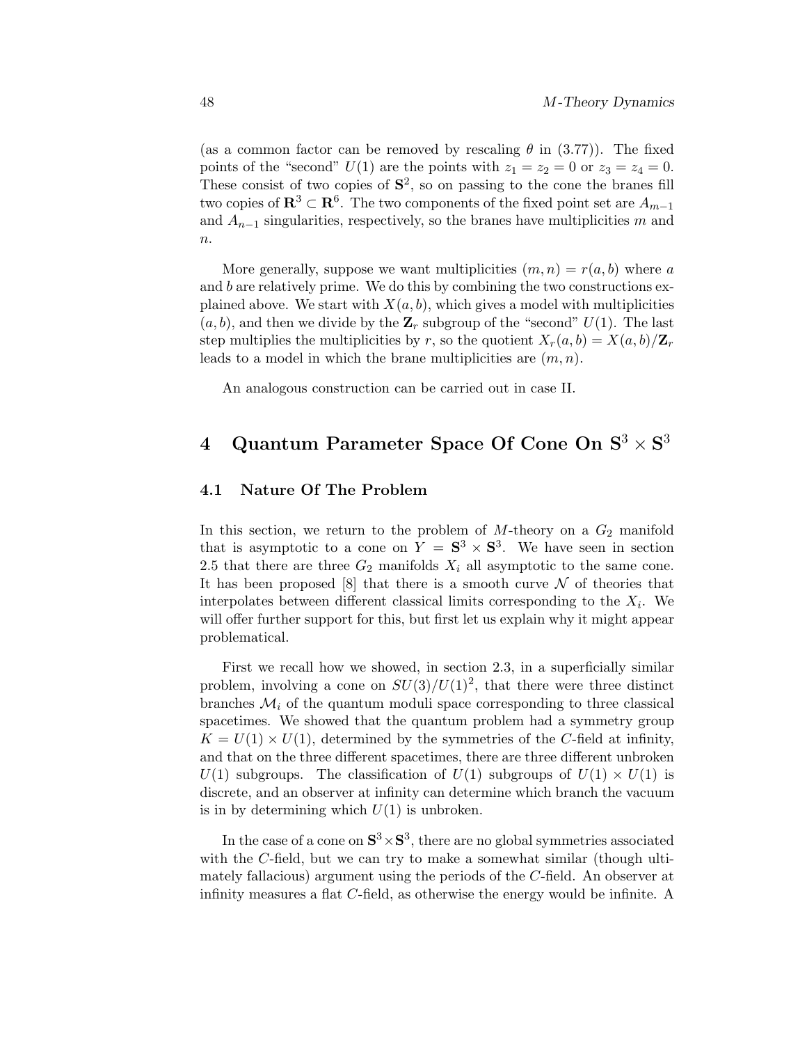(as a common factor can be removed by rescaling $\theta$ in (3.77)). The fixed points of the "second" $U(1)$ are the points with $z_1 = z_2 = 0$ or $z_3 = z_4 = 0$. These consist of two copies of $\mathbf{S}^2$, so on passing to the cone the branes fill two copies of $\mathbf{R}^3 \subset \mathbf{R}^6$. The two components of the fixed point set are $A_{m-1}$ and $A_{n-1}$ singularities, respectively, so the branes have multiplicities $m$ and $n$.

More generally, suppose we want multiplicities $(m, n) = r(a, b)$ where $a$ and $b$ are relatively prime. We do this by combining the two constructions explained above. We start with $X(a, b)$, which gives a model with multiplicities $(a, b)$, and then we divide by the $\mathbf{Z}_r$ subgroup of the "second" $U(1)$. The last step multiplies the multiplicities by $r$, so the quotient $X_r(a, b) = X(a, b)/\mathbf{Z}_r$ leads to a model in which the brane multiplicities are $(m, n)$.

An analogous construction can be carried out in case II.

# 4 Quantum Parameter Space Of Cone On $\mathbf{S}^3 \times \mathbf{S}^3$

## 4.1 Nature Of The Problem

In this section, we return to the problem of $M$-theory on a $G_2$ manifold that is asymptotic to a cone on $Y = \mathbf{S}^3 \times \mathbf{S}^3$. We have seen in section 2.5 that there are three $G_2$ manifolds $X_i$ all asymptotic to the same cone. It has been proposed [8] that there is a smooth curve $\mathcal{N}$ of theories that interpolates between different classical limits corresponding to the $X_i$. We will offer further support for this, but first let us explain why it might appear problematical.

First we recall how we showed, in section 2.3, in a superficially similar problem, involving a cone on $SU(3)/U(1)^2$, that there were three distinct branches $\mathcal{M}_i$ of the quantum moduli space corresponding to three classical spacetimes. We showed that the quantum problem had a symmetry group $K = U(1) \times U(1)$, determined by the symmetries of the $C$-field at infinity, and that on the three different spacetimes, there are three different unbroken $U(1)$ subgroups. The classification of $U(1)$ subgroups of $U(1) \times U(1)$ is discrete, and an observer at infinity can determine which branch the vacuum is in by determining which $U(1)$ is unbroken.

In the case of a cone on $\mathbf{S}^3 \times \mathbf{S}^3$, there are no global symmetries associated with the $C$-field, but we can try to make a somewhat similar (though ultimately fallacious) argument using the periods of the $C$-field. An observer at infinity measures a flat $C$-field, as otherwise the energy would be infinite. A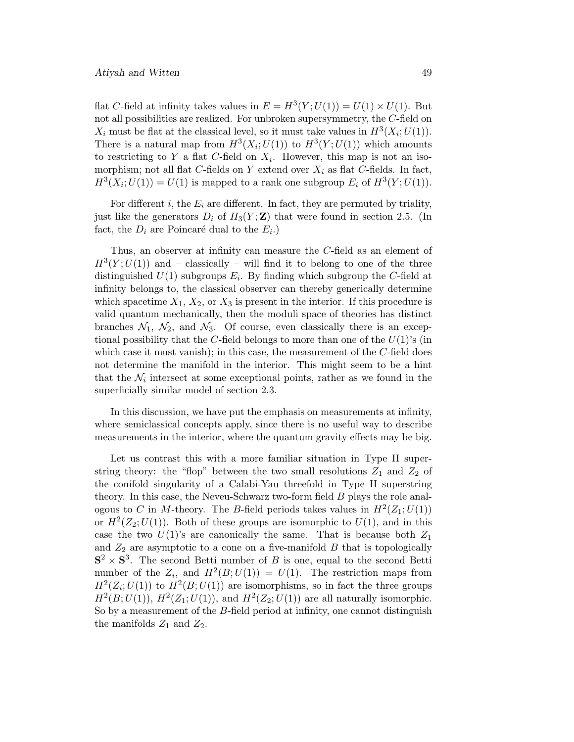flat $C$-field at infinity takes values in $E = H^3(Y; U(1)) = U(1) \times U(1)$. But not all possibilities are realized. For unbroken supersymmetry, the $C$-field on $X_i$ must be flat at the classical level, so it must take values in $H^3(X_i; U(1))$. There is a natural map from $H^3(X_i; U(1))$ to $H^3(Y; U(1))$ which amounts to restricting to $Y$ a flat $C$-field on $X_i$. However, this map is not an isomorphism; not all flat $C$-fields on $Y$ extend over $X_i$ as flat $C$-fields. In fact, $H^3(X_i; U(1)) = U(1)$ is mapped to a rank one subgroup $E_i$ of $H^3(Y; U(1))$.

For different $i$, the $E_i$ are different. In fact, they are permuted by triality, just like the generators $D_i$ of $H_3(Y; \mathbf{Z})$ that were found in section 2.5. (In fact, the $D_i$ are Poincaré dual to the $E_i$.)

Thus, an observer at infinity can measure the $C$-field as an element of $H^3(Y; U(1))$ and – classically – will find it to belong to one of the three distinguished $U(1)$ subgroups $E_i$. By finding which subgroup the $C$-field at infinity belongs to, the classical observer can thereby generically determine which spacetime $X_1$, $X_2$, or $X_3$ is present in the interior. If this procedure is valid quantum mechanically, then the moduli space of theories has distinct branches $\mathcal{N}_1$, $\mathcal{N}_2$, and $\mathcal{N}_3$. Of course, even classically there is an exceptional possibility that the $C$-field belongs to more than one of the $U(1)$'s (in which case it must vanish); in this case, the measurement of the $C$-field does not determine the manifold in the interior. This might seem to be a hint that the $\mathcal{N}_i$ intersect at some exceptional points, rather as we found in the superficially similar model of section 2.3.

In this discussion, we have put the emphasis on measurements at infinity, where semiclassical concepts apply, since there is no useful way to describe measurements in the interior, where the quantum gravity effects may be big.

Let us contrast this with a more familiar situation in Type II superstring theory: the "flop" between the two small resolutions $Z_1$ and $Z_2$ of the conifold singularity of a Calabi-Yau threefold in Type II superstring theory. In this case, the Neveu-Schwarz two-form field $B$ plays the role analogous to $C$ in $M$-theory. The $B$-field periods takes values in $H^2(Z_1; U(1))$ or $H^2(Z_2; U(1))$. Both of these groups are isomorphic to $U(1)$, and in this case the two $U(1)$'s are canonically the same. That is because both $Z_1$ and $Z_2$ are asymptotic to a cone on a five-manifold $B$ that is topologically $\mathbf{S}^2 \times \mathbf{S}^3$. The second Betti number of $B$ is one, equal to the second Betti number of the $Z_i$, and $H^2(B; U(1)) = U(1)$. The restriction maps from $H^2(Z_i; U(1))$ to $H^2(B; U(1))$ are isomorphisms, so in fact the three groups $H^2(B; U(1))$, $H^2(Z_1; U(1))$, and $H^2(Z_2; U(1))$ are all naturally isomorphic. So by a measurement of the $B$-field period at infinity, one cannot distinguish the manifolds $Z_1$ and $Z_2$.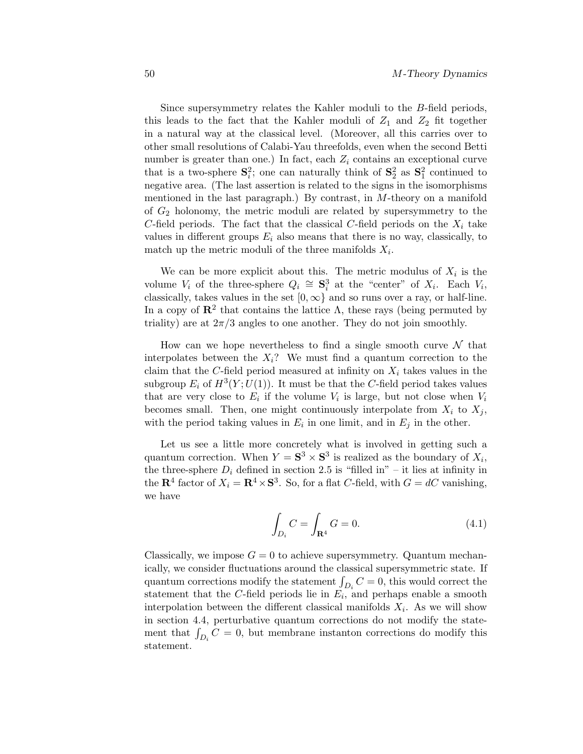Since supersymmetry relates the Kahler moduli to the $B$-field periods, this leads to the fact that the Kahler moduli of $Z_1$ and $Z_2$ fit together in a natural way at the classical level. (Moreover, all this carries over to other small resolutions of Calabi-Yau threefolds, even when the second Betti number is greater than one.) In fact, each $Z_i$ contains an exceptional curve that is a two-sphere $\mathbf{S}^2_i$; one can naturally think of $\mathbf{S}^2_2$ as $\mathbf{S}^2_1$ continued to negative area. (The last assertion is related to the signs in the isomorphisms mentioned in the last paragraph.) By contrast, in $M$-theory on a manifold of $G_2$ holonomy, the metric moduli are related by supersymmetry to the $C$-field periods. The fact that the classical $C$-field periods on the $X_i$ take values in different groups $E_i$ also means that there is no way, classically, to match up the metric moduli of the three manifolds $X_i$.

We can be more explicit about this. The metric modulus of $X_i$ is the volume $V_i$ of the three-sphere $Q_i \cong \mathbf{S}^3_i$ at the "center" of $X_i$. Each $V_i$, classically, takes values in the set $[0, \infty\}$ and so runs over a ray, or half-line. In a copy of $\mathbf{R}^2$ that contains the lattice $\Lambda$, these rays (being permuted by triality) are at $2\pi/3$ angles to one another. They do not join smoothly.

How can we hope nevertheless to find a single smooth curve $\mathcal{N}$ that interpolates between the $X_i$? We must find a quantum correction to the claim that the $C$-field period measured at infinity on $X_i$ takes values in the subgroup $E_i$ of $H^3(Y; U(1))$. It must be that the $C$-field period takes values that are very close to $E_i$ if the volume $V_i$ is large, but not close when $V_i$ becomes small. Then, one might continuously interpolate from $X_i$ to $X_j$, with the period taking values in $E_i$ in one limit, and in $E_j$ in the other.

Let us see a little more concretely what is involved in getting such a quantum correction. When $Y = \mathbf{S}^3 \times \mathbf{S}^3$ is realized as the boundary of $X_i$, the three-sphere $D_i$ defined in section 2.5 is "filled in" – it lies at infinity in the $\mathbf{R}^4$ factor of $X_i = \mathbf{R}^4 \times \mathbf{S}^3$. So, for a flat $C$-field, with $G = dC$ vanishing, we have

$$\int_{D_i} C = \int_{\mathbf{R}^4} G = 0. \tag{4.1}$$

Classically, we impose $G = 0$ to achieve supersymmetry. Quantum mechanically, we consider fluctuations around the classical supersymmetric state. If quantum corrections modify the statement $\int_{D_i} C = 0$, this would correct the statement that the $C$-field periods lie in $E_i$, and perhaps enable a smooth interpolation between the different classical manifolds $X_i$. As we will show in section 4.4, perturbative quantum corrections do not modify the statement that $\int_{D_i} C = 0$, but membrane instanton corrections do modify this statement.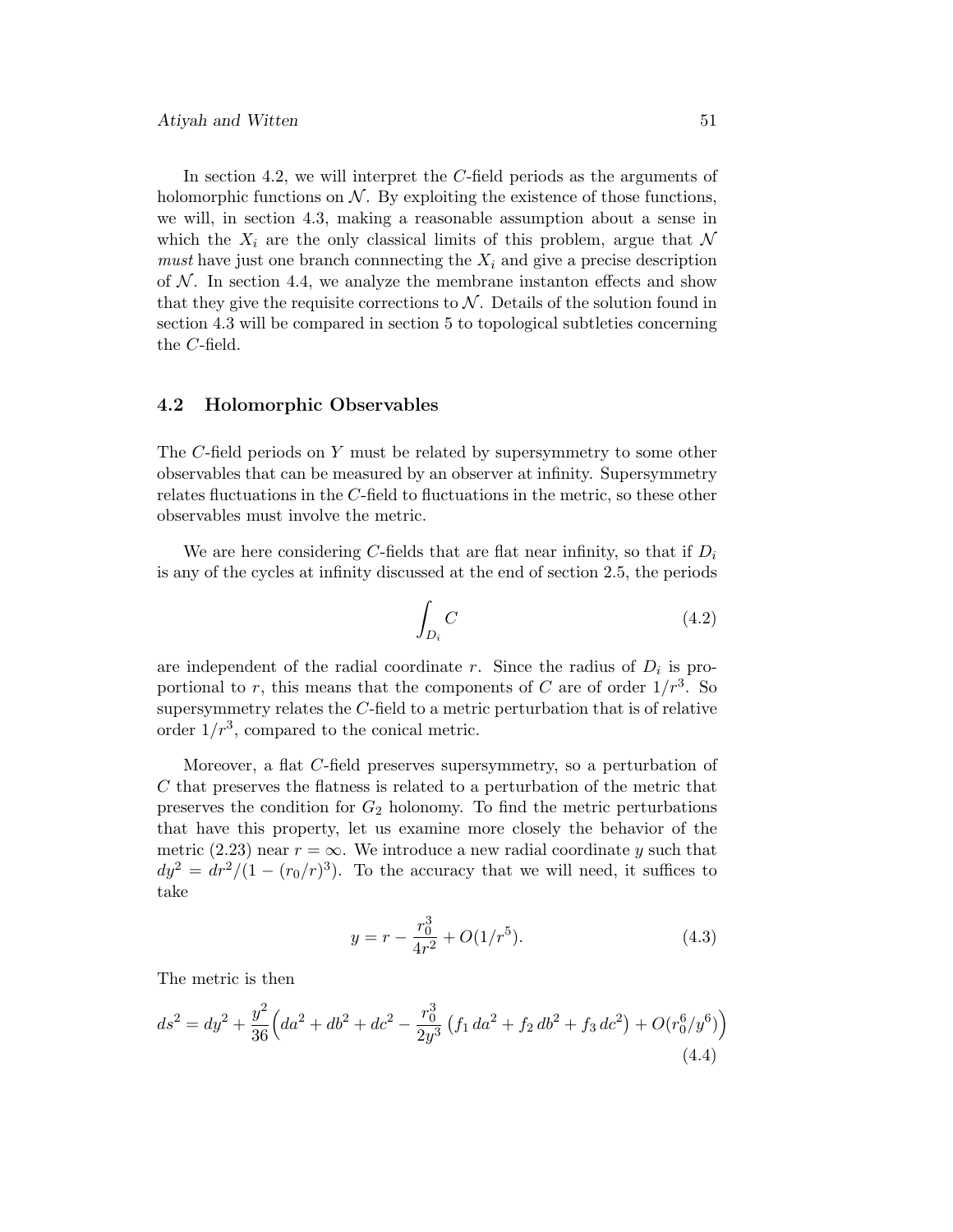In section 4.2, we will interpret the $C$-field periods as the arguments of holomorphic functions on $\mathcal{N}$. By exploiting the existence of those functions, we will, in section 4.3, making a reasonable assumption about a sense in which the $X_i$ are the only classical limits of this problem, argue that $\mathcal{N}$ *must* have just one branch connnecting the $X_i$ and give a precise description of $\mathcal{N}$. In section 4.4, we analyze the membrane instanton effects and show that they give the requisite corrections to $\mathcal{N}$. Details of the solution found in section 4.3 will be compared in section 5 to topological subtleties concerning the $C$-field.

## 4.2 Holomorphic Observables

The $C$-field periods on $Y$ must be related by supersymmetry to some other observables that can be measured by an observer at infinity. Supersymmetry relates fluctuations in the $C$-field to fluctuations in the metric, so these other observables must involve the metric.

We are here considering $C$-fields that are flat near infinity, so that if $D_i$ is any of the cycles at infinity discussed at the end of section 2.5, the periods

$$\int_{D_i} C \tag{4.2}$$

are independent of the radial coordinate $r$. Since the radius of $D_i$ is proportional to $r$, this means that the components of $C$ are of order $1/r^3$. So supersymmetry relates the $C$-field to a metric perturbation that is of relative order $1/r^3$, compared to the conical metric.

Moreover, a flat $C$-field preserves supersymmetry, so a perturbation of $C$ that preserves the flatness is related to a perturbation of the metric that preserves the condition for $G_2$ holonomy. To find the metric perturbations that have this property, let us examine more closely the behavior of the metric (2.23) near $r = \infty$. We introduce a new radial coordinate $y$ such that $dy^2 = dr^2/(1 - (r_0/r)^3)$. To the accuracy that we will need, it suffices to take

$$y = r - \frac{r_0^3}{4r^2} + O(1/r^5). \tag{4.3}$$

The metric is then

$$ds^2 = dy^2 + \frac{y^2}{36}\Big(da^2 + db^2 + dc^2 - \frac{r_0^3}{2y^3}\left(f_1\, da^2 + f_2\, db^2 + f_3\, dc^2\right) + O(r_0^6/y^6)\Big) \tag{4.4}$$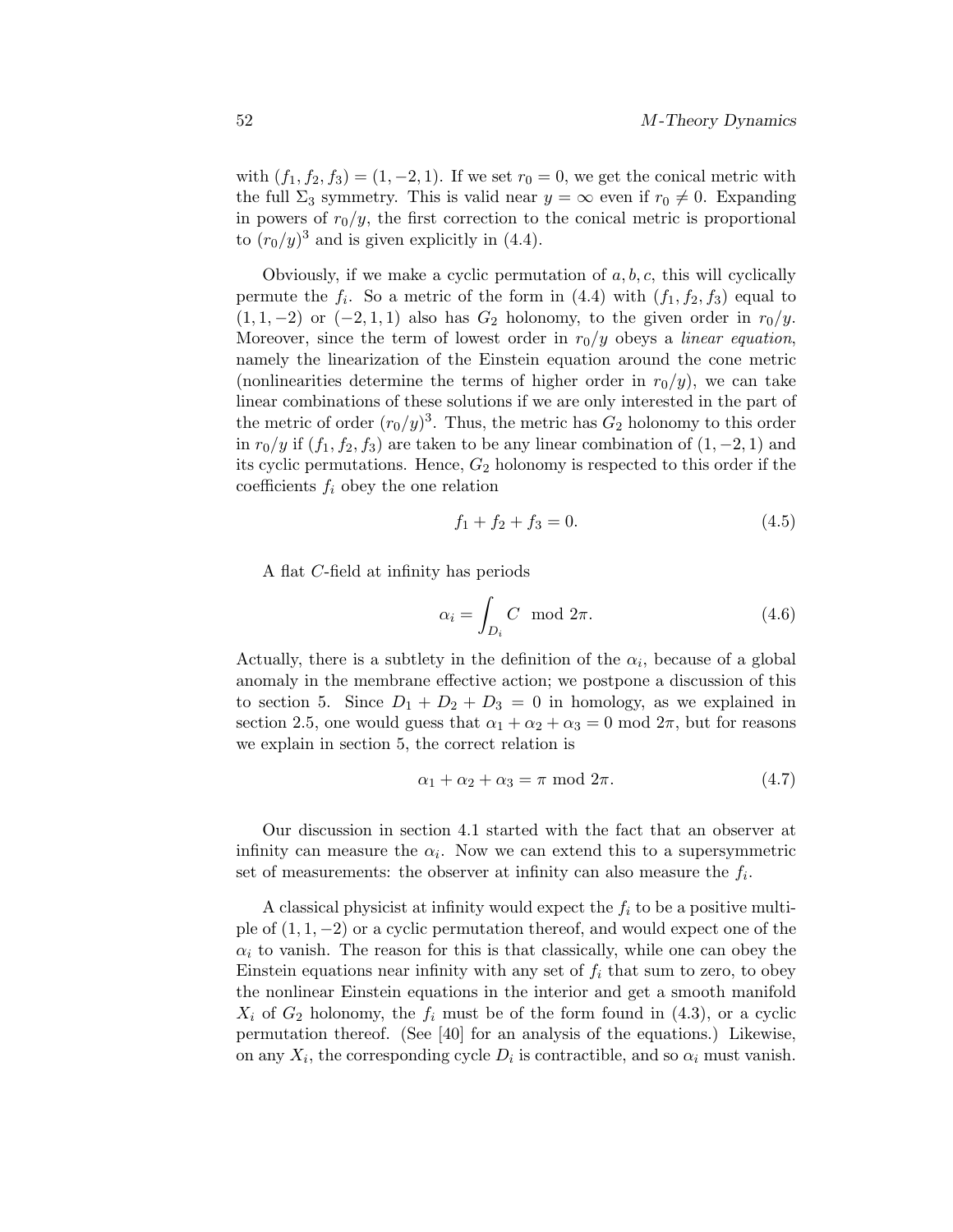with $(f_1, f_2, f_3) = (1, -2, 1)$. If we set $r_0 = 0$, we get the conical metric with the full $\Sigma_3$ symmetry. This is valid near $y = \infty$ even if $r_0 \neq 0$. Expanding in powers of $r_0/y$, the first correction to the conical metric is proportional to $(r_0/y)^3$ and is given explicitly in (4.4).

Obviously, if we make a cyclic permutation of $a, b, c$, this will cyclically permute the $f_i$. So a metric of the form in (4.4) with $(f_1, f_2, f_3)$ equal to $(1, 1, -2)$ or $(-2, 1, 1)$ also has $G_2$ holonomy, to the given order in $r_0/y$. Moreover, since the term of lowest order in $r_0/y$ obeys a *linear equation*, namely the linearization of the Einstein equation around the cone metric (nonlinearities determine the terms of higher order in $r_0/y$), we can take linear combinations of these solutions if we are only interested in the part of the metric of order $(r_0/y)^3$. Thus, the metric has $G_2$ holonomy to this order in $r_0/y$ if $(f_1, f_2, f_3)$ are taken to be any linear combination of $(1, -2, 1)$ and its cyclic permutations. Hence, $G_2$ holonomy is respected to this order if the coefficients $f_i$ obey the one relation

$$f_1 + f_2 + f_3 = 0. \tag{4.5}$$

A flat $C$-field at infinity has periods

$$\alpha_i = \int_{D_i} C \mod 2\pi. \tag{4.6}$$

Actually, there is a subtlety in the definition of the $\alpha_i$, because of a global anomaly in the membrane effective action; we postpone a discussion of this to section 5. Since $D_1 + D_2 + D_3 = 0$ in homology, as we explained in section 2.5, one would guess that $\alpha_1 + \alpha_2 + \alpha_3 = 0 \mod 2\pi$, but for reasons we explain in section 5, the correct relation is

$$\alpha_1 + \alpha_2 + \alpha_3 = \pi \mod 2\pi. \tag{4.7}$$

Our discussion in section 4.1 started with the fact that an observer at infinity can measure the $\alpha_i$. Now we can extend this to a supersymmetric set of measurements: the observer at infinity can also measure the $f_i$.

A classical physicist at infinity would expect the $f_i$ to be a positive multiple of $(1, 1, -2)$ or a cyclic permutation thereof, and would expect one of the $\alpha_i$ to vanish. The reason for this is that classically, while one can obey the Einstein equations near infinity with any set of $f_i$ that sum to zero, to obey the nonlinear Einstein equations in the interior and get a smooth manifold $X_i$ of $G_2$ holonomy, the $f_i$ must be of the form found in (4.3), or a cyclic permutation thereof. (See [40] for an analysis of the equations.) Likewise, on any $X_i$, the corresponding cycle $D_i$ is contractible, and so $\alpha_i$ must vanish.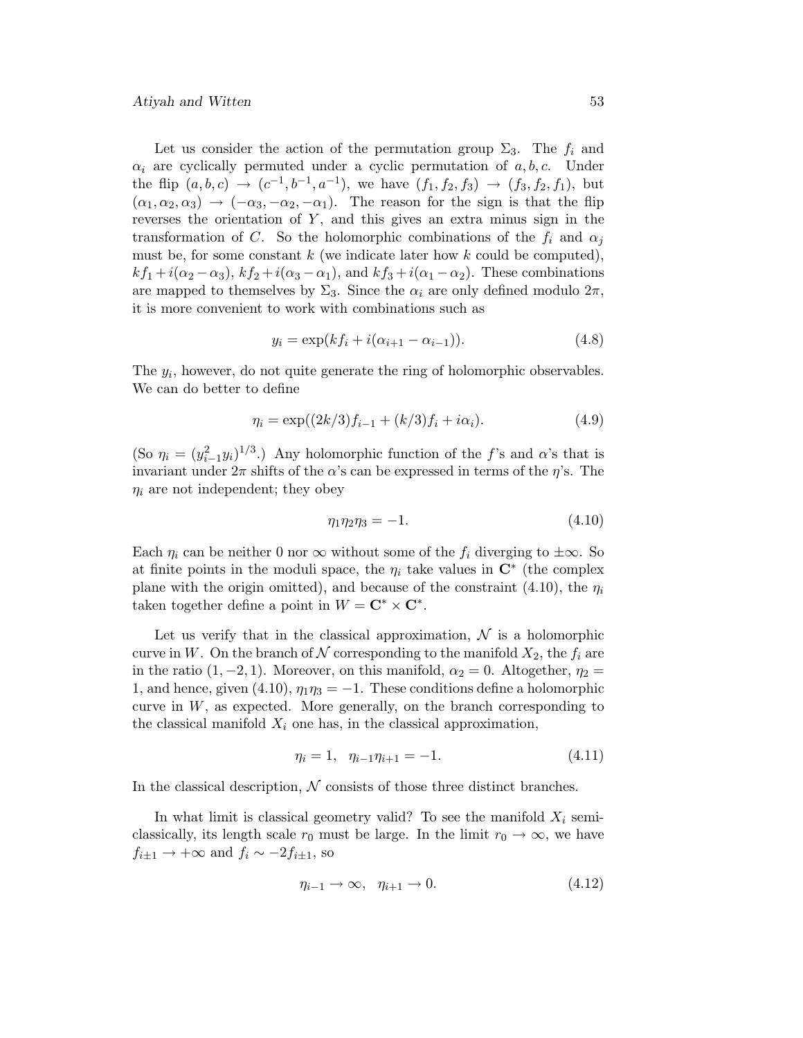Let us consider the action of the permutation group $\Sigma_3$. The $f_i$ and $\alpha_i$ are cyclically permuted under a cyclic permutation of $a, b, c$. Under the flip $(a, b, c) \rightarrow (c^{-1}, b^{-1}, a^{-1})$, we have $(f_1, f_2, f_3) \rightarrow (f_3, f_2, f_1)$, but $(\alpha_1, \alpha_2, \alpha_3) \rightarrow (-\alpha_3, -\alpha_2, -\alpha_1)$. The reason for the sign is that the flip reverses the orientation of $Y$, and this gives an extra minus sign in the transformation of $C$. So the holomorphic combinations of the $f_i$ and $\alpha_j$ must be, for some constant $k$ (we indicate later how $k$ could be computed), $kf_1 + i(\alpha_2 - \alpha_3)$, $kf_2 + i(\alpha_3 - \alpha_1)$, and $kf_3 + i(\alpha_1 - \alpha_2)$. These combinations are mapped to themselves by $\Sigma_3$. Since the $\alpha_i$ are only defined modulo $2\pi$, it is more convenient to work with combinations such as

$$y_i = \exp(kf_i + i(\alpha_{i+1} - \alpha_{i-1})). \tag{4.8}$$

The $y_i$, however, do not quite generate the ring of holomorphic observables. We can do better to define

$$\eta_i = \exp((2k/3)f_{i-1} + (k/3)f_i + i\alpha_i). \tag{4.9}$$

(So $\eta_i = (y_{i-1}^2 y_i)^{1/3}$.) Any holomorphic function of the $f$'s and $\alpha$'s that is invariant under $2\pi$ shifts of the $\alpha$'s can be expressed in terms of the $\eta$'s. The $\eta_i$ are not independent; they obey

$$\eta_1\eta_2\eta_3 = -1. \tag{4.10}$$

Each $\eta_i$ can be neither 0 nor $\infty$ without some of the $f_i$ diverging to $\pm\infty$. So at finite points in the moduli space, the $\eta_i$ take values in $\mathbf{C}^*$ (the complex plane with the origin omitted), and because of the constraint (4.10), the $\eta_i$ taken together define a point in $W = \mathbf{C}^* \times \mathbf{C}^*$.

Let us verify that in the classical approximation, $\mathcal{N}$ is a holomorphic curve in $W$. On the branch of $\mathcal{N}$ corresponding to the manifold $X_2$, the $f_i$ are in the ratio $(1, -2, 1)$. Moreover, on this manifold, $\alpha_2 = 0$. Altogether, $\eta_2 = 1$, and hence, given (4.10), $\eta_1\eta_3 = -1$. These conditions define a holomorphic curve in $W$, as expected. More generally, on the branch corresponding to the classical manifold $X_i$ one has, in the classical approximation,

$$\eta_i = 1, \quad \eta_{i-1}\eta_{i+1} = -1. \tag{4.11}$$

In the classical description, $\mathcal{N}$ consists of those three distinct branches.

In what limit is classical geometry valid? To see the manifold $X_i$ semi-classically, its length scale $r_0$ must be large. In the limit $r_0 \rightarrow \infty$, we have $f_{i\pm1} \rightarrow +\infty$ and $f_i \sim -2f_{i\pm1}$, so

$$\eta_{i-1} \rightarrow \infty, \quad \eta_{i+1} \rightarrow 0. \tag{4.12}$$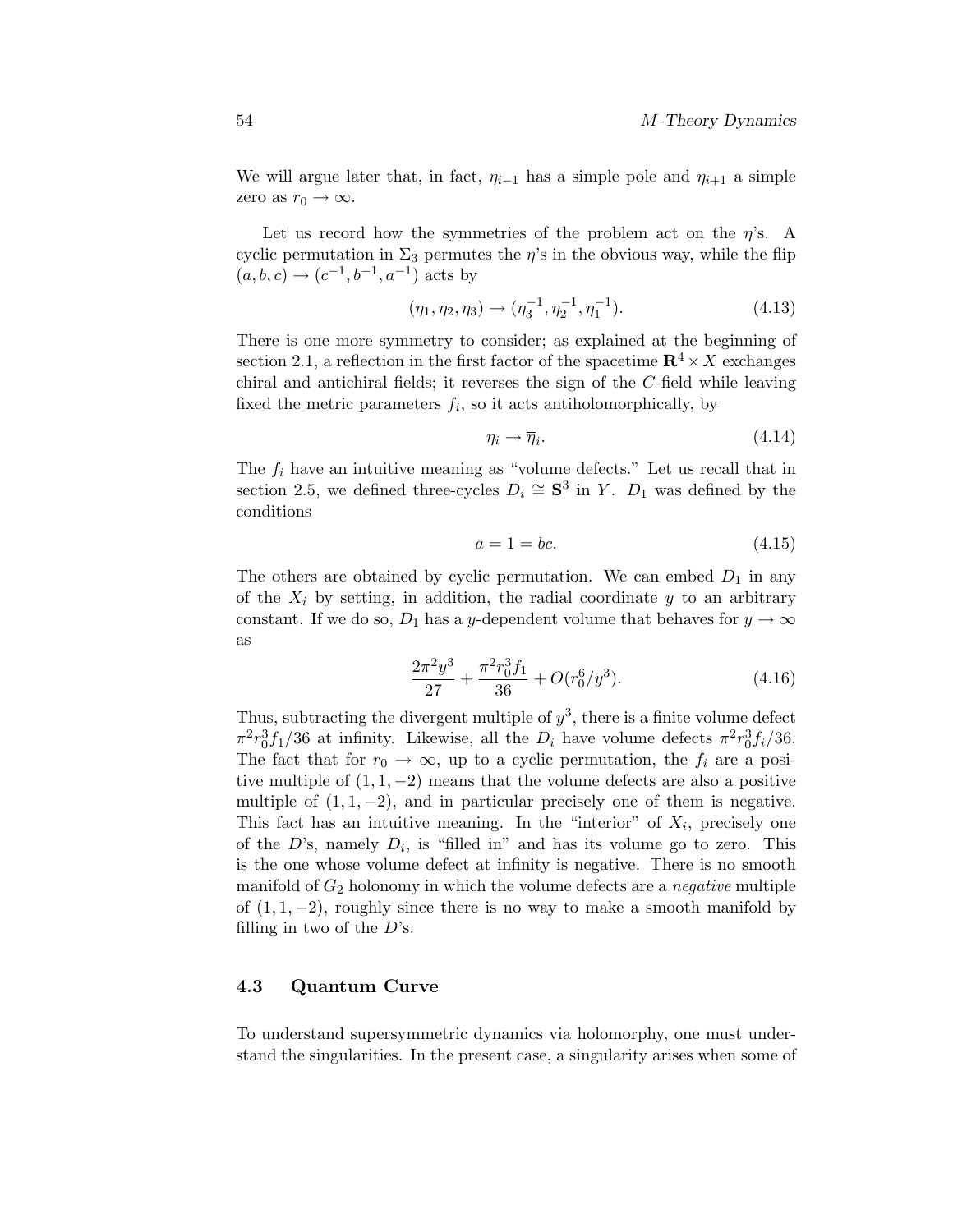We will argue later that, in fact, $\eta_{i-1}$ has a simple pole and $\eta_{i+1}$ a simple zero as $r_0 \to \infty$.

Let us record how the symmetries of the problem act on the $\eta$'s. A cyclic permutation in $\Sigma_3$ permutes the $\eta$'s in the obvious way, while the flip $(a, b, c) \to (c^{-1}, b^{-1}, a^{-1})$ acts by

$$(\eta_1, \eta_2, \eta_3) \to (\eta_3^{-1}, \eta_2^{-1}, \eta_1^{-1}). \tag{4.13}$$

There is one more symmetry to consider; as explained at the beginning of section 2.1, a reflection in the first factor of the spacetime $\mathbf{R}^4 \times X$ exchanges chiral and antichiral fields; it reverses the sign of the $C$-field while leaving fixed the metric parameters $f_i$, so it acts antiholomorphically, by

$$\eta_i \to \overline{\eta}_i. \tag{4.14}$$

The $f_i$ have an intuitive meaning as "volume defects." Let us recall that in section 2.5, we defined three-cycles $D_i \cong \mathbf{S}^3$ in $Y$. $D_1$ was defined by the conditions

$$a = 1 = bc. \tag{4.15}$$

The others are obtained by cyclic permutation. We can embed $D_1$ in any of the $X_i$ by setting, in addition, the radial coordinate $y$ to an arbitrary constant. If we do so, $D_1$ has a $y$-dependent volume that behaves for $y \to \infty$ as

$$\frac{2\pi^2 y^3}{27} + \frac{\pi^2 r_0^3 f_1}{36} + O(r_0^6/y^3). \tag{4.16}$$

Thus, subtracting the divergent multiple of $y^3$, there is a finite volume defect $\pi^2 r_0^3 f_1/36$ at infinity. Likewise, all the $D_i$ have volume defects $\pi^2 r_0^3 f_i/36$. The fact that for $r_0 \to \infty$, up to a cyclic permutation, the $f_i$ are a positive multiple of $(1, 1, -2)$ means that the volume defects are also a positive multiple of $(1, 1, -2)$, and in particular precisely one of them is negative. This fact has an intuitive meaning. In the "interior" of $X_i$, precisely one of the $D$'s, namely $D_i$, is "filled in" and has its volume go to zero. This is the one whose volume defect at infinity is negative. There is no smooth manifold of $G_2$ holonomy in which the volume defects are a *negative* multiple of $(1, 1, -2)$, roughly since there is no way to make a smooth manifold by filling in two of the $D$'s.

### 4.3 Quantum Curve

To understand supersymmetric dynamics via holomorphy, one must understand the singularities. In the present case, a singularity arises when some of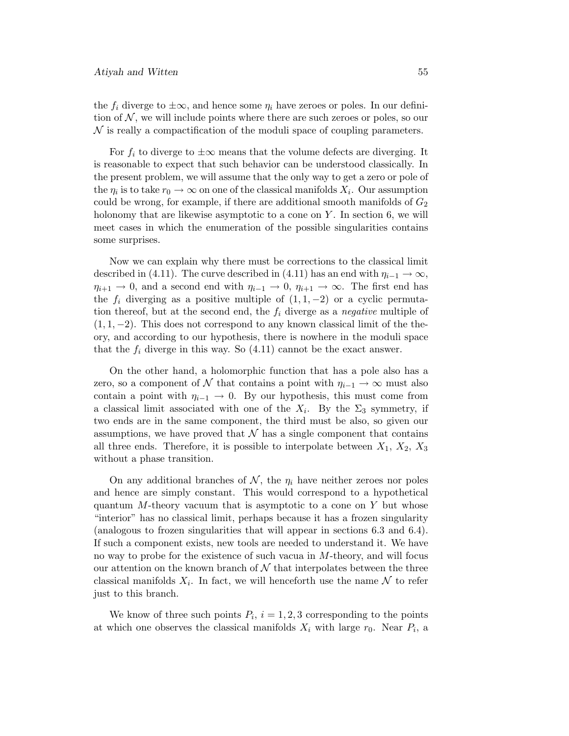the $f_i$ diverge to $\pm\infty$, and hence some $\eta_i$ have zeroes or poles. In our definition of $\mathcal{N}$, we will include points where there are such zeroes or poles, so our $\mathcal{N}$ is really a compactification of the moduli space of coupling parameters.

For $f_i$ to diverge to $\pm\infty$ means that the volume defects are diverging. It is reasonable to expect that such behavior can be understood classically. In the present problem, we will assume that the only way to get a zero or pole of the $\eta_i$ is to take $r_0 \to \infty$ on one of the classical manifolds $X_i$. Our assumption could be wrong, for example, if there are additional smooth manifolds of $G_2$ holonomy that are likewise asymptotic to a cone on $Y$. In section 6, we will meet cases in which the enumeration of the possible singularities contains some surprises.

Now we can explain why there must be corrections to the classical limit described in (4.11). The curve described in (4.11) has an end with $\eta_{i-1} \to \infty$, $\eta_{i+1} \to 0$, and a second end with $\eta_{i-1} \to 0$, $\eta_{i+1} \to \infty$. The first end has the $f_i$ diverging as a positive multiple of $(1, 1, -2)$ or a cyclic permutation thereof, but at the second end, the $f_i$ diverge as a *negative* multiple of $(1, 1, -2)$. This does not correspond to any known classical limit of the theory, and according to our hypothesis, there is nowhere in the moduli space that the $f_i$ diverge in this way. So (4.11) cannot be the exact answer.

On the other hand, a holomorphic function that has a pole also has a zero, so a component of $\mathcal{N}$ that contains a point with $\eta_{i-1} \to \infty$ must also contain a point with $\eta_{i-1} \to 0$. By our hypothesis, this must come from a classical limit associated with one of the $X_i$. By the $\Sigma_3$ symmetry, if two ends are in the same component, the third must be also, so given our assumptions, we have proved that $\mathcal{N}$ has a single component that contains all three ends. Therefore, it is possible to interpolate between $X_1$, $X_2$, $X_3$ without a phase transition.

On any additional branches of $\mathcal{N}$, the $\eta_i$ have neither zeroes nor poles and hence are simply constant. This would correspond to a hypothetical quantum $M$-theory vacuum that is asymptotic to a cone on $Y$ but whose "interior" has no classical limit, perhaps because it has a frozen singularity (analogous to frozen singularities that will appear in sections 6.3 and 6.4). If such a component exists, new tools are needed to understand it. We have no way to probe for the existence of such vacua in $M$-theory, and will focus our attention on the known branch of $\mathcal{N}$ that interpolates between the three classical manifolds $X_i$. In fact, we will henceforth use the name $\mathcal{N}$ to refer just to this branch.

We know of three such points $P_i$, $i = 1, 2, 3$ corresponding to the points at which one observes the classical manifolds $X_i$ with large $r_0$. Near $P_i$, a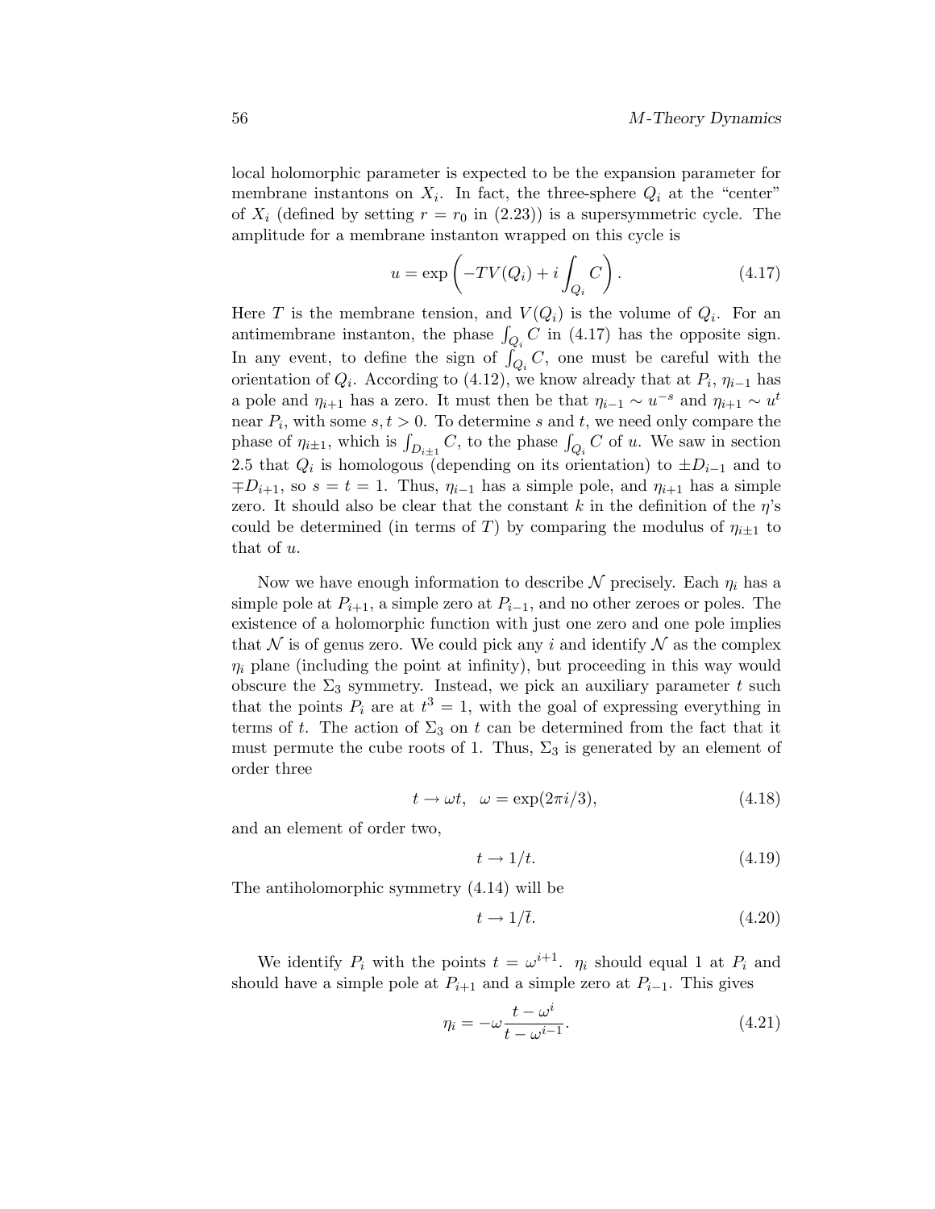local holomorphic parameter is expected to be the expansion parameter for membrane instantons on $X_i$. In fact, the three-sphere $Q_i$ at the "center" of $X_i$ (defined by setting $r = r_0$ in (2.23)) is a supersymmetric cycle. The amplitude for a membrane instanton wrapped on this cycle is

$$u = \exp\left(-TV(Q_i) + i\int_{Q_i} C\right). \tag{4.17}$$

Here $T$ is the membrane tension, and $V(Q_i)$ is the volume of $Q_i$. For an antimembrane instanton, the phase $\int_{Q_i} C$ in (4.17) has the opposite sign. In any event, to define the sign of $\int_{Q_i} C$, one must be careful with the orientation of $Q_i$. According to (4.12), we know already that at $P_i$, $\eta_{i-1}$ has a pole and $\eta_{i+1}$ has a zero. It must then be that $\eta_{i-1} \sim u^{-s}$ and $\eta_{i+1} \sim u^t$ near $P_i$, with some $s, t > 0$. To determine $s$ and $t$, we need only compare the phase of $\eta_{i\pm1}$, which is $\int_{D_{i\pm1}} C$, to the phase $\int_{Q_i} C$ of $u$. We saw in section 2.5 that $Q_i$ is homologous (depending on its orientation) to $\pm D_{i-1}$ and to $\mp D_{i+1}$, so $s = t = 1$. Thus, $\eta_{i-1}$ has a simple pole, and $\eta_{i+1}$ has a simple zero. It should also be clear that the constant $k$ in the definition of the $\eta$'s could be determined (in terms of $T$) by comparing the modulus of $\eta_{i\pm1}$ to that of $u$.

Now we have enough information to describe $\mathcal{N}$ precisely. Each $\eta_i$ has a simple pole at $P_{i+1}$, a simple zero at $P_{i-1}$, and no other zeroes or poles. The existence of a holomorphic function with just one zero and one pole implies that $\mathcal{N}$ is of genus zero. We could pick any $i$ and identify $\mathcal{N}$ as the complex $\eta_i$ plane (including the point at infinity), but proceeding in this way would obscure the $\Sigma_3$ symmetry. Instead, we pick an auxiliary parameter $t$ such that the points $P_i$ are at $t^3 = 1$, with the goal of expressing everything in terms of $t$. The action of $\Sigma_3$ on $t$ can be determined from the fact that it must permute the cube roots of 1. Thus, $\Sigma_3$ is generated by an element of order three

$$t \to \omega t, \quad \omega = \exp(2\pi i/3), \tag{4.18}$$

and an element of order two,

$$t \to 1/t. \tag{4.19}$$

The antiholomorphic symmetry (4.14) will be

$$t \to 1/\bar{t}. \tag{4.20}$$

We identify $P_i$ with the points $t = \omega^{i+1}$. $\eta_i$ should equal 1 at $P_i$ and should have a simple pole at $P_{i+1}$ and a simple zero at $P_{i-1}$. This gives

$$\eta_i = -\omega\frac{t - \omega^i}{t - \omega^{i-1}}. \tag{4.21}$$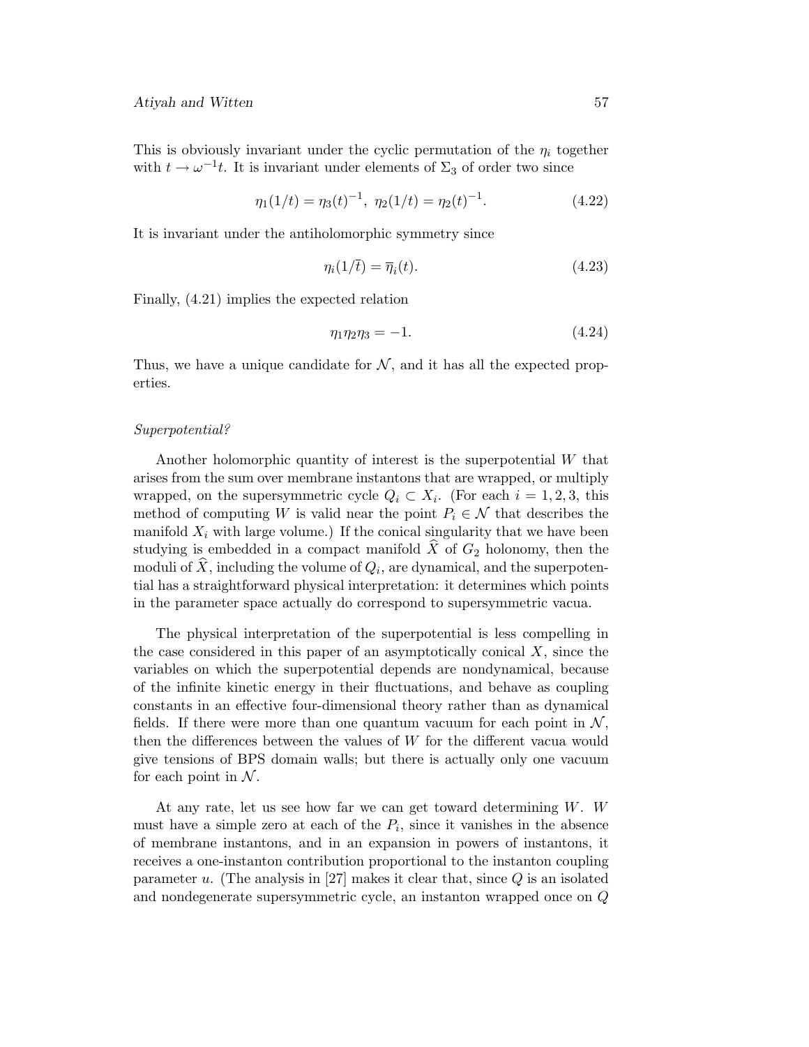This is obviously invariant under the cyclic permutation of the $\eta_i$ together with $t \to \omega^{-1}t$. It is invariant under elements of $\Sigma_3$ of order two since

$$\eta_1(1/t) = \eta_3(t)^{-1},\ \eta_2(1/t) = \eta_2(t)^{-1}. \tag{4.22}$$

It is invariant under the antiholomorphic symmetry since

$$\eta_i(1/\bar{t}) = \overline{\eta}_i(t). \tag{4.23}$$

Finally, (4.21) implies the expected relation

$$\eta_1\eta_2\eta_3 = -1. \tag{4.24}$$

Thus, we have a unique candidate for $\mathcal{N}$, and it has all the expected properties.

*Superpotential?*

Another holomorphic quantity of interest is the superpotential $W$ that arises from the sum over membrane instantons that are wrapped, or multiply wrapped, on the supersymmetric cycle $Q_i \subset X_i$. (For each $i = 1, 2, 3$, this method of computing $W$ is valid near the point $P_i \in \mathcal{N}$ that describes the manifold $X_i$ with large volume.) If the conical singularity that we have been studying is embedded in a compact manifold $\widehat{X}$ of $G_2$ holonomy, then the moduli of $\widehat{X}$, including the volume of $Q_i$, are dynamical, and the superpotential has a straightforward physical interpretation: it determines which points in the parameter space actually do correspond to supersymmetric vacua.

The physical interpretation of the superpotential is less compelling in the case considered in this paper of an asymptotically conical $X$, since the variables on which the superpotential depends are nondynamical, because of the infinite kinetic energy in their fluctuations, and behave as coupling constants in an effective four-dimensional theory rather than as dynamical fields. If there were more than one quantum vacuum for each point in $\mathcal{N}$, then the differences between the values of $W$ for the different vacua would give tensions of BPS domain walls; but there is actually only one vacuum for each point in $\mathcal{N}$.

At any rate, let us see how far we can get toward determining $W$. $W$ must have a simple zero at each of the $P_i$, since it vanishes in the absence of membrane instantons, and in an expansion in powers of instantons, it receives a one-instanton contribution proportional to the instanton coupling parameter $u$. (The analysis in [27] makes it clear that, since $Q$ is an isolated and nondegenerate supersymmetric cycle, an instanton wrapped once on $Q$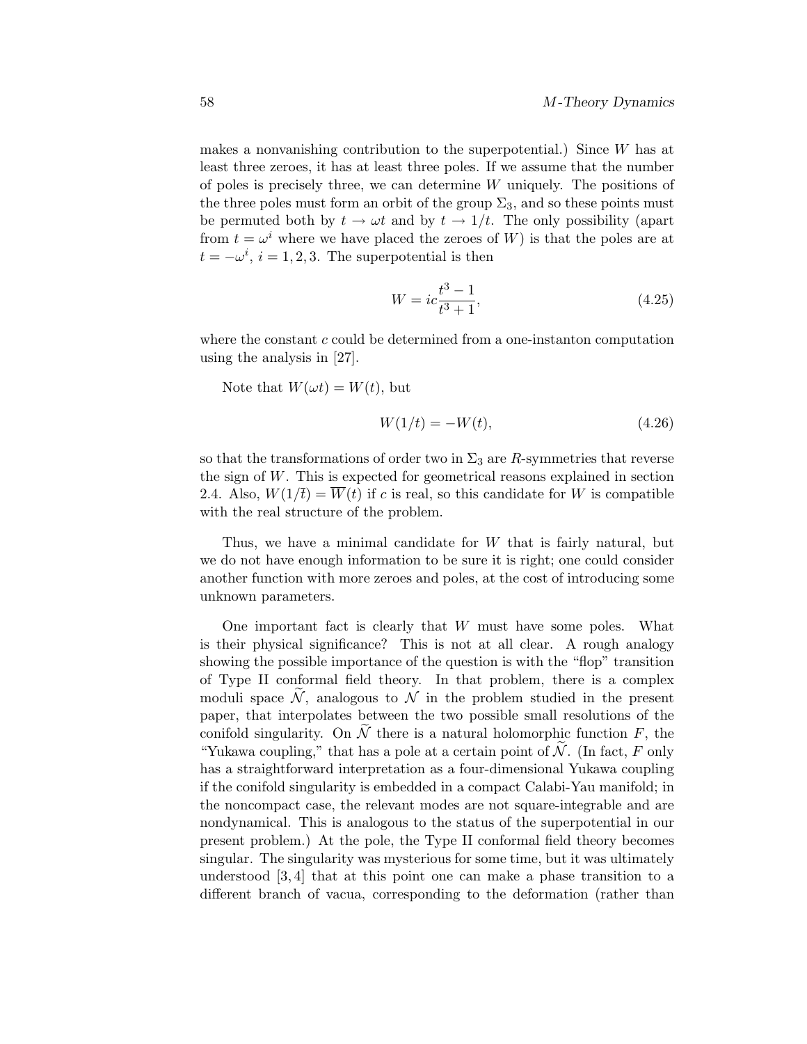makes a nonvanishing contribution to the superpotential.) Since $W$ has at least three zeroes, it has at least three poles. If we assume that the number of poles is precisely three, we can determine $W$ uniquely. The positions of the three poles must form an orbit of the group $\Sigma_3$, and so these points must be permuted both by $t \to \omega t$ and by $t \to 1/t$. The only possibility (apart from $t = \omega^i$ where we have placed the zeroes of $W$) is that the poles are at $t = -\omega^i$, $i = 1, 2, 3$. The superpotential is then

$$W = ic\frac{t^3 - 1}{t^3 + 1}, \tag{4.25}$$

where the constant $c$ could be determined from a one-instanton computation using the analysis in [27].

Note that $W(\omega t) = W(t)$, but

$$W(1/t) = -W(t), \tag{4.26}$$

so that the transformations of order two in $\Sigma_3$ are $R$-symmetries that reverse the sign of $W$. This is expected for geometrical reasons explained in section 2.4. Also, $W(1/\bar{t}) = \overline{W}(t)$ if $c$ is real, so this candidate for $W$ is compatible with the real structure of the problem.

Thus, we have a minimal candidate for $W$ that is fairly natural, but we do not have enough information to be sure it is right; one could consider another function with more zeroes and poles, at the cost of introducing some unknown parameters.

One important fact is clearly that $W$ must have some poles. What is their physical significance? This is not at all clear. A rough analogy showing the possible importance of the question is with the "flop" transition of Type II conformal field theory. In that problem, there is a complex moduli space $\widetilde{\mathcal{N}}$, analogous to $\mathcal{N}$ in the problem studied in the present paper, that interpolates between the two possible small resolutions of the conifold singularity. On $\widetilde{\mathcal{N}}$ there is a natural holomorphic function $F$, the "Yukawa coupling," that has a pole at a certain point of $\widetilde{\mathcal{N}}$. (In fact, $F$ only has a straightforward interpretation as a four-dimensional Yukawa coupling if the conifold singularity is embedded in a compact Calabi-Yau manifold; in the noncompact case, the relevant modes are not square-integrable and are nondynamical. This is analogous to the status of the superpotential in our present problem.) At the pole, the Type II conformal field theory becomes singular. The singularity was mysterious for some time, but it was ultimately understood [3, 4] that at this point one can make a phase transition to a different branch of vacua, corresponding to the deformation (rather than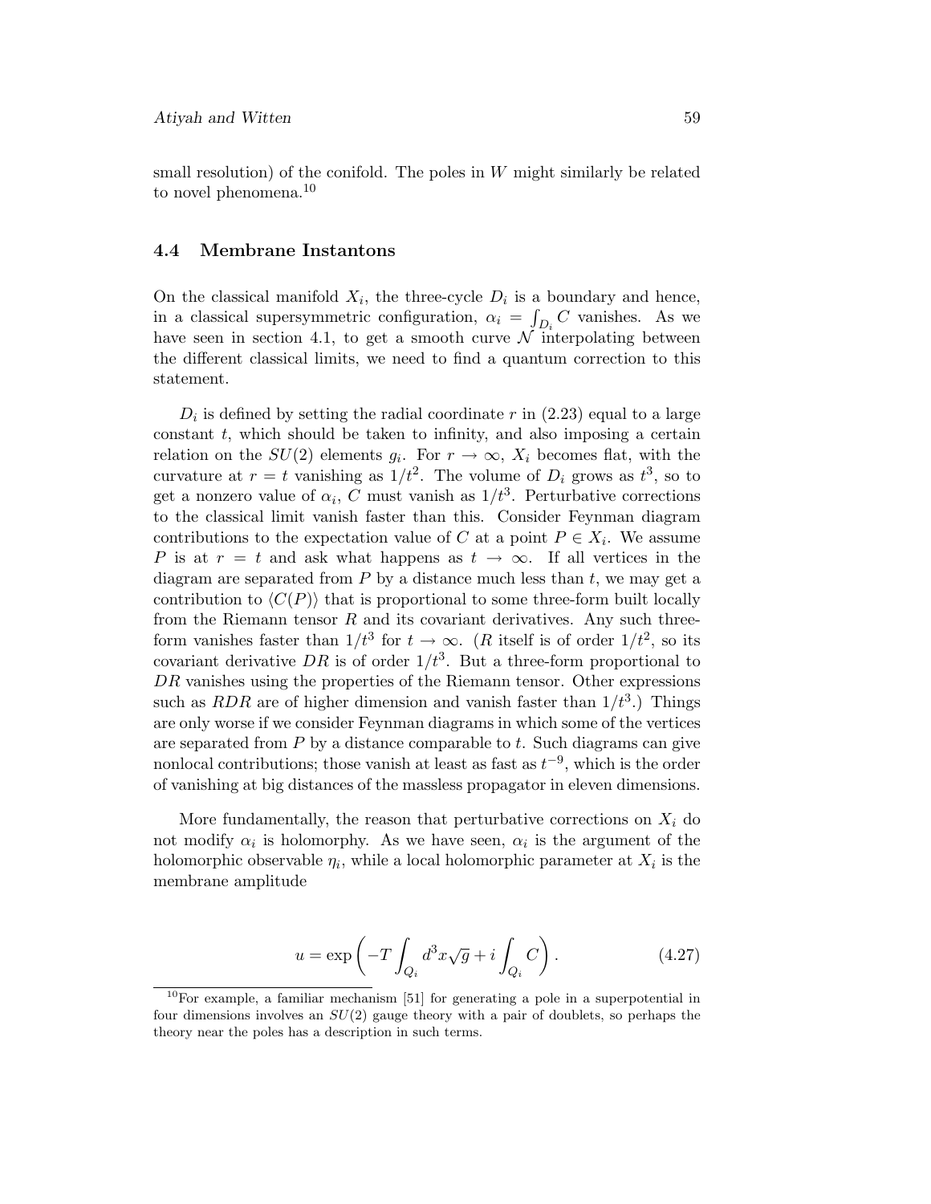small resolution) of the conifold. The poles in $W$ might similarly be related to novel phenomena.[10]

### 4.4 Membrane Instantons

On the classical manifold $X_i$, the three-cycle $D_i$ is a boundary and hence, in a classical supersymmetric configuration, $\alpha_i = \int_{D_i} C$ vanishes. As we have seen in section 4.1, to get a smooth curve $\mathcal{N}$ interpolating between the different classical limits, we need to find a quantum correction to this statement.

$D_i$ is defined by setting the radial coordinate $r$ in (2.23) equal to a large constant $t$, which should be taken to infinity, and also imposing a certain relation on the $SU(2)$ elements $g_i$. For $r \to \infty$, $X_i$ becomes flat, with the curvature at $r = t$ vanishing as $1/t^2$. The volume of $D_i$ grows as $t^3$, so to get a nonzero value of $\alpha_i$, $C$ must vanish as $1/t^3$. Perturbative corrections to the classical limit vanish faster than this. Consider Feynman diagram contributions to the expectation value of $C$ at a point $P \in X_i$. We assume $P$ is at $r = t$ and ask what happens as $t \to \infty$. If all vertices in the diagram are separated from $P$ by a distance much less than $t$, we may get a contribution to $\langle C(P) \rangle$ that is proportional to some three-form built locally from the Riemann tensor $R$ and its covariant derivatives. Any such three-form vanishes faster than $1/t^3$ for $t \to \infty$. ($R$ itself is of order $1/t^2$, so its covariant derivative $DR$ is of order $1/t^3$. But a three-form proportional to $DR$ vanishes using the properties of the Riemann tensor. Other expressions such as $RDR$ are of higher dimension and vanish faster than $1/t^3$.) Things are only worse if we consider Feynman diagrams in which some of the vertices are separated from $P$ by a distance comparable to $t$. Such diagrams can give nonlocal contributions; those vanish at least as fast as $t^{-9}$, which is the order of vanishing at big distances of the massless propagator in eleven dimensions.

More fundamentally, the reason that perturbative corrections on $X_i$ do not modify $\alpha_i$ is holomorphy. As we have seen, $\alpha_i$ is the argument of the holomorphic observable $\eta_i$, while a local holomorphic parameter at $X_i$ is the membrane amplitude

$$u = \exp\left(-T\int_{Q_i} d^3x\sqrt{g} + i\int_{Q_i} C\right). \tag{4.27}$$

[10] For example, a familiar mechanism [51] for generating a pole in a superpotential in four dimensions involves an $SU(2)$ gauge theory with a pair of doublets, so perhaps the theory near the poles has a description in such terms.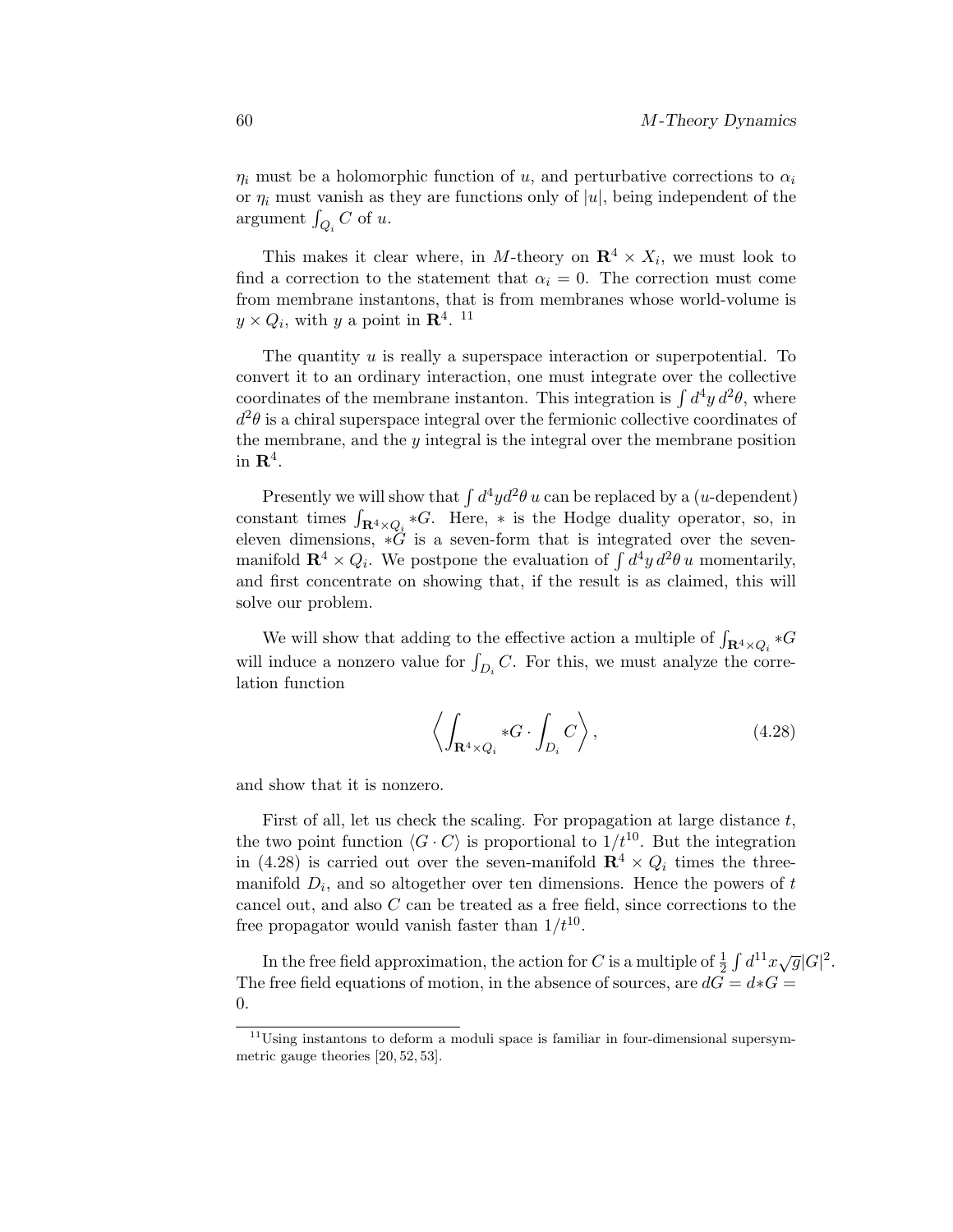$\eta_i$ must be a holomorphic function of $u$, and perturbative corrections to $\alpha_i$ or $\eta_i$ must vanish as they are functions only of $|u|$, being independent of the argument $\int_{Q_i} C$ of $u$.

This makes it clear where, in $M$-theory on $\mathbf{R}^4 \times X_i$, we must look to find a correction to the statement that $\alpha_i = 0$. The correction must come from membrane instantons, that is from membranes whose world-volume is $y \times Q_i$, with $y$ a point in $\mathbf{R}^4$. [11]

The quantity $u$ is really a superspace interaction or superpotential. To convert it to an ordinary interaction, one must integrate over the collective coordinates of the membrane instanton. This integration is $\int d^4y\, d^2\theta$, where $d^2\theta$ is a chiral superspace integral over the fermionic collective coordinates of the membrane, and the $y$ integral is the integral over the membrane position in $\mathbf{R}^4$.

Presently we will show that $\int d^4y d^2\theta\, u$ can be replaced by a ($u$-dependent) constant times $\int_{\mathbf{R}^4\times Q_i} *G$. Here, $*$ is the Hodge duality operator, so, in eleven dimensions, $*G$ is a seven-form that is integrated over the seven-manifold $\mathbf{R}^4 \times Q_i$. We postpone the evaluation of $\int d^4y\, d^2\theta\, u$ momentarily, and first concentrate on showing that, if the result is as claimed, this will solve our problem.

We will show that adding to the effective action a multiple of $\int_{\mathbf{R}^4\times Q_i} *G$ will induce a nonzero value for $\int_{D_i} C$. For this, we must analyze the correlation function

$$\left\langle \int_{\mathbf{R}^4\times Q_i} *G \cdot \int_{D_i} C \right\rangle, \tag{4.28}$$

and show that it is nonzero.

First of all, let us check the scaling. For propagation at large distance $t$, the two point function $\langle G \cdot C\rangle$ is proportional to $1/t^{10}$. But the integration in (4.28) is carried out over the seven-manifold $\mathbf{R}^4 \times Q_i$ times the three-manifold $D_i$, and so altogether over ten dimensions. Hence the powers of $t$ cancel out, and also $C$ can be treated as a free field, since corrections to the free propagator would vanish faster than $1/t^{10}$.

In the free field approximation, the action for $C$ is a multiple of $\frac{1}{2}\int d^{11}x\sqrt{g}|G|^2$. The free field equations of motion, in the absence of sources, are $dG = d{*G} = 0$.

---

[11] Using instantons to deform a moduli space is familiar in four-dimensional supersymmetric gauge theories [20, 52, 53].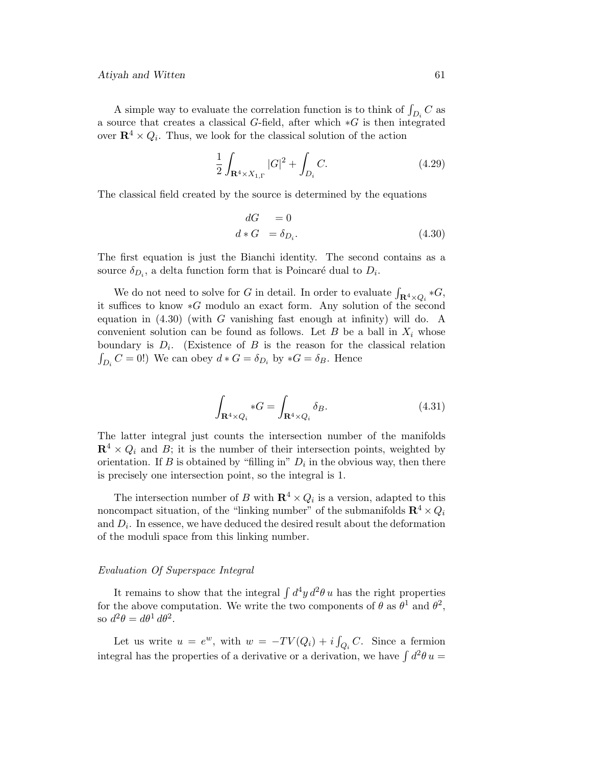A simple way to evaluate the correlation function is to think of $\int_{D_i} C$ as a source that creates a classical $G$-field, after which $*G$ is then integrated over $\mathbf{R}^4 \times Q_i$. Thus, we look for the classical solution of the action

$$\frac{1}{2}\int_{\mathbf{R}^4\times X_{1,\Gamma}} |G|^2 + \int_{D_i} C. \tag{4.29}$$

The classical field created by the source is determined by the equations

$$\begin{aligned} dG &= 0 \\ d*G &= \delta_{D_i}. \end{aligned} \tag{4.30}$$

The first equation is just the Bianchi identity. The second contains as a source $\delta_{D_i}$, a delta function form that is Poincaré dual to $D_i$.

We do not need to solve for $G$ in detail. In order to evaluate $\int_{\mathbf{R}^4\times Q_i} *G$, it suffices to know $*G$ modulo an exact form. Any solution of the second equation in (4.30) (with $G$ vanishing fast enough at infinity) will do. A convenient solution can be found as follows. Let $B$ be a ball in $X_i$ whose boundary is $D_i$. (Existence of $B$ is the reason for the classical relation $\int_{D_i} C = 0$!) We can obey $d*G = \delta_{D_i}$ by $*G = \delta_B$. Hence

$$\int_{\mathbf{R}^4\times Q_i} *G = \int_{\mathbf{R}^4\times Q_i} \delta_B. \tag{4.31}$$

The latter integral just counts the intersection number of the manifolds $\mathbf{R}^4 \times Q_i$ and $B$; it is the number of their intersection points, weighted by orientation. If $B$ is obtained by "filling in" $D_i$ in the obvious way, then there is precisely one intersection point, so the integral is 1.

The intersection number of $B$ with $\mathbf{R}^4 \times Q_i$ is a version, adapted to this noncompact situation, of the "linking number" of the submanifolds $\mathbf{R}^4 \times Q_i$ and $D_i$. In essence, we have deduced the desired result about the deformation of the moduli space from this linking number.

*Evaluation Of Superspace Integral*

It remains to show that the integral $\int d^4y\, d^2\theta\, u$ has the right properties for the above computation. We write the two components of $\theta$ as $\theta^1$ and $\theta^2$, so $d^2\theta = d\theta^1\, d\theta^2$.

Let us write $u = e^w$, with $w = -TV(Q_i) + i\int_{Q_i} C$. Since a fermion integral has the properties of a derivative or a derivation, we have $\int d^2\theta\, u =$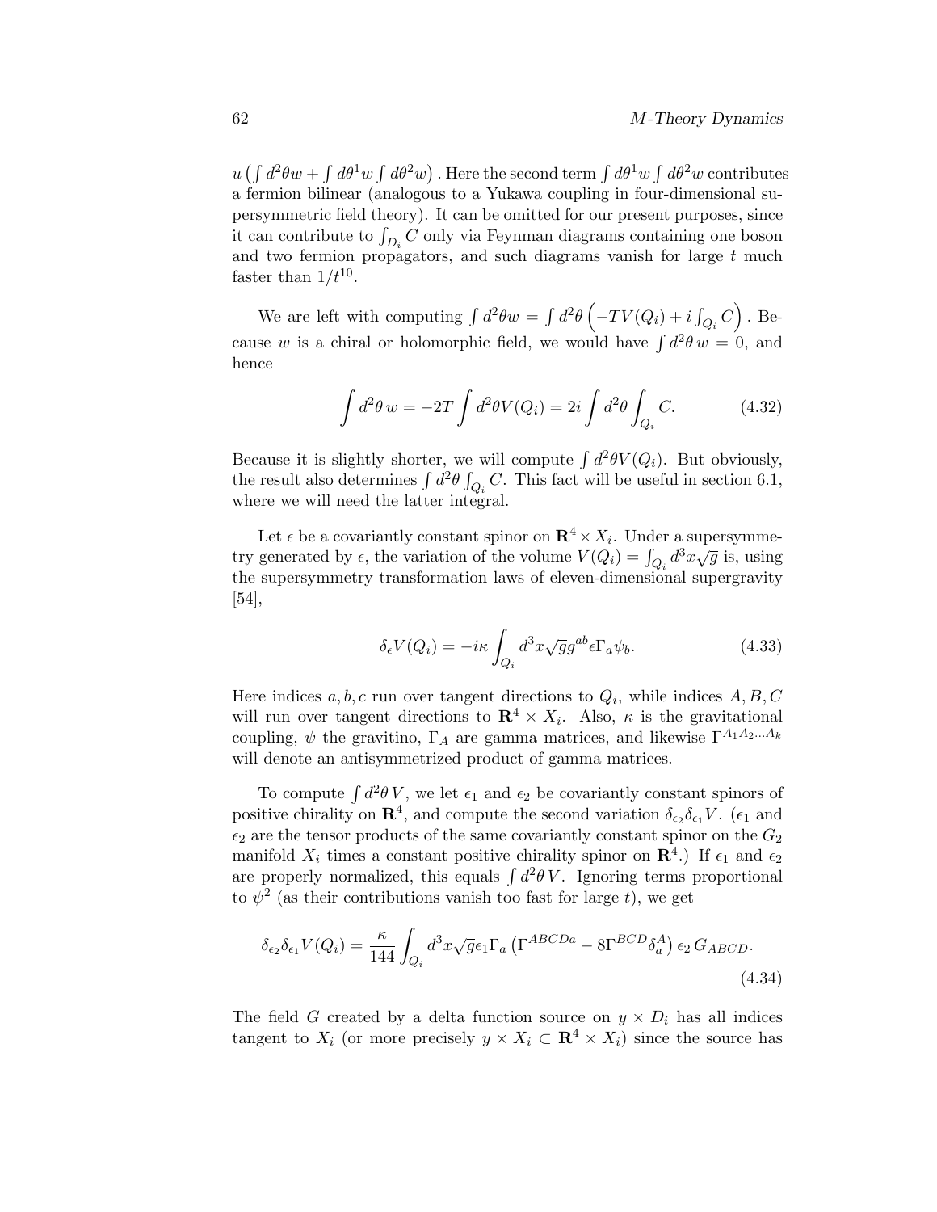$u\left(\int d^2\theta w + \int d\theta^1 w \int d\theta^2 w\right)$. Here the second term $\int d\theta^1 w \int d\theta^2 w$ contributes a fermion bilinear (analogous to a Yukawa coupling in four-dimensional supersymmetric field theory). It can be omitted for our present purposes, since it can contribute to $\int_{D_i} C$ only via Feynman diagrams containing one boson and two fermion propagators, and such diagrams vanish for large $t$ much faster than $1/t^{10}$.

We are left with computing $\int d^2\theta w = \int d^2\theta \left(-TV(Q_i) + i\int_{Q_i} C\right)$. Because $w$ is a chiral or holomorphic field, we would have $\int d^2\theta\, \overline{w} = 0$, and hence

$$\int d^2\theta\, w = -2T \int d^2\theta V(Q_i) = 2i \int d^2\theta \int_{Q_i} C. \tag{4.32}$$

Because it is slightly shorter, we will compute $\int d^2\theta V(Q_i)$. But obviously, the result also determines $\int d^2\theta \int_{Q_i} C$. This fact will be useful in section 6.1, where we will need the latter integral.

Let $\epsilon$ be a covariantly constant spinor on $\mathbf{R}^4 \times X_i$. Under a supersymmetry generated by $\epsilon$, the variation of the volume $V(Q_i) = \int_{Q_i} d^3x\sqrt{g}$ is, using the supersymmetry transformation laws of eleven-dimensional supergravity [54],

$$\delta_\epsilon V(Q_i) = -i\kappa \int_{Q_i} d^3x \sqrt{g} g^{ab} \overline{\epsilon}\Gamma_a \psi_b. \tag{4.33}$$

Here indices $a, b, c$ run over tangent directions to $Q_i$, while indices $A, B, C$ will run over tangent directions to $\mathbf{R}^4 \times X_i$. Also, $\kappa$ is the gravitational coupling, $\psi$ the gravitino, $\Gamma_A$ are gamma matrices, and likewise $\Gamma^{A_1 A_2 \ldots A_k}$ will denote an antisymmetrized product of gamma matrices.

To compute $\int d^2\theta\, V$, we let $\epsilon_1$ and $\epsilon_2$ be covariantly constant spinors of positive chirality on $\mathbf{R}^4$, and compute the second variation $\delta_{\epsilon_2}\delta_{\epsilon_1} V$. ($\epsilon_1$ and $\epsilon_2$ are the tensor products of the same covariantly constant spinor on the $G_2$ manifold $X_i$ times a constant positive chirality spinor on $\mathbf{R}^4$.) If $\epsilon_1$ and $\epsilon_2$ are properly normalized, this equals $\int d^2\theta\, V$. Ignoring terms proportional to $\psi^2$ (as their contributions vanish too fast for large $t$), we get

$$\delta_{\epsilon_2}\delta_{\epsilon_1} V(Q_i) = \frac{\kappa}{144} \int_{Q_i} d^3x \sqrt{g} \overline{\epsilon}_1 \Gamma_a \left(\Gamma^{ABCDa} - 8\Gamma^{BCD}\delta_a^A\right) \epsilon_2\, G_{ABCD}. \tag{4.34}$$

The field $G$ created by a delta function source on $y \times D_i$ has all indices tangent to $X_i$ (or more precisely $y \times X_i \subset \mathbf{R}^4 \times X_i$) since the source has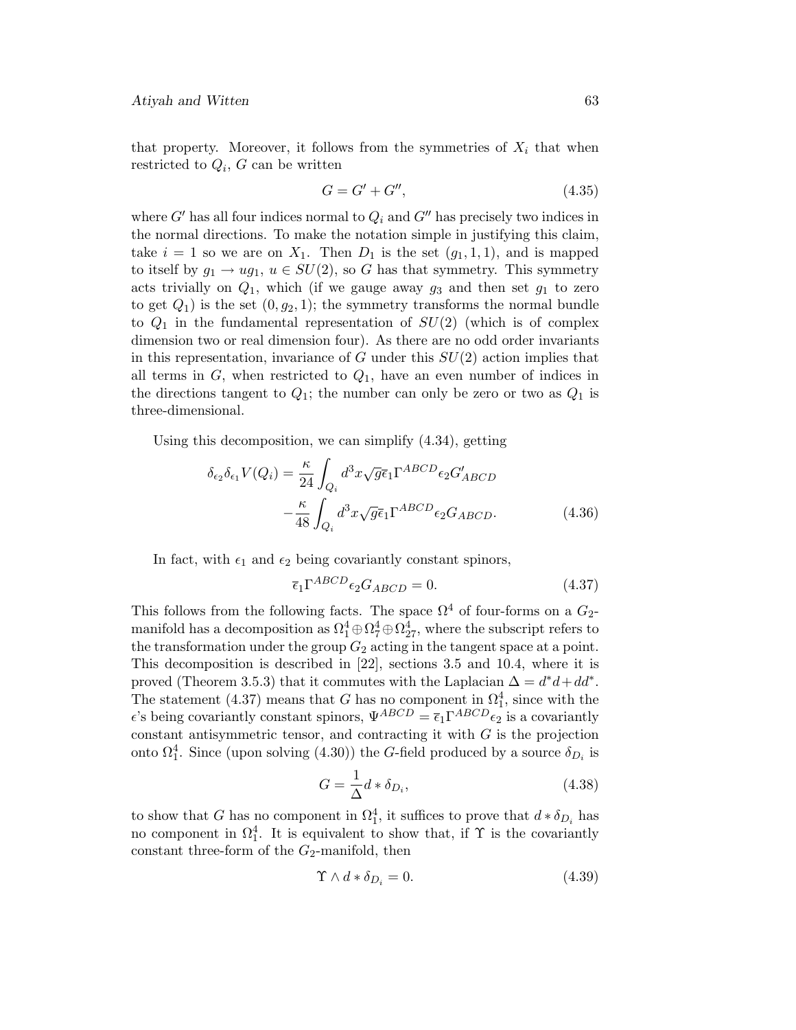that property. Moreover, it follows from the symmetries of $X_i$ that when restricted to $Q_i$, $G$ can be written

$$G = G' + G'', \tag{4.35}$$

where $G'$ has all four indices normal to $Q_i$ and $G''$ has precisely two indices in the normal directions. To make the notation simple in justifying this claim, take $i = 1$ so we are on $X_1$. Then $D_1$ is the set $(g_1, 1, 1)$, and is mapped to itself by $g_1 \to ug_1$, $u \in SU(2)$, so $G$ has that symmetry. This symmetry acts trivially on $Q_1$, which (if we gauge away $g_3$ and then set $g_1$ to zero to get $Q_1$) is the set $(0, g_2, 1)$; the symmetry transforms the normal bundle to $Q_1$ in the fundamental representation of $SU(2)$ (which is of complex dimension two or real dimension four). As there are no odd order invariants in this representation, invariance of $G$ under this $SU(2)$ action implies that all terms in $G$, when restricted to $Q_1$, have an even number of indices in the directions tangent to $Q_1$; the number can only be zero or two as $Q_1$ is three-dimensional.

Using this decomposition, we can simplify (4.34), getting

$$\begin{aligned}\delta_{\epsilon_2}\delta_{\epsilon_1}V(Q_i) = {} & \frac{\kappa}{24}\int_{Q_i} d^3x\sqrt{g}\overline{\epsilon}_1\Gamma^{ABCD}\epsilon_2 G'_{ABCD} \\ & -\frac{\kappa}{48}\int_{Q_i} d^3x\sqrt{g}\overline{\epsilon}_1\Gamma^{ABCD}\epsilon_2 G_{ABCD}.\end{aligned} \tag{4.36}$$

In fact, with $\epsilon_1$ and $\epsilon_2$ being covariantly constant spinors,

$$\overline{\epsilon}_1\Gamma^{ABCD}\epsilon_2 G_{ABCD} = 0. \tag{4.37}$$

This follows from the following facts. The space $\Omega^4$ of four-forms on a $G_2$-manifold has a decomposition as $\Omega^4_1 \oplus \Omega^4_7 \oplus \Omega^4_{27}$, where the subscript refers to the transformation under the group $G_2$ acting in the tangent space at a point. This decomposition is described in [22], sections 3.5 and 10.4, where it is proved (Theorem 3.5.3) that it commutes with the Laplacian $\Delta = d^*d + dd^*$. The statement (4.37) means that $G$ has no component in $\Omega^4_1$, since with the $\epsilon$'s being covariantly constant spinors, $\Psi^{ABCD} = \overline{\epsilon}_1\Gamma^{ABCD}\epsilon_2$ is a covariantly constant antisymmetric tensor, and contracting it with $G$ is the projection onto $\Omega^4_1$. Since (upon solving (4.30)) the $G$-field produced by a source $\delta_{D_i}$ is

$$G = \frac{1}{\Delta} d * \delta_{D_i}, \tag{4.38}$$

to show that $G$ has no component in $\Omega^4_1$, it suffices to prove that $d * \delta_{D_i}$ has no component in $\Omega^4_1$. It is equivalent to show that, if $\Upsilon$ is the covariantly constant three-form of the $G_2$-manifold, then

$$\Upsilon \wedge d * \delta_{D_i} = 0. \tag{4.39}$$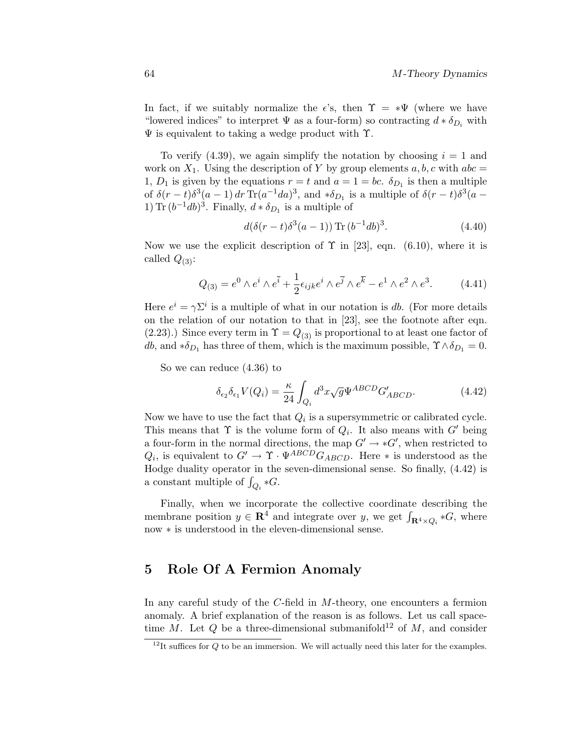In fact, if we suitably normalize the $\epsilon$'s, then $\Upsilon = *\Psi$ (where we have "lowered indices" to interpret $\Psi$ as a four-form) so contracting $d * \delta_{D_i}$ with $\Psi$ is equivalent to taking a wedge product with $\Upsilon$.

To verify (4.39), we again simplify the notation by choosing $i = 1$ and work on $X_1$. Using the description of $Y$ by group elements $a, b, c$ with $abc = 1$, $D_1$ is given by the equations $r = t$ and $a = 1 = bc$. $\delta_{D_1}$ is then a multiple of $\delta(r-t)\delta^3(a-1)\, dr\, \mathrm{Tr}(a^{-1}da)^3$, and $*\delta_{D_1}$ is a multiple of $\delta(r-t)\delta^3(a-1)\,\mathrm{Tr}\,(b^{-1}db)^3$. Finally, $d * \delta_{D_1}$ is a multiple of

$$d(\delta(r-t)\delta^3(a-1))\,\mathrm{Tr}\,(b^{-1}db)^3. \tag{4.40}$$

Now we use the explicit description of $\Upsilon$ in [23], eqn. (6.10), where it is called $Q_{(3)}$:

$$Q_{(3)} = e^0 \wedge e^i \wedge e^{\bar{i}} + \frac{1}{2}\epsilon_{ijk} e^i \wedge e^{\bar{j}} \wedge e^{\bar{k}} - e^1 \wedge e^2 \wedge e^3. \tag{4.41}$$

Here $e^i = \gamma \Sigma^i$ is a multiple of what in our notation is $db$. (For more details on the relation of our notation to that in [23], see the footnote after eqn. (2.23).) Since every term in $\Upsilon = Q_{(3)}$ is proportional to at least one factor of $db$, and $*\delta_{D_1}$ has three of them, which is the maximum possible, $\Upsilon \wedge \delta_{D_1} = 0$.

So we can reduce (4.36) to

$$\delta_{\epsilon_2}\delta_{\epsilon_1} V(Q_i) = \frac{\kappa}{24}\int_{Q_i} d^3x \sqrt{g}\,\Psi^{ABCD} G'_{ABCD}. \tag{4.42}$$

Now we have to use the fact that $Q_i$ is a supersymmetric or calibrated cycle. This means that $\Upsilon$ is the volume form of $Q_i$. It also means with $G'$ being a four-form in the normal directions, the map $G' \to *G'$, when restricted to $Q_i$, is equivalent to $G' \to \Upsilon \cdot \Psi^{ABCD} G_{ABCD}$. Here $*$ is understood as the Hodge duality operator in the seven-dimensional sense. So finally, (4.42) is a constant multiple of $\int_{Q_i} *G$.

Finally, when we incorporate the collective coordinate describing the membrane position $y \in \mathbf{R}^4$ and integrate over $y$, we get $\int_{\mathbf{R}^4 \times Q_i} *G$, where now $*$ is understood in the eleven-dimensional sense.

# 5 Role Of A Fermion Anomaly

In any careful study of the $C$-field in $M$-theory, one encounters a fermion anomaly. A brief explanation of the reason is as follows. Let us call spacetime $M$. Let $Q$ be a three-dimensional submanifold[12] of $M$, and consider

[12] It suffices for $Q$ to be an immersion. We will actually need this later for the examples.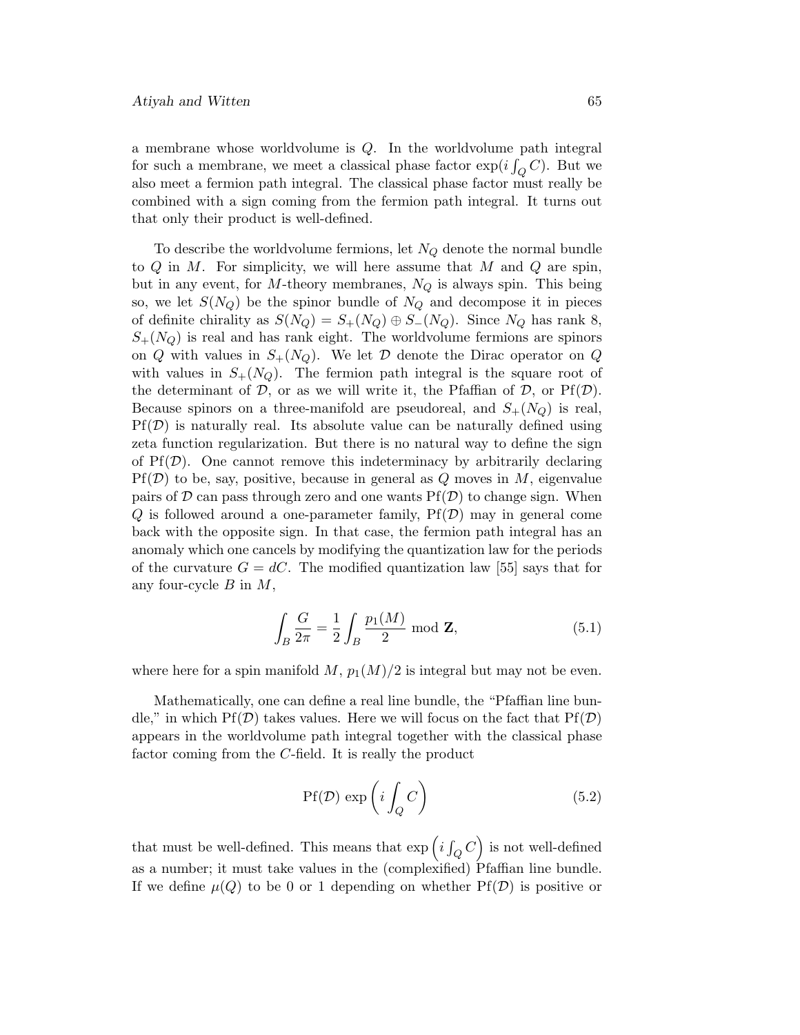a membrane whose worldvolume is $Q$. In the worldvolume path integral for such a membrane, we meet a classical phase factor $\exp(i\int_Q C)$. But we also meet a fermion path integral. The classical phase factor must really be combined with a sign coming from the fermion path integral. It turns out that only their product is well-defined.

To describe the worldvolume fermions, let $N_Q$ denote the normal bundle to $Q$ in $M$. For simplicity, we will here assume that $M$ and $Q$ are spin, but in any event, for $M$-theory membranes, $N_Q$ is always spin. This being so, we let $S(N_Q)$ be the spinor bundle of $N_Q$ and decompose it in pieces of definite chirality as $S(N_Q) = S_+(N_Q) \oplus S_-(N_Q)$. Since $N_Q$ has rank 8, $S_+(N_Q)$ is real and has rank eight. The worldvolume fermions are spinors on $Q$ with values in $S_+(N_Q)$. We let $\mathcal{D}$ denote the Dirac operator on $Q$ with values in $S_+(N_Q)$. The fermion path integral is the square root of the determinant of $\mathcal{D}$, or as we will write it, the Pfaffian of $\mathcal{D}$, or $\mathrm{Pf}(\mathcal{D})$. Because spinors on a three-manifold are pseudoreal, and $S_+(N_Q)$ is real, $\mathrm{Pf}(\mathcal{D})$ is naturally real. Its absolute value can be naturally defined using zeta function regularization. But there is no natural way to define the sign of $\mathrm{Pf}(\mathcal{D})$. One cannot remove this indeterminacy by arbitrarily declaring $\mathrm{Pf}(\mathcal{D})$ to be, say, positive, because in general as $Q$ moves in $M$, eigenvalue pairs of $\mathcal{D}$ can pass through zero and one wants $\mathrm{Pf}(\mathcal{D})$ to change sign. When $Q$ is followed around a one-parameter family, $\mathrm{Pf}(\mathcal{D})$ may in general come back with the opposite sign. In that case, the fermion path integral has an anomaly which one cancels by modifying the quantization law for the periods of the curvature $G = dC$. The modified quantization law [55] says that for any four-cycle $B$ in $M$,

$$\int_B \frac{G}{2\pi} = \frac{1}{2}\int_B \frac{p_1(M)}{2} \bmod \mathbf{Z}, \tag{5.1}$$

where here for a spin manifold $M$, $p_1(M)/2$ is integral but may not be even.

Mathematically, one can define a real line bundle, the "Pfaffian line bundle," in which $\mathrm{Pf}(\mathcal{D})$ takes values. Here we will focus on the fact that $\mathrm{Pf}(\mathcal{D})$ appears in the worldvolume path integral together with the classical phase factor coming from the $C$-field. It is really the product

$$\mathrm{Pf}(\mathcal{D}) \exp\left(i\int_Q C\right) \tag{5.2}$$

that must be well-defined. This means that $\exp\left(i\int_Q C\right)$ is not well-defined as a number; it must take values in the (complexified) Pfaffian line bundle. If we define $\mu(Q)$ to be 0 or 1 depending on whether $\mathrm{Pf}(\mathcal{D})$ is positive or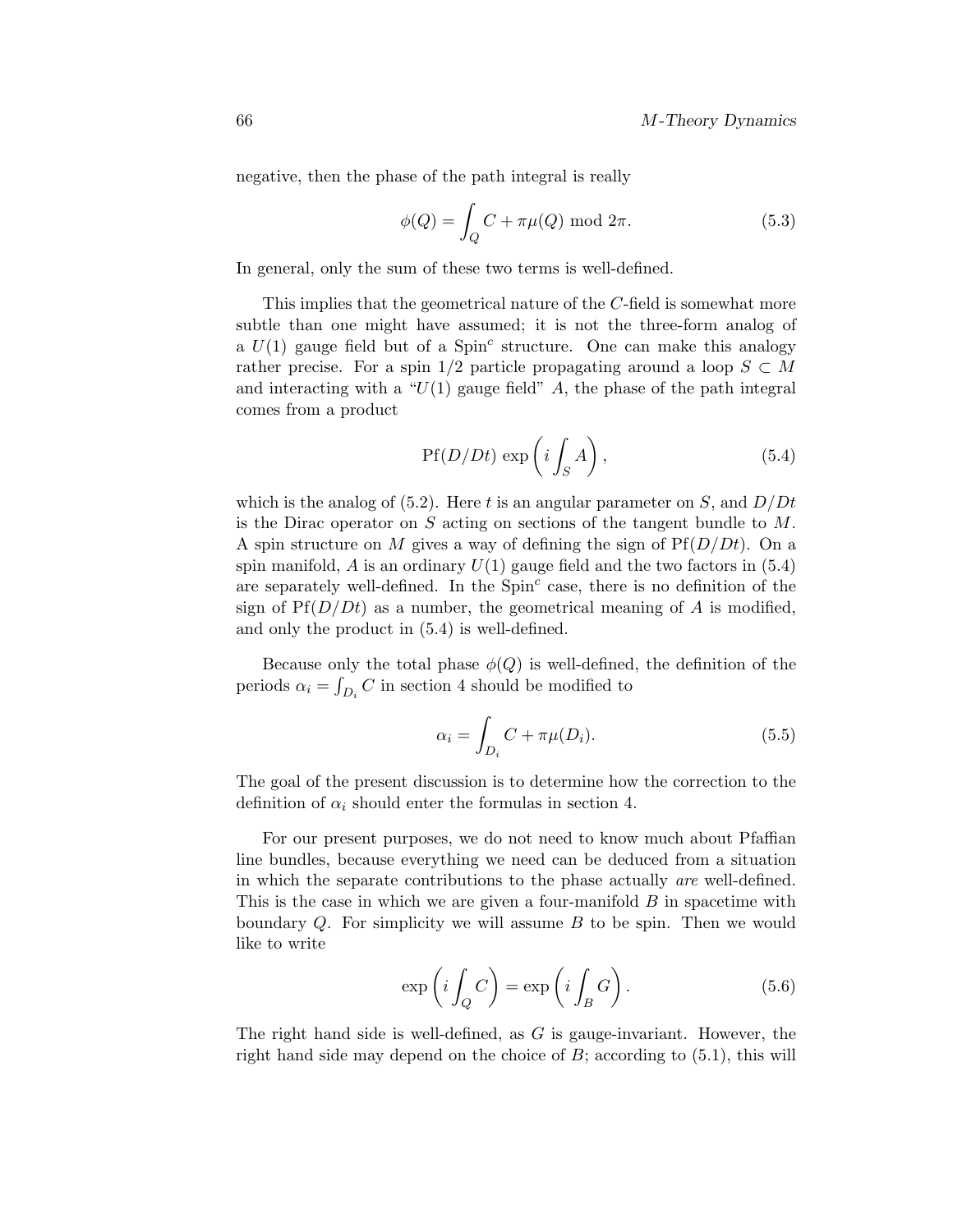negative, then the phase of the path integral is really

$$\phi(Q) = \int_Q C + \pi\mu(Q) \bmod 2\pi. \tag{5.3}$$

In general, only the sum of these two terms is well-defined.

This implies that the geometrical nature of the $C$-field is somewhat more subtle than one might have assumed; it is not the three-form analog of a $U(1)$ gauge field but of a $\mathrm{Spin}^c$ structure. One can make this analogy rather precise. For a spin 1/2 particle propagating around a loop $S \subset M$ and interacting with a "$U(1)$ gauge field" $A$, the phase of the path integral comes from a product

$$\mathrm{Pf}(D/Dt)\, \exp\left(i\int_S A\right), \tag{5.4}$$

which is the analog of (5.2). Here $t$ is an angular parameter on $S$, and $D/Dt$ is the Dirac operator on $S$ acting on sections of the tangent bundle to $M$. A spin structure on $M$ gives a way of defining the sign of $\mathrm{Pf}(D/Dt)$. On a spin manifold, $A$ is an ordinary $U(1)$ gauge field and the two factors in (5.4) are separately well-defined. In the $\mathrm{Spin}^c$ case, there is no definition of the sign of $\mathrm{Pf}(D/Dt)$ as a number, the geometrical meaning of $A$ is modified, and only the product in (5.4) is well-defined.

Because only the total phase $\phi(Q)$ is well-defined, the definition of the periods $\alpha_i = \int_{D_i} C$ in section 4 should be modified to

$$\alpha_i = \int_{D_i} C + \pi\mu(D_i). \tag{5.5}$$

The goal of the present discussion is to determine how the correction to the definition of $\alpha_i$ should enter the formulas in section 4.

For our present purposes, we do not need to know much about Pfaffian line bundles, because everything we need can be deduced from a situation in which the separate contributions to the phase actually *are* well-defined. This is the case in which we are given a four-manifold $B$ in spacetime with boundary $Q$. For simplicity we will assume $B$ to be spin. Then we would like to write

$$\exp\left(i\int_Q C\right) = \exp\left(i\int_B G\right). \tag{5.6}$$

The right hand side is well-defined, as $G$ is gauge-invariant. However, the right hand side may depend on the choice of $B$; according to (5.1), this will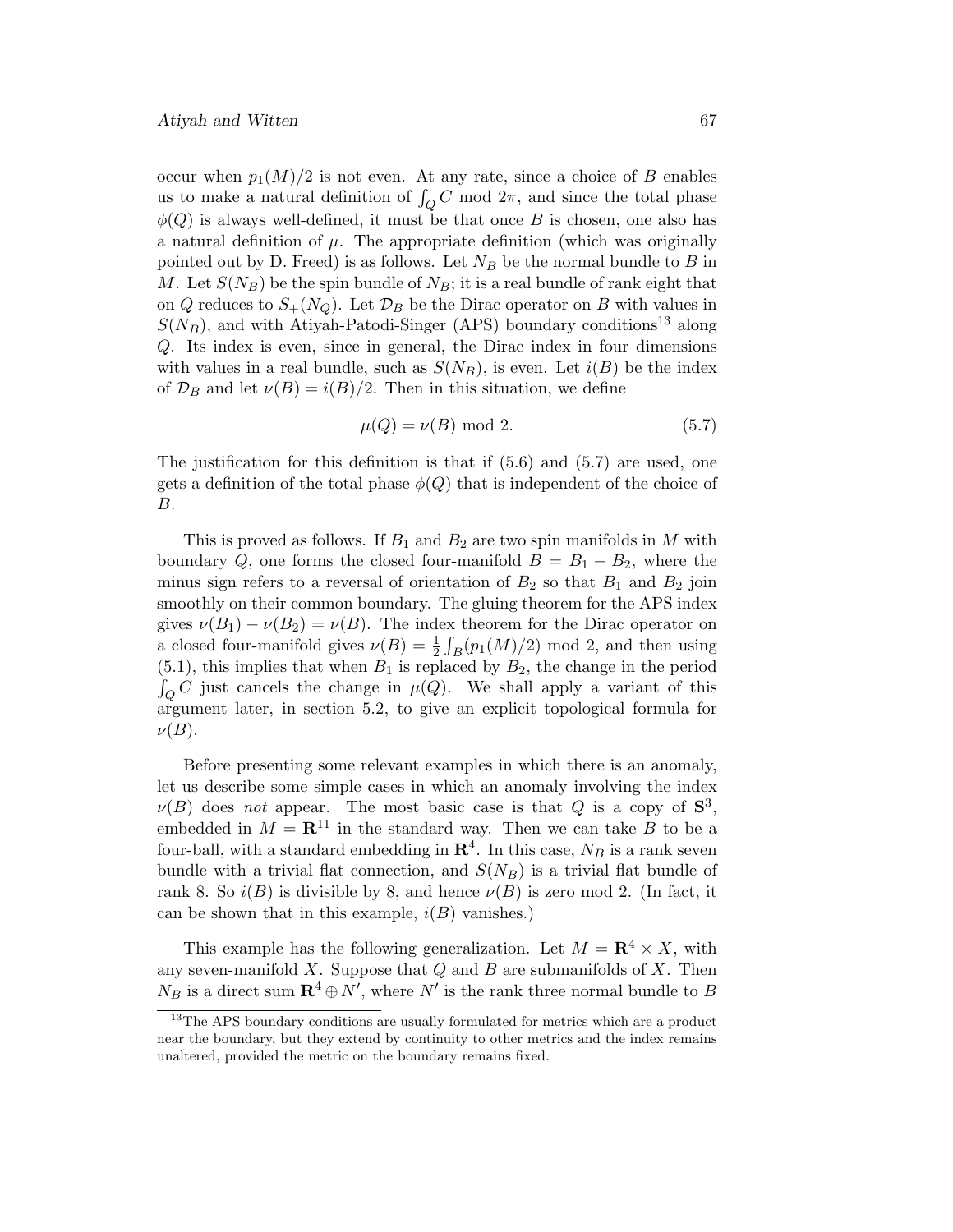occur when $p_1(M)/2$ is not even. At any rate, since a choice of $B$ enables us to make a natural definition of $\int_Q C \bmod 2\pi$, and since the total phase $\phi(Q)$ is always well-defined, it must be that once $B$ is chosen, one also has a natural definition of $\mu$. The appropriate definition (which was originally pointed out by D. Freed) is as follows. Let $N_B$ be the normal bundle to $B$ in $M$. Let $S(N_B)$ be the spin bundle of $N_B$; it is a real bundle of rank eight that on $Q$ reduces to $S_+(N_Q)$. Let $\mathcal{D}_B$ be the Dirac operator on $B$ with values in $S(N_B)$, and with Atiyah-Patodi-Singer (APS) boundary conditions[13] along $Q$. Its index is even, since in general, the Dirac index in four dimensions with values in a real bundle, such as $S(N_B)$, is even. Let $i(B)$ be the index of $\mathcal{D}_B$ and let $\nu(B) = i(B)/2$. Then in this situation, we define

$$\mu(Q) = \nu(B) \bmod 2. \tag{5.7}$$

The justification for this definition is that if (5.6) and (5.7) are used, one gets a definition of the total phase $\phi(Q)$ that is independent of the choice of $B$.

This is proved as follows. If $B_1$ and $B_2$ are two spin manifolds in $M$ with boundary $Q$, one forms the closed four-manifold $B = B_1 - B_2$, where the minus sign refers to a reversal of orientation of $B_2$ so that $B_1$ and $B_2$ join smoothly on their common boundary. The gluing theorem for the APS index gives $\nu(B_1) - \nu(B_2) = \nu(B)$. The index theorem for the Dirac operator on a closed four-manifold gives $\nu(B) = \frac{1}{2}\int_B (p_1(M)/2) \bmod 2$, and then using (5.1), this implies that when $B_1$ is replaced by $B_2$, the change in the period $\int_Q C$ just cancels the change in $\mu(Q)$. We shall apply a variant of this argument later, in section 5.2, to give an explicit topological formula for $\nu(B)$.

Before presenting some relevant examples in which there is an anomaly, let us describe some simple cases in which an anomaly involving the index $\nu(B)$ does *not* appear. The most basic case is that $Q$ is a copy of $\mathbf{S}^3$, embedded in $M = \mathbf{R}^{11}$ in the standard way. Then we can take $B$ to be a four-ball, with a standard embedding in $\mathbf{R}^4$. In this case, $N_B$ is a rank seven bundle with a trivial flat connection, and $S(N_B)$ is a trivial flat bundle of rank 8. So $i(B)$ is divisible by 8, and hence $\nu(B)$ is zero mod 2. (In fact, it can be shown that in this example, $i(B)$ vanishes.)

This example has the following generalization. Let $M = \mathbf{R}^4 \times X$, with any seven-manifold $X$. Suppose that $Q$ and $B$ are submanifolds of $X$. Then $N_B$ is a direct sum $\mathbf{R}^4 \oplus N'$, where $N'$ is the rank three normal bundle to $B$

[13] The APS boundary conditions are usually formulated for metrics which are a product near the boundary, but they extend by continuity to other metrics and the index remains unaltered, provided the metric on the boundary remains fixed.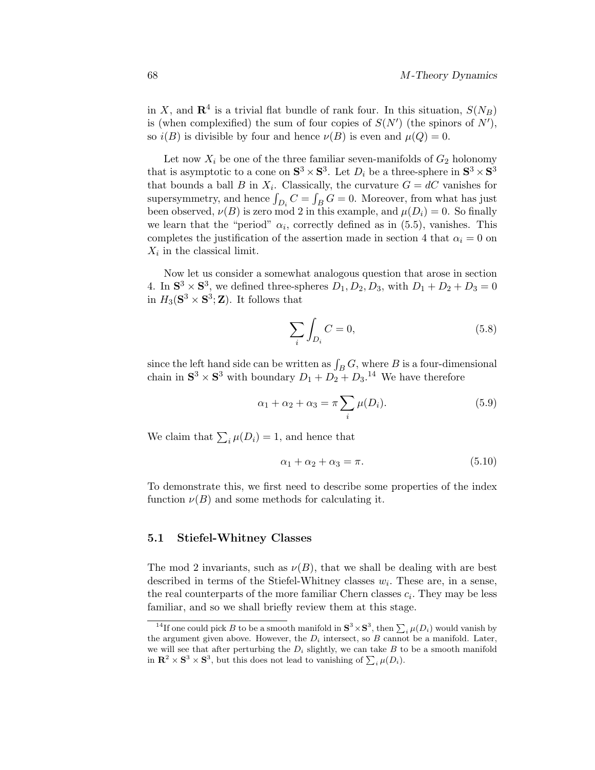in $X$, and $\mathbf{R}^4$ is a trivial flat bundle of rank four. In this situation, $S(N_B)$ is (when complexified) the sum of four copies of $S(N')$ (the spinors of $N'$), so $i(B)$ is divisible by four and hence $\nu(B)$ is even and $\mu(Q) = 0$.

Let now $X_i$ be one of the three familiar seven-manifolds of $G_2$ holonomy that is asymptotic to a cone on $\mathbf{S}^3 \times \mathbf{S}^3$. Let $D_i$ be a three-sphere in $\mathbf{S}^3 \times \mathbf{S}^3$ that bounds a ball $B$ in $X_i$. Classically, the curvature $G = dC$ vanishes for supersymmetry, and hence $\int_{D_i} C = \int_B G = 0$. Moreover, from what has just been observed, $\nu(B)$ is zero mod 2 in this example, and $\mu(D_i) = 0$. So finally we learn that the "period" $\alpha_i$, correctly defined as in (5.5), vanishes. This completes the justification of the assertion made in section 4 that $\alpha_i = 0$ on $X_i$ in the classical limit.

Now let us consider a somewhat analogous question that arose in section 4. In $\mathbf{S}^3 \times \mathbf{S}^3$, we defined three-spheres $D_1, D_2, D_3$, with $D_1 + D_2 + D_3 = 0$ in $H_3(\mathbf{S}^3 \times \mathbf{S}^3; \mathbf{Z})$. It follows that

$$\sum_i \int_{D_i} C = 0, \tag{5.8}$$

since the left hand side can be written as $\int_B G$, where $B$ is a four-dimensional chain in $\mathbf{S}^3 \times \mathbf{S}^3$ with boundary $D_1 + D_2 + D_3$.[14] We have therefore

$$\alpha_1 + \alpha_2 + \alpha_3 = \pi \sum_i \mu(D_i). \tag{5.9}$$

We claim that $\sum_i \mu(D_i) = 1$, and hence that

$$\alpha_1 + \alpha_2 + \alpha_3 = \pi. \tag{5.10}$$

To demonstrate this, we first need to describe some properties of the index function $\nu(B)$ and some methods for calculating it.

### 5.1 Stiefel-Whitney Classes

The mod 2 invariants, such as $\nu(B)$, that we shall be dealing with are best described in terms of the Stiefel-Whitney classes $w_i$. These are, in a sense, the real counterparts of the more familiar Chern classes $c_i$. They may be less familiar, and so we shall briefly review them at this stage.

[14] If one could pick $B$ to be a smooth manifold in $\mathbf{S}^3 \times \mathbf{S}^3$, then $\sum_i \mu(D_i)$ would vanish by the argument given above. However, the $D_i$ intersect, so $B$ cannot be a manifold. Later, we will see that after perturbing the $D_i$ slightly, we can take $B$ to be a smooth manifold in $\mathbf{R}^2 \times \mathbf{S}^3 \times \mathbf{S}^3$, but this does not lead to vanishing of $\sum_i \mu(D_i)$.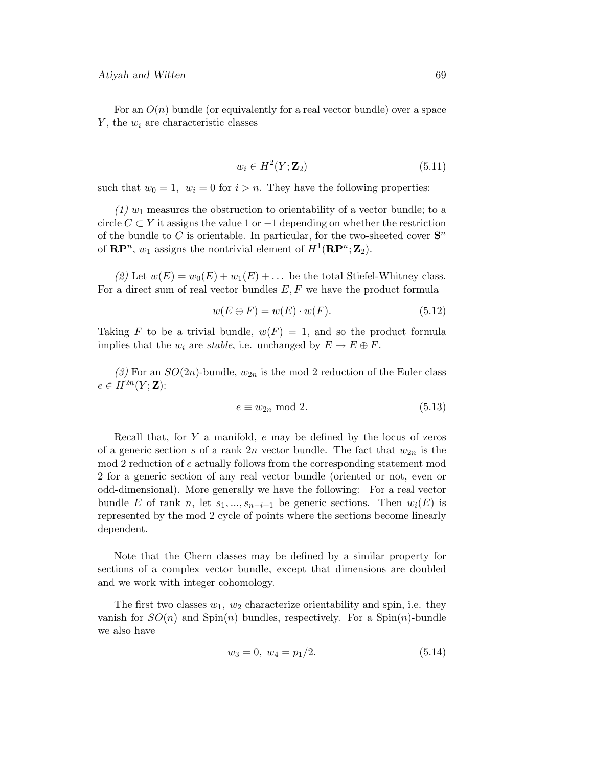For an $O(n)$ bundle (or equivalently for a real vector bundle) over a space $Y$, the $w_i$ are characteristic classes

$$w_i \in H^2(Y; \mathbf{Z}_2) \tag{5.11}$$

such that $w_0 = 1,\ w_i = 0$ for $i > n$. They have the following properties:

*(1)* $w_1$ measures the obstruction to orientability of a vector bundle; to a circle $C \subset Y$ it assigns the value 1 or $-1$ depending on whether the restriction of the bundle to $C$ is orientable. In particular, for the two-sheeted cover $\mathbf{S}^n$ of $\mathbf{RP}^n$, $w_1$ assigns the nontrivial element of $H^1(\mathbf{RP}^n; \mathbf{Z}_2)$.

*(2)* Let $w(E) = w_0(E) + w_1(E) + \ldots$ be the total Stiefel-Whitney class. For a direct sum of real vector bundles $E, F$ we have the product formula

$$w(E \oplus F) = w(E) \cdot w(F). \tag{5.12}$$

Taking $F$ to be a trivial bundle, $w(F) = 1$, and so the product formula implies that the $w_i$ are *stable*, i.e. unchanged by $E \to E \oplus F$.

*(3)* For an $SO(2n)$-bundle, $w_{2n}$ is the mod 2 reduction of the Euler class $e \in H^{2n}(Y; \mathbf{Z})$:

$$e \equiv w_{2n} \bmod 2. \tag{5.13}$$

Recall that, for $Y$ a manifold, $e$ may be defined by the locus of zeros of a generic section $s$ of a rank $2n$ vector bundle. The fact that $w_{2n}$ is the mod 2 reduction of $e$ actually follows from the corresponding statement mod 2 for a generic section of any real vector bundle (oriented or not, even or odd-dimensional). More generally we have the following: For a real vector bundle $E$ of rank $n$, let $s_1, ..., s_{n-i+1}$ be generic sections. Then $w_i(E)$ is represented by the mod 2 cycle of points where the sections become linearly dependent.

Note that the Chern classes may be defined by a similar property for sections of a complex vector bundle, except that dimensions are doubled and we work with integer cohomology.

The first two classes $w_1,\ w_2$ characterize orientability and spin, i.e. they vanish for $SO(n)$ and $\mathrm{Spin}(n)$ bundles, respectively. For a $\mathrm{Spin}(n)$-bundle we also have

$$w_3 = 0,\ w_4 = p_1/2. \tag{5.14}$$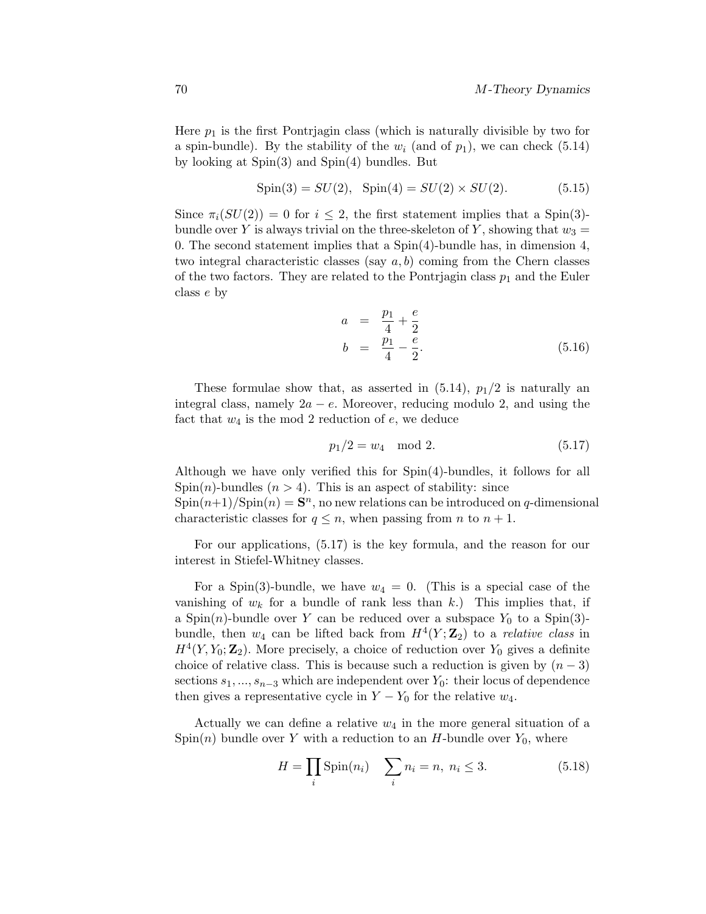Here $p_1$ is the first Pontrjagin class (which is naturally divisible by two for a spin-bundle). By the stability of the $w_i$ (and of $p_1$), we can check (5.14) by looking at Spin(3) and Spin(4) bundles. But

$$\mathrm{Spin}(3) = SU(2), \quad \mathrm{Spin}(4) = SU(2) \times SU(2). \tag{5.15}$$

Since $\pi_i(SU(2)) = 0$ for $i \leq 2$, the first statement implies that a Spin(3)-bundle over $Y$ is always trivial on the three-skeleton of $Y$, showing that $w_3 = 0$. The second statement implies that a Spin(4)-bundle has, in dimension 4, two integral characteristic classes (say $a, b$) coming from the Chern classes of the two factors. They are related to the Pontrjagin class $p_1$ and the Euler class $e$ by

$$\begin{aligned} a &= \frac{p_1}{4} + \frac{e}{2} \\ b &= \frac{p_1}{4} - \frac{e}{2}. \end{aligned} \tag{5.16}$$

These formulae show that, as asserted in (5.14), $p_1/2$ is naturally an integral class, namely $2a - e$. Moreover, reducing modulo 2, and using the fact that $w_4$ is the mod 2 reduction of $e$, we deduce

$$p_1/2 = w_4 \mod 2. \tag{5.17}$$

Although we have only verified this for Spin(4)-bundles, it follows for all Spin($n$)-bundles ($n > 4$). This is an aspect of stability: since $\mathrm{Spin}(n+1)/\mathrm{Spin}(n) = \mathbf{S}^n$, no new relations can be introduced on $q$-dimensional characteristic classes for $q \leq n$, when passing from $n$ to $n+1$.

For our applications, (5.17) is the key formula, and the reason for our interest in Stiefel-Whitney classes.

For a Spin(3)-bundle, we have $w_4 = 0$. (This is a special case of the vanishing of $w_k$ for a bundle of rank less than $k$.) This implies that, if a Spin($n$)-bundle over $Y$ can be reduced over a subspace $Y_0$ to a Spin(3)-bundle, then $w_4$ can be lifted back from $H^4(Y; \mathbf{Z}_2)$ to a *relative class* in $H^4(Y, Y_0; \mathbf{Z}_2)$. More precisely, a choice of reduction over $Y_0$ gives a definite choice of relative class. This is because such a reduction is given by $(n-3)$ sections $s_1, ..., s_{n-3}$ which are independent over $Y_0$: their locus of dependence then gives a representative cycle in $Y - Y_0$ for the relative $w_4$.

Actually we can define a relative $w_4$ in the more general situation of a Spin($n$) bundle over $Y$ with a reduction to an $H$-bundle over $Y_0$, where

$$H = \prod_i \mathrm{Spin}(n_i) \quad \sum_i n_i = n, \; n_i \leq 3. \tag{5.18}$$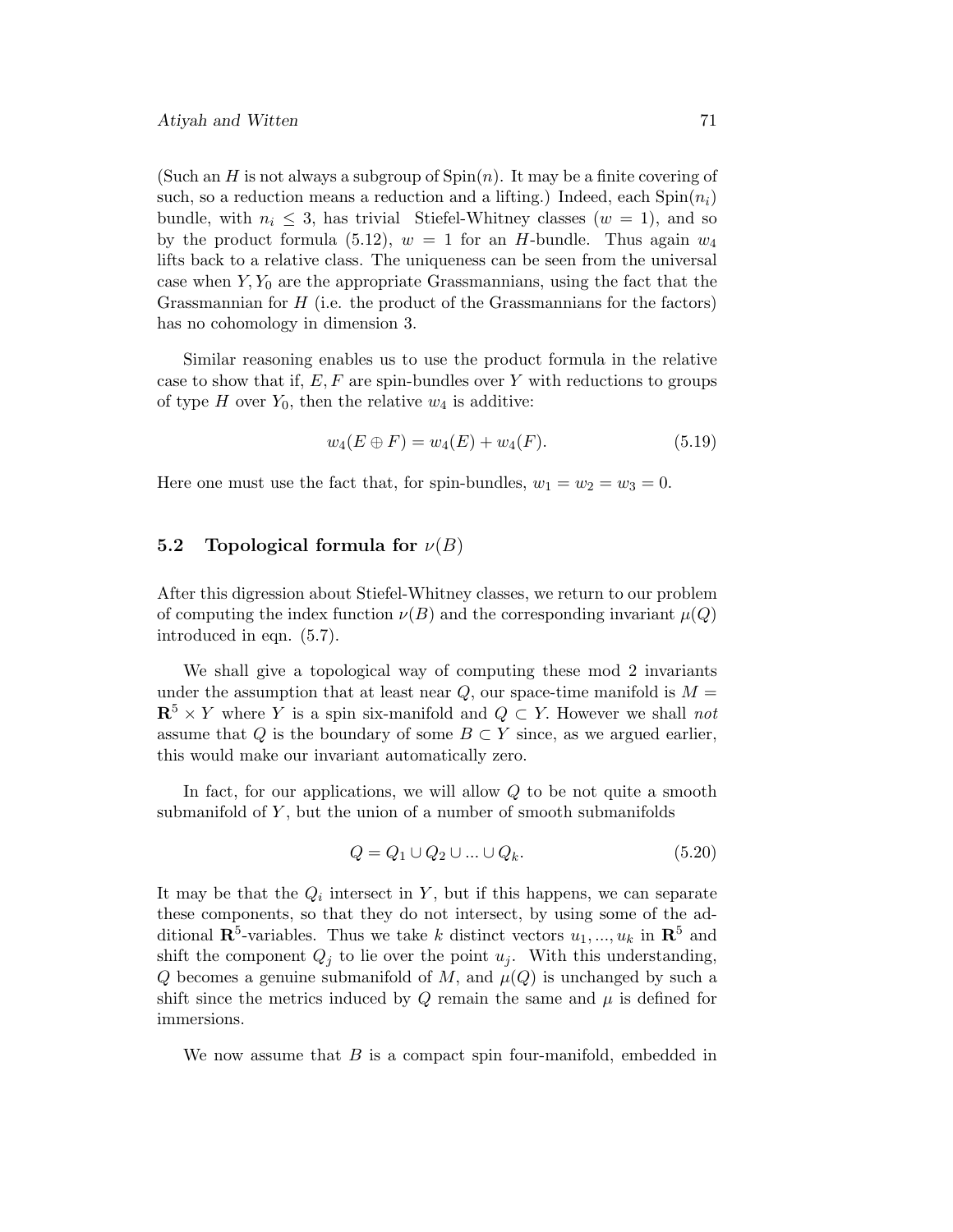(Such an $H$ is not always a subgroup of $\mathrm{Spin}(n)$. It may be a finite covering of such, so a reduction means a reduction and a lifting.) Indeed, each $\mathrm{Spin}(n_i)$ bundle, with $n_i \leq 3$, has trivial Stiefel-Whitney classes ($w = 1$), and so by the product formula (5.12), $w = 1$ for an $H$-bundle. Thus again $w_4$ lifts back to a relative class. The uniqueness can be seen from the universal case when $Y, Y_0$ are the appropriate Grassmannians, using the fact that the Grassmannian for $H$ (i.e. the product of the Grassmannians for the factors) has no cohomology in dimension 3.

Similar reasoning enables us to use the product formula in the relative case to show that if, $E, F$ are spin-bundles over $Y$ with reductions to groups of type $H$ over $Y_0$, then the relative $w_4$ is additive:

$$w_4(E \oplus F) = w_4(E) + w_4(F). \tag{5.19}$$

Here one must use the fact that, for spin-bundles, $w_1 = w_2 = w_3 = 0$.

## 5.2 Topological formula for $\nu(B)$

After this digression about Stiefel-Whitney classes, we return to our problem of computing the index function $\nu(B)$ and the corresponding invariant $\mu(Q)$ introduced in eqn. (5.7).

We shall give a topological way of computing these mod 2 invariants under the assumption that at least near $Q$, our space-time manifold is $M = \mathbf{R}^5 \times Y$ where $Y$ is a spin six-manifold and $Q \subset Y$. However we shall *not* assume that $Q$ is the boundary of some $B \subset Y$ since, as we argued earlier, this would make our invariant automatically zero.

In fact, for our applications, we will allow $Q$ to be not quite a smooth submanifold of $Y$, but the union of a number of smooth submanifolds

$$Q = Q_1 \cup Q_2 \cup ... \cup Q_k. \tag{5.20}$$

It may be that the $Q_i$ intersect in $Y$, but if this happens, we can separate these components, so that they do not intersect, by using some of the additional $\mathbf{R}^5$-variables. Thus we take $k$ distinct vectors $u_1, ..., u_k$ in $\mathbf{R}^5$ and shift the component $Q_j$ to lie over the point $u_j$. With this understanding, $Q$ becomes a genuine submanifold of $M$, and $\mu(Q)$ is unchanged by such a shift since the metrics induced by $Q$ remain the same and $\mu$ is defined for immersions.

We now assume that $B$ is a compact spin four-manifold, embedded in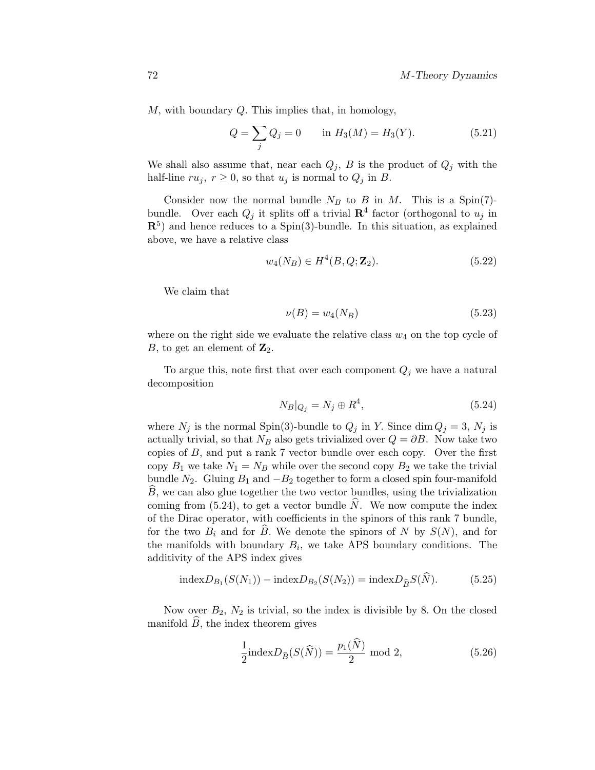$M$, with boundary $Q$. This implies that, in homology,

$$Q = \sum_j Q_j = 0 \qquad \text{in } H_3(M) = H_3(Y). \tag{5.21}$$

We shall also assume that, near each $Q_j$, $B$ is the product of $Q_j$ with the half-line $ru_j$, $r \geq 0$, so that $u_j$ is normal to $Q_j$ in $B$.

Consider now the normal bundle $N_B$ to $B$ in $M$. This is a Spin(7)-bundle. Over each $Q_j$ it splits off a trivial $\mathbf{R}^4$ factor (orthogonal to $u_j$ in $\mathbf{R}^5$) and hence reduces to a Spin(3)-bundle. In this situation, as explained above, we have a relative class

$$w_4(N_B) \in H^4(B, Q; \mathbf{Z}_2). \tag{5.22}$$

We claim that

$$\nu(B) = w_4(N_B) \tag{5.23}$$

where on the right side we evaluate the relative class $w_4$ on the top cycle of $B$, to get an element of $\mathbf{Z}_2$.

To argue this, note first that over each component $Q_j$ we have a natural decomposition

$$N_B|_{Q_j} = N_j \oplus R^4, \tag{5.24}$$

where $N_j$ is the normal Spin(3)-bundle to $Q_j$ in $Y$. Since $\dim Q_j = 3$, $N_j$ is actually trivial, so that $N_B$ also gets trivialized over $Q = \partial B$. Now take two copies of $B$, and put a rank 7 vector bundle over each copy. Over the first copy $B_1$ we take $N_1 = N_B$ while over the second copy $B_2$ we take the trivial bundle $N_2$. Gluing $B_1$ and $-B_2$ together to form a closed spin four-manifold $\widehat{B}$, we can also glue together the two vector bundles, using the trivialization coming from (5.24), to get a vector bundle $\widehat{N}$. We now compute the index of the Dirac operator, with coefficients in the spinors of this rank 7 bundle, for the two $B_i$ and for $\widehat{B}$. We denote the spinors of $N$ by $S(N)$, and for the manifolds with boundary $B_i$, we take APS boundary conditions. The additivity of the APS index gives

$$\text{index} D_{B_1}(S(N_1)) - \text{index} D_{B_2}(S(N_2)) = \text{index} D_{\widehat{B}} S(\widehat{N}). \tag{5.25}$$

Now over $B_2$, $N_2$ is trivial, so the index is divisible by 8. On the closed manifold $\widehat{B}$, the index theorem gives

$$\frac{1}{2} \text{index} D_{\widehat{B}}(S(\widehat{N})) = \frac{p_1(\widehat{N})}{2} \bmod 2, \tag{5.26}$$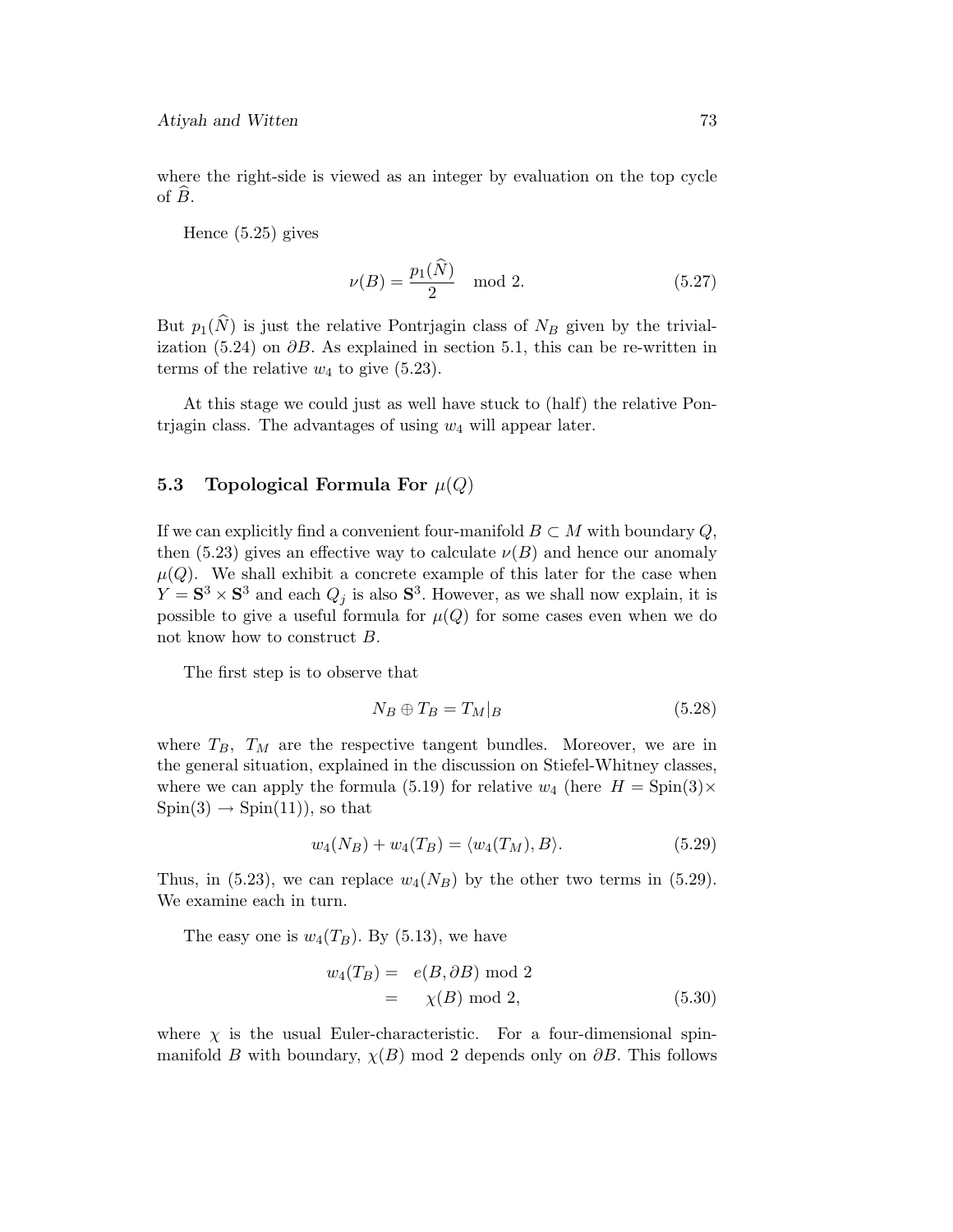where the right-side is viewed as an integer by evaluation on the top cycle of $\widehat{B}$.

Hence (5.25) gives

$$\nu(B) = \frac{p_1(\widehat{N})}{2} \mod 2. \tag{5.27}$$

But $p_1(\widehat{N})$ is just the relative Pontrjagin class of $N_B$ given by the trivialization (5.24) on $\partial B$. As explained in section 5.1, this can be re-written in terms of the relative $w_4$ to give (5.23).

At this stage we could just as well have stuck to (half) the relative Pontrjagin class. The advantages of using $w_4$ will appear later.

### 5.3 Topological Formula For $\mu(Q)$

If we can explicitly find a convenient four-manifold $B \subset M$ with boundary $Q$, then (5.23) gives an effective way to calculate $\nu(B)$ and hence our anomaly $\mu(Q)$. We shall exhibit a concrete example of this later for the case when $Y = \mathbf{S}^3 \times \mathbf{S}^3$ and each $Q_j$ is also $\mathbf{S}^3$. However, as we shall now explain, it is possible to give a useful formula for $\mu(Q)$ for some cases even when we do not know how to construct $B$.

The first step is to observe that

$$N_B \oplus T_B = T_M|_B \tag{5.28}$$

where $T_B$, $T_M$ are the respective tangent bundles. Moreover, we are in the general situation, explained in the discussion on Stiefel-Whitney classes, where we can apply the formula (5.19) for relative $w_4$ (here $H = \mathrm{Spin}(3) \times \mathrm{Spin}(3) \to \mathrm{Spin}(11)$), so that

$$w_4(N_B) + w_4(T_B) = \langle w_4(T_M), B \rangle. \tag{5.29}$$

Thus, in (5.23), we can replace $w_4(N_B)$ by the other two terms in (5.29). We examine each in turn.

The easy one is $w_4(T_B)$. By (5.13), we have

$$\begin{aligned} w_4(T_B) = &\quad e(B, \partial B) \bmod 2 \\ = &\quad \chi(B) \bmod 2, \end{aligned} \tag{5.30}$$

where $\chi$ is the usual Euler-characteristic. For a four-dimensional spin-manifold $B$ with boundary, $\chi(B)$ mod 2 depends only on $\partial B$. This follows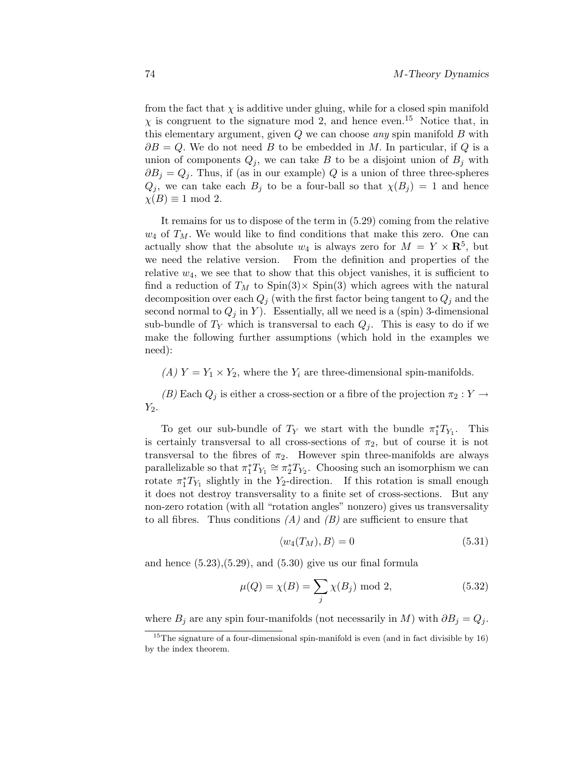from the fact that $\chi$ is additive under gluing, while for a closed spin manifold $\chi$ is congruent to the signature mod 2, and hence even.[15] Notice that, in this elementary argument, given $Q$ we can choose *any* spin manifold $B$ with $\partial B = Q$. We do not need $B$ to be embedded in $M$. In particular, if $Q$ is a union of components $Q_j$, we can take $B$ to be a disjoint union of $B_j$ with $\partial B_j = Q_j$. Thus, if (as in our example) $Q$ is a union of three three-spheres $Q_j$, we can take each $B_j$ to be a four-ball so that $\chi(B_j) = 1$ and hence $\chi(B) \equiv 1 \bmod 2$.

It remains for us to dispose of the term in (5.29) coming from the relative $w_4$ of $T_M$. We would like to find conditions that make this zero. One can actually show that the absolute $w_4$ is always zero for $M = Y \times \mathbf{R}^5$, but we need the relative version. From the definition and properties of the relative $w_4$, we see that to show that this object vanishes, it is sufficient to find a reduction of $T_M$ to Spin(3)$\times$ Spin(3) which agrees with the natural decomposition over each $Q_j$ (with the first factor being tangent to $Q_j$ and the second normal to $Q_j$ in $Y$). Essentially, all we need is a (spin) 3-dimensional sub-bundle of $T_Y$ which is transversal to each $Q_j$. This is easy to do if we make the following further assumptions (which hold in the examples we need):

*(A)* $Y = Y_1 \times Y_2$, where the $Y_i$ are three-dimensional spin-manifolds.

*(B)* Each $Q_j$ is either a cross-section or a fibre of the projection $\pi_2 : Y \to Y_2$.

To get our sub-bundle of $T_Y$ we start with the bundle $\pi_1^* T_{Y_1}$. This is certainly transversal to all cross-sections of $\pi_2$, but of course it is not transversal to the fibres of $\pi_2$. However spin three-manifolds are always parallelizable so that $\pi_1^* T_{Y_1} \cong \pi_2^* T_{Y_2}$. Choosing such an isomorphism we can rotate $\pi_1^* T_{Y_1}$ slightly in the $Y_2$-direction. If this rotation is small enough it does not destroy transversality to a finite set of cross-sections. But any non-zero rotation (with all "rotation angles" nonzero) gives us transversality to all fibres. Thus conditions *(A)* and *(B)* are sufficient to ensure that

$$\langle w_4(T_M), B \rangle = 0 \tag{5.31}$$

and hence (5.23),(5.29), and (5.30) give us our final formula

$$\mu(Q) = \chi(B) = \sum_j \chi(B_j) \bmod 2, \tag{5.32}$$

where $B_j$ are any spin four-manifolds (not necessarily in $M$) with $\partial B_j = Q_j$.

[15] The signature of a four-dimensional spin-manifold is even (and in fact divisible by 16) by the index theorem.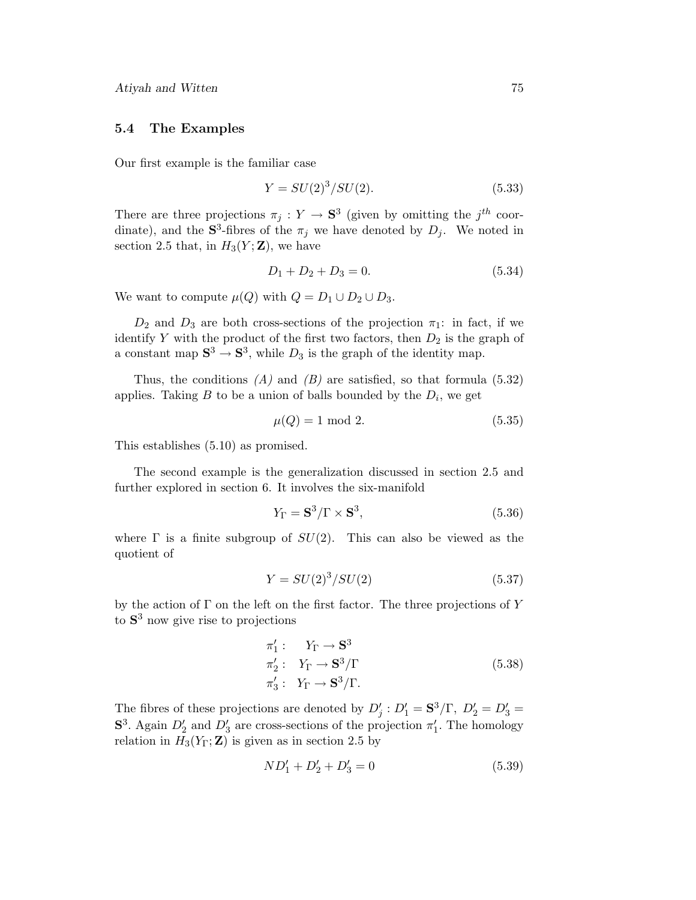### 5.4 The Examples

Our first example is the familiar case

$$Y = SU(2)^3/SU(2). \tag{5.33}$$

There are three projections $\pi_j : Y \to \mathbf{S}^3$ (given by omitting the $j^{th}$ coordinate), and the $\mathbf{S}^3$-fibres of the $\pi_j$ we have denoted by $D_j$. We noted in section 2.5 that, in $H_3(Y;\mathbf{Z})$, we have

$$D_1 + D_2 + D_3 = 0. \tag{5.34}$$

We want to compute $\mu(Q)$ with $Q = D_1 \cup D_2 \cup D_3$.

$D_2$ and $D_3$ are both cross-sections of the projection $\pi_1$: in fact, if we identify $Y$ with the product of the first two factors, then $D_2$ is the graph of a constant map $\mathbf{S}^3 \to \mathbf{S}^3$, while $D_3$ is the graph of the identity map.

Thus, the conditions *(A)* and *(B)* are satisfied, so that formula (5.32) applies. Taking $B$ to be a union of balls bounded by the $D_i$, we get

$$\mu(Q) = 1 \bmod 2. \tag{5.35}$$

This establishes (5.10) as promised.

The second example is the generalization discussed in section 2.5 and further explored in section 6. It involves the six-manifold

$$Y_\Gamma = \mathbf{S}^3/\Gamma \times \mathbf{S}^3, \tag{5.36}$$

where $\Gamma$ is a finite subgroup of $SU(2)$. This can also be viewed as the quotient of

$$Y = SU(2)^3/SU(2) \tag{5.37}$$

by the action of $\Gamma$ on the left on the first factor. The three projections of $Y$ to $\mathbf{S}^3$ now give rise to projections

$$\begin{aligned} \pi_1' :& \quad Y_\Gamma \to \mathbf{S}^3 \\ \pi_2' :& \quad Y_\Gamma \to \mathbf{S}^3/\Gamma \\ \pi_3' :& \quad Y_\Gamma \to \mathbf{S}^3/\Gamma. \end{aligned} \tag{5.38}$$

The fibres of these projections are denoted by $D_j' : D_1' = \mathbf{S}^3/\Gamma,\ D_2' = D_3' = \mathbf{S}^3$. Again $D_2'$ and $D_3'$ are cross-sections of the projection $\pi_1'$. The homology relation in $H_3(Y_\Gamma;\mathbf{Z})$ is given as in section 2.5 by

$$ND_1' + D_2' + D_3' = 0 \tag{5.39}$$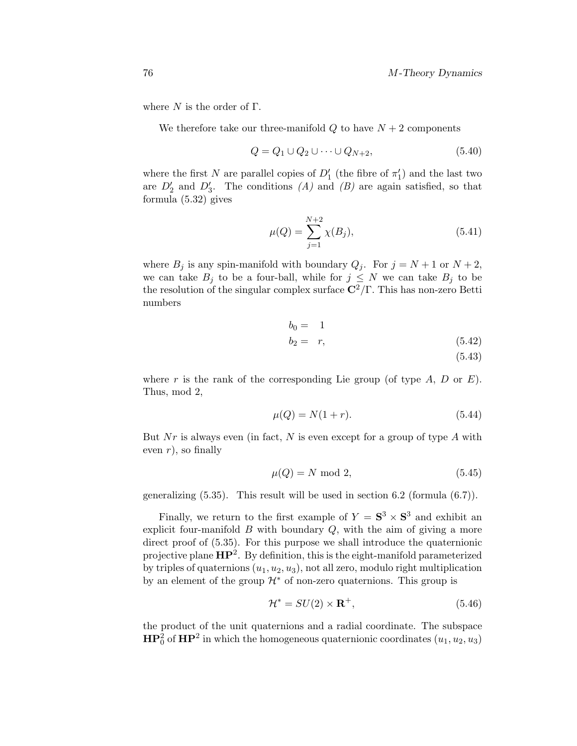where $N$ is the order of $\Gamma$.

We therefore take our three-manifold $Q$ to have $N+2$ components

$$Q = Q_1 \cup Q_2 \cup \cdots \cup Q_{N+2}, \tag{5.40}$$

where the first $N$ are parallel copies of $D_1'$ (the fibre of $\pi_1'$) and the last two are $D_2'$ and $D_3'$. The conditions *(A)* and *(B)* are again satisfied, so that formula (5.32) gives

$$\mu(Q) = \sum_{j=1}^{N+2} \chi(B_j), \tag{5.41}$$

where $B_j$ is any spin-manifold with boundary $Q_j$. For $j = N+1$ or $N+2$, we can take $B_j$ to be a four-ball, while for $j \leq N$ we can take $B_j$ to be the resolution of the singular complex surface $\mathbf{C}^2/\Gamma$. This has non-zero Betti numbers

$$\begin{aligned} b_0 &= \quad 1 \\ b_2 &= \quad r, \end{aligned} \tag{5.42}$$

$$\tag{5.43}$$

where $r$ is the rank of the corresponding Lie group (of type $A$, $D$ or $E$). Thus, mod 2,

$$\mu(Q) = N(1+r). \tag{5.44}$$

But $Nr$ is always even (in fact, $N$ is even except for a group of type $A$ with even $r$), so finally

$$\mu(Q) = N \bmod 2, \tag{5.45}$$

generalizing (5.35). This result will be used in section 6.2 (formula (6.7)).

Finally, we return to the first example of $Y = \mathbf{S}^3 \times \mathbf{S}^3$ and exhibit an explicit four-manifold $B$ with boundary $Q$, with the aim of giving a more direct proof of (5.35). For this purpose we shall introduce the quaternionic projective plane $\mathbf{HP}^2$. By definition, this is the eight-manifold parameterized by triples of quaternions $(u_1, u_2, u_3)$, not all zero, modulo right multiplication by an element of the group $\mathcal{H}^*$ of non-zero quaternions. This group is

$$\mathcal{H}^* = SU(2) \times \mathbf{R}^+, \tag{5.46}$$

the product of the unit quaternions and a radial coordinate. The subspace $\mathbf{HP}_0^2$ of $\mathbf{HP}^2$ in which the homogeneous quaternionic coordinates $(u_1, u_2, u_3)$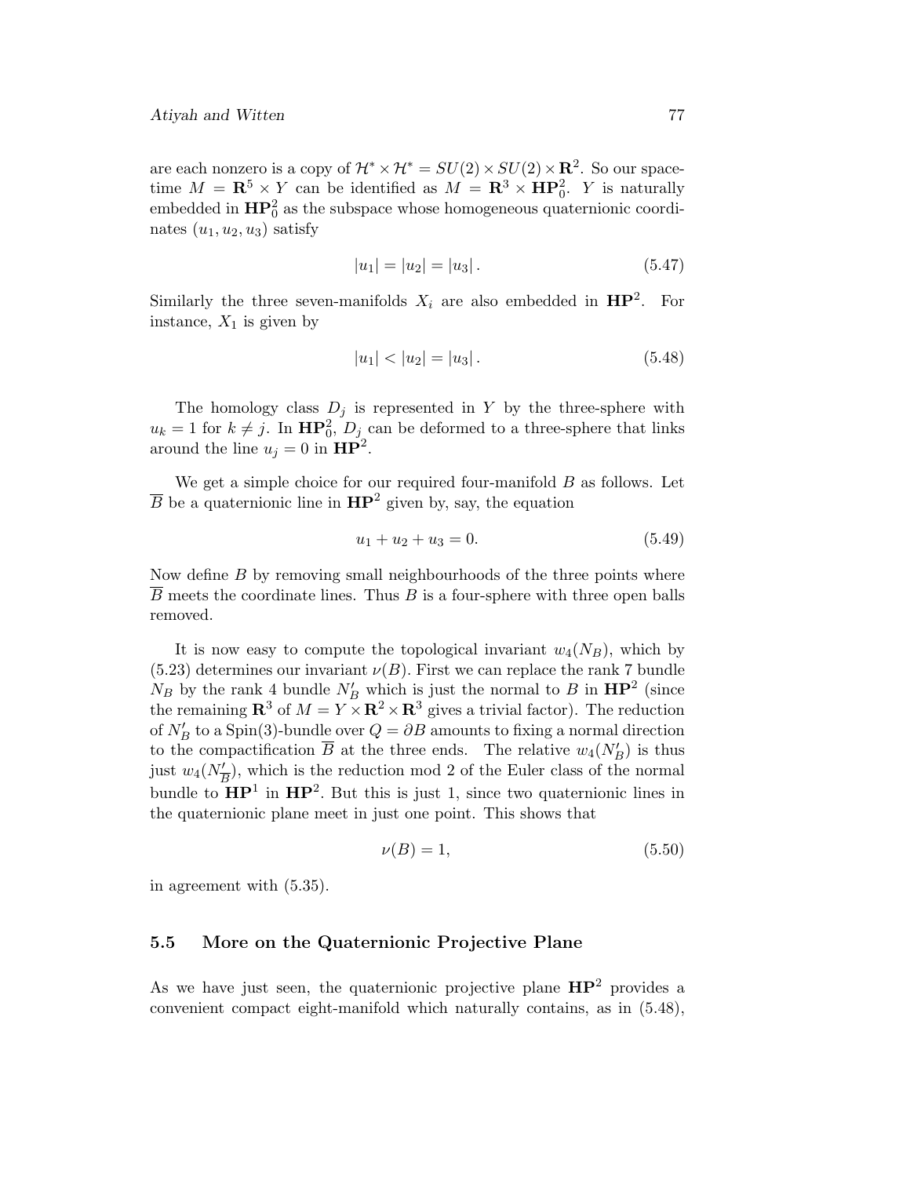are each nonzero is a copy of $\mathcal{H}^* \times \mathcal{H}^* = SU(2) \times SU(2) \times \mathbf{R}^2$. So our spacetime $M = \mathbf{R}^5 \times Y$ can be identified as $M = \mathbf{R}^3 \times \mathbf{HP}^2_0$. $Y$ is naturally embedded in $\mathbf{HP}^2_0$ as the subspace whose homogeneous quaternionic coordinates $(u_1, u_2, u_3)$ satisfy

$$|u_1| = |u_2| = |u_3|\,. \tag{5.47}$$

Similarly the three seven-manifolds $X_i$ are also embedded in $\mathbf{HP}^2$. For instance, $X_1$ is given by

$$|u_1| < |u_2| = |u_3|\,. \tag{5.48}$$

The homology class $D_j$ is represented in $Y$ by the three-sphere with $u_k = 1$ for $k \neq j$. In $\mathbf{HP}^2_0$, $D_j$ can be deformed to a three-sphere that links around the line $u_j = 0$ in $\mathbf{HP}^2$.

We get a simple choice for our required four-manifold $B$ as follows. Let $\overline{B}$ be a quaternionic line in $\mathbf{HP}^2$ given by, say, the equation

$$u_1 + u_2 + u_3 = 0. \tag{5.49}$$

Now define $B$ by removing small neighbourhoods of the three points where $\overline{B}$ meets the coordinate lines. Thus $B$ is a four-sphere with three open balls removed.

It is now easy to compute the topological invariant $w_4(N_B)$, which by (5.23) determines our invariant $\nu(B)$. First we can replace the rank 7 bundle $N_B$ by the rank 4 bundle $N'_B$ which is just the normal to $B$ in $\mathbf{HP}^2$ (since the remaining $\mathbf{R}^3$ of $M = Y \times \mathbf{R}^2 \times \mathbf{R}^3$ gives a trivial factor). The reduction of $N'_B$ to a Spin(3)-bundle over $Q = \partial B$ amounts to fixing a normal direction to the compactification $\overline{B}$ at the three ends. The relative $w_4(N'_B)$ is thus just $w_4(N'_{\overline{B}})$, which is the reduction mod 2 of the Euler class of the normal bundle to $\mathbf{HP}^1$ in $\mathbf{HP}^2$. But this is just 1, since two quaternionic lines in the quaternionic plane meet in just one point. This shows that

$$\nu(B) = 1, \tag{5.50}$$

in agreement with (5.35).

## 5.5 More on the Quaternionic Projective Plane

As we have just seen, the quaternionic projective plane $\mathbf{HP}^2$ provides a convenient compact eight-manifold which naturally contains, as in (5.48),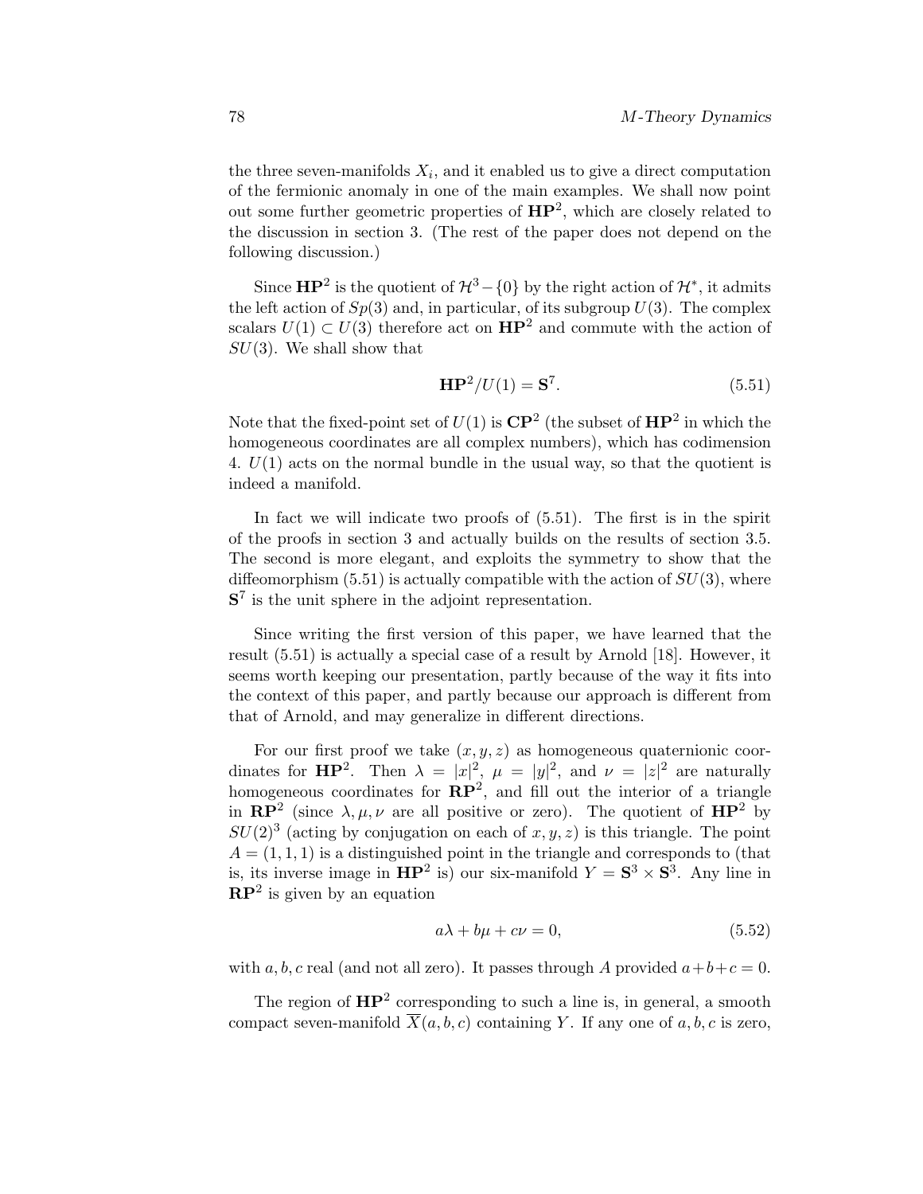the three seven-manifolds $X_i$, and it enabled us to give a direct computation of the fermionic anomaly in one of the main examples. We shall now point out some further geometric properties of $\mathbf{HP}^2$, which are closely related to the discussion in section 3. (The rest of the paper does not depend on the following discussion.)

Since $\mathbf{HP}^2$ is the quotient of $\mathcal{H}^3 - \{0\}$ by the right action of $\mathcal{H}^*$, it admits the left action of $Sp(3)$ and, in particular, of its subgroup $U(3)$. The complex scalars $U(1) \subset U(3)$ therefore act on $\mathbf{HP}^2$ and commute with the action of $SU(3)$. We shall show that

$$\mathbf{HP}^2/U(1) = \mathbf{S}^7. \tag{5.51}$$

Note that the fixed-point set of $U(1)$ is $\mathbf{CP}^2$ (the subset of $\mathbf{HP}^2$ in which the homogeneous coordinates are all complex numbers), which has codimension 4. $U(1)$ acts on the normal bundle in the usual way, so that the quotient is indeed a manifold.

In fact we will indicate two proofs of (5.51). The first is in the spirit of the proofs in section 3 and actually builds on the results of section 3.5. The second is more elegant, and exploits the symmetry to show that the diffeomorphism (5.51) is actually compatible with the action of $SU(3)$, where $\mathbf{S}^7$ is the unit sphere in the adjoint representation.

Since writing the first version of this paper, we have learned that the result (5.51) is actually a special case of a result by Arnold [18]. However, it seems worth keeping our presentation, partly because of the way it fits into the context of this paper, and partly because our approach is different from that of Arnold, and may generalize in different directions.

For our first proof we take $(x, y, z)$ as homogeneous quaternionic coordinates for $\mathbf{HP}^2$. Then $\lambda = |x|^2$, $\mu = |y|^2$, and $\nu = |z|^2$ are naturally homogeneous coordinates for $\mathbf{RP}^2$, and fill out the interior of a triangle in $\mathbf{RP}^2$ (since $\lambda, \mu, \nu$ are all positive or zero). The quotient of $\mathbf{HP}^2$ by $SU(2)^3$ (acting by conjugation on each of $x, y, z$) is this triangle. The point $A = (1, 1, 1)$ is a distinguished point in the triangle and corresponds to (that is, its inverse image in $\mathbf{HP}^2$ is) our six-manifold $Y = \mathbf{S}^3 \times \mathbf{S}^3$. Any line in $\mathbf{RP}^2$ is given by an equation

$$a\lambda + b\mu + c\nu = 0, \tag{5.52}$$

with $a, b, c$ real (and not all zero). It passes through $A$ provided $a + b + c = 0$.

The region of $\mathbf{HP}^2$ corresponding to such a line is, in general, a smooth compact seven-manifold $\overline{X}(a, b, c)$ containing $Y$. If any one of $a, b, c$ is zero,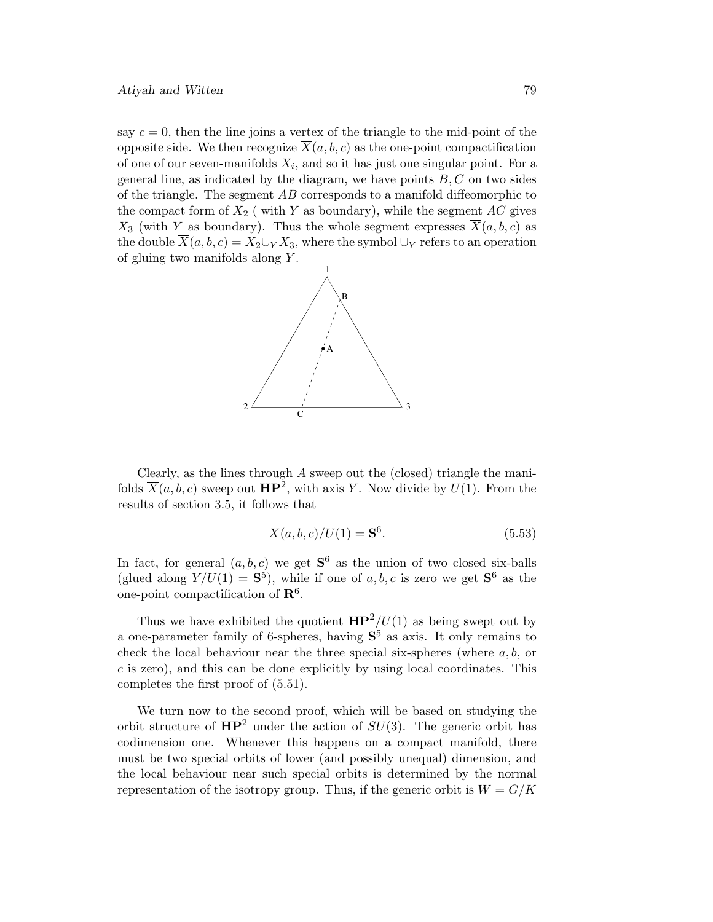say $c = 0$, then the line joins a vertex of the triangle to the mid-point of the opposite side. We then recognize $\overline{X}(a, b, c)$ as the one-point compactification of one of our seven-manifolds $X_i$, and so it has just one singular point. For a general line, as indicated by the diagram, we have points $B, C$ on two sides of the triangle. The segment $AB$ corresponds to a manifold diffeomorphic to the compact form of $X_2$ ( with $Y$ as boundary), while the segment $AC$ gives $X_3$ (with $Y$ as boundary). Thus the whole segment expresses $\overline{X}(a, b, c)$ as the double $\overline{X}(a, b, c) = X_2 \cup_Y X_3$, where the symbol $\cup_Y$ refers to an operation of gluing two manifolds along $Y$.

Clearly, as the lines through $A$ sweep out the (closed) triangle the manifolds $\overline{X}(a, b, c)$ sweep out $\mathbf{HP}^2$, with axis $Y$. Now divide by $U(1)$. From the results of section 3.5, it follows that

$$\overline{X}(a, b, c)/U(1) = \mathbf{S}^6. \tag{5.53}$$

In fact, for general $(a, b, c)$ we get $\mathbf{S}^6$ as the union of two closed six-balls (glued along $Y/U(1) = \mathbf{S}^5$), while if one of $a, b, c$ is zero we get $\mathbf{S}^6$ as the one-point compactification of $\mathbf{R}^6$.

Thus we have exhibited the quotient $\mathbf{HP}^2/U(1)$ as being swept out by a one-parameter family of 6-spheres, having $\mathbf{S}^5$ as axis. It only remains to check the local behaviour near the three special six-spheres (where $a, b$, or $c$ is zero), and this can be done explicitly by using local coordinates. This completes the first proof of (5.51).

We turn now to the second proof, which will be based on studying the orbit structure of $\mathbf{HP}^2$ under the action of $SU(3)$. The generic orbit has codimension one. Whenever this happens on a compact manifold, there must be two special orbits of lower (and possibly unequal) dimension, and the local behaviour near such special orbits is determined by the normal representation of the isotropy group. Thus, if the generic orbit is $W = G/K$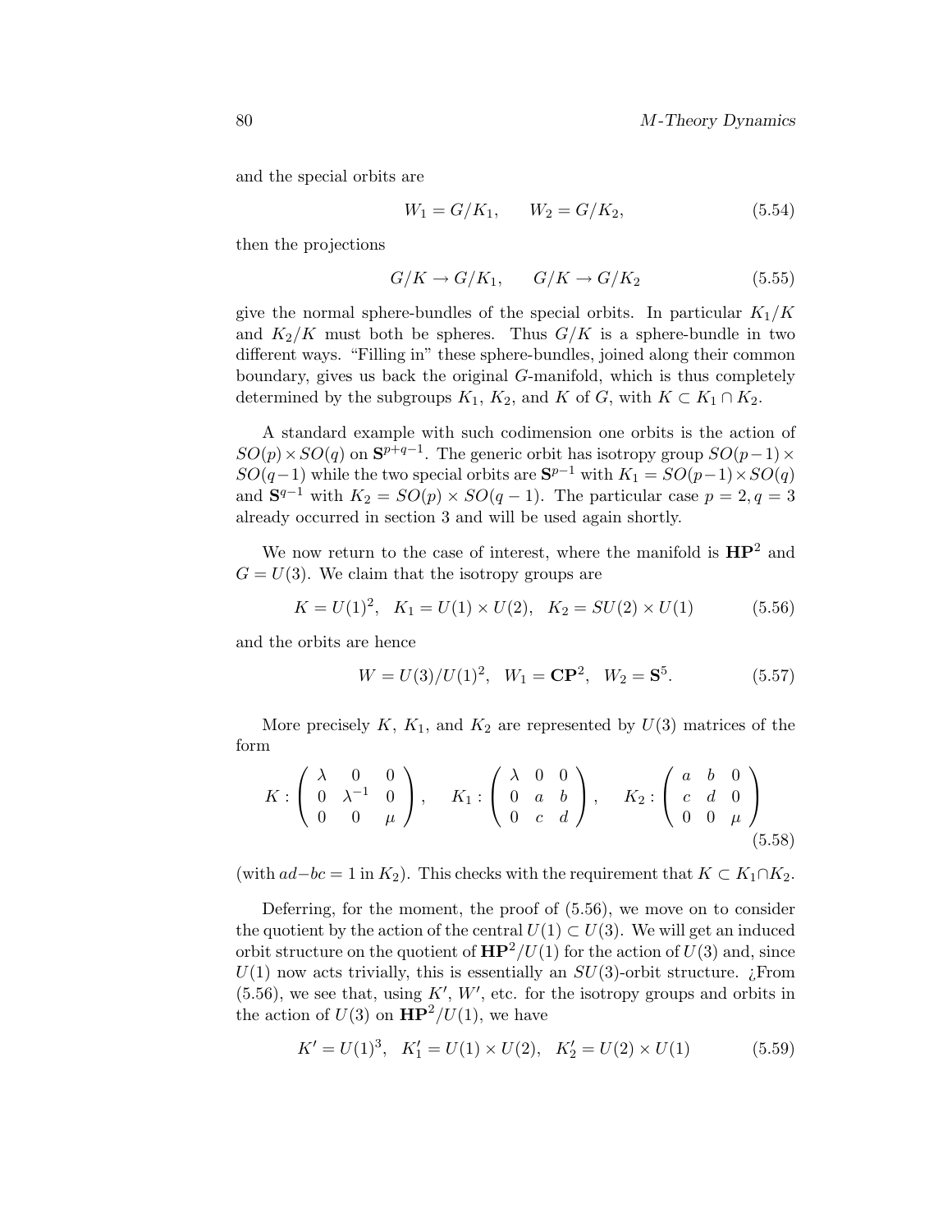and the special orbits are

$$W_1 = G/K_1, \qquad W_2 = G/K_2, \tag{5.54}$$

then the projections

$$G/K \to G/K_1, \qquad G/K \to G/K_2 \tag{5.55}$$

give the normal sphere-bundles of the special orbits. In particular $K_1/K$ and $K_2/K$ must both be spheres. Thus $G/K$ is a sphere-bundle in two different ways. "Filling in" these sphere-bundles, joined along their common boundary, gives us back the original $G$-manifold, which is thus completely determined by the subgroups $K_1$, $K_2$, and $K$ of $G$, with $K \subset K_1 \cap K_2$.

A standard example with such codimension one orbits is the action of $SO(p) \times SO(q)$ on $\mathbf{S}^{p+q-1}$. The generic orbit has isotropy group $SO(p-1) \times SO(q-1)$ while the two special orbits are $\mathbf{S}^{p-1}$ with $K_1 = SO(p-1) \times SO(q)$ and $\mathbf{S}^{q-1}$ with $K_2 = SO(p) \times SO(q-1)$. The particular case $p = 2, q = 3$ already occurred in section 3 and will be used again shortly.

We now return to the case of interest, where the manifold is $\mathbf{HP}^2$ and $G = U(3)$. We claim that the isotropy groups are

$$K = U(1)^2, \quad K_1 = U(1) \times U(2), \quad K_2 = SU(2) \times U(1) \tag{5.56}$$

and the orbits are hence

$$W = U(3)/U(1)^2, \quad W_1 = \mathbf{CP}^2, \quad W_2 = \mathbf{S}^5. \tag{5.57}$$

More precisely $K$, $K_1$, and $K_2$ are represented by $U(3)$ matrices of the form

$$K : \begin{pmatrix} \lambda & 0 & 0 \\ 0 & \lambda^{-1} & 0 \\ 0 & 0 & \mu \end{pmatrix}, \qquad K_1 : \begin{pmatrix} \lambda & 0 & 0 \\ 0 & a & b \\ 0 & c & d \end{pmatrix}, \qquad K_2 : \begin{pmatrix} a & b & 0 \\ c & d & 0 \\ 0 & 0 & \mu \end{pmatrix} \tag{5.58}$$

(with $ad - bc = 1$ in $K_2$). This checks with the requirement that $K \subset K_1 \cap K_2$.

Deferring, for the moment, the proof of (5.56), we move on to consider the quotient by the action of the central $U(1) \subset U(3)$. We will get an induced orbit structure on the quotient of $\mathbf{HP}^2/U(1)$ for the action of $U(3)$ and, since $U(1)$ now acts trivially, this is essentially an $SU(3)$-orbit structure. ¿From (5.56), we see that, using $K'$, $W'$, etc. for the isotropy groups and orbits in the action of $U(3)$ on $\mathbf{HP}^2/U(1)$, we have

$$K' = U(1)^3, \quad K_1' = U(1) \times U(2), \quad K_2' = U(2) \times U(1) \tag{5.59}$$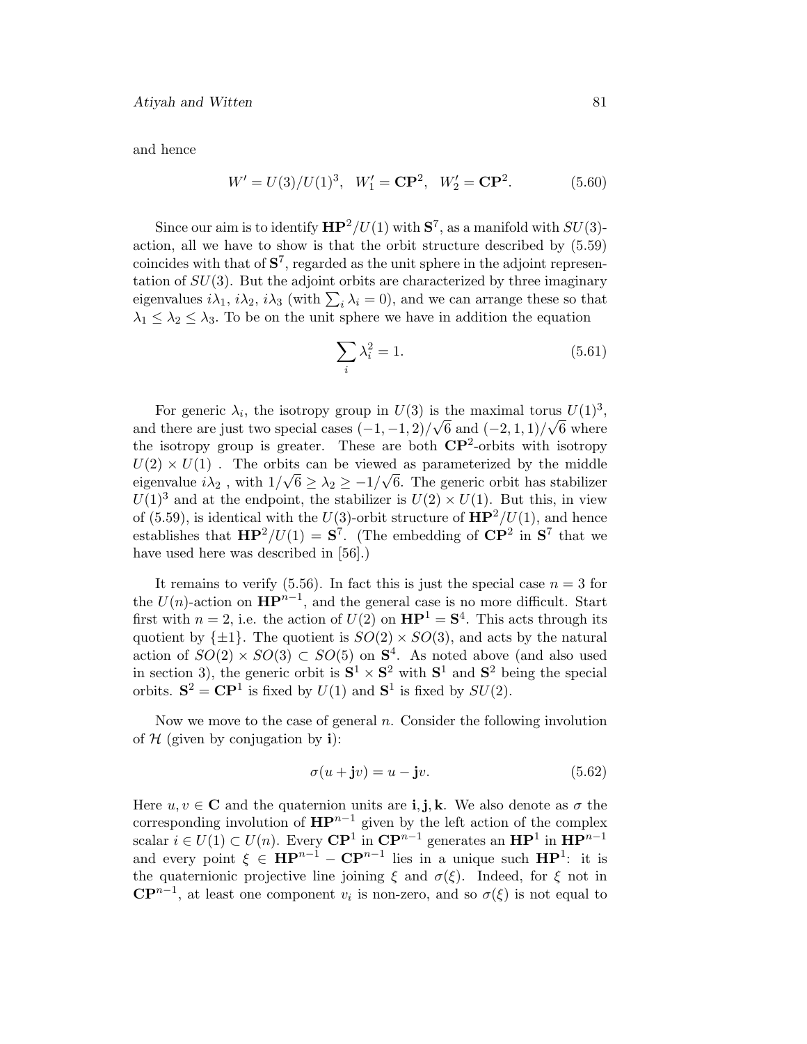and hence

$$W' = U(3)/U(1)^3, \quad W_1' = \mathbf{CP}^2, \quad W_2' = \mathbf{CP}^2. \tag{5.60}$$

Since our aim is to identify $\mathbf{HP}^2/U(1)$ with $\mathbf{S}^7$, as a manifold with $SU(3)$-action, all we have to show is that the orbit structure described by (5.59) coincides with that of $\mathbf{S}^7$, regarded as the unit sphere in the adjoint representation of $SU(3)$. But the adjoint orbits are characterized by three imaginary eigenvalues $i\lambda_1$, $i\lambda_2$, $i\lambda_3$ (with $\sum_i \lambda_i = 0$), and we can arrange these so that $\lambda_1 \leq \lambda_2 \leq \lambda_3$. To be on the unit sphere we have in addition the equation

$$\sum_i \lambda_i^2 = 1. \tag{5.61}$$

For generic $\lambda_i$, the isotropy group in $U(3)$ is the maximal torus $U(1)^3$, and there are just two special cases $(-1,-1,2)/\sqrt{6}$ and $(-2,1,1)/\sqrt{6}$ where the isotropy group is greater. These are both $\mathbf{CP}^2$-orbits with isotropy $U(2) \times U(1)$ . The orbits can be viewed as parameterized by the middle eigenvalue $i\lambda_2$ , with $1/\sqrt{6} \geq \lambda_2 \geq -1/\sqrt{6}$. The generic orbit has stabilizer $U(1)^3$ and at the endpoint, the stabilizer is $U(2) \times U(1)$. But this, in view of (5.59), is identical with the $U(3)$-orbit structure of $\mathbf{HP}^2/U(1)$, and hence establishes that $\mathbf{HP}^2/U(1) = \mathbf{S}^7$. (The embedding of $\mathbf{CP}^2$ in $\mathbf{S}^7$ that we have used here was described in [56].)

It remains to verify (5.56). In fact this is just the special case $n = 3$ for the $U(n)$-action on $\mathbf{HP}^{n-1}$, and the general case is no more difficult. Start first with $n = 2$, i.e. the action of $U(2)$ on $\mathbf{HP}^1 = \mathbf{S}^4$. This acts through its quotient by $\{\pm 1\}$. The quotient is $SO(2) \times SO(3)$, and acts by the natural action of $SO(2) \times SO(3) \subset SO(5)$ on $\mathbf{S}^4$. As noted above (and also used in section 3), the generic orbit is $\mathbf{S}^1 \times \mathbf{S}^2$ with $\mathbf{S}^1$ and $\mathbf{S}^2$ being the special orbits. $\mathbf{S}^2 = \mathbf{CP}^1$ is fixed by $U(1)$ and $\mathbf{S}^1$ is fixed by $SU(2)$.

Now we move to the case of general $n$. Consider the following involution of $\mathcal{H}$ (given by conjugation by $\mathbf{i}$):

$$\sigma(u + \mathbf{j}v) = u - \mathbf{j}v. \tag{5.62}$$

Here $u, v \in \mathbf{C}$ and the quaternion units are $\mathbf{i}, \mathbf{j}, \mathbf{k}$. We also denote as $\sigma$ the corresponding involution of $\mathbf{HP}^{n-1}$ given by the left action of the complex scalar $i \in U(1) \subset U(n)$. Every $\mathbf{CP}^1$ in $\mathbf{CP}^{n-1}$ generates an $\mathbf{HP}^1$ in $\mathbf{HP}^{n-1}$ and every point $\xi \in \mathbf{HP}^{n-1} - \mathbf{CP}^{n-1}$ lies in a unique such $\mathbf{HP}^1$: it is the quaternionic projective line joining $\xi$ and $\sigma(\xi)$. Indeed, for $\xi$ not in $\mathbf{CP}^{n-1}$, at least one component $v_i$ is non-zero, and so $\sigma(\xi)$ is not equal to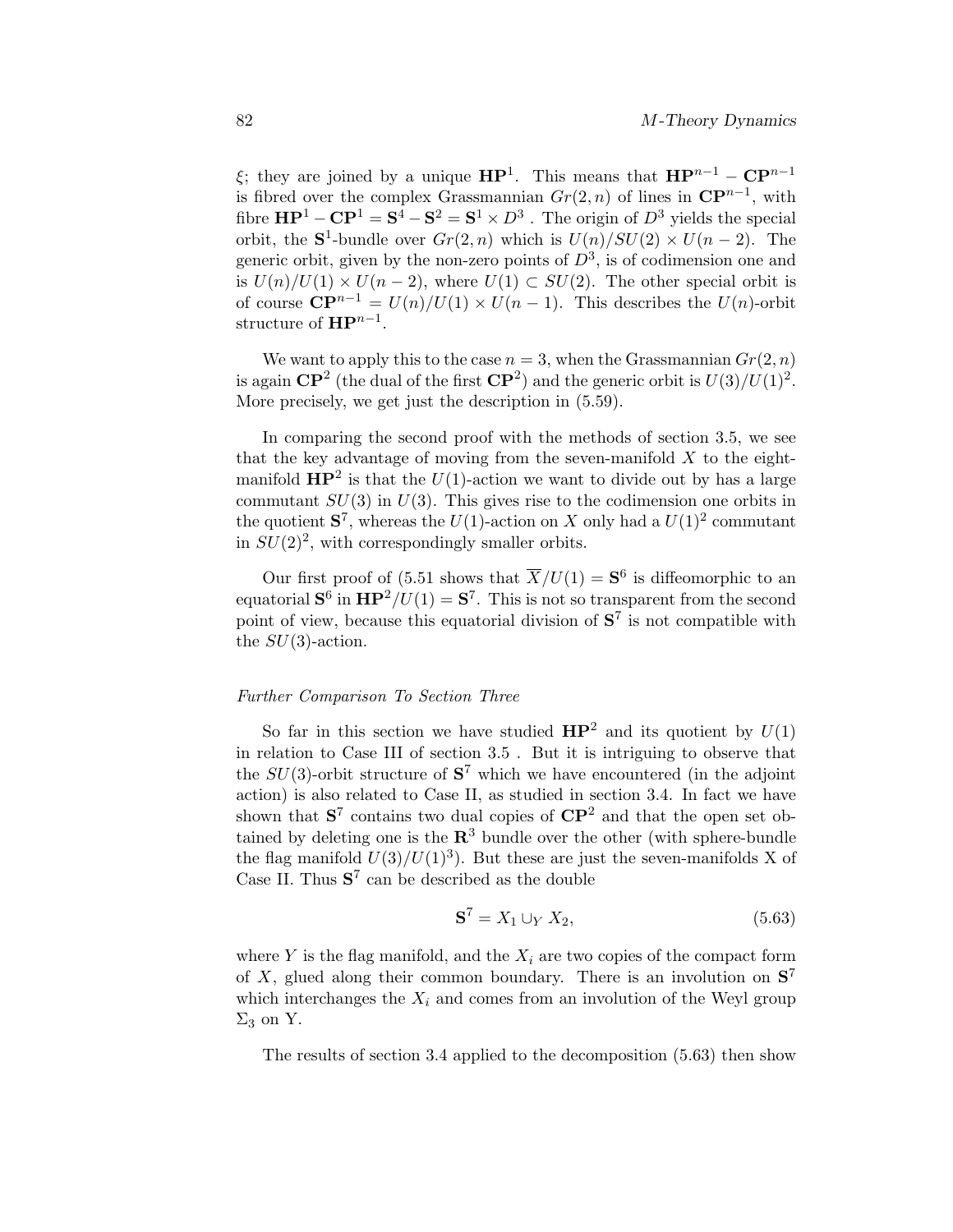$\xi$; they are joined by a unique $\mathbf{HP}^1$. This means that $\mathbf{HP}^{n-1} - \mathbf{CP}^{n-1}$ is fibred over the complex Grassmannian $Gr(2,n)$ of lines in $\mathbf{CP}^{n-1}$, with fibre $\mathbf{HP}^1 - \mathbf{CP}^1 = \mathbf{S}^4 - \mathbf{S}^2 = \mathbf{S}^1 \times D^3$ . The origin of $D^3$ yields the special orbit, the $\mathbf{S}^1$-bundle over $Gr(2,n)$ which is $U(n)/SU(2) \times U(n-2)$. The generic orbit, given by the non-zero points of $D^3$, is of codimension one and is $U(n)/U(1) \times U(n-2)$, where $U(1) \subset SU(2)$. The other special orbit is of course $\mathbf{CP}^{n-1} = U(n)/U(1) \times U(n-1)$. This describes the $U(n)$-orbit structure of $\mathbf{HP}^{n-1}$.

We want to apply this to the case $n = 3$, when the Grassmannian $Gr(2,n)$ is again $\mathbf{CP}^2$ (the dual of the first $\mathbf{CP}^2$) and the generic orbit is $U(3)/U(1)^2$. More precisely, we get just the description in (5.59).

In comparing the second proof with the methods of section 3.5, we see that the key advantage of moving from the seven-manifold $X$ to the eight-manifold $\mathbf{HP}^2$ is that the $U(1)$-action we want to divide out by has a large commutant $SU(3)$ in $U(3)$. This gives rise to the codimension one orbits in the quotient $\mathbf{S}^7$, whereas the $U(1)$-action on $X$ only had a $U(1)^2$ commutant in $SU(2)^2$, with correspondingly smaller orbits.

Our first proof of (5.51 shows that $\overline{X}/U(1) = \mathbf{S}^6$ is diffeomorphic to an equatorial $\mathbf{S}^6$ in $\mathbf{HP}^2/U(1) = \mathbf{S}^7$. This is not so transparent from the second point of view, because this equatorial division of $\mathbf{S}^7$ is not compatible with the $SU(3)$-action.

*Further Comparison To Section Three*

So far in this section we have studied $\mathbf{HP}^2$ and its quotient by $U(1)$ in relation to Case III of section 3.5 . But it is intriguing to observe that the $SU(3)$-orbit structure of $\mathbf{S}^7$ which we have encountered (in the adjoint action) is also related to Case II, as studied in section 3.4. In fact we have shown that $\mathbf{S}^7$ contains two dual copies of $\mathbf{CP}^2$ and that the open set obtained by deleting one is the $\mathbf{R}^3$ bundle over the other (with sphere-bundle the flag manifold $U(3)/U(1)^3$). But these are just the seven-manifolds X of Case II. Thus $\mathbf{S}^7$ can be described as the double

$$\mathbf{S}^7 = X_1 \cup_Y X_2, \tag{5.63}$$

where $Y$ is the flag manifold, and the $X_i$ are two copies of the compact form of $X$, glued along their common boundary. There is an involution on $\mathbf{S}^7$ which interchanges the $X_i$ and comes from an involution of the Weyl group $\Sigma_3$ on Y.

The results of section 3.4 applied to the decomposition (5.63) then show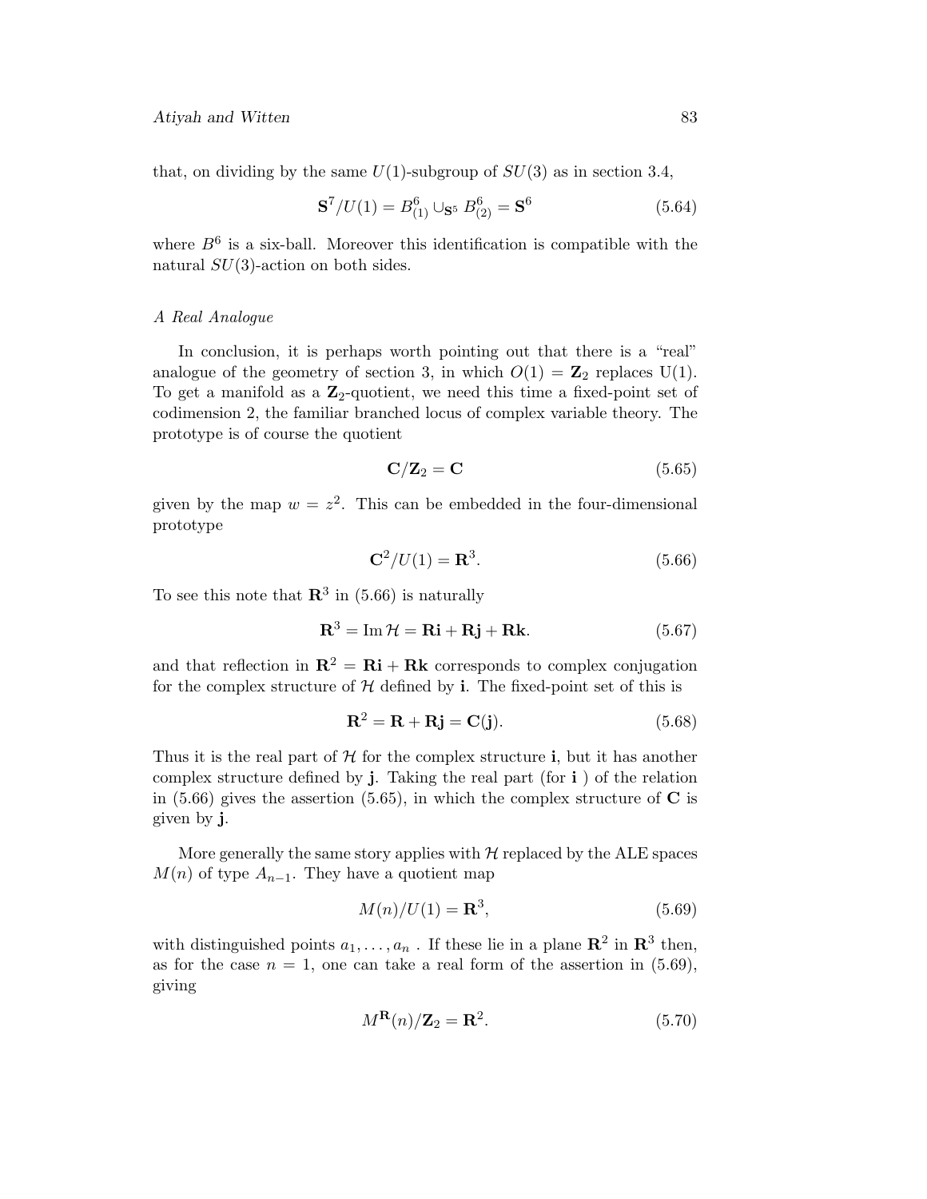that, on dividing by the same $U(1)$-subgroup of $SU(3)$ as in section 3.4,

$$\mathbf{S}^7/U(1) = B^6_{(1)} \cup_{\mathbf{S}^5} B^6_{(2)} = \mathbf{S}^6 \tag{5.64}$$

where $B^6$ is a six-ball. Moreover this identification is compatible with the natural $SU(3)$-action on both sides.

*A Real Analogue*

In conclusion, it is perhaps worth pointing out that there is a "real" analogue of the geometry of section 3, in which $O(1) = \mathbf{Z}_2$ replaces U(1). To get a manifold as a $\mathbf{Z}_2$-quotient, we need this time a fixed-point set of codimension 2, the familiar branched locus of complex variable theory. The prototype is of course the quotient

$$\mathbf{C}/\mathbf{Z}_2 = \mathbf{C} \tag{5.65}$$

given by the map $w = z^2$. This can be embedded in the four-dimensional prototype

$$\mathbf{C}^2/U(1) = \mathbf{R}^3. \tag{5.66}$$

To see this note that $\mathbf{R}^3$ in (5.66) is naturally

$$\mathbf{R}^3 = \operatorname{Im} \mathcal{H} = \mathbf{R}\mathbf{i} + \mathbf{R}\mathbf{j} + \mathbf{R}\mathbf{k}. \tag{5.67}$$

and that reflection in $\mathbf{R}^2 = \mathbf{R}\mathbf{i} + \mathbf{R}\mathbf{k}$ corresponds to complex conjugation for the complex structure of $\mathcal{H}$ defined by $\mathbf{i}$. The fixed-point set of this is

$$\mathbf{R}^2 = \mathbf{R} + \mathbf{R}\mathbf{j} = \mathbf{C}(\mathbf{j}). \tag{5.68}$$

Thus it is the real part of $\mathcal{H}$ for the complex structure $\mathbf{i}$, but it has another complex structure defined by $\mathbf{j}$. Taking the real part (for $\mathbf{i}$ ) of the relation in (5.66) gives the assertion (5.65), in which the complex structure of $\mathbf{C}$ is given by $\mathbf{j}$.

More generally the same story applies with $\mathcal{H}$ replaced by the ALE spaces $M(n)$ of type $A_{n-1}$. They have a quotient map

$$M(n)/U(1) = \mathbf{R}^3, \tag{5.69}$$

with distinguished points $a_1, \ldots, a_n$ . If these lie in a plane $\mathbf{R}^2$ in $\mathbf{R}^3$ then, as for the case $n = 1$, one can take a real form of the assertion in (5.69), giving

$$M^{\mathbf{R}}(n)/\mathbf{Z}_2 = \mathbf{R}^2. \tag{5.70}$$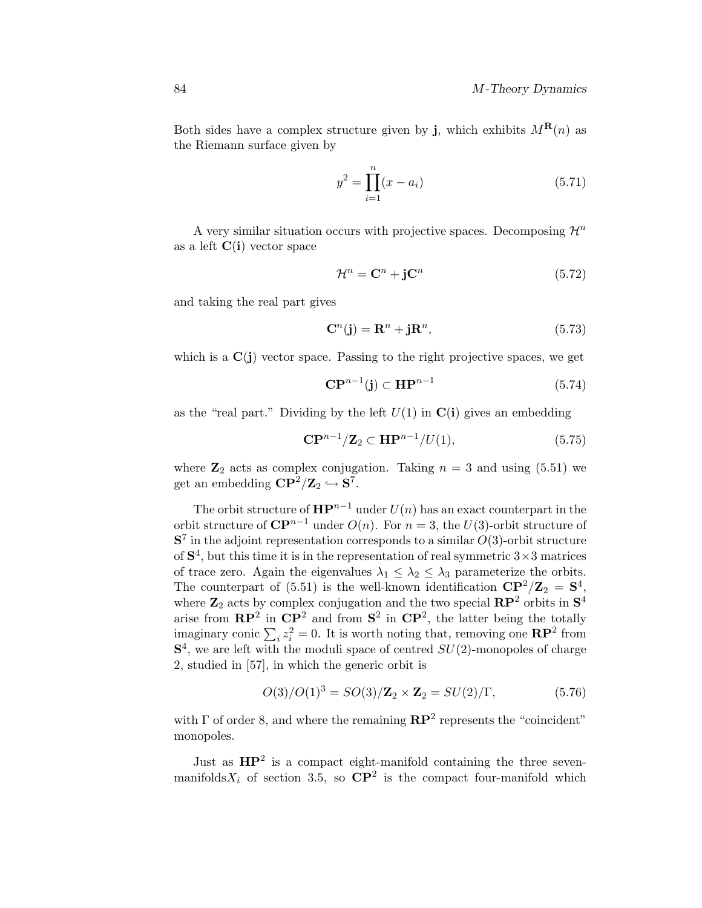Both sides have a complex structure given by $\mathbf{j}$, which exhibits $M^{\mathbf{R}}(n)$ as the Riemann surface given by

$$y^2 = \prod_{i=1}^{n}(x - a_i) \tag{5.71}$$

A very similar situation occurs with projective spaces. Decomposing $\mathcal{H}^n$ as a left $\mathbf{C}(\mathbf{i})$ vector space

$$\mathcal{H}^n = \mathbf{C}^n + \mathbf{j}\mathbf{C}^n \tag{5.72}$$

and taking the real part gives

$$\mathbf{C}^n(\mathbf{j}) = \mathbf{R}^n + \mathbf{j}\mathbf{R}^n, \tag{5.73}$$

which is a $\mathbf{C}(\mathbf{j})$ vector space. Passing to the right projective spaces, we get

$$\mathbf{CP}^{n-1}(\mathbf{j}) \subset \mathbf{HP}^{n-1} \tag{5.74}$$

as the "real part." Dividing by the left $U(1)$ in $\mathbf{C}(\mathbf{i})$ gives an embedding

$$\mathbf{CP}^{n-1}/\mathbf{Z}_2 \subset \mathbf{HP}^{n-1}/U(1), \tag{5.75}$$

where $\mathbf{Z}_2$ acts as complex conjugation. Taking $n = 3$ and using (5.51) we get an embedding $\mathbf{CP}^2/\mathbf{Z}_2 \hookrightarrow \mathbf{S}^7$.

The orbit structure of $\mathbf{HP}^{n-1}$ under $U(n)$ has an exact counterpart in the orbit structure of $\mathbf{CP}^{n-1}$ under $O(n)$. For $n = 3$, the $U(3)$-orbit structure of $\mathbf{S}^7$ in the adjoint representation corresponds to a similar $O(3)$-orbit structure of $\mathbf{S}^4$, but this time it is in the representation of real symmetric $3\times 3$ matrices of trace zero. Again the eigenvalues $\lambda_1 \leq \lambda_2 \leq \lambda_3$ parameterize the orbits. The counterpart of (5.51) is the well-known identification $\mathbf{CP}^2/\mathbf{Z}_2 = \mathbf{S}^4$, where $\mathbf{Z}_2$ acts by complex conjugation and the two special $\mathbf{RP}^2$ orbits in $\mathbf{S}^4$ arise from $\mathbf{RP}^2$ in $\mathbf{CP}^2$ and from $\mathbf{S}^2$ in $\mathbf{CP}^2$, the latter being the totally imaginary conic $\sum_i z_i^2 = 0$. It is worth noting that, removing one $\mathbf{RP}^2$ from $\mathbf{S}^4$, we are left with the moduli space of centred $SU(2)$-monopoles of charge 2, studied in [57], in which the generic orbit is

$$O(3)/O(1)^3 = SO(3)/\mathbf{Z}_2 \times \mathbf{Z}_2 = SU(2)/\Gamma, \tag{5.76}$$

with $\Gamma$ of order 8, and where the remaining $\mathbf{RP}^2$ represents the "coincident" monopoles.

Just as $\mathbf{HP}^2$ is a compact eight-manifold containing the three seven-manifolds$X_i$ of section 3.5, so $\mathbf{CP}^2$ is the compact four-manifold which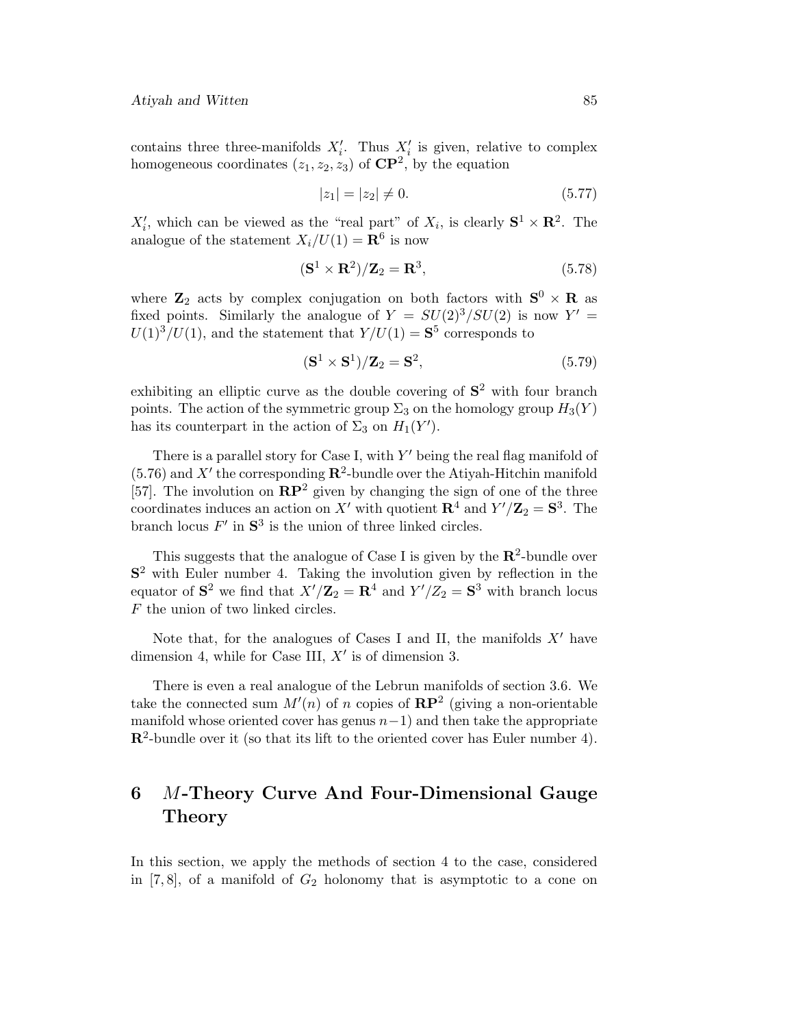contains three three-manifolds $X_i'$. Thus $X_i'$ is given, relative to complex homogeneous coordinates $(z_1, z_2, z_3)$ of $\mathbf{CP}^2$, by the equation

$$|z_1| = |z_2| \neq 0. \tag{5.77}$$

$X_i'$, which can be viewed as the "real part" of $X_i$, is clearly $\mathbf{S}^1 \times \mathbf{R}^2$. The analogue of the statement $X_i/U(1) = \mathbf{R}^6$ is now

$$(\mathbf{S}^1 \times \mathbf{R}^2)/\mathbf{Z}_2 = \mathbf{R}^3, \tag{5.78}$$

where $\mathbf{Z}_2$ acts by complex conjugation on both factors with $\mathbf{S}^0 \times \mathbf{R}$ as fixed points. Similarly the analogue of $Y = SU(2)^3/SU(2)$ is now $Y' = U(1)^3/U(1)$, and the statement that $Y/U(1) = \mathbf{S}^5$ corresponds to

$$(\mathbf{S}^1 \times \mathbf{S}^1)/\mathbf{Z}_2 = \mathbf{S}^2, \tag{5.79}$$

exhibiting an elliptic curve as the double covering of $\mathbf{S}^2$ with four branch points. The action of the symmetric group $\Sigma_3$ on the homology group $H_3(Y)$ has its counterpart in the action of $\Sigma_3$ on $H_1(Y')$.

There is a parallel story for Case I, with $Y'$ being the real flag manifold of (5.76) and $X'$ the corresponding $\mathbf{R}^2$-bundle over the Atiyah-Hitchin manifold [57]. The involution on $\mathbf{RP}^2$ given by changing the sign of one of the three coordinates induces an action on $X'$ with quotient $\mathbf{R}^4$ and $Y'/\mathbf{Z}_2 = \mathbf{S}^3$. The branch locus $F'$ in $\mathbf{S}^3$ is the union of three linked circles.

This suggests that the analogue of Case I is given by the $\mathbf{R}^2$-bundle over $\mathbf{S}^2$ with Euler number 4. Taking the involution given by reflection in the equator of $\mathbf{S}^2$ we find that $X'/\mathbf{Z}_2 = \mathbf{R}^4$ and $Y'/Z_2 = \mathbf{S}^3$ with branch locus $F$ the union of two linked circles.

Note that, for the analogues of Cases I and II, the manifolds $X'$ have dimension 4, while for Case III, $X'$ is of dimension 3.

There is even a real analogue of the Lebrun manifolds of section 3.6. We take the connected sum $M'(n)$ of $n$ copies of $\mathbf{RP}^2$ (giving a non-orientable manifold whose oriented cover has genus $n-1$) and then take the appropriate $\mathbf{R}^2$-bundle over it (so that its lift to the oriented cover has Euler number 4).

# 6 $M$-Theory Curve And Four-Dimensional Gauge Theory

In this section, we apply the methods of section 4 to the case, considered in [7, 8], of a manifold of $G_2$ holonomy that is asymptotic to a cone on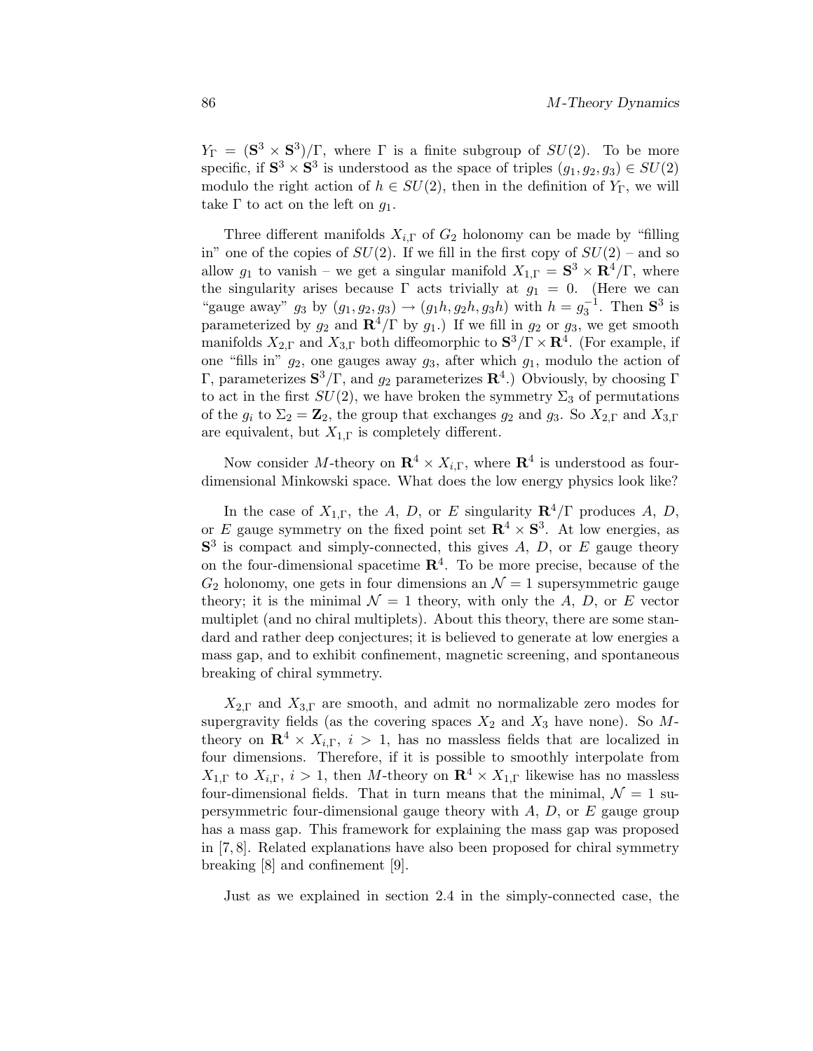$Y_\Gamma = (\mathbf{S}^3 \times \mathbf{S}^3)/\Gamma$, where $\Gamma$ is a finite subgroup of $SU(2)$. To be more specific, if $\mathbf{S}^3 \times \mathbf{S}^3$ is understood as the space of triples $(g_1, g_2, g_3) \in SU(2)$ modulo the right action of $h \in SU(2)$, then in the definition of $Y_\Gamma$, we will take $\Gamma$ to act on the left on $g_1$.

Three different manifolds $X_{i,\Gamma}$ of $G_2$ holonomy can be made by "filling in" one of the copies of $SU(2)$. If we fill in the first copy of $SU(2)$ – and so allow $g_1$ to vanish – we get a singular manifold $X_{1,\Gamma} = \mathbf{S}^3 \times \mathbf{R}^4/\Gamma$, where the singularity arises because $\Gamma$ acts trivially at $g_1 = 0$. (Here we can "gauge away" $g_3$ by $(g_1, g_2, g_3) \to (g_1 h, g_2 h, g_3 h)$ with $h = g_3^{-1}$. Then $\mathbf{S}^3$ is parameterized by $g_2$ and $\mathbf{R}^4/\Gamma$ by $g_1$.) If we fill in $g_2$ or $g_3$, we get smooth manifolds $X_{2,\Gamma}$ and $X_{3,\Gamma}$ both diffeomorphic to $\mathbf{S}^3/\Gamma \times \mathbf{R}^4$. (For example, if one "fills in" $g_2$, one gauges away $g_3$, after which $g_1$, modulo the action of $\Gamma$, parameterizes $\mathbf{S}^3/\Gamma$, and $g_2$ parameterizes $\mathbf{R}^4$.) Obviously, by choosing $\Gamma$ to act in the first $SU(2)$, we have broken the symmetry $\Sigma_3$ of permutations of the $g_i$ to $\Sigma_2 = \mathbf{Z}_2$, the group that exchanges $g_2$ and $g_3$. So $X_{2,\Gamma}$ and $X_{3,\Gamma}$ are equivalent, but $X_{1,\Gamma}$ is completely different.

Now consider $M$-theory on $\mathbf{R}^4 \times X_{i,\Gamma}$, where $\mathbf{R}^4$ is understood as four-dimensional Minkowski space. What does the low energy physics look like?

In the case of $X_{1,\Gamma}$, the $A$, $D$, or $E$ singularity $\mathbf{R}^4/\Gamma$ produces $A$, $D$, or $E$ gauge symmetry on the fixed point set $\mathbf{R}^4 \times \mathbf{S}^3$. At low energies, as $\mathbf{S}^3$ is compact and simply-connected, this gives $A$, $D$, or $E$ gauge theory on the four-dimensional spacetime $\mathbf{R}^4$. To be more precise, because of the $G_2$ holonomy, one gets in four dimensions an $\mathcal{N} = 1$ supersymmetric gauge theory; it is the minimal $\mathcal{N} = 1$ theory, with only the $A$, $D$, or $E$ vector multiplet (and no chiral multiplets). About this theory, there are some standard and rather deep conjectures; it is believed to generate at low energies a mass gap, and to exhibit confinement, magnetic screening, and spontaneous breaking of chiral symmetry.

$X_{2,\Gamma}$ and $X_{3,\Gamma}$ are smooth, and admit no normalizable zero modes for supergravity fields (as the covering spaces $X_2$ and $X_3$ have none). So $M$-theory on $\mathbf{R}^4 \times X_{i,\Gamma}$, $i > 1$, has no massless fields that are localized in four dimensions. Therefore, if it is possible to smoothly interpolate from $X_{1,\Gamma}$ to $X_{i,\Gamma}$, $i > 1$, then $M$-theory on $\mathbf{R}^4 \times X_{1,\Gamma}$ likewise has no massless four-dimensional fields. That in turn means that the minimal, $\mathcal{N} = 1$ supersymmetric four-dimensional gauge theory with $A$, $D$, or $E$ gauge group has a mass gap. This framework for explaining the mass gap was proposed in [7, 8]. Related explanations have also been proposed for chiral symmetry breaking [8] and confinement [9].

Just as we explained in section 2.4 in the simply-connected case, the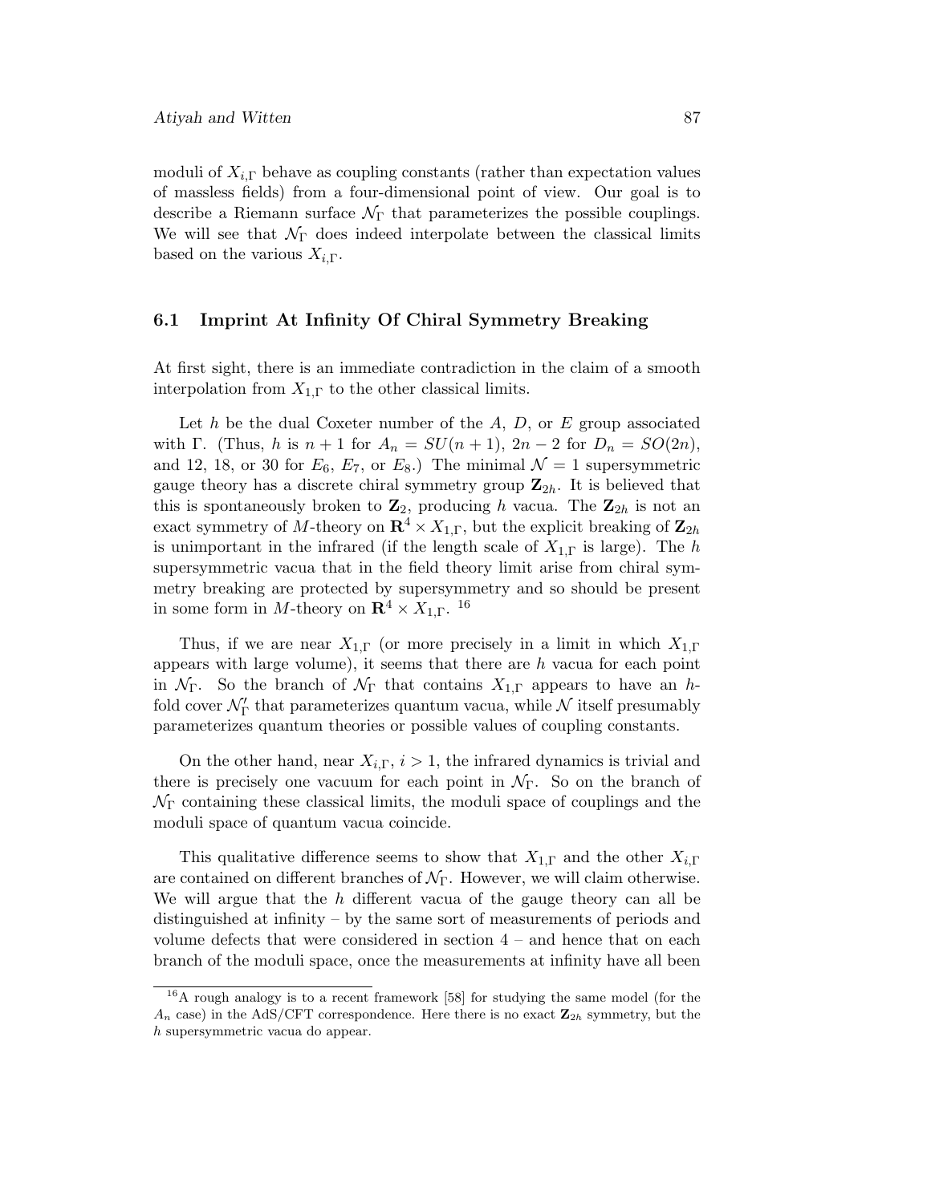moduli of $X_{i,\Gamma}$ behave as coupling constants (rather than expectation values of massless fields) from a four-dimensional point of view. Our goal is to describe a Riemann surface $\mathcal{N}_\Gamma$ that parameterizes the possible couplings. We will see that $\mathcal{N}_\Gamma$ does indeed interpolate between the classical limits based on the various $X_{i,\Gamma}$.

### 6.1 Imprint At Infinity Of Chiral Symmetry Breaking

At first sight, there is an immediate contradiction in the claim of a smooth interpolation from $X_{1,\Gamma}$ to the other classical limits.

Let $h$ be the dual Coxeter number of the $A$, $D$, or $E$ group associated with $\Gamma$. (Thus, $h$ is $n+1$ for $A_n = SU(n+1)$, $2n-2$ for $D_n = SO(2n)$, and 12, 18, or 30 for $E_6$, $E_7$, or $E_8$.) The minimal $\mathcal{N}=1$ supersymmetric gauge theory has a discrete chiral symmetry group $\mathbf{Z}_{2h}$. It is believed that this is spontaneously broken to $\mathbf{Z}_2$, producing $h$ vacua. The $\mathbf{Z}_{2h}$ is not an exact symmetry of $M$-theory on $\mathbf{R}^4 \times X_{1,\Gamma}$, but the explicit breaking of $\mathbf{Z}_{2h}$ is unimportant in the infrared (if the length scale of $X_{1,\Gamma}$ is large). The $h$ supersymmetric vacua that in the field theory limit arise from chiral symmetry breaking are protected by supersymmetry and so should be present in some form in $M$-theory on $\mathbf{R}^4 \times X_{1,\Gamma}$. [16]

Thus, if we are near $X_{1,\Gamma}$ (or more precisely in a limit in which $X_{1,\Gamma}$ appears with large volume), it seems that there are $h$ vacua for each point in $\mathcal{N}_\Gamma$. So the branch of $\mathcal{N}_\Gamma$ that contains $X_{1,\Gamma}$ appears to have an $h$-fold cover $\mathcal{N}'_\Gamma$ that parameterizes quantum vacua, while $\mathcal{N}$ itself presumably parameterizes quantum theories or possible values of coupling constants.

On the other hand, near $X_{i,\Gamma}$, $i > 1$, the infrared dynamics is trivial and there is precisely one vacuum for each point in $\mathcal{N}_\Gamma$. So on the branch of $\mathcal{N}_\Gamma$ containing these classical limits, the moduli space of couplings and the moduli space of quantum vacua coincide.

This qualitative difference seems to show that $X_{1,\Gamma}$ and the other $X_{i,\Gamma}$ are contained on different branches of $\mathcal{N}_\Gamma$. However, we will claim otherwise. We will argue that the $h$ different vacua of the gauge theory can all be distinguished at infinity – by the same sort of measurements of periods and volume defects that were considered in section 4 – and hence that on each branch of the moduli space, once the measurements at infinity have all been

[16] A rough analogy is to a recent framework [58] for studying the same model (for the $A_n$ case) in the AdS/CFT correspondence. Here there is no exact $\mathbf{Z}_{2h}$ symmetry, but the $h$ supersymmetric vacua do appear.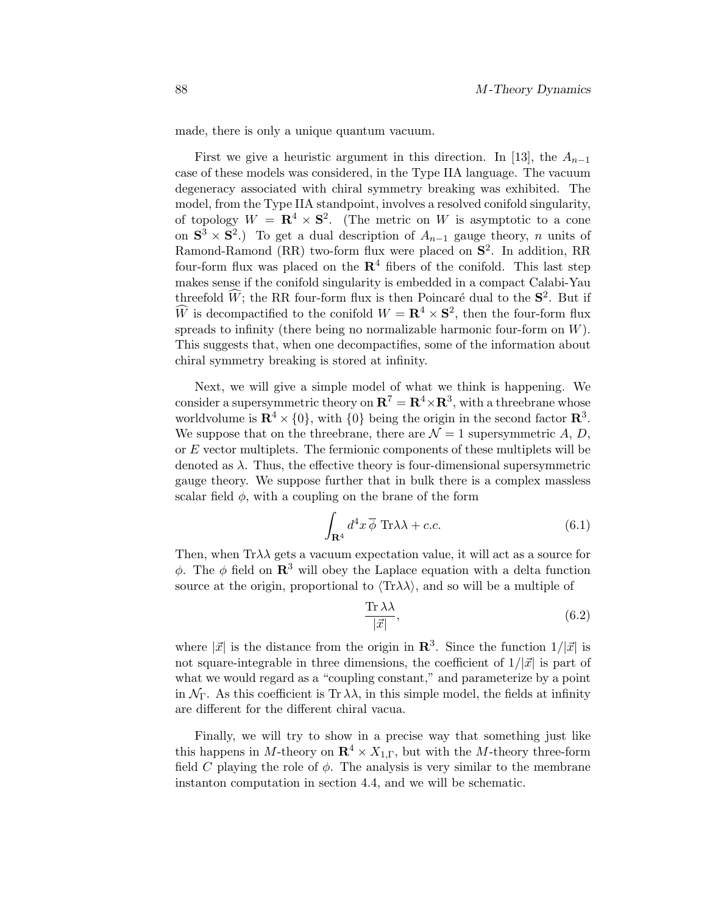made, there is only a unique quantum vacuum.

First we give a heuristic argument in this direction. In [13], the $A_{n-1}$ case of these models was considered, in the Type IIA language. The vacuum degeneracy associated with chiral symmetry breaking was exhibited. The model, from the Type IIA standpoint, involves a resolved conifold singularity, of topology $W = \mathbf{R}^4 \times \mathbf{S}^2$. (The metric on $W$ is asymptotic to a cone on $\mathbf{S}^3 \times \mathbf{S}^2$.) To get a dual description of $A_{n-1}$ gauge theory, $n$ units of Ramond-Ramond (RR) two-form flux were placed on $\mathbf{S}^2$. In addition, RR four-form flux was placed on the $\mathbf{R}^4$ fibers of the conifold. This last step makes sense if the conifold singularity is embedded in a compact Calabi-Yau threefold $\widehat{W}$; the RR four-form flux is then Poincaré dual to the $\mathbf{S}^2$. But if $\widehat{W}$ is decompactified to the conifold $W = \mathbf{R}^4 \times \mathbf{S}^2$, then the four-form flux spreads to infinity (there being no normalizable harmonic four-form on $W$). This suggests that, when one decompactifies, some of the information about chiral symmetry breaking is stored at infinity.

Next, we will give a simple model of what we think is happening. We consider a supersymmetric theory on $\mathbf{R}^7 = \mathbf{R}^4 \times \mathbf{R}^3$, with a threebrane whose worldvolume is $\mathbf{R}^4 \times \{0\}$, with $\{0\}$ being the origin in the second factor $\mathbf{R}^3$. We suppose that on the threebrane, there are $\mathcal{N} = 1$ supersymmetric $A$, $D$, or $E$ vector multiplets. The fermionic components of these multiplets will be denoted as $\lambda$. Thus, the effective theory is four-dimensional supersymmetric gauge theory. We suppose further that in bulk there is a complex massless scalar field $\phi$, with a coupling on the brane of the form

$$\int_{\mathbf{R}^4} d^4x \, \overline{\phi} \, \mathrm{Tr}\lambda\lambda + c.c. \tag{6.1}$$

Then, when $\mathrm{Tr}\lambda\lambda$ gets a vacuum expectation value, it will act as a source for $\phi$. The $\phi$ field on $\mathbf{R}^3$ will obey the Laplace equation with a delta function source at the origin, proportional to $\langle \mathrm{Tr}\lambda\lambda \rangle$, and so will be a multiple of

$$\frac{\mathrm{Tr}\,\lambda\lambda}{|\vec{x}|}, \tag{6.2}$$

where $|\vec{x}|$ is the distance from the origin in $\mathbf{R}^3$. Since the function $1/|\vec{x}|$ is not square-integrable in three dimensions, the coefficient of $1/|\vec{x}|$ is part of what we would regard as a "coupling constant," and parameterize by a point in $\mathcal{N}_\Gamma$. As this coefficient is $\mathrm{Tr}\,\lambda\lambda$, in this simple model, the fields at infinity are different for the different chiral vacua.

Finally, we will try to show in a precise way that something just like this happens in $M$-theory on $\mathbf{R}^4 \times X_{1,\Gamma}$, but with the $M$-theory three-form field $C$ playing the role of $\phi$. The analysis is very similar to the membrane instanton computation in section 4.4, and we will be schematic.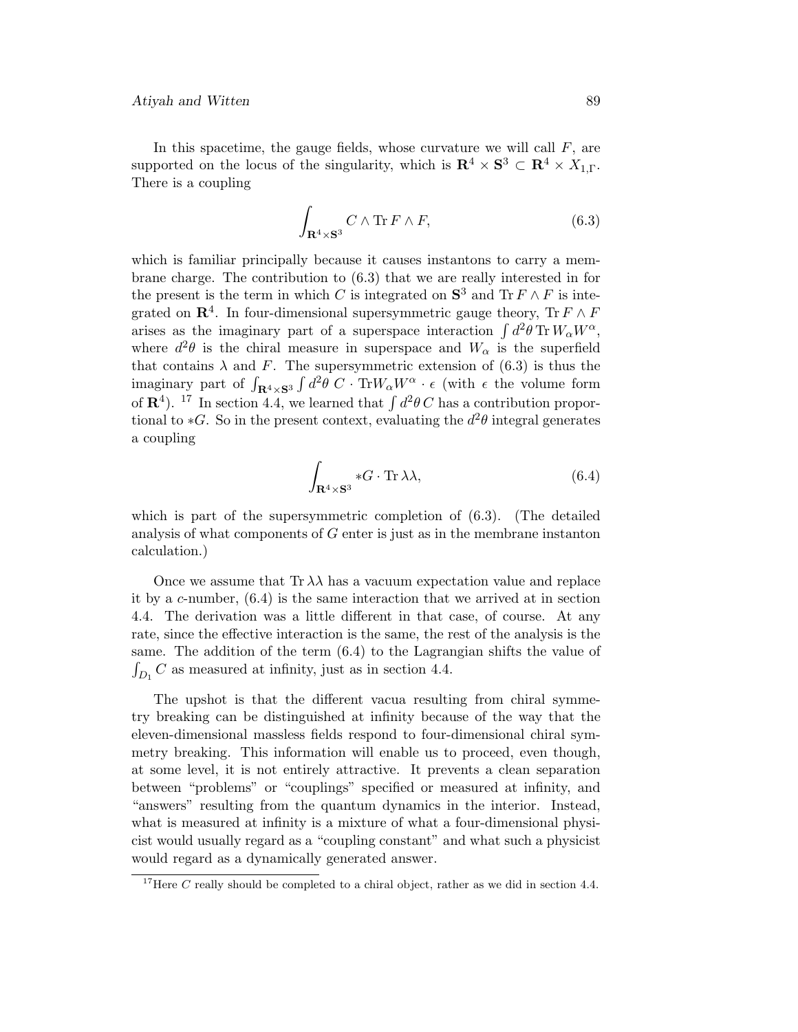In this spacetime, the gauge fields, whose curvature we will call $F$, are supported on the locus of the singularity, which is $\mathbf{R}^4 \times \mathbf{S}^3 \subset \mathbf{R}^4 \times X_{1,\Gamma}$. There is a coupling

$$\int_{\mathbf{R}^4 \times \mathbf{S}^3} C \wedge \mathrm{Tr}\, F \wedge F, \tag{6.3}$$

which is familiar principally because it causes instantons to carry a membrane charge. The contribution to (6.3) that we are really interested in for the present is the term in which $C$ is integrated on $\mathbf{S}^3$ and $\mathrm{Tr}\, F \wedge F$ is integrated on $\mathbf{R}^4$. In four-dimensional supersymmetric gauge theory, $\mathrm{Tr}\, F \wedge F$ arises as the imaginary part of a superspace interaction $\int d^2\theta \, \mathrm{Tr}\, W_\alpha W^\alpha$, where $d^2\theta$ is the chiral measure in superspace and $W_\alpha$ is the superfield that contains $\lambda$ and $F$. The supersymmetric extension of (6.3) is thus the imaginary part of $\int_{\mathbf{R}^4 \times \mathbf{S}^3} \int d^2\theta \; C \cdot \mathrm{Tr} W_\alpha W^\alpha \cdot \epsilon$ (with $\epsilon$ the volume form of $\mathbf{R}^4$). [17] In section 4.4, we learned that $\int d^2\theta \, C$ has a contribution proportional to $*G$. So in the present context, evaluating the $d^2\theta$ integral generates a coupling

$$\int_{\mathbf{R}^4 \times \mathbf{S}^3} *G \cdot \mathrm{Tr}\, \lambda\lambda, \tag{6.4}$$

which is part of the supersymmetric completion of (6.3). (The detailed analysis of what components of $G$ enter is just as in the membrane instanton calculation.)

Once we assume that $\mathrm{Tr}\, \lambda\lambda$ has a vacuum expectation value and replace it by a $c$-number, (6.4) is the same interaction that we arrived at in section 4.4. The derivation was a little different in that case, of course. At any rate, since the effective interaction is the same, the rest of the analysis is the same. The addition of the term (6.4) to the Lagrangian shifts the value of $\int_{D_1} C$ as measured at infinity, just as in section 4.4.

The upshot is that the different vacua resulting from chiral symmetry breaking can be distinguished at infinity because of the way that the eleven-dimensional massless fields respond to four-dimensional chiral symmetry breaking. This information will enable us to proceed, even though, at some level, it is not entirely attractive. It prevents a clean separation between "problems" or "couplings" specified or measured at infinity, and "answers" resulting from the quantum dynamics in the interior. Instead, what is measured at infinity is a mixture of what a four-dimensional physicist would usually regard as a "coupling constant" and what such a physicist would regard as a dynamically generated answer.

[17] Here $C$ really should be completed to a chiral object, rather as we did in section 4.4.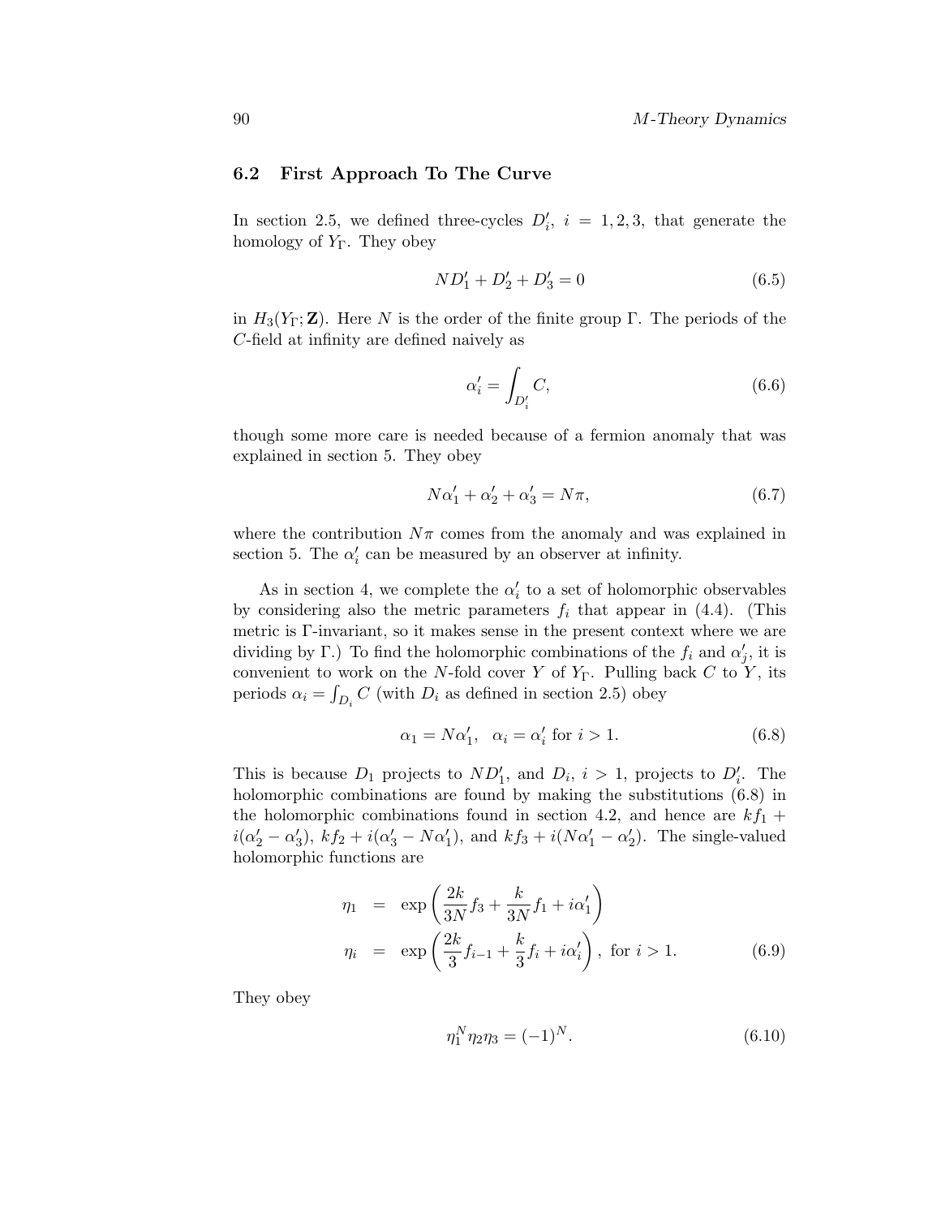### 6.2 First Approach To The Curve

In section 2.5, we defined three-cycles $D_i'$, $i = 1, 2, 3$, that generate the homology of $Y_\Gamma$. They obey

$$N D_1' + D_2' + D_3' = 0 \tag{6.5}$$

in $H_3(Y_\Gamma; \mathbf{Z})$. Here $N$ is the order of the finite group $\Gamma$. The periods of the $C$-field at infinity are defined naively as

$$\alpha_i' = \int_{D_i'} C, \tag{6.6}$$

though some more care is needed because of a fermion anomaly that was explained in section 5. They obey

$$N\alpha_1' + \alpha_2' + \alpha_3' = N\pi, \tag{6.7}$$

where the contribution $N\pi$ comes from the anomaly and was explained in section 5. The $\alpha_i'$ can be measured by an observer at infinity.

As in section 4, we complete the $\alpha_i'$ to a set of holomorphic observables by considering also the metric parameters $f_i$ that appear in (4.4). (This metric is $\Gamma$-invariant, so it makes sense in the present context where we are dividing by $\Gamma$.) To find the holomorphic combinations of the $f_i$ and $\alpha_j'$, it is convenient to work on the $N$-fold cover $Y$ of $Y_\Gamma$. Pulling back $C$ to $Y$, its periods $\alpha_i = \int_{D_i} C$ (with $D_i$ as defined in section 2.5) obey

$$\alpha_1 = N\alpha_1', \quad \alpha_i = \alpha_i' \text{ for } i > 1. \tag{6.8}$$

This is because $D_1$ projects to $ND_1'$, and $D_i$, $i > 1$, projects to $D_i'$. The holomorphic combinations are found by making the substitutions (6.8) in the holomorphic combinations found in section 4.2, and hence are $kf_1 + i(\alpha_2' - \alpha_3')$, $kf_2 + i(\alpha_3' - N\alpha_1')$, and $kf_3 + i(N\alpha_1' - \alpha_2')$. The single-valued holomorphic functions are

$$\begin{aligned}
\eta_1 &= \exp\left(\frac{2k}{3N} f_3 + \frac{k}{3N} f_1 + i\alpha_1'\right) \\
\eta_i &= \exp\left(\frac{2k}{3} f_{i-1} + \frac{k}{3} f_i + i\alpha_i'\right), \text{ for } i > 1.
\end{aligned} \tag{6.9}$$

They obey

$$\eta_1^N \eta_2 \eta_3 = (-1)^N. \tag{6.10}$$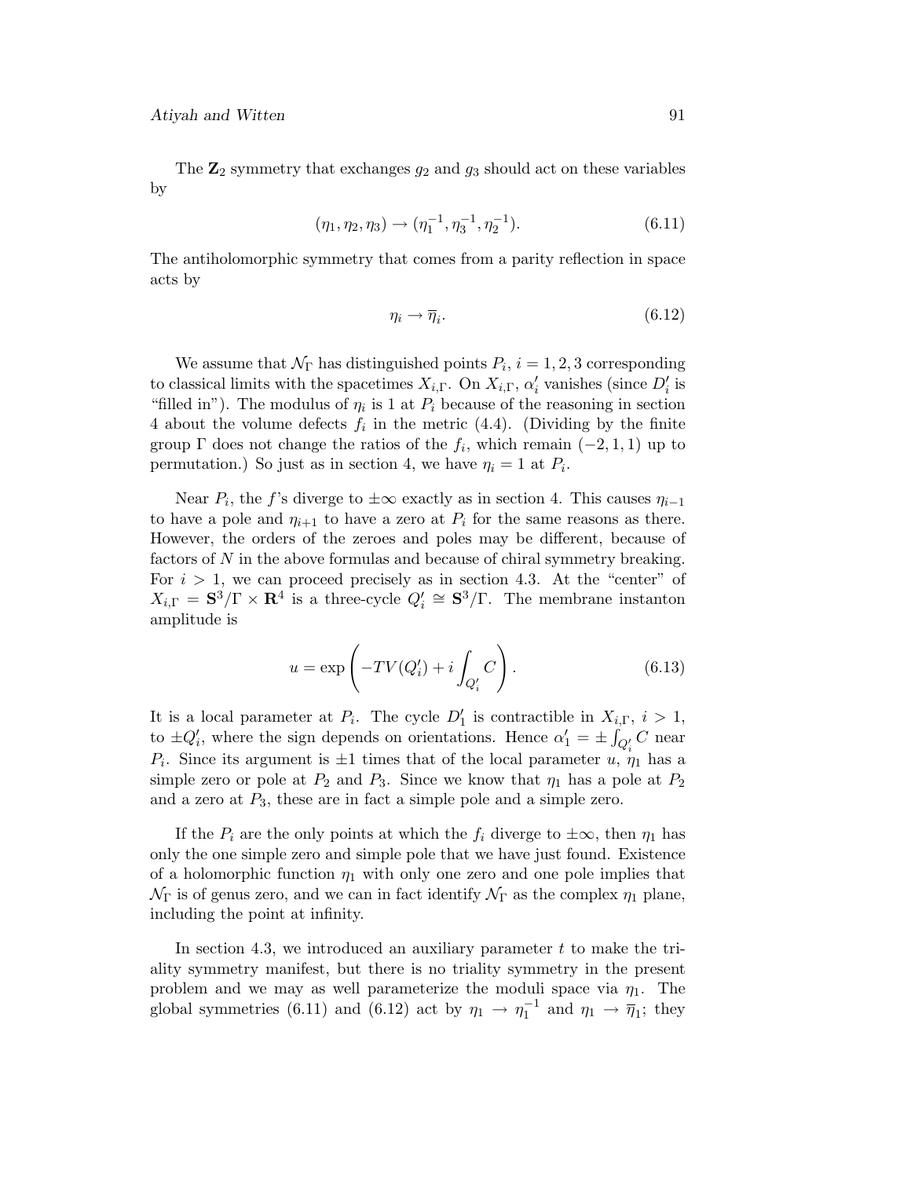The $\mathbf{Z}_2$ symmetry that exchanges $g_2$ and $g_3$ should act on these variables by

$$(\eta_1, \eta_2, \eta_3) \to (\eta_1^{-1}, \eta_3^{-1}, \eta_2^{-1}). \tag{6.11}$$

The antiholomorphic symmetry that comes from a parity reflection in space acts by

$$\eta_i \to \overline{\eta}_i. \tag{6.12}$$

We assume that $\mathcal{N}_\Gamma$ has distinguished points $P_i$, $i = 1, 2, 3$ corresponding to classical limits with the spacetimes $X_{i,\Gamma}$. On $X_{i,\Gamma}$, $\alpha_i'$ vanishes (since $D_i'$ is "filled in"). The modulus of $\eta_i$ is 1 at $P_i$ because of the reasoning in section 4 about the volume defects $f_i$ in the metric (4.4). (Dividing by the finite group $\Gamma$ does not change the ratios of the $f_i$, which remain $(-2, 1, 1)$ up to permutation.) So just as in section 4, we have $\eta_i = 1$ at $P_i$.

Near $P_i$, the $f$'s diverge to $\pm\infty$ exactly as in section 4. This causes $\eta_{i-1}$ to have a pole and $\eta_{i+1}$ to have a zero at $P_i$ for the same reasons as there. However, the orders of the zeroes and poles may be different, because of factors of $N$ in the above formulas and because of chiral symmetry breaking. For $i > 1$, we can proceed precisely as in section 4.3. At the "center" of $X_{i,\Gamma} = \mathbf{S}^3/\Gamma \times \mathbf{R}^4$ is a three-cycle $Q_i' \cong \mathbf{S}^3/\Gamma$. The membrane instanton amplitude is

$$u = \exp\left(-TV(Q_i') + i\int_{Q_i'} C\right). \tag{6.13}$$

It is a local parameter at $P_i$. The cycle $D_1'$ is contractible in $X_{i,\Gamma}$, $i > 1$, to $\pm Q_i'$, where the sign depends on orientations. Hence $\alpha_1' = \pm\int_{Q_i'} C$ near $P_i$. Since its argument is $\pm 1$ times that of the local parameter $u$, $\eta_1$ has a simple zero or pole at $P_2$ and $P_3$. Since we know that $\eta_1$ has a pole at $P_2$ and a zero at $P_3$, these are in fact a simple pole and a simple zero.

If the $P_i$ are the only points at which the $f_i$ diverge to $\pm\infty$, then $\eta_1$ has only the one simple zero and simple pole that we have just found. Existence of a holomorphic function $\eta_1$ with only one zero and one pole implies that $\mathcal{N}_\Gamma$ is of genus zero, and we can in fact identify $\mathcal{N}_\Gamma$ as the complex $\eta_1$ plane, including the point at infinity.

In section 4.3, we introduced an auxiliary parameter $t$ to make the triality symmetry manifest, but there is no triality symmetry in the present problem and we may as well parameterize the moduli space via $\eta_1$. The global symmetries (6.11) and (6.12) act by $\eta_1 \to \eta_1^{-1}$ and $\eta_1 \to \overline{\eta}_1$; they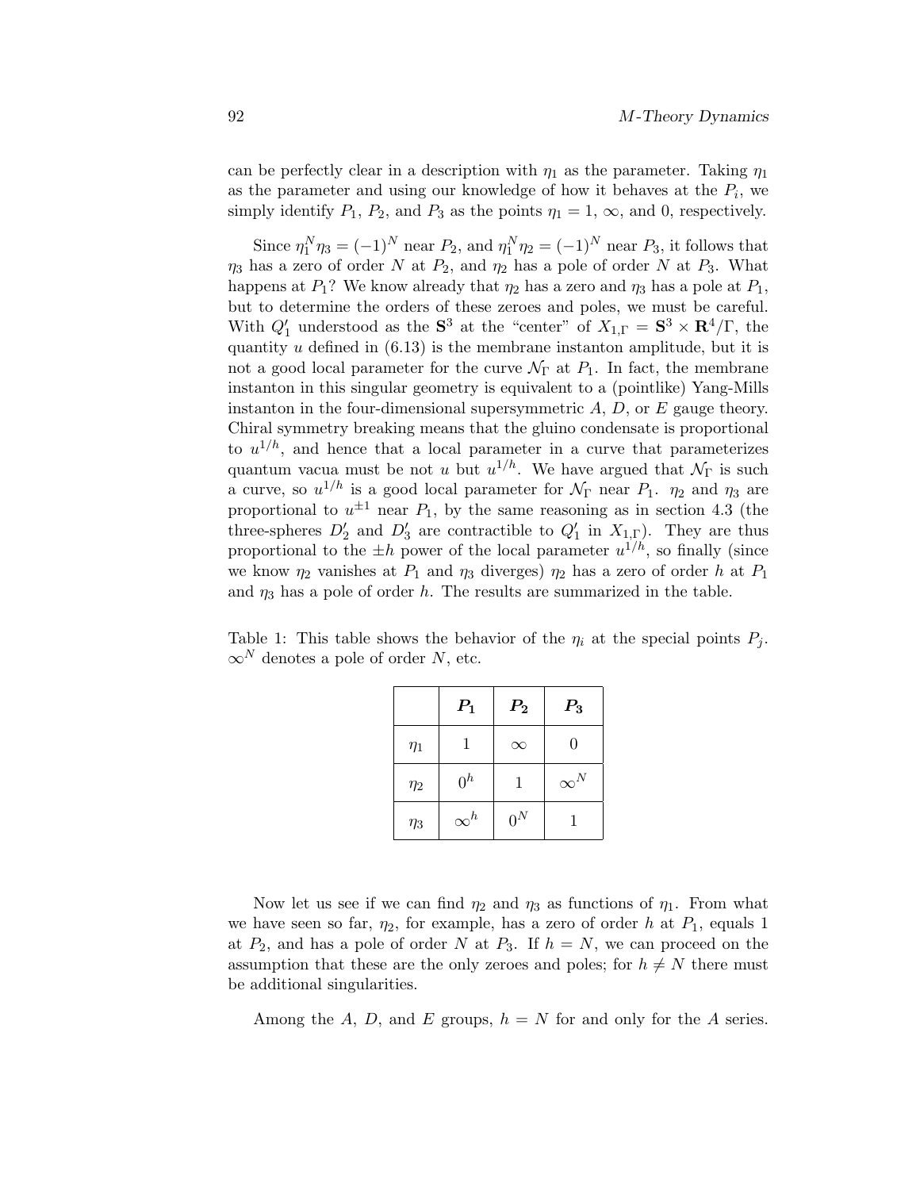can be perfectly clear in a description with $\eta_1$ as the parameter. Taking $\eta_1$ as the parameter and using our knowledge of how it behaves at the $P_i$, we simply identify $P_1$, $P_2$, and $P_3$ as the points $\eta_1 = 1$, $\infty$, and 0, respectively.

Since $\eta_1^N \eta_3 = (-1)^N$ near $P_2$, and $\eta_1^N \eta_2 = (-1)^N$ near $P_3$, it follows that $\eta_3$ has a zero of order $N$ at $P_2$, and $\eta_2$ has a pole of order $N$ at $P_3$. What happens at $P_1$? We know already that $\eta_2$ has a zero and $\eta_3$ has a pole at $P_1$, but to determine the orders of these zeroes and poles, we must be careful. With $Q_1'$ understood as the $\mathbf{S}^3$ at the "center" of $X_{1,\Gamma} = \mathbf{S}^3 \times \mathbf{R}^4/\Gamma$, the quantity $u$ defined in (6.13) is the membrane instanton amplitude, but it is not a good local parameter for the curve $\mathcal{N}_\Gamma$ at $P_1$. In fact, the membrane instanton in this singular geometry is equivalent to a (pointlike) Yang-Mills instanton in the four-dimensional supersymmetric $A$, $D$, or $E$ gauge theory. Chiral symmetry breaking means that the gluino condensate is proportional to $u^{1/h}$, and hence that a local parameter in a curve that parameterizes quantum vacua must be not $u$ but $u^{1/h}$. We have argued that $\mathcal{N}_\Gamma$ is such a curve, so $u^{1/h}$ is a good local parameter for $\mathcal{N}_\Gamma$ near $P_1$. $\eta_2$ and $\eta_3$ are proportional to $u^{\pm 1}$ near $P_1$, by the same reasoning as in section 4.3 (the three-spheres $D_2'$ and $D_3'$ are contractible to $Q_1'$ in $X_{1,\Gamma}$). They are thus proportional to the $\pm h$ power of the local parameter $u^{1/h}$, so finally (since we know $\eta_2$ vanishes at $P_1$ and $\eta_3$ diverges) $\eta_2$ has a zero of order $h$ at $P_1$ and $\eta_3$ has a pole of order $h$. The results are summarized in the table.

Table 1: This table shows the behavior of the $\eta_i$ at the special points $P_j$. $\infty^N$ denotes a pole of order $N$, etc.

| | $P_1$ | $P_2$ | $P_3$ |
|---|---|---|---|
| $\eta_1$ | 1 | $\infty$ | 0 |
| $\eta_2$ | $0^h$ | 1 | $\infty^N$ |
| $\eta_3$ | $\infty^h$ | $0^N$ | 1 |

Now let us see if we can find $\eta_2$ and $\eta_3$ as functions of $\eta_1$. From what we have seen so far, $\eta_2$, for example, has a zero of order $h$ at $P_1$, equals 1 at $P_2$, and has a pole of order $N$ at $P_3$. If $h = N$, we can proceed on the assumption that these are the only zeroes and poles; for $h \neq N$ there must be additional singularities.

Among the $A$, $D$, and $E$ groups, $h = N$ for and only for the $A$ series.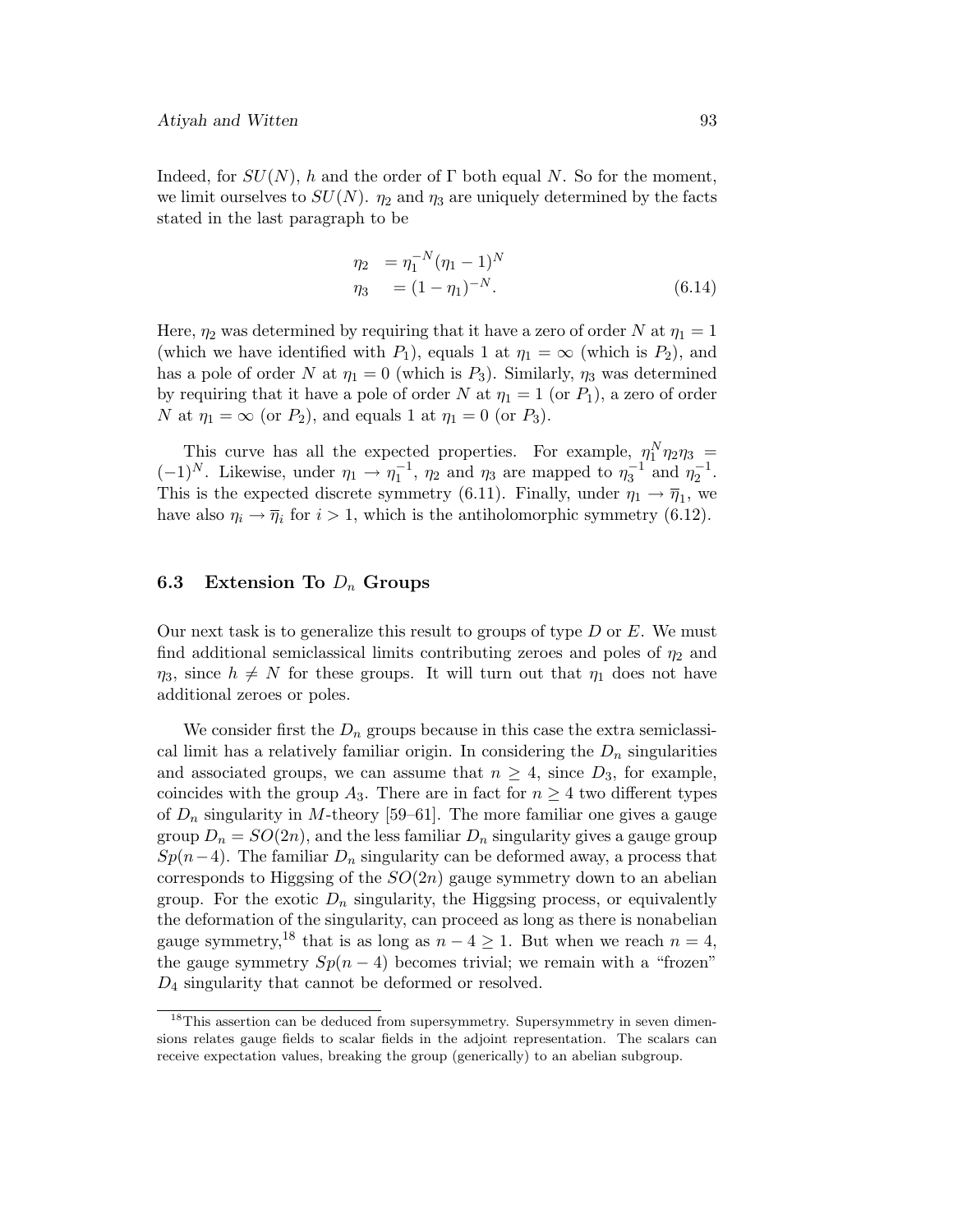Indeed, for $SU(N)$, $h$ and the order of $\Gamma$ both equal $N$. So for the moment, we limit ourselves to $SU(N)$. $\eta_2$ and $\eta_3$ are uniquely determined by the facts stated in the last paragraph to be

$$
\begin{aligned}
\eta_2 &= \eta_1^{-N}(\eta_1 - 1)^N \\
\eta_3 &= (1 - \eta_1)^{-N}.
\end{aligned}
\tag{6.14}
$$

Here, $\eta_2$ was determined by requiring that it have a zero of order $N$ at $\eta_1 = 1$ (which we have identified with $P_1$), equals 1 at $\eta_1 = \infty$ (which is $P_2$), and has a pole of order $N$ at $\eta_1 = 0$ (which is $P_3$). Similarly, $\eta_3$ was determined by requiring that it have a pole of order $N$ at $\eta_1 = 1$ (or $P_1$), a zero of order $N$ at $\eta_1 = \infty$ (or $P_2$), and equals 1 at $\eta_1 = 0$ (or $P_3$).

This curve has all the expected properties. For example, $\eta_1^N \eta_2 \eta_3 = (-1)^N$. Likewise, under $\eta_1 \to \eta_1^{-1}$, $\eta_2$ and $\eta_3$ are mapped to $\eta_3^{-1}$ and $\eta_2^{-1}$. This is the expected discrete symmetry (6.11). Finally, under $\eta_1 \to \overline{\eta}_1$, we have also $\eta_i \to \overline{\eta}_i$ for $i > 1$, which is the antiholomorphic symmetry (6.12).

## 6.3 Extension To $D_n$ Groups

Our next task is to generalize this result to groups of type $D$ or $E$. We must find additional semiclassical limits contributing zeroes and poles of $\eta_2$ and $\eta_3$, since $h \neq N$ for these groups. It will turn out that $\eta_1$ does not have additional zeroes or poles.

We consider first the $D_n$ groups because in this case the extra semiclassical limit has a relatively familiar origin. In considering the $D_n$ singularities and associated groups, we can assume that $n \geq 4$, since $D_3$, for example, coincides with the group $A_3$. There are in fact for $n \geq 4$ two different types of $D_n$ singularity in $M$-theory [59–61]. The more familiar one gives a gauge group $D_n = SO(2n)$, and the less familiar $D_n$ singularity gives a gauge group $Sp(n-4)$. The familiar $D_n$ singularity can be deformed away, a process that corresponds to Higgsing of the $SO(2n)$ gauge symmetry down to an abelian group. For the exotic $D_n$ singularity, the Higgsing process, or equivalently the deformation of the singularity, can proceed as long as there is nonabelian gauge symmetry,[18] that is as long as $n - 4 \geq 1$. But when we reach $n = 4$, the gauge symmetry $Sp(n-4)$ becomes trivial; we remain with a "frozen" $D_4$ singularity that cannot be deformed or resolved.

[18] This assertion can be deduced from supersymmetry. Supersymmetry in seven dimensions relates gauge fields to scalar fields in the adjoint representation. The scalars can receive expectation values, breaking the group (generically) to an abelian subgroup.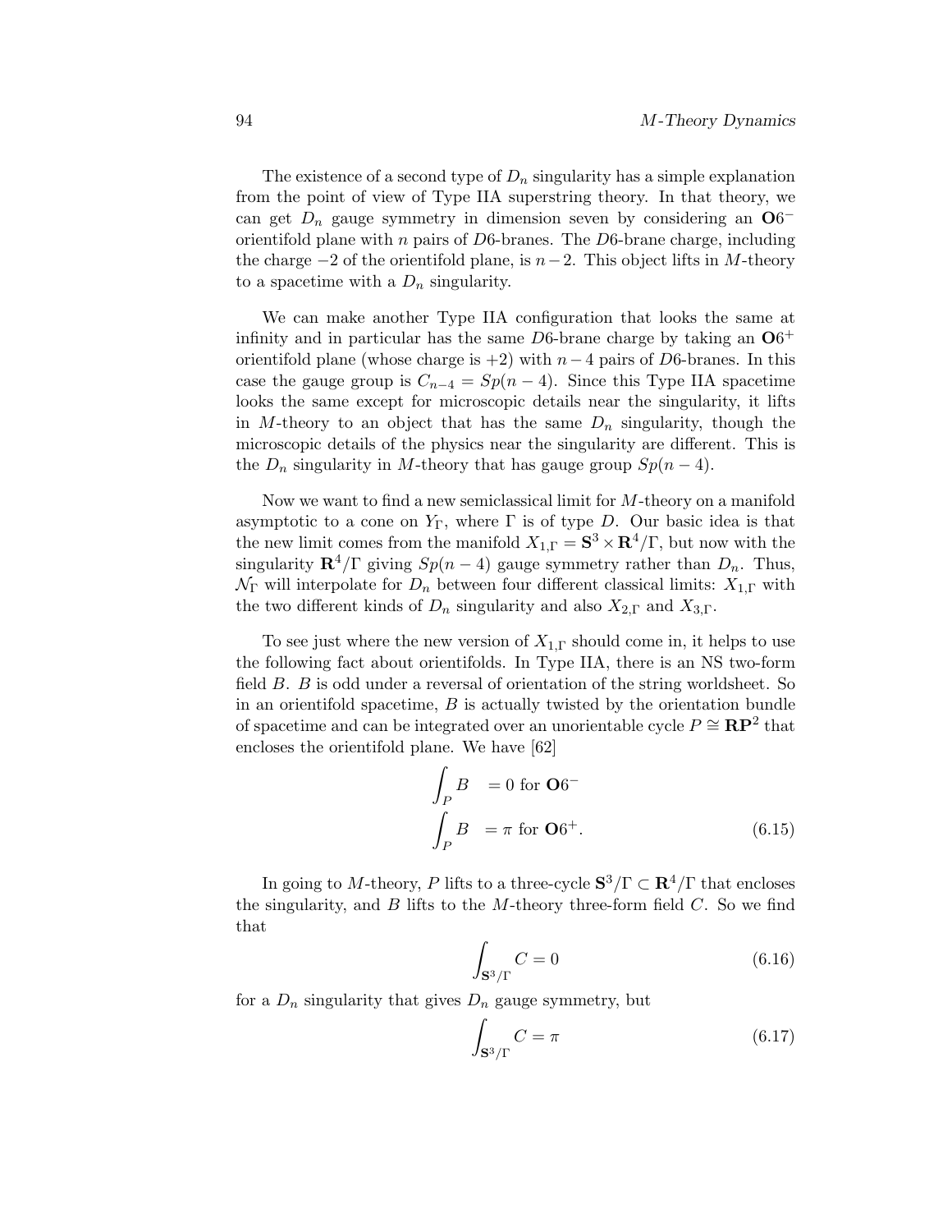The existence of a second type of $D_n$ singularity has a simple explanation from the point of view of Type IIA superstring theory. In that theory, we can get $D_n$ gauge symmetry in dimension seven by considering an $\mathbf{O}6^-$ orientifold plane with $n$ pairs of $D6$-branes. The $D6$-brane charge, including the charge $-2$ of the orientifold plane, is $n-2$. This object lifts in $M$-theory to a spacetime with a $D_n$ singularity.

We can make another Type IIA configuration that looks the same at infinity and in particular has the same $D6$-brane charge by taking an $\mathbf{O}6^+$ orientifold plane (whose charge is $+2$) with $n-4$ pairs of $D6$-branes. In this case the gauge group is $C_{n-4} = Sp(n-4)$. Since this Type IIA spacetime looks the same except for microscopic details near the singularity, it lifts in $M$-theory to an object that has the same $D_n$ singularity, though the microscopic details of the physics near the singularity are different. This is the $D_n$ singularity in $M$-theory that has gauge group $Sp(n-4)$.

Now we want to find a new semiclassical limit for $M$-theory on a manifold asymptotic to a cone on $Y_\Gamma$, where $\Gamma$ is of type $D$. Our basic idea is that the new limit comes from the manifold $X_{1,\Gamma} = \mathbf{S}^3 \times \mathbf{R}^4/\Gamma$, but now with the singularity $\mathbf{R}^4/\Gamma$ giving $Sp(n-4)$ gauge symmetry rather than $D_n$. Thus, $\mathcal{N}_\Gamma$ will interpolate for $D_n$ between four different classical limits: $X_{1,\Gamma}$ with the two different kinds of $D_n$ singularity and also $X_{2,\Gamma}$ and $X_{3,\Gamma}$.

To see just where the new version of $X_{1,\Gamma}$ should come in, it helps to use the following fact about orientifolds. In Type IIA, there is an NS two-form field $B$. $B$ is odd under a reversal of orientation of the string worldsheet. So in an orientifold spacetime, $B$ is actually twisted by the orientation bundle of spacetime and can be integrated over an unorientable cycle $P \cong \mathbf{RP}^2$ that encloses the orientifold plane. We have [62]

$$
\begin{aligned}
\int_P B &= 0 \text{ for } \mathbf{O}6^- \\
\int_P B &= \pi \text{ for } \mathbf{O}6^+.
\end{aligned}
\tag{6.15}
$$

In going to $M$-theory, $P$ lifts to a three-cycle $\mathbf{S}^3/\Gamma \subset \mathbf{R}^4/\Gamma$ that encloses the singularity, and $B$ lifts to the $M$-theory three-form field $C$. So we find that

$$
\int_{\mathbf{S}^3/\Gamma} C = 0 \tag{6.16}
$$

for a $D_n$ singularity that gives $D_n$ gauge symmetry, but

$$
\int_{\mathbf{S}^3/\Gamma} C = \pi \tag{6.17}
$$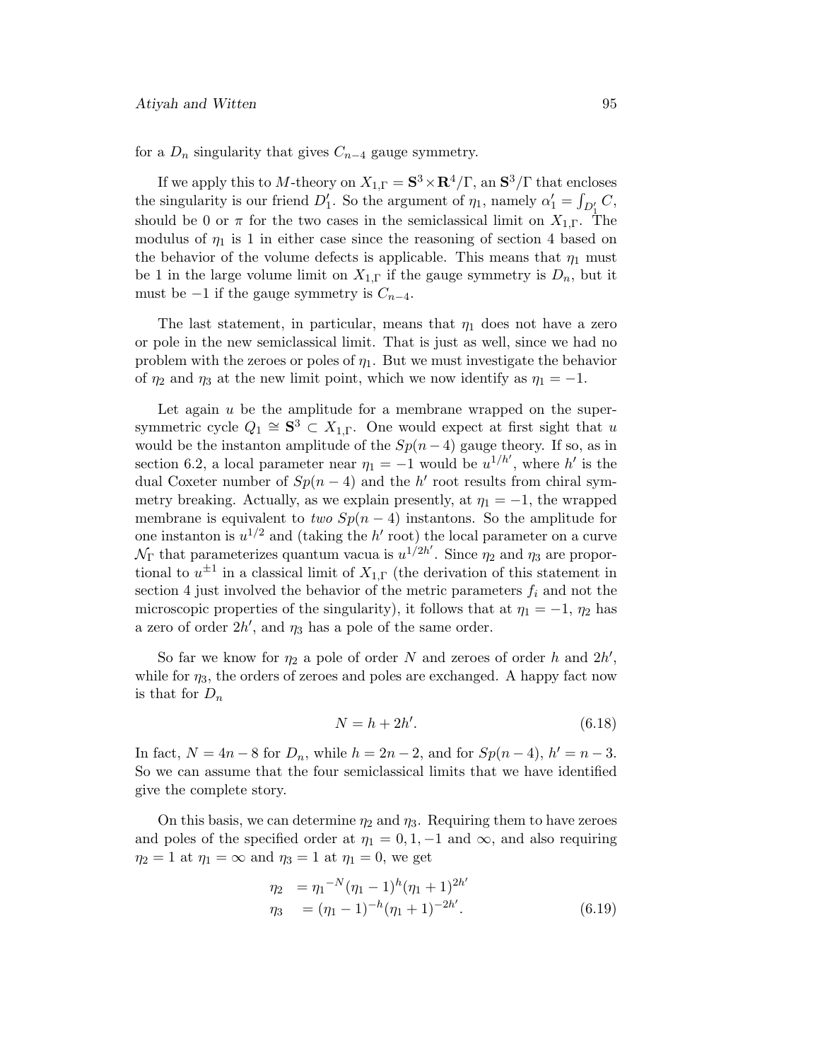for a $D_n$ singularity that gives $C_{n-4}$ gauge symmetry.

If we apply this to $M$-theory on $X_{1,\Gamma} = \mathbf{S}^3 \times \mathbf{R}^4/\Gamma$, an $\mathbf{S}^3/\Gamma$ that encloses the singularity is our friend $D_1'$. So the argument of $\eta_1$, namely $\alpha_1' = \int_{D_1'} C$, should be 0 or $\pi$ for the two cases in the semiclassical limit on $X_{1,\Gamma}$. The modulus of $\eta_1$ is 1 in either case since the reasoning of section 4 based on the behavior of the volume defects is applicable. This means that $\eta_1$ must be 1 in the large volume limit on $X_{1,\Gamma}$ if the gauge symmetry is $D_n$, but it must be $-1$ if the gauge symmetry is $C_{n-4}$.

The last statement, in particular, means that $\eta_1$ does not have a zero or pole in the new semiclassical limit. That is just as well, since we had no problem with the zeroes or poles of $\eta_1$. But we must investigate the behavior of $\eta_2$ and $\eta_3$ at the new limit point, which we now identify as $\eta_1 = -1$.

Let again $u$ be the amplitude for a membrane wrapped on the supersymmetric cycle $Q_1 \cong \mathbf{S}^3 \subset X_{1,\Gamma}$. One would expect at first sight that $u$ would be the instanton amplitude of the $Sp(n-4)$ gauge theory. If so, as in section 6.2, a local parameter near $\eta_1 = -1$ would be $u^{1/h'}$, where $h'$ is the dual Coxeter number of $Sp(n-4)$ and the $h'$ root results from chiral symmetry breaking. Actually, as we explain presently, at $\eta_1 = -1$, the wrapped membrane is equivalent to *two* $Sp(n-4)$ instantons. So the amplitude for one instanton is $u^{1/2}$ and (taking the $h'$ root) the local parameter on a curve $\mathcal{N}_\Gamma$ that parameterizes quantum vacua is $u^{1/2h'}$. Since $\eta_2$ and $\eta_3$ are proportional to $u^{\pm 1}$ in a classical limit of $X_{1,\Gamma}$ (the derivation of this statement in section 4 just involved the behavior of the metric parameters $f_i$ and not the microscopic properties of the singularity), it follows that at $\eta_1 = -1$, $\eta_2$ has a zero of order $2h'$, and $\eta_3$ has a pole of the same order.

So far we know for $\eta_2$ a pole of order $N$ and zeroes of order $h$ and $2h'$, while for $\eta_3$, the orders of zeroes and poles are exchanged. A happy fact now is that for $D_n$

$$N = h + 2h'. \tag{6.18}$$

In fact, $N = 4n - 8$ for $D_n$, while $h = 2n - 2$, and for $Sp(n-4)$, $h' = n - 3$. So we can assume that the four semiclassical limits that we have identified give the complete story.

On this basis, we can determine $\eta_2$ and $\eta_3$. Requiring them to have zeroes and poles of the specified order at $\eta_1 = 0, 1, -1$ and $\infty$, and also requiring $\eta_2 = 1$ at $\eta_1 = \infty$ and $\eta_3 = 1$ at $\eta_1 = 0$, we get

$$\begin{aligned} \eta_2 &= {\eta_1}^{-N}(\eta_1 - 1)^h(\eta_1 + 1)^{2h'} \\ \eta_3 &= (\eta_1 - 1)^{-h}(\eta_1 + 1)^{-2h'}. \end{aligned} \tag{6.19}$$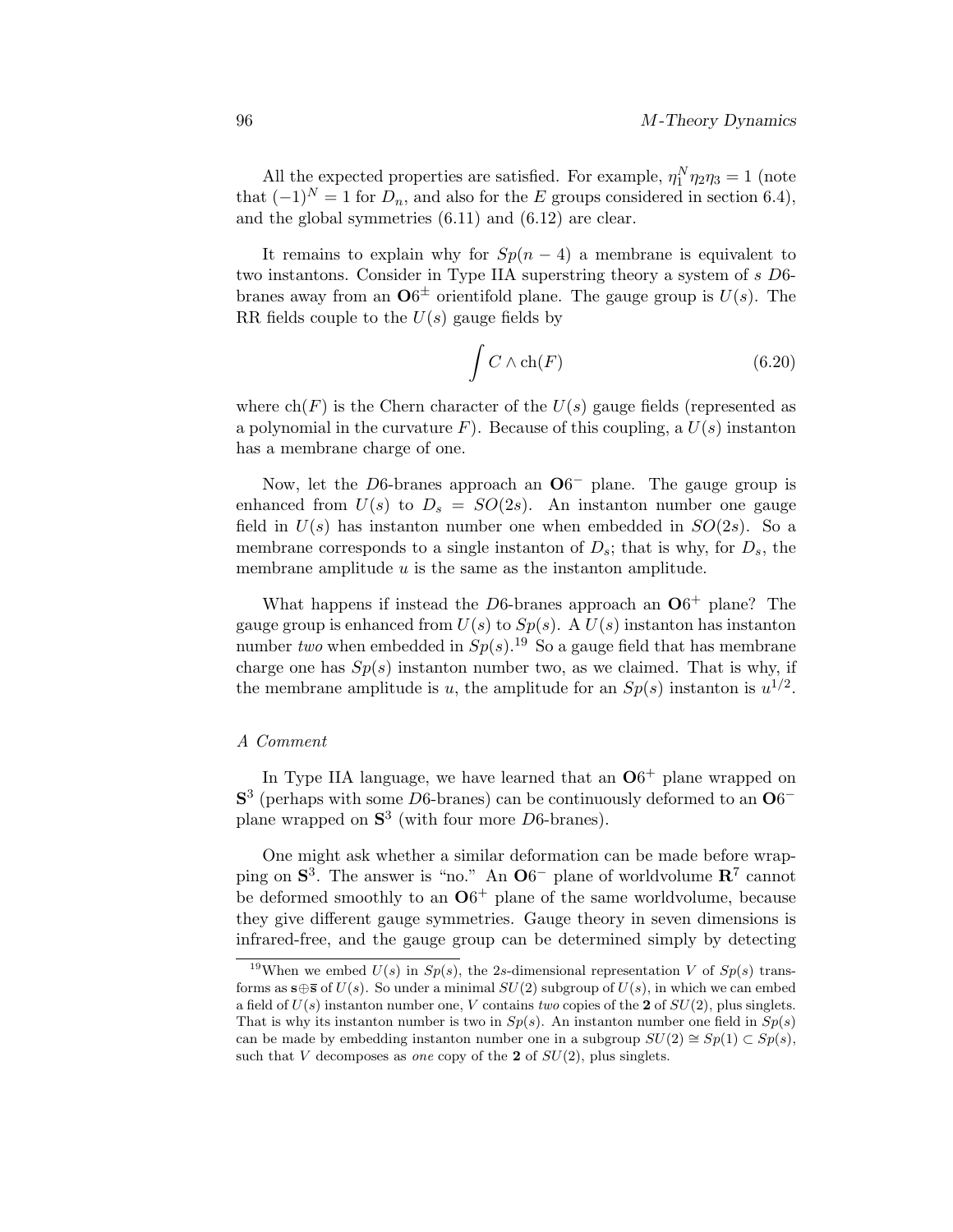All the expected properties are satisfied. For example, $\eta_1^N \eta_2 \eta_3 = 1$ (note that $(-1)^N = 1$ for $D_n$, and also for the $E$ groups considered in section 6.4), and the global symmetries (6.11) and (6.12) are clear.

It remains to explain why for $Sp(n-4)$ a membrane is equivalent to two instantons. Consider in Type IIA superstring theory a system of $s$ $D6$-branes away from an $\mathbf{O}6^{\pm}$ orientifold plane. The gauge group is $U(s)$. The RR fields couple to the $U(s)$ gauge fields by

$$\int C \wedge \mathrm{ch}(F) \tag{6.20}$$

where $\mathrm{ch}(F)$ is the Chern character of the $U(s)$ gauge fields (represented as a polynomial in the curvature $F$). Because of this coupling, a $U(s)$ instanton has a membrane charge of one.

Now, let the $D6$-branes approach an $\mathbf{O}6^-$ plane. The gauge group is enhanced from $U(s)$ to $D_s = SO(2s)$. An instanton number one gauge field in $U(s)$ has instanton number one when embedded in $SO(2s)$. So a membrane corresponds to a single instanton of $D_s$; that is why, for $D_s$, the membrane amplitude $u$ is the same as the instanton amplitude.

What happens if instead the $D6$-branes approach an $\mathbf{O}6^+$ plane? The gauge group is enhanced from $U(s)$ to $Sp(s)$. A $U(s)$ instanton has instanton number *two* when embedded in $Sp(s)$.[19] So a gauge field that has membrane charge one has $Sp(s)$ instanton number two, as we claimed. That is why, if the membrane amplitude is $u$, the amplitude for an $Sp(s)$ instanton is $u^{1/2}$.

*A Comment*

In Type IIA language, we have learned that an $\mathbf{O}6^+$ plane wrapped on $\mathbf{S}^3$ (perhaps with some $D6$-branes) can be continuously deformed to an $\mathbf{O}6^-$ plane wrapped on $\mathbf{S}^3$ (with four more $D6$-branes).

One might ask whether a similar deformation can be made before wrapping on $\mathbf{S}^3$. The answer is "no." An $\mathbf{O}6^-$ plane of worldvolume $\mathbf{R}^7$ cannot be deformed smoothly to an $\mathbf{O}6^+$ plane of the same worldvolume, because they give different gauge symmetries. Gauge theory in seven dimensions is infrared-free, and the gauge group can be determined simply by detecting

---

[19] When we embed $U(s)$ in $Sp(s)$, the $2s$-dimensional representation $V$ of $Sp(s)$ transforms as $\mathbf{s} \oplus \overline{\mathbf{s}}$ of $U(s)$. So under a minimal $SU(2)$ subgroup of $U(s)$, in which we can embed a field of $U(s)$ instanton number one, $V$ contains *two* copies of the $\mathbf{2}$ of $SU(2)$, plus singlets. That is why its instanton number is two in $Sp(s)$. An instanton number one field in $Sp(s)$ can be made by embedding instanton number one in a subgroup $SU(2) \cong Sp(1) \subset Sp(s)$, such that $V$ decomposes as *one* copy of the $\mathbf{2}$ of $SU(2)$, plus singlets.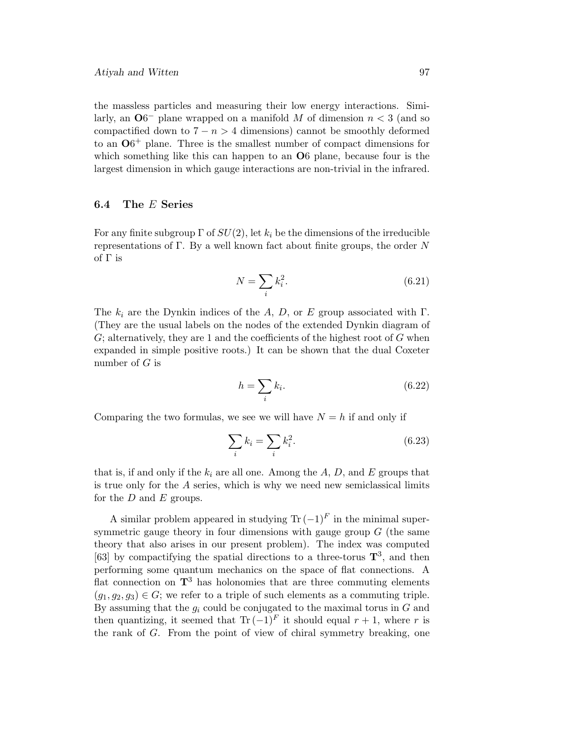the massless particles and measuring their low energy interactions. Similarly, an $\mathbf{O}6^-$ plane wrapped on a manifold $M$ of dimension $n < 3$ (and so compactified down to $7 - n > 4$ dimensions) cannot be smoothly deformed to an $\mathbf{O}6^+$ plane. Three is the smallest number of compact dimensions for which something like this can happen to an $\mathbf{O}6$ plane, because four is the largest dimension in which gauge interactions are non-trivial in the infrared.

### 6.4 The $E$ Series

For any finite subgroup $\Gamma$ of $SU(2)$, let $k_i$ be the dimensions of the irreducible representations of $\Gamma$. By a well known fact about finite groups, the order $N$ of $\Gamma$ is

$$N = \sum_i k_i^2. \tag{6.21}$$

The $k_i$ are the Dynkin indices of the $A$, $D$, or $E$ group associated with $\Gamma$. (They are the usual labels on the nodes of the extended Dynkin diagram of $G$; alternatively, they are 1 and the coefficients of the highest root of $G$ when expanded in simple positive roots.) It can be shown that the dual Coxeter number of $G$ is

$$h = \sum_i k_i. \tag{6.22}$$

Comparing the two formulas, we see we will have $N = h$ if and only if

$$\sum_i k_i = \sum_i k_i^2. \tag{6.23}$$

that is, if and only if the $k_i$ are all one. Among the $A$, $D$, and $E$ groups that is true only for the $A$ series, which is why we need new semiclassical limits for the $D$ and $E$ groups.

A similar problem appeared in studying $\mathrm{Tr}\,(-1)^F$ in the minimal supersymmetric gauge theory in four dimensions with gauge group $G$ (the same theory that also arises in our present problem). The index was computed [63] by compactifying the spatial directions to a three-torus $\mathbf{T}^3$, and then performing some quantum mechanics on the space of flat connections. A flat connection on $\mathbf{T}^3$ has holonomies that are three commuting elements $(g_1, g_2, g_3) \in G$; we refer to a triple of such elements as a commuting triple. By assuming that the $g_i$ could be conjugated to the maximal torus in $G$ and then quantizing, it seemed that $\mathrm{Tr}\,(-1)^F$ it should equal $r + 1$, where $r$ is the rank of $G$. From the point of view of chiral symmetry breaking, one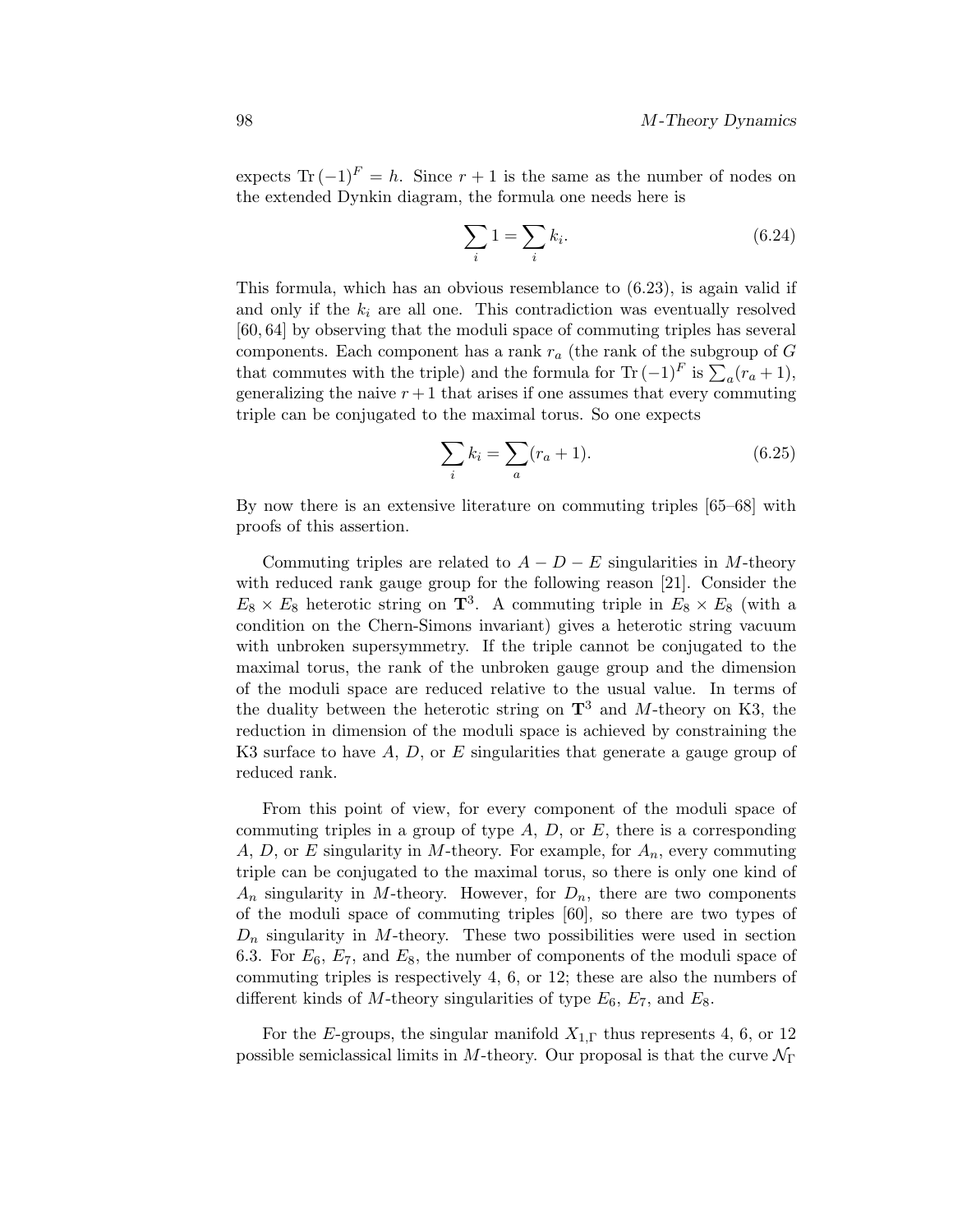expects $\mathrm{Tr}\,(-1)^F = h$. Since $r+1$ is the same as the number of nodes on the extended Dynkin diagram, the formula one needs here is

$$\sum_i 1 = \sum_i k_i. \tag{6.24}$$

This formula, which has an obvious resemblance to (6.23), is again valid if and only if the $k_i$ are all one. This contradiction was eventually resolved [60, 64] by observing that the moduli space of commuting triples has several components. Each component has a rank $r_a$ (the rank of the subgroup of $G$ that commutes with the triple) and the formula for $\mathrm{Tr}\,(-1)^F$ is $\sum_a (r_a+1)$, generalizing the naive $r+1$ that arises if one assumes that every commuting triple can be conjugated to the maximal torus. So one expects

$$\sum_i k_i = \sum_a (r_a + 1). \tag{6.25}$$

By now there is an extensive literature on commuting triples [65–68] with proofs of this assertion.

Commuting triples are related to $A-D-E$ singularities in $M$-theory with reduced rank gauge group for the following reason [21]. Consider the $E_8 \times E_8$ heterotic string on $\mathbf{T}^3$. A commuting triple in $E_8 \times E_8$ (with a condition on the Chern-Simons invariant) gives a heterotic string vacuum with unbroken supersymmetry. If the triple cannot be conjugated to the maximal torus, the rank of the unbroken gauge group and the dimension of the moduli space are reduced relative to the usual value. In terms of the duality between the heterotic string on $\mathbf{T}^3$ and $M$-theory on K3, the reduction in dimension of the moduli space is achieved by constraining the K3 surface to have $A$, $D$, or $E$ singularities that generate a gauge group of reduced rank.

From this point of view, for every component of the moduli space of commuting triples in a group of type $A$, $D$, or $E$, there is a corresponding $A$, $D$, or $E$ singularity in $M$-theory. For example, for $A_n$, every commuting triple can be conjugated to the maximal torus, so there is only one kind of $A_n$ singularity in $M$-theory. However, for $D_n$, there are two components of the moduli space of commuting triples [60], so there are two types of $D_n$ singularity in $M$-theory. These two possibilities were used in section 6.3. For $E_6$, $E_7$, and $E_8$, the number of components of the moduli space of commuting triples is respectively 4, 6, or 12; these are also the numbers of different kinds of $M$-theory singularities of type $E_6$, $E_7$, and $E_8$.

For the $E$-groups, the singular manifold $X_{1,\Gamma}$ thus represents 4, 6, or 12 possible semiclassical limits in $M$-theory. Our proposal is that the curve $\mathcal{N}_\Gamma$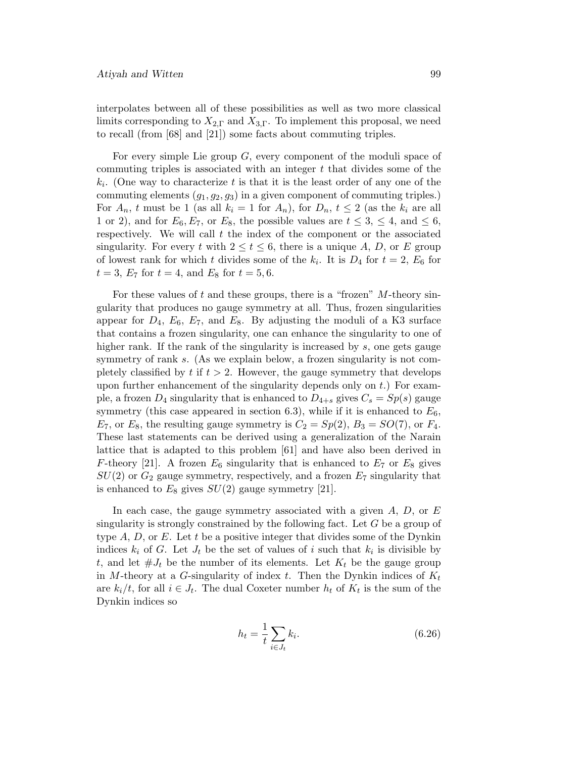interpolates between all of these possibilities as well as two more classical limits corresponding to $X_{2,\Gamma}$ and $X_{3,\Gamma}$. To implement this proposal, we need to recall (from [68] and [21]) some facts about commuting triples.

For every simple Lie group $G$, every component of the moduli space of commuting triples is associated with an integer $t$ that divides some of the $k_i$. (One way to characterize $t$ is that it is the least order of any one of the commuting elements $(g_1, g_2, g_3)$ in a given component of commuting triples.) For $A_n$, $t$ must be 1 (as all $k_i = 1$ for $A_n$), for $D_n$, $t \leq 2$ (as the $k_i$ are all 1 or 2), and for $E_6, E_7$, or $E_8$, the possible values are $t \leq 3$, $\leq 4$, and $\leq 6$, respectively. We will call $t$ the index of the component or the associated singularity. For every $t$ with $2 \leq t \leq 6$, there is a unique $A$, $D$, or $E$ group of lowest rank for which $t$ divides some of the $k_i$. It is $D_4$ for $t = 2$, $E_6$ for $t = 3$, $E_7$ for $t = 4$, and $E_8$ for $t = 5, 6$.

For these values of $t$ and these groups, there is a "frozen" $M$-theory singularity that produces no gauge symmetry at all. Thus, frozen singularities appear for $D_4$, $E_6$, $E_7$, and $E_8$. By adjusting the moduli of a K3 surface that contains a frozen singularity, one can enhance the singularity to one of higher rank. If the rank of the singularity is increased by $s$, one gets gauge symmetry of rank $s$. (As we explain below, a frozen singularity is not completely classified by $t$ if $t > 2$. However, the gauge symmetry that develops upon further enhancement of the singularity depends only on $t$.) For example, a frozen $D_4$ singularity that is enhanced to $D_{4+s}$ gives $C_s = Sp(s)$ gauge symmetry (this case appeared in section 6.3), while if it is enhanced to $E_6$, $E_7$, or $E_8$, the resulting gauge symmetry is $C_2 = Sp(2)$, $B_3 = SO(7)$, or $F_4$. These last statements can be derived using a generalization of the Narain lattice that is adapted to this problem [61] and have also been derived in $F$-theory [21]. A frozen $E_6$ singularity that is enhanced to $E_7$ or $E_8$ gives $SU(2)$ or $G_2$ gauge symmetry, respectively, and a frozen $E_7$ singularity that is enhanced to $E_8$ gives $SU(2)$ gauge symmetry [21].

In each case, the gauge symmetry associated with a given $A$, $D$, or $E$ singularity is strongly constrained by the following fact. Let $G$ be a group of type $A$, $D$, or $E$. Let $t$ be a positive integer that divides some of the Dynkin indices $k_i$ of $G$. Let $J_t$ be the set of values of $i$ such that $k_i$ is divisible by $t$, and let $\#J_t$ be the number of its elements. Let $K_t$ be the gauge group in $M$-theory at a $G$-singularity of index $t$. Then the Dynkin indices of $K_t$ are $k_i/t$, for all $i \in J_t$. The dual Coxeter number $h_t$ of $K_t$ is the sum of the Dynkin indices so

$$h_t = \frac{1}{t} \sum_{i \in J_t} k_i. \tag{6.26}$$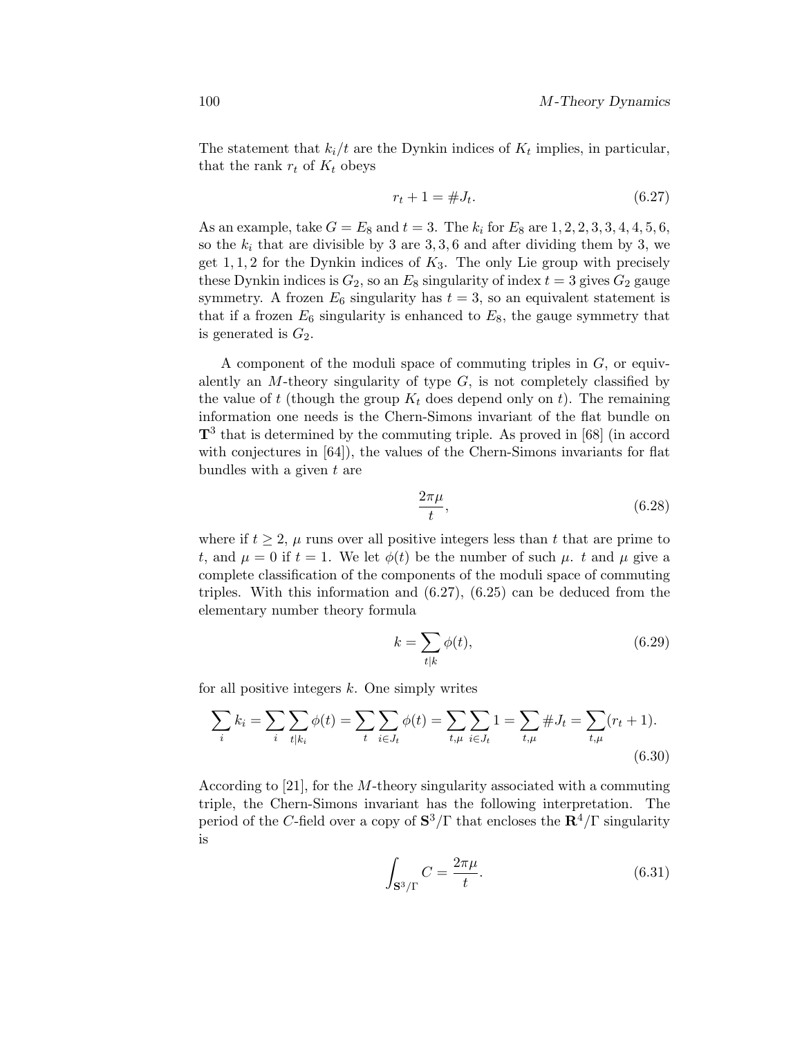The statement that $k_i/t$ are the Dynkin indices of $K_t$ implies, in particular, that the rank $r_t$ of $K_t$ obeys

$$r_t + 1 = \#J_t. \tag{6.27}$$

As an example, take $G = E_8$ and $t = 3$. The $k_i$ for $E_8$ are $1, 2, 2, 3, 3, 4, 4, 5, 6$, so the $k_i$ that are divisible by 3 are $3, 3, 6$ and after dividing them by 3, we get $1, 1, 2$ for the Dynkin indices of $K_3$. The only Lie group with precisely these Dynkin indices is $G_2$, so an $E_8$ singularity of index $t = 3$ gives $G_2$ gauge symmetry. A frozen $E_6$ singularity has $t = 3$, so an equivalent statement is that if a frozen $E_6$ singularity is enhanced to $E_8$, the gauge symmetry that is generated is $G_2$.

A component of the moduli space of commuting triples in $G$, or equivalently an $M$-theory singularity of type $G$, is not completely classified by the value of $t$ (though the group $K_t$ does depend only on $t$). The remaining information one needs is the Chern-Simons invariant of the flat bundle on $\mathbf{T}^3$ that is determined by the commuting triple. As proved in [68] (in accord with conjectures in [64]), the values of the Chern-Simons invariants for flat bundles with a given $t$ are

$$\frac{2\pi\mu}{t}, \tag{6.28}$$

where if $t \geq 2$, $\mu$ runs over all positive integers less than $t$ that are prime to $t$, and $\mu = 0$ if $t = 1$. We let $\phi(t)$ be the number of such $\mu$. $t$ and $\mu$ give a complete classification of the components of the moduli space of commuting triples. With this information and (6.27), (6.25) can be deduced from the elementary number theory formula

$$k = \sum_{t|k} \phi(t), \tag{6.29}$$

for all positive integers $k$. One simply writes

$$\sum_i k_i = \sum_i \sum_{t|k_i} \phi(t) = \sum_t \sum_{i \in J_t} \phi(t) = \sum_{t,\mu} \sum_{i \in J_t} 1 = \sum_{t,\mu} \#J_t = \sum_{t,\mu} (r_t + 1). \tag{6.30}$$

According to [21], for the $M$-theory singularity associated with a commuting triple, the Chern-Simons invariant has the following interpretation. The period of the $C$-field over a copy of $\mathbf{S}^3/\Gamma$ that encloses the $\mathbf{R}^4/\Gamma$ singularity is

$$\int_{\mathbf{S}^3/\Gamma} C = \frac{2\pi\mu}{t}. \tag{6.31}$$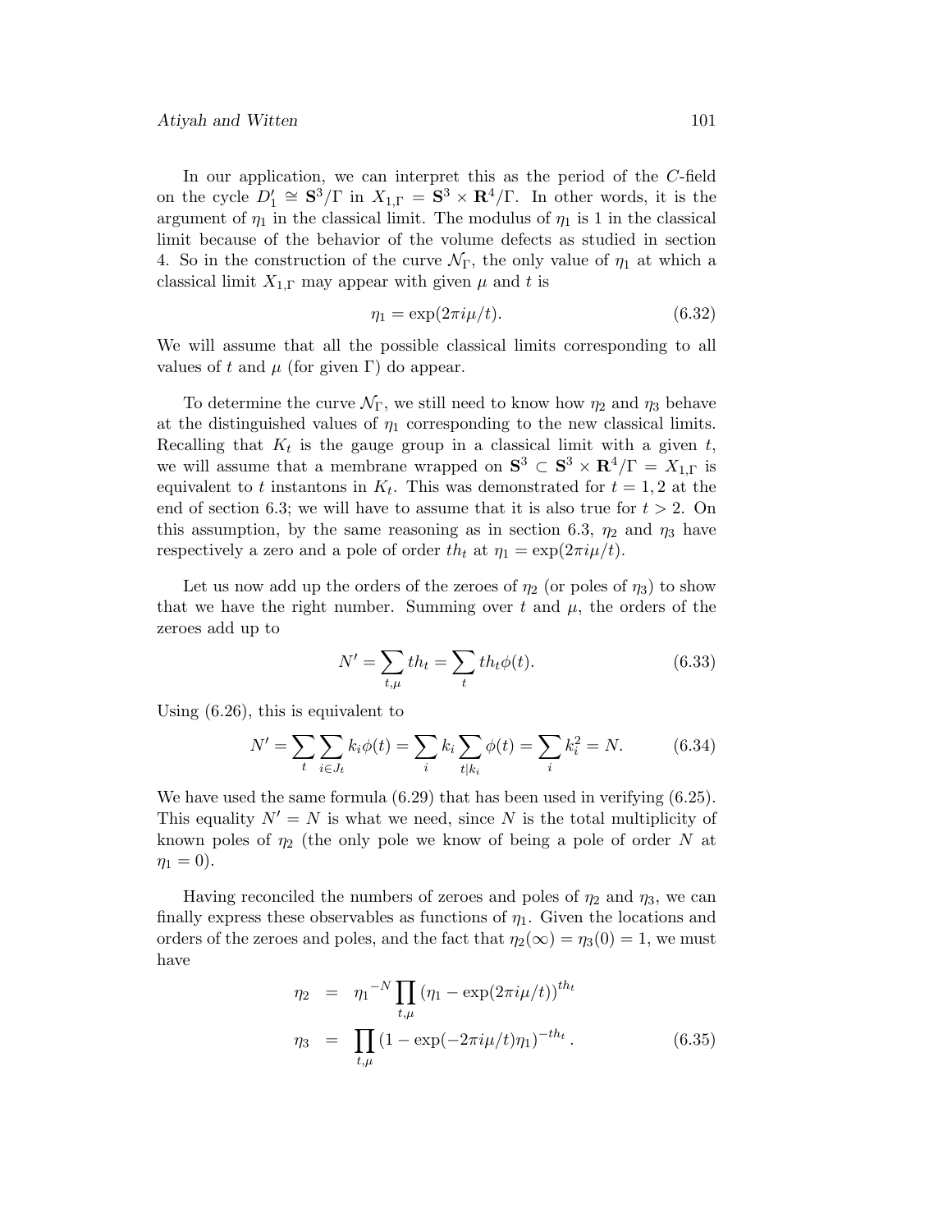In our application, we can interpret this as the period of the $C$-field on the cycle $D_1' \cong \mathbf{S}^3/\Gamma$ in $X_{1,\Gamma} = \mathbf{S}^3 \times \mathbf{R}^4/\Gamma$. In other words, it is the argument of $\eta_1$ in the classical limit. The modulus of $\eta_1$ is 1 in the classical limit because of the behavior of the volume defects as studied in section 4. So in the construction of the curve $\mathcal{N}_\Gamma$, the only value of $\eta_1$ at which a classical limit $X_{1,\Gamma}$ may appear with given $\mu$ and $t$ is

$$\eta_1 = \exp(2\pi i\mu/t). \tag{6.32}$$

We will assume that all the possible classical limits corresponding to all values of $t$ and $\mu$ (for given $\Gamma$) do appear.

To determine the curve $\mathcal{N}_\Gamma$, we still need to know how $\eta_2$ and $\eta_3$ behave at the distinguished values of $\eta_1$ corresponding to the new classical limits. Recalling that $K_t$ is the gauge group in a classical limit with a given $t$, we will assume that a membrane wrapped on $\mathbf{S}^3 \subset \mathbf{S}^3 \times \mathbf{R}^4/\Gamma = X_{1,\Gamma}$ is equivalent to $t$ instantons in $K_t$. This was demonstrated for $t = 1, 2$ at the end of section 6.3; we will have to assume that it is also true for $t > 2$. On this assumption, by the same reasoning as in section 6.3, $\eta_2$ and $\eta_3$ have respectively a zero and a pole of order $th_t$ at $\eta_1 = \exp(2\pi i\mu/t)$.

Let us now add up the orders of the zeroes of $\eta_2$ (or poles of $\eta_3$) to show that we have the right number. Summing over $t$ and $\mu$, the orders of the zeroes add up to

$$N' = \sum_{t,\mu} th_t = \sum_t th_t\phi(t). \tag{6.33}$$

Using (6.26), this is equivalent to

$$N' = \sum_t \sum_{i\in J_t} k_i\phi(t) = \sum_i k_i \sum_{t|k_i} \phi(t) = \sum_i k_i^2 = N. \tag{6.34}$$

We have used the same formula (6.29) that has been used in verifying (6.25). This equality $N' = N$ is what we need, since $N$ is the total multiplicity of known poles of $\eta_2$ (the only pole we know of being a pole of order $N$ at $\eta_1 = 0$).

Having reconciled the numbers of zeroes and poles of $\eta_2$ and $\eta_3$, we can finally express these observables as functions of $\eta_1$. Given the locations and orders of the zeroes and poles, and the fact that $\eta_2(\infty) = \eta_3(0) = 1$, we must have

$$\begin{aligned} \eta_2 &= {\eta_1}^{-N} \prod_{t,\mu} \left(\eta_1 - \exp(2\pi i\mu/t)\right)^{th_t} \\ \eta_3 &= \prod_{t,\mu} \left(1 - \exp(-2\pi i\mu/t)\eta_1\right)^{-th_t}. \end{aligned} \tag{6.35}$$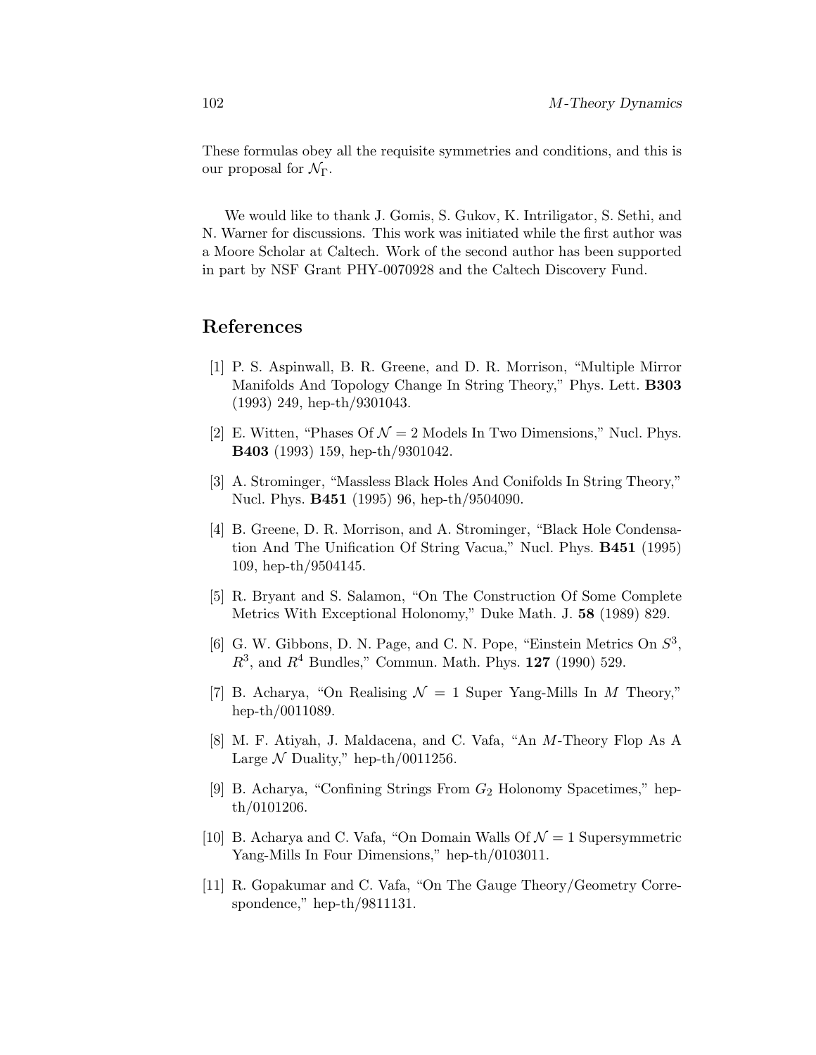These formulas obey all the requisite symmetries and conditions, and this is our proposal for $\mathcal{N}_\Gamma$.

We would like to thank J. Gomis, S. Gukov, K. Intriligator, S. Sethi, and N. Warner for discussions. This work was initiated while the first author was a Moore Scholar at Caltech. Work of the second author has been supported in part by NSF Grant PHY-0070928 and the Caltech Discovery Fund.

## References

[1] P. S. Aspinwall, B. R. Greene, and D. R. Morrison, "Multiple Mirror Manifolds And Topology Change In String Theory," Phys. Lett. **B303** (1993) 249, hep-th/9301043.

[2] E. Witten, "Phases Of $\mathcal{N} = 2$ Models In Two Dimensions," Nucl. Phys. **B403** (1993) 159, hep-th/9301042.

[3] A. Strominger, "Massless Black Holes And Conifolds In String Theory," Nucl. Phys. **B451** (1995) 96, hep-th/9504090.

[4] B. Greene, D. R. Morrison, and A. Strominger, "Black Hole Condensation And The Unification Of String Vacua," Nucl. Phys. **B451** (1995) 109, hep-th/9504145.

[5] R. Bryant and S. Salamon, "On The Construction Of Some Complete Metrics With Exceptional Holonomy," Duke Math. J. **58** (1989) 829.

[6] G. W. Gibbons, D. N. Page, and C. N. Pope, "Einstein Metrics On $S^3$, $R^3$, and $R^4$ Bundles," Commun. Math. Phys. **127** (1990) 529.

[7] B. Acharya, "On Realising $\mathcal{N} = 1$ Super Yang-Mills In $M$ Theory," hep-th/0011089.

[8] M. F. Atiyah, J. Maldacena, and C. Vafa, "An $M$-Theory Flop As A Large $\mathcal{N}$ Duality," hep-th/0011256.

[9] B. Acharya, "Confining Strings From $G_2$ Holonomy Spacetimes," hep-th/0101206.

[10] B. Acharya and C. Vafa, "On Domain Walls Of $\mathcal{N} = 1$ Supersymmetric Yang-Mills In Four Dimensions," hep-th/0103011.

[11] R. Gopakumar and C. Vafa, "On The Gauge Theory/Geometry Correspondence," hep-th/9811131.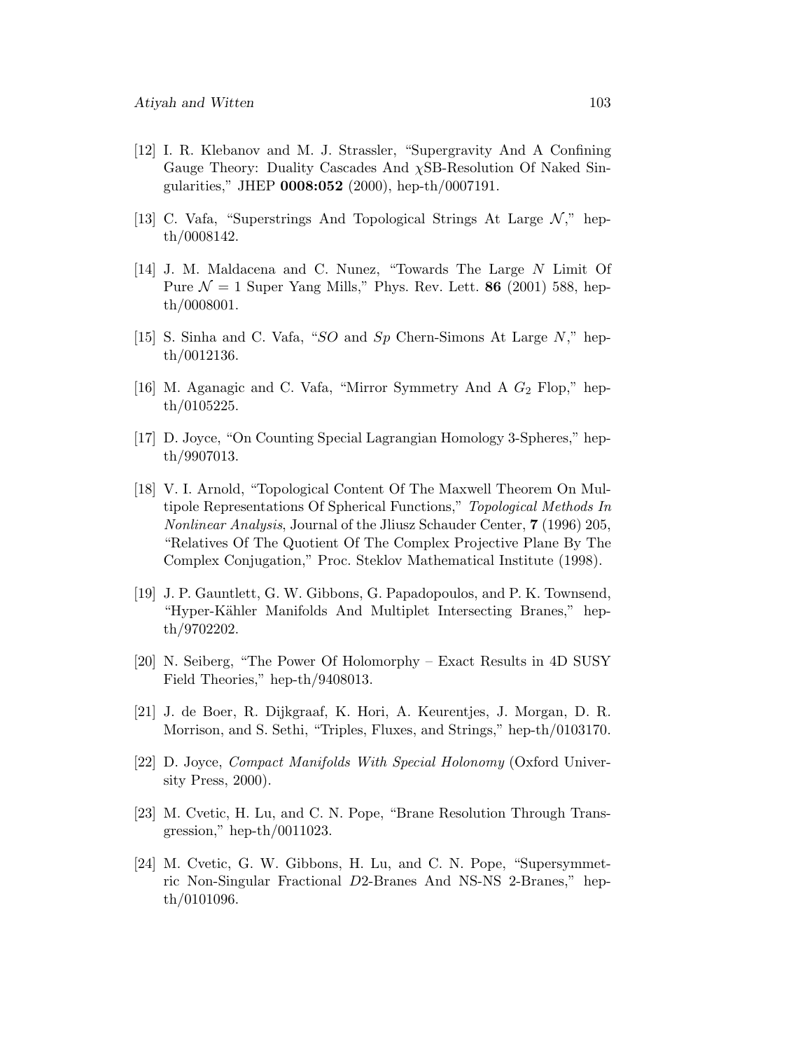[12] I. R. Klebanov and M. J. Strassler, "Supergravity And A Confining Gauge Theory: Duality Cascades And $\chi$SB-Resolution Of Naked Singularities," JHEP **0008:052** (2000), hep-th/0007191.

[13] C. Vafa, "Superstrings And Topological Strings At Large $\mathcal{N}$," hep-th/0008142.

[14] J. M. Maldacena and C. Nunez, "Towards The Large $N$ Limit Of Pure $\mathcal{N} = 1$ Super Yang Mills," Phys. Rev. Lett. **86** (2001) 588, hep-th/0008001.

[15] S. Sinha and C. Vafa, "$SO$ and $Sp$ Chern-Simons At Large $N$," hep-th/0012136.

[16] M. Aganagic and C. Vafa, "Mirror Symmetry And A $G_2$ Flop," hep-th/0105225.

[17] D. Joyce, "On Counting Special Lagrangian Homology 3-Spheres," hep-th/9907013.

[18] V. I. Arnold, "Topological Content Of The Maxwell Theorem On Multipole Representations Of Spherical Functions," *Topological Methods In Nonlinear Analysis*, Journal of the Jliusz Schauder Center, **7** (1996) 205, "Relatives Of The Quotient Of The Complex Projective Plane By The Complex Conjugation," Proc. Steklov Mathematical Institute (1998).

[19] J. P. Gauntlett, G. W. Gibbons, G. Papadopoulos, and P. K. Townsend, "Hyper-Kähler Manifolds And Multiplet Intersecting Branes," hep-th/9702202.

[20] N. Seiberg, "The Power Of Holomorphy – Exact Results in 4D SUSY Field Theories," hep-th/9408013.

[21] J. de Boer, R. Dijkgraaf, K. Hori, A. Keurentjes, J. Morgan, D. R. Morrison, and S. Sethi, "Triples, Fluxes, and Strings," hep-th/0103170.

[22] D. Joyce, *Compact Manifolds With Special Holonomy* (Oxford University Press, 2000).

[23] M. Cvetic, H. Lu, and C. N. Pope, "Brane Resolution Through Transgression," hep-th/0011023.

[24] M. Cvetic, G. W. Gibbons, H. Lu, and C. N. Pope, "Supersymmetric Non-Singular Fractional $D2$-Branes And NS-NS 2-Branes," hep-th/0101096.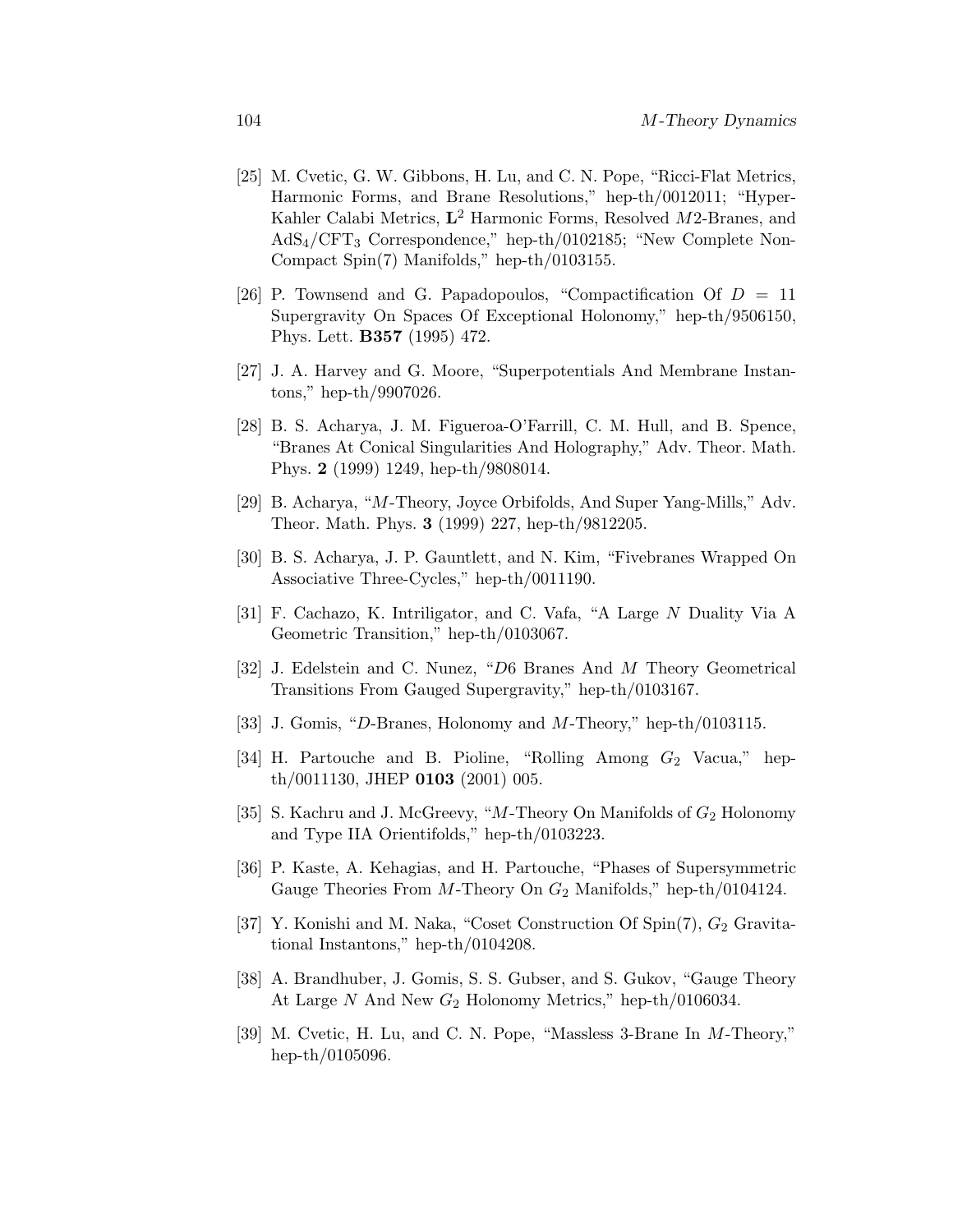[25] M. Cvetic, G. W. Gibbons, H. Lu, and C. N. Pope, "Ricci-Flat Metrics, Harmonic Forms, and Brane Resolutions," hep-th/0012011; "Hyper-Kahler Calabi Metrics, $\mathbf{L}^2$ Harmonic Forms, Resolved $M2$-Branes, and $\mathrm{AdS}_4/\mathrm{CFT}_3$ Correspondence," hep-th/0102185; "New Complete Non-Compact Spin(7) Manifolds," hep-th/0103155.

[26] P. Townsend and G. Papadopoulos, "Compactification Of $D = 11$ Supergravity On Spaces Of Exceptional Holonomy," hep-th/9506150, Phys. Lett. **B357** (1995) 472.

[27] J. A. Harvey and G. Moore, "Superpotentials And Membrane Instantons," hep-th/9907026.

[28] B. S. Acharya, J. M. Figueroa-O'Farrill, C. M. Hull, and B. Spence, "Branes At Conical Singularities And Holography," Adv. Theor. Math. Phys. **2** (1999) 1249, hep-th/9808014.

[29] B. Acharya, "$M$-Theory, Joyce Orbifolds, And Super Yang-Mills," Adv. Theor. Math. Phys. **3** (1999) 227, hep-th/9812205.

[30] B. S. Acharya, J. P. Gauntlett, and N. Kim, "Fivebranes Wrapped On Associative Three-Cycles," hep-th/0011190.

[31] F. Cachazo, K. Intriligator, and C. Vafa, "A Large $N$ Duality Via A Geometric Transition," hep-th/0103067.

[32] J. Edelstein and C. Nunez, "$D6$ Branes And $M$ Theory Geometrical Transitions From Gauged Supergravity," hep-th/0103167.

[33] J. Gomis, "$D$-Branes, Holonomy and $M$-Theory," hep-th/0103115.

[34] H. Partouche and B. Pioline, "Rolling Among $G_2$ Vacua," hep-th/0011130, JHEP **0103** (2001) 005.

[35] S. Kachru and J. McGreevy, "$M$-Theory On Manifolds of $G_2$ Holonomy and Type IIA Orientifolds," hep-th/0103223.

[36] P. Kaste, A. Kehagias, and H. Partouche, "Phases of Supersymmetric Gauge Theories From $M$-Theory On $G_2$ Manifolds," hep-th/0104124.

[37] Y. Konishi and M. Naka, "Coset Construction Of Spin(7), $G_2$ Gravitational Instantons," hep-th/0104208.

[38] A. Brandhuber, J. Gomis, S. S. Gubser, and S. Gukov, "Gauge Theory At Large $N$ And New $G_2$ Holonomy Metrics," hep-th/0106034.

[39] M. Cvetic, H. Lu, and C. N. Pope, "Massless 3-Brane In $M$-Theory," hep-th/0105096.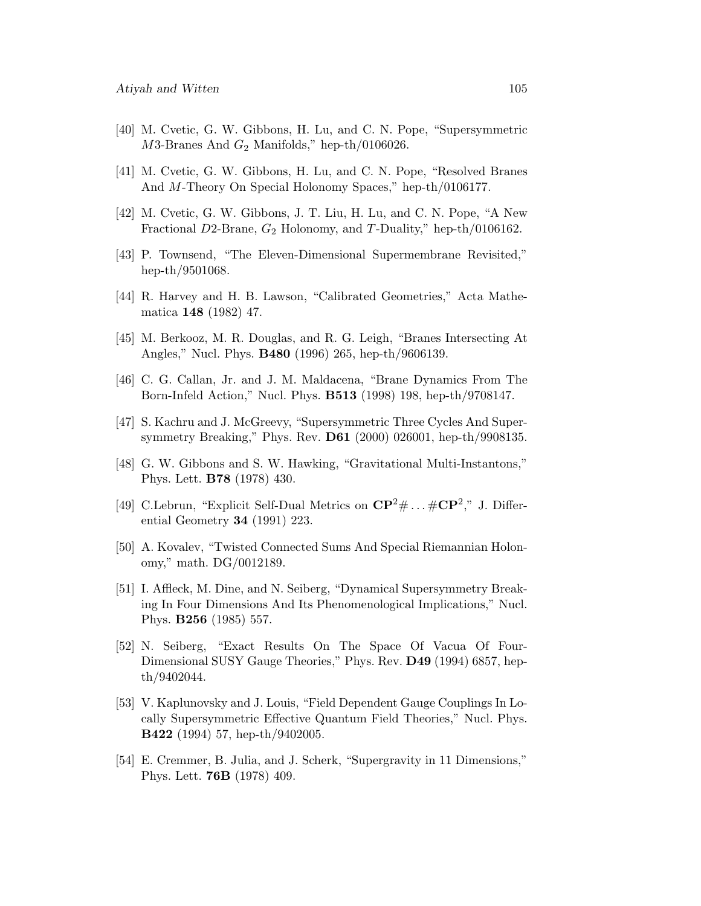[40] M. Cvetic, G. W. Gibbons, H. Lu, and C. N. Pope, "Supersymmetric $M3$-Branes And $G_2$ Manifolds," hep-th/0106026.

[41] M. Cvetic, G. W. Gibbons, H. Lu, and C. N. Pope, "Resolved Branes And $M$-Theory On Special Holonomy Spaces," hep-th/0106177.

[42] M. Cvetic, G. W. Gibbons, J. T. Liu, H. Lu, and C. N. Pope, "A New Fractional $D2$-Brane, $G_2$ Holonomy, and $T$-Duality," hep-th/0106162.

[43] P. Townsend, "The Eleven-Dimensional Supermembrane Revisited," hep-th/9501068.

[44] R. Harvey and H. B. Lawson, "Calibrated Geometries," Acta Mathematica **148** (1982) 47.

[45] M. Berkooz, M. R. Douglas, and R. G. Leigh, "Branes Intersecting At Angles," Nucl. Phys. **B480** (1996) 265, hep-th/9606139.

[46] C. G. Callan, Jr. and J. M. Maldacena, "Brane Dynamics From The Born-Infeld Action," Nucl. Phys. **B513** (1998) 198, hep-th/9708147.

[47] S. Kachru and J. McGreevy, "Supersymmetric Three Cycles And Supersymmetry Breaking," Phys. Rev. **D61** (2000) 026001, hep-th/9908135.

[48] G. W. Gibbons and S. W. Hawking, "Gravitational Multi-Instantons," Phys. Lett. **B78** (1978) 430.

[49] C.Lebrun, "Explicit Self-Dual Metrics on $\mathbf{CP}^2\# \ldots \#\mathbf{CP}^2$," J. Differential Geometry **34** (1991) 223.

[50] A. Kovalev, "Twisted Connected Sums And Special Riemannian Holonomy," math. DG/0012189.

[51] I. Affleck, M. Dine, and N. Seiberg, "Dynamical Supersymmetry Breaking In Four Dimensions And Its Phenomenological Implications," Nucl. Phys. **B256** (1985) 557.

[52] N. Seiberg, "Exact Results On The Space Of Vacua Of Four-Dimensional SUSY Gauge Theories," Phys. Rev. **D49** (1994) 6857, hep-th/9402044.

[53] V. Kaplunovsky and J. Louis, "Field Dependent Gauge Couplings In Locally Supersymmetric Effective Quantum Field Theories," Nucl. Phys. **B422** (1994) 57, hep-th/9402005.

[54] E. Cremmer, B. Julia, and J. Scherk, "Supergravity in 11 Dimensions," Phys. Lett. **76B** (1978) 409.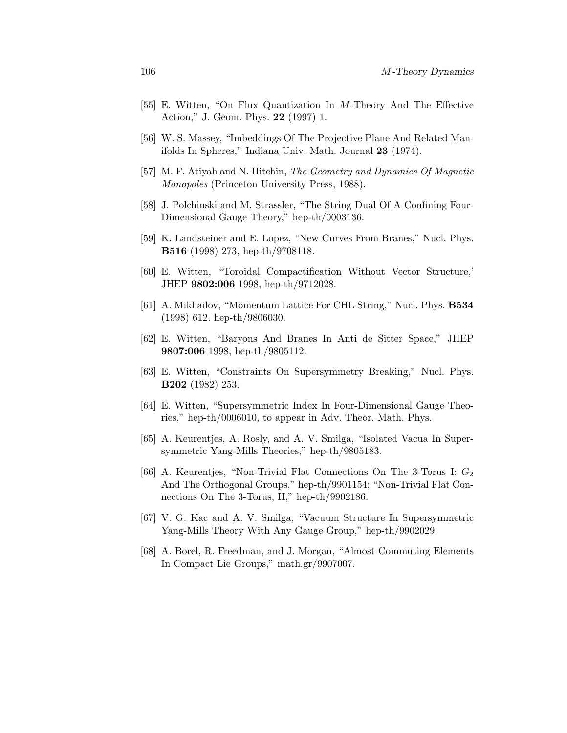[55] E. Witten, "On Flux Quantization In $M$-Theory And The Effective Action," J. Geom. Phys. **22** (1997) 1.

[56] W. S. Massey, "Imbeddings Of The Projective Plane And Related Manifolds In Spheres," Indiana Univ. Math. Journal **23** (1974).

[57] M. F. Atiyah and N. Hitchin, *The Geometry and Dynamics Of Magnetic Monopoles* (Princeton University Press, 1988).

[58] J. Polchinski and M. Strassler, "The String Dual Of A Confining Four-Dimensional Gauge Theory," hep-th/0003136.

[59] K. Landsteiner and E. Lopez, "New Curves From Branes," Nucl. Phys. **B516** (1998) 273, hep-th/9708118.

[60] E. Witten, "Toroidal Compactification Without Vector Structure,' JHEP **9802:006** 1998, hep-th/9712028.

[61] A. Mikhailov, "Momentum Lattice For CHL String," Nucl. Phys. **B534** (1998) 612. hep-th/9806030.

[62] E. Witten, "Baryons And Branes In Anti de Sitter Space," JHEP **9807:006** 1998, hep-th/9805112.

[63] E. Witten, "Constraints On Supersymmetry Breaking," Nucl. Phys. **B202** (1982) 253.

[64] E. Witten, "Supersymmetric Index In Four-Dimensional Gauge Theories," hep-th/0006010, to appear in Adv. Theor. Math. Phys.

[65] A. Keurentjes, A. Rosly, and A. V. Smilga, "Isolated Vacua In Supersymmetric Yang-Mills Theories," hep-th/9805183.

[66] A. Keurentjes, "Non-Trivial Flat Connections On The 3-Torus I: $G_2$ And The Orthogonal Groups," hep-th/9901154; "Non-Trivial Flat Connections On The 3-Torus, II," hep-th/9902186.

[67] V. G. Kac and A. V. Smilga, "Vacuum Structure In Supersymmetric Yang-Mills Theory With Any Gauge Group," hep-th/9902029.

[68] A. Borel, R. Freedman, and J. Morgan, "Almost Commuting Elements In Compact Lie Groups," math.gr/9907007.